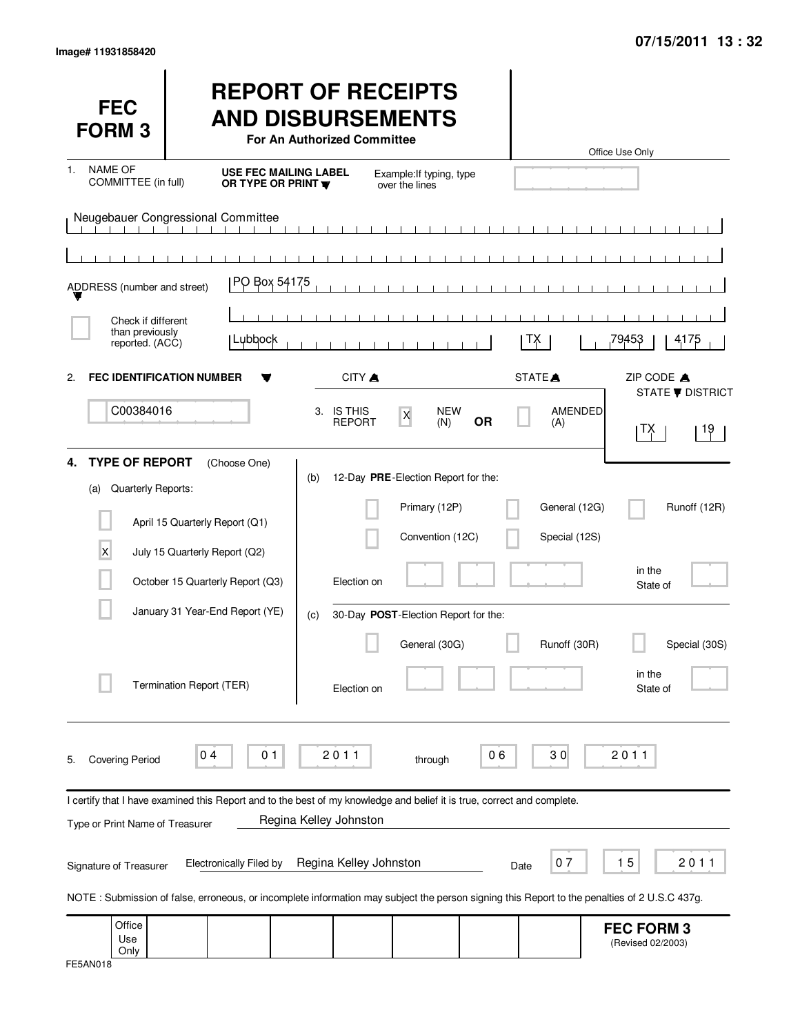Image# 11931858420

07/15/2011 13 : 32

# FEC FORM 3

# REPORT OF RECEIPTS AND DISBURSEMENTS

**For An Authorized Committee**

Office Use Only

1. NAME OF COMMITTEE (in full) — **USE FEC MAILING LABEL OR TYPE OR PRINT** — Example: If typing, type over the lines

Neugebauer Congressional Committee

ADDRESS (number and street): PO Box 54175

[ ] Check if different than previously reported. (ACC)

Lubbock | TX | 79453 | 4175

CITY | STATE | ZIP CODE

2. **FEC IDENTIFICATION NUMBER**: C00384016

3. IS THIS REPORT: [X] NEW (N) **OR** [ ] AMENDED (A)

STATE / DISTRICT: TX | 19

4. **TYPE OF REPORT** (Choose One)

(a) Quarterly Reports:

- [ ] April 15 Quarterly Report (Q1)
- [X] July 15 Quarterly Report (Q2)
- [ ] October 15 Quarterly Report (Q3)
- [ ] January 31 Year-End Report (YE)
- [ ] Termination Report (TER)

(b) 12-Day **PRE**-Election Report for the:

- [ ] Primary (12P)
- [ ] General (12G)
- [ ] Runoff (12R)
- [ ] Convention (12C)
- [ ] Special (12S)

Election on ______ in the State of ______

(c) 30-Day **POST**-Election Report for the:

- [ ] General (30G)
- [ ] Runoff (30R)
- [ ] Special (30S)

Election on ______ in the State of ______

5. Covering Period: 04 01 2011 through 06 30 2011

I certify that I have examined this Report and to the best of my knowledge and belief it is true, correct and complete.

Type or Print Name of Treasurer: Regina Kelley Johnston

Signature of Treasurer: Electronically Filed by Regina Kelley Johnston — Date: 07 15 2011

NOTE : Submission of false, erroneous, or incomplete information may subject the person signing this Report to the penalties of 2 U.S.C 437g.

Office Use Only

**FEC FORM 3** (Revised 02/2003)

FE5AN018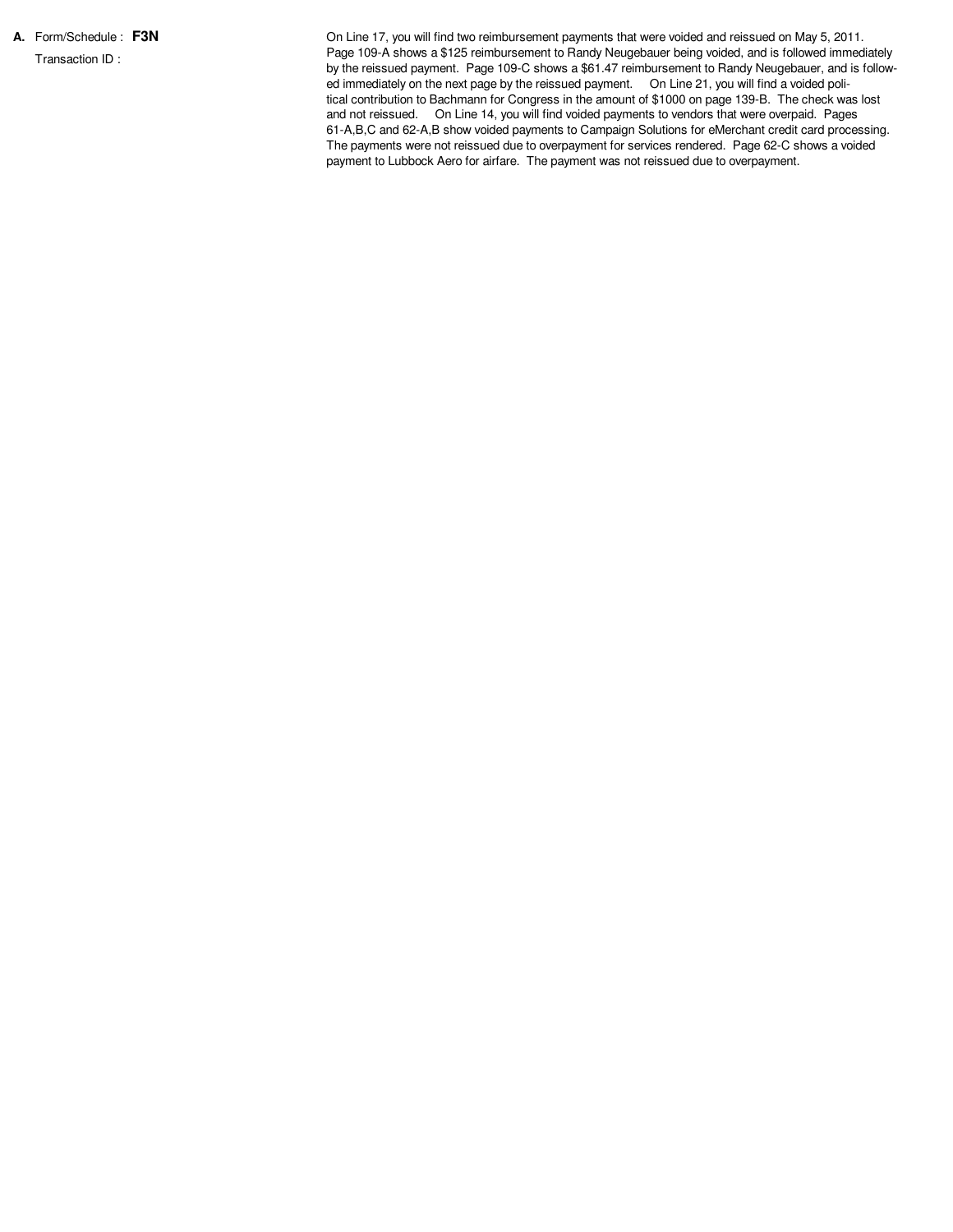**A.** Form/Schedule : **F3N**

Transaction ID :

On Line 17, you will find two reimbursement payments that were voided and reissued on May 5, 2011. Page 109-A shows a $125 reimbursement to Randy Neugebauer being voided, and is followed immediately by the reissued payment. Page 109-C shows a $61.47 reimbursement to Randy Neugebauer, and is followed immediately on the next page by the reissued payment. On Line 21, you will find a voided political contribution to Bachmann for Congress in the amount of $1000 on page 139-B. The check was lost and not reissued. On Line 14, you will find voided payments to vendors that were overpaid. Pages 61-A,B,C and 62-A,B show voided payments to Campaign Solutions for eMerchant credit card processing. The payments were not reissued due to overpayment for services rendered. Page 62-C shows a voided payment to Lubbock Aero for airfare. The payment was not reissued due to overpayment.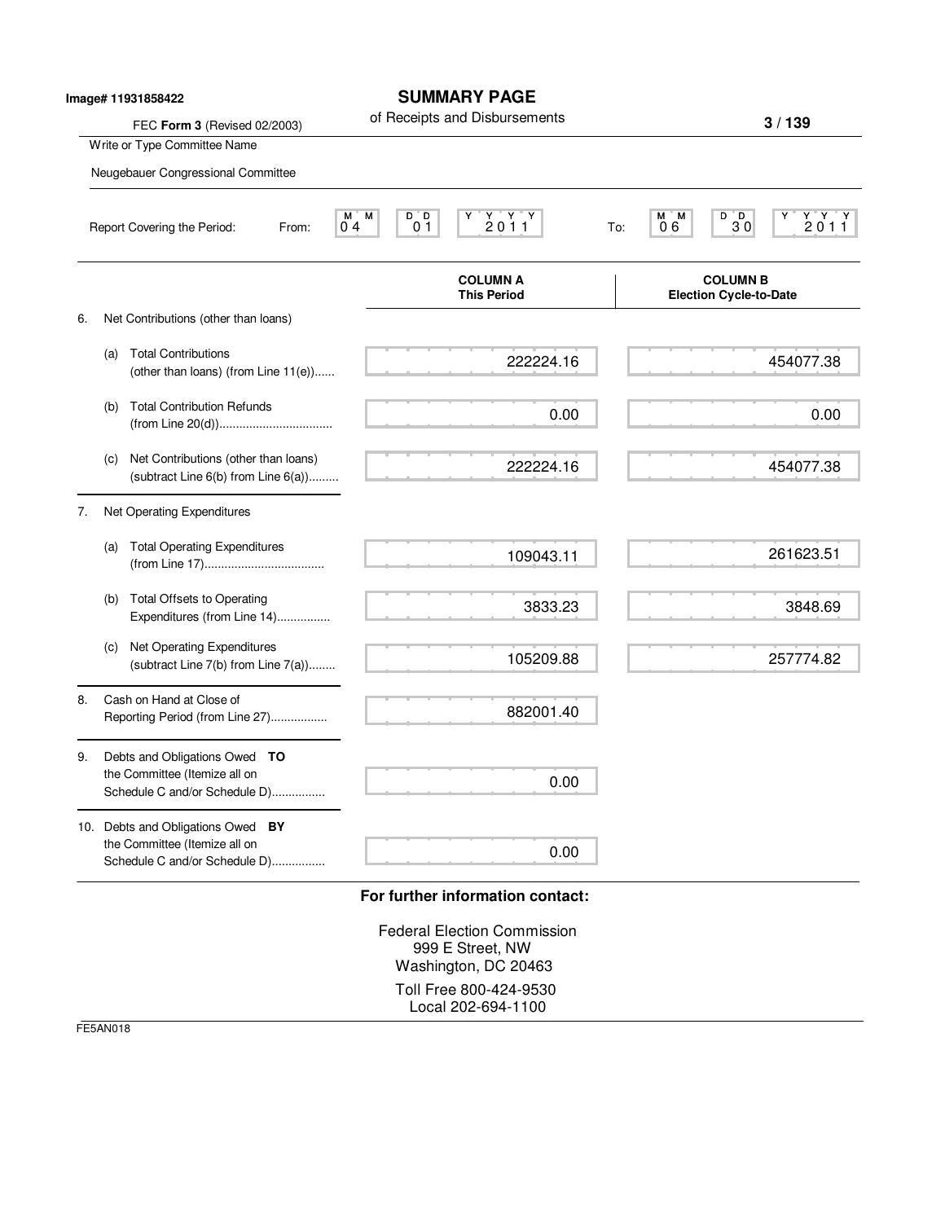Image# 11931858422

# SUMMARY PAGE

of Receipts and Disbursements

FEC **Form 3** (Revised 02/2003)

Write or Type Committee Name

Neugebauer Congressional Committee

Report Covering the Period: From: 04 01 2011 To: 06 30 2011

| | COLUMN A This Period | COLUMN B Election Cycle-to-Date |
|---|---|---|
| 6. Net Contributions (other than loans) | | |
| (a) Total Contributions (other than loans) (from Line 11(e)) | 222224.16 | 454077.38 |
| (b) Total Contribution Refunds (from Line 20(d)) | 0.00 | 0.00 |
| (c) Net Contributions (other than loans) (subtract Line 6(b) from Line 6(a)) | 222224.16 | 454077.38 |
| 7. Net Operating Expenditures | | |
| (a) Total Operating Expenditures (from Line 17) | 109043.11 | 261623.51 |
| (b) Total Offsets to Operating Expenditures (from Line 14) | 3833.23 | 3848.69 |
| (c) Net Operating Expenditures (subtract Line 7(b) from Line 7(a)) | 105209.88 | 257774.82 |
| 8. Cash on Hand at Close of Reporting Period (from Line 27) | 882001.40 | |
| 9. Debts and Obligations Owed **TO** the Committee (Itemize all on Schedule C and/or Schedule D) | 0.00 | |
| 10. Debts and Obligations Owed **BY** the Committee (Itemize all on Schedule C and/or Schedule D) | 0.00 | |

**For further information contact:**

Federal Election Commission
999 E Street, NW
Washington, DC 20463

Toll Free 800-424-9530
Local 202-694-1100

FE5AN018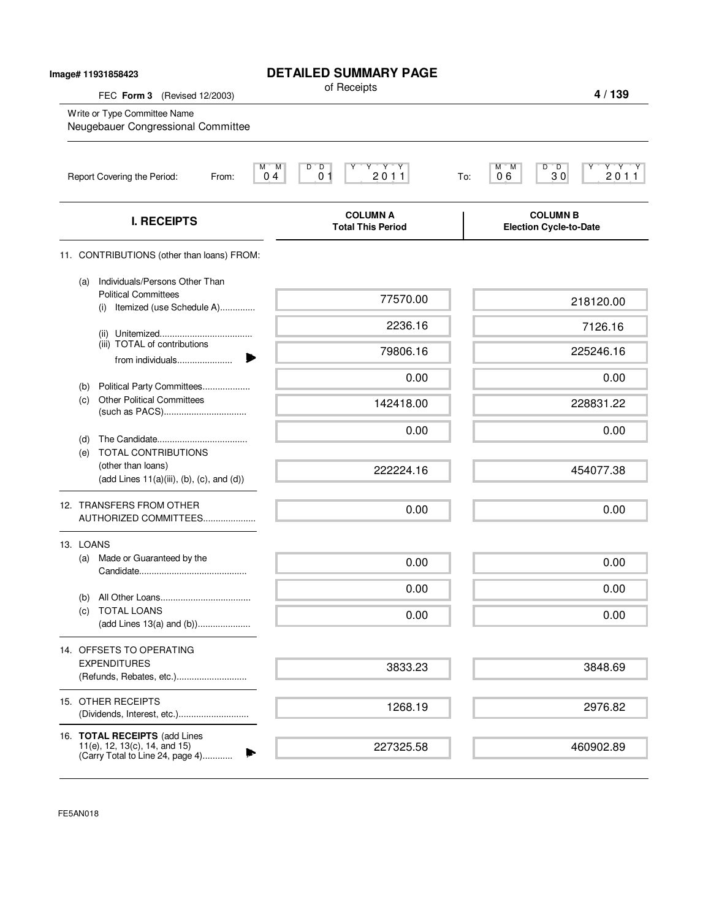Image# 11931858423

# DETAILED SUMMARY PAGE

of Receipts

FEC **Form 3** (Revised 12/2003)

Write or Type Committee Name

Neugebauer Congressional Committee

Report Covering the Period: From: 04 01 2011 To: 06 30 2011

| I. RECEIPTS | COLUMN A Total This Period | COLUMN B Election Cycle-to-Date |
|---|---|---|
| 11. CONTRIBUTIONS (other than loans) FROM: | | |
| (a) Individuals/Persons Other Than Political Committees (i) Itemized (use Schedule A)............. | 77570.00 | 218120.00 |
| (ii) Unitemized.................................... | 2236.16 | 7126.16 |
| (iii) TOTAL of contributions from individuals...................... | 79806.16 | 225246.16 |
| (b) Political Party Committees.................. | 0.00 | 0.00 |
| (c) Other Political Committees (such as PACS)................................ | 142418.00 | 228831.22 |
| (d) The Candidate.................................... | 0.00 | 0.00 |
| (e) TOTAL CONTRIBUTIONS (other than loans) (add Lines 11(a)(iii), (b), (c), and (d)) | 222224.16 | 454077.38 |
| 12. TRANSFERS FROM OTHER AUTHORIZED COMMITTEES..................... | 0.00 | 0.00 |
| 13. LOANS | | |
| (a) Made or Guaranteed by the Candidate........................................... | 0.00 | 0.00 |
| (b) All Other Loans.................................... | 0.00 | 0.00 |
| (c) TOTAL LOANS (add Lines 13(a) and (b))..................... | 0.00 | 0.00 |
| 14. OFFSETS TO OPERATING EXPENDITURES (Refunds, Rebates, etc.)............................ | 3833.23 | 3848.69 |
| 15. OTHER RECEIPTS (Dividends, Interest, etc.)............................ | 1268.19 | 2976.82 |
| 16. **TOTAL RECEIPTS** (add Lines 11(e), 12, 13(c), 14, and 15) (Carry Total to Line 24, page 4)............ | 227325.58 | 460902.89 |

FE5AN018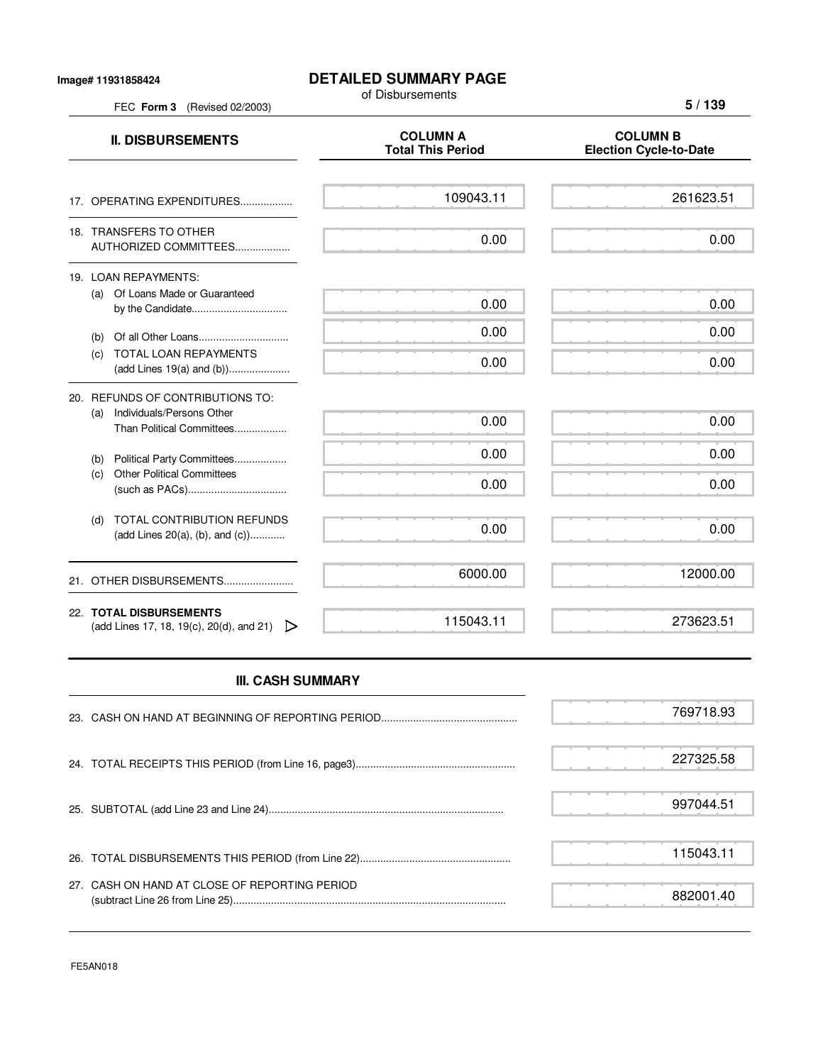Image# 11931858424

# DETAILED SUMMARY PAGE

of Disbursements

FEC **Form 3** (Revised 02/2003)

| II. DISBURSEMENTS | COLUMN A Total This Period | COLUMN B Election Cycle-to-Date |
|---|---|---|
| 17. OPERATING EXPENDITURES.................. | 109043.11 | 261623.51 |
| 18. TRANSFERS TO OTHER AUTHORIZED COMMITTEES.................. | 0.00 | 0.00 |
| 19. LOAN REPAYMENTS: | | |
| (a) Of Loans Made or Guaranteed by the Candidate................................ | 0.00 | 0.00 |
| (b) Of all Other Loans.............................. | 0.00 | 0.00 |
| (c) TOTAL LOAN REPAYMENTS (add Lines 19(a) and (b)).................... | 0.00 | 0.00 |
| 20. REFUNDS OF CONTRIBUTIONS TO: | | |
| (a) Individuals/Persons Other Than Political Committees.................. | 0.00 | 0.00 |
| (b) Political Party Committees.................. | 0.00 | 0.00 |
| (c) Other Political Committees (such as PACs).................................. | 0.00 | 0.00 |
| (d) TOTAL CONTRIBUTION REFUNDS (add Lines 20(a), (b), and (c))........... | 0.00 | 0.00 |
| 21. OTHER DISBURSEMENTS........................ | 6000.00 | 12000.00 |
| 22. **TOTAL DISBURSEMENTS** (add Lines 17, 18, 19(c), 20(d), and 21) | 115043.11 | 273623.51 |

## III. CASH SUMMARY

| | |
|---|---|
| 23. CASH ON HAND AT BEGINNING OF REPORTING PERIOD............................................... | 769718.93 |
| 24. TOTAL RECEIPTS THIS PERIOD (from Line 16, page3)...................................................... | 227325.58 |
| 25. SUBTOTAL (add Line 23 and Line 24)................................................................................ | 997044.51 |
| 26. TOTAL DISBURSEMENTS THIS PERIOD (from Line 22)................................................... | 115043.11 |
| 27. CASH ON HAND AT CLOSE OF REPORTING PERIOD (subtract Line 26 from Line 25)............................................................................................ | 882001.40 |

FE5AN018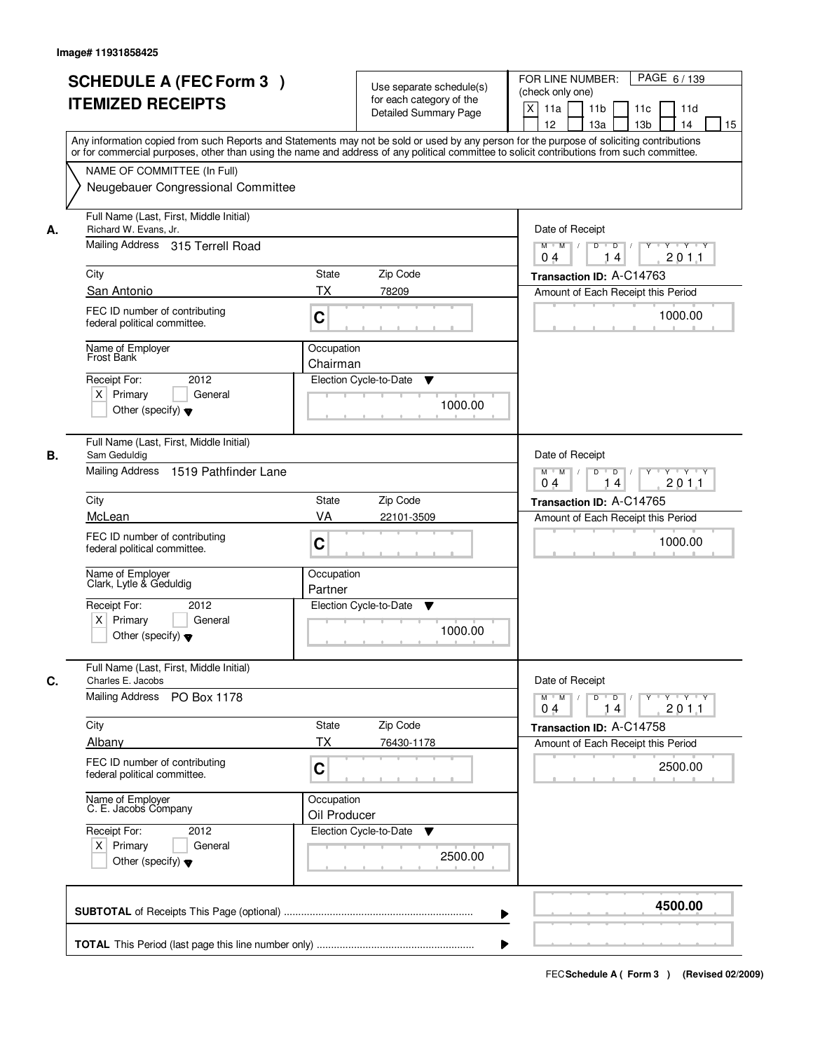Image# 11931858425

# SCHEDULE A (FEC Form 3 )
# ITEMIZED RECEIPTS

Use separate schedule(s) for each category of the Detailed Summary Page

FOR LINE NUMBER: (check only one)

[X] 11a [ ] 11b [ ] 11c [ ] 11d [ ] 12 [ ] 13a [ ] 13b [ ] 14 [ ] 15

PAGE 6 / 139

Any information copied from such Reports and Statements may not be sold or used by any person for the purpose of soliciting contributions or for commercial purposes, other than using the name and address of any political committee to solicit contributions from such committee.

NAME OF COMMITTEE (In Full)
Neugebauer Congressional Committee

---

**A.** Full Name (Last, First, Middle Initial): Richard W. Evans, Jr.

Mailing Address: 315 Terrell Road

City: San Antonio | State: TX | Zip Code: 78209

FEC ID number of contributing federal political committee: C

Name of Employer: Frost Bank

Occupation: Chairman

Receipt For: 2012 — [X] Primary [ ] General [ ] Other (specify)

Election Cycle-to-Date: 1000.00

Date of Receipt: 04 / 14 / 2011

Transaction ID: A-C14763

Amount of Each Receipt this Period: 1000.00

---

**B.** Full Name (Last, First, Middle Initial): Sam Geduldig

Mailing Address: 1519 Pathfinder Lane

City: McLean | State: VA | Zip Code: 22101-3509

FEC ID number of contributing federal political committee: C

Name of Employer: Clark, Lytle & Geduldig

Occupation: Partner

Receipt For: 2012 — [X] Primary [ ] General [ ] Other (specify)

Election Cycle-to-Date: 1000.00

Date of Receipt: 04 / 14 / 2011

Transaction ID: A-C14765

Amount of Each Receipt this Period: 1000.00

---

**C.** Full Name (Last, First, Middle Initial): Charles E. Jacobs

Mailing Address: PO Box 1178

City: Albany | State: TX | Zip Code: 76430-1178

FEC ID number of contributing federal political committee: C

Name of Employer: C. E. Jacobs Company

Occupation: Oil Producer

Receipt For: 2012 — [X] Primary [ ] General [ ] Other (specify)

Election Cycle-to-Date: 2500.00

Date of Receipt: 04 / 14 / 2011

Transaction ID: A-C14758

Amount of Each Receipt this Period: 2500.00

---

**SUBTOTAL** of Receipts This Page (optional): **4500.00**

**TOTAL** This Period (last page this line number only):

FEC Schedule A ( Form 3 ) (Revised 02/2009)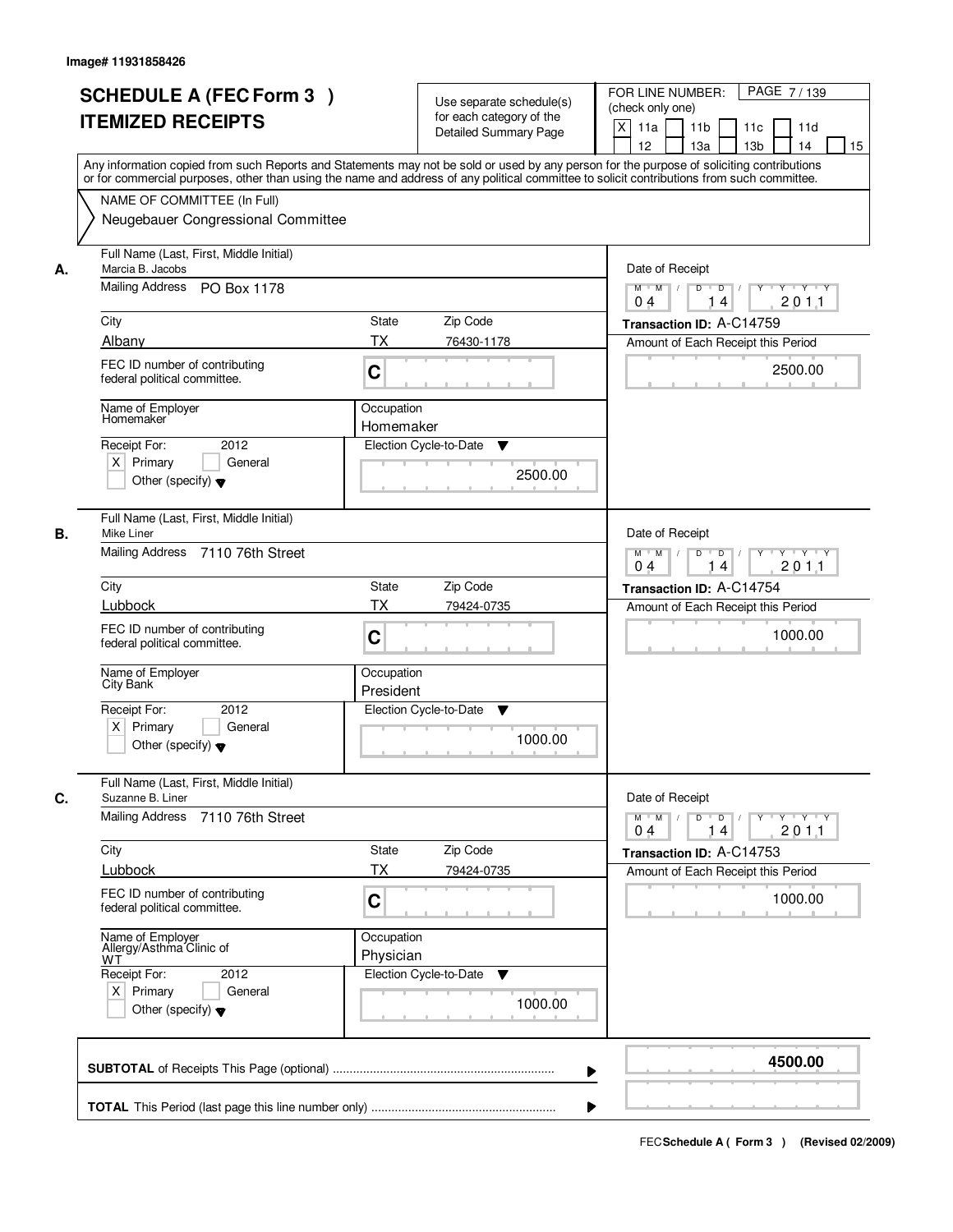Image# 11931858426

# SCHEDULE A (FEC Form 3 ) ITEMIZED RECEIPTS

Use separate schedule(s) for each category of the Detailed Summary Page

FOR LINE NUMBER: (check only one)

- [X] 11a
- [ ] 11b
- [ ] 11c
- [ ] 11d
- [ ] 12
- [ ] 13a
- [ ] 13b
- [ ] 14
- [ ] 15

Any information copied from such Reports and Statements may not be sold or used by any person for the purpose of soliciting contributions or for commercial purposes, other than using the name and address of any political committee to solicit contributions from such committee.

NAME OF COMMITTEE (In Full)
Neugebauer Congressional Committee

---

**A.** Full Name (Last, First, Middle Initial): Marcia B. Jacobs

Mailing Address: PO Box 1178

City: Albany | State: TX | Zip Code: 76430-1178

FEC ID number of contributing federal political committee: C

Name of Employer: Homemaker | Occupation: Homemaker

Receipt For: 2012 — [X] Primary [ ] General [ ] Other (specify)

Election Cycle-to-Date: 2500.00

Date of Receipt: 04/14/2011

Transaction ID: A-C14759

Amount of Each Receipt this Period: 2500.00

---

**B.** Full Name (Last, First, Middle Initial): Mike Liner

Mailing Address: 7110 76th Street

City: Lubbock | State: TX | Zip Code: 79424-0735

FEC ID number of contributing federal political committee: C

Name of Employer: City Bank | Occupation: President

Receipt For: 2012 — [X] Primary [ ] General [ ] Other (specify)

Election Cycle-to-Date: 1000.00

Date of Receipt: 04/14/2011

Transaction ID: A-C14754

Amount of Each Receipt this Period: 1000.00

---

**C.** Full Name (Last, First, Middle Initial): Suzanne B. Liner

Mailing Address: 7110 76th Street

City: Lubbock | State: TX | Zip Code: 79424-0735

FEC ID number of contributing federal political committee: C

Name of Employer: Allergy/Asthma Clinic of WT | Occupation: Physician

Receipt For: 2012 — [X] Primary [ ] General [ ] Other (specify)

Election Cycle-to-Date: 1000.00

Date of Receipt: 04/14/2011

Transaction ID: A-C14753

Amount of Each Receipt this Period: 1000.00

---

**SUBTOTAL** of Receipts This Page (optional): **4500.00**

**TOTAL** This Period (last page this line number only):

FEC **Schedule A ( Form 3 )** (Revised 02/2009)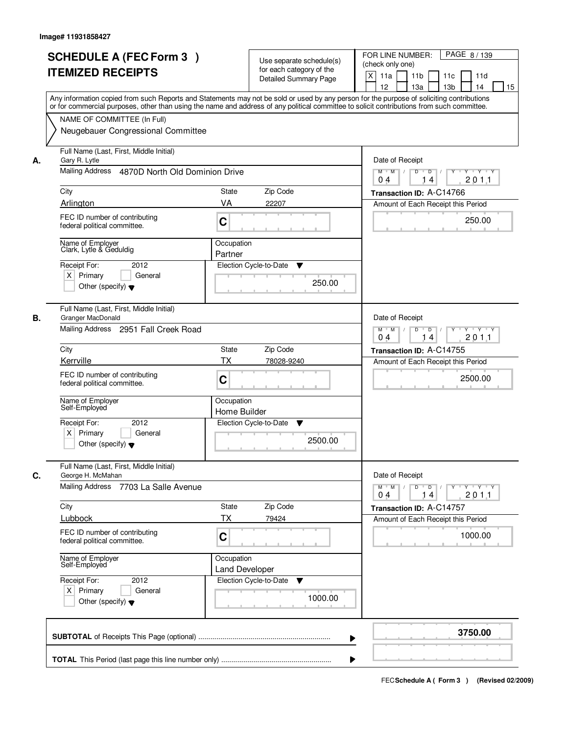Image# 11931858427

# SCHEDULE A (FEC Form 3 ) ITEMIZED RECEIPTS

Use separate schedule(s) for each category of the Detailed Summary Page

FOR LINE NUMBER: (check only one)

[X] 11a [ ] 11b [ ] 11c [ ] 11d [ ] 12 [ ] 13a [ ] 13b [ ] 14 [ ] 15

Any information copied from such Reports and Statements may not be sold or used by any person for the purpose of soliciting contributions or for commercial purposes, other than using the name and address of any political committee to solicit contributions from such committee.

NAME OF COMMITTEE (In Full)
Neugebauer Congressional Committee

---

**A.**

Full Name (Last, First, Middle Initial): Gary R. Lytle
Mailing Address: 4870D North Old Dominion Drive
City: Arlington | State: VA | Zip Code: 22207
FEC ID number of contributing federal political committee: C
Name of Employer: Clark, Lytle & Geduldig
Occupation: Partner
Receipt For: 2012 — [X] Primary [ ] General [ ] Other (specify)
Election Cycle-to-Date: 250.00

Date of Receipt: 04 14 2011
Transaction ID: A-C14766
Amount of Each Receipt this Period: 250.00

---

**B.**

Full Name (Last, First, Middle Initial): Granger MacDonald
Mailing Address: 2951 Fall Creek Road
City: Kerrville | State: TX | Zip Code: 78028-9240
FEC ID number of contributing federal political committee: C
Name of Employer: Self-Employed
Occupation: Home Builder
Receipt For: 2012 — [X] Primary [ ] General [ ] Other (specify)
Election Cycle-to-Date: 2500.00

Date of Receipt: 04 14 2011
Transaction ID: A-C14755
Amount of Each Receipt this Period: 2500.00

---

**C.**

Full Name (Last, First, Middle Initial): George H. McMahan
Mailing Address: 7703 La Salle Avenue
City: Lubbock | State: TX | Zip Code: 79424
FEC ID number of contributing federal political committee: C
Name of Employer: Self-Employed
Occupation: Land Developer
Receipt For: 2012 — [X] Primary [ ] General [ ] Other (specify)
Election Cycle-to-Date: 1000.00

Date of Receipt: 04 14 2011
Transaction ID: A-C14757
Amount of Each Receipt this Period: 1000.00

---

**SUBTOTAL** of Receipts This Page (optional): **3750.00**

**TOTAL** This Period (last page this line number only):

FEC **Schedule A ( Form 3 )** (Revised 02/2009)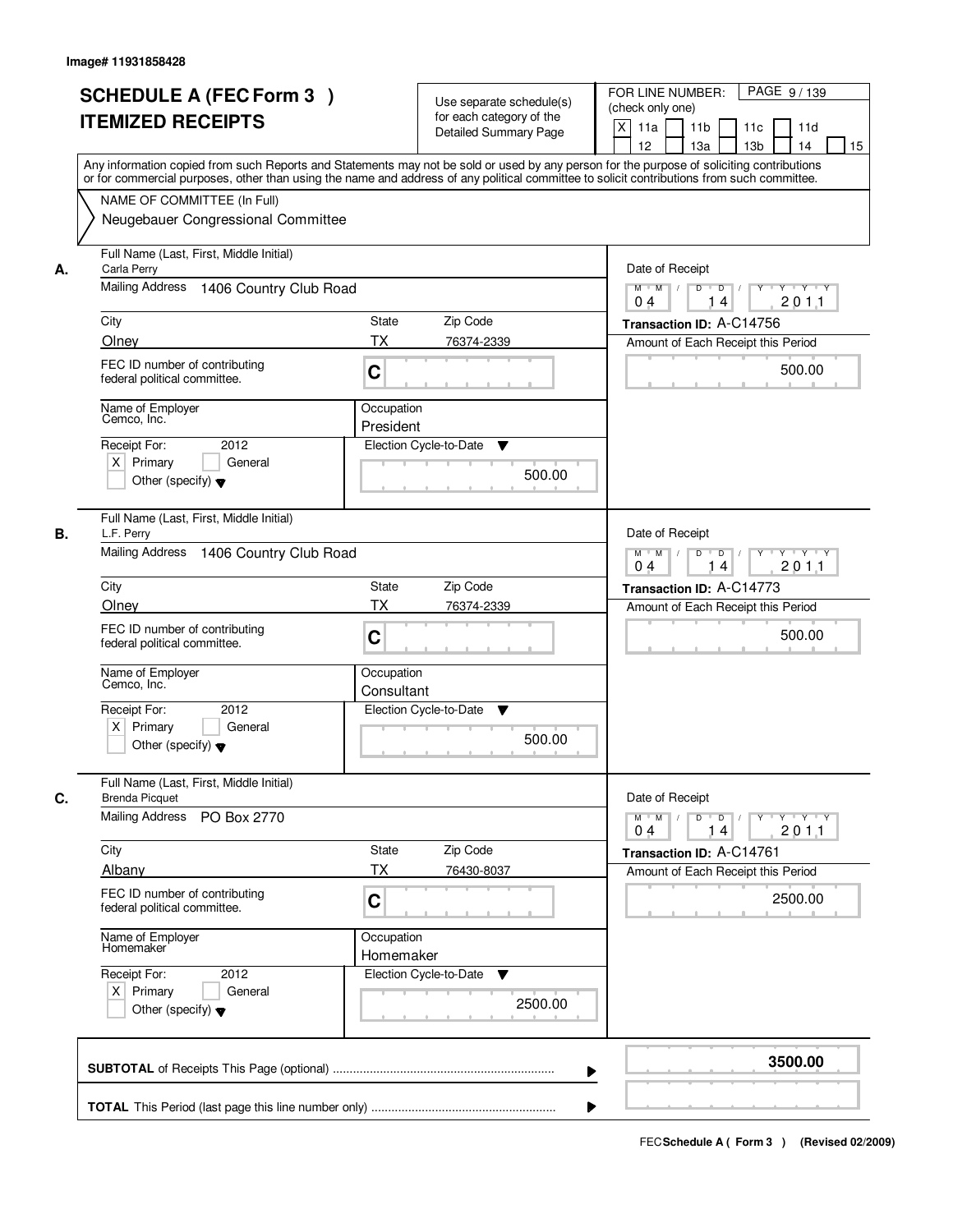Image# 11931858428

# SCHEDULE A (FEC Form 3 ) ITEMIZED RECEIPTS

Use separate schedule(s) for each category of the Detailed Summary Page

FOR LINE NUMBER: (check only one)

[X] 11a [ ] 11b [ ] 11c [ ] 11d [ ] 12 [ ] 13a [ ] 13b [ ] 14 [ ] 15

Any information copied from such Reports and Statements may not be sold or used by any person for the purpose of soliciting contributions or for commercial purposes, other than using the name and address of any political committee to solicit contributions from such committee.

NAME OF COMMITTEE (In Full)
Neugebauer Congressional Committee

---

**A.** Full Name (Last, First, Middle Initial): Carla Perry

Mailing Address: 1406 Country Club Road

City: Olney | State: TX | Zip Code: 76374-2339

FEC ID number of contributing federal political committee: C

Name of Employer: Cemco, Inc.

Occupation: President

Receipt For: 2012 [X] Primary [ ] General [ ] Other (specify)

Election Cycle-to-Date: 500.00

Date of Receipt: 04 14 2011

Transaction ID: A-C14756

Amount of Each Receipt this Period: 500.00

---

**B.** Full Name (Last, First, Middle Initial): L.F. Perry

Mailing Address: 1406 Country Club Road

City: Olney | State: TX | Zip Code: 76374-2339

FEC ID number of contributing federal political committee: C

Name of Employer: Cemco, Inc.

Occupation: Consultant

Receipt For: 2012 [X] Primary [ ] General [ ] Other (specify)

Election Cycle-to-Date: 500.00

Date of Receipt: 04 14 2011

Transaction ID: A-C14773

Amount of Each Receipt this Period: 500.00

---

**C.** Full Name (Last, First, Middle Initial): Brenda Picquet

Mailing Address: PO Box 2770

City: Albany | State: TX | Zip Code: 76430-8037

FEC ID number of contributing federal political committee: C

Name of Employer: Homemaker

Occupation: Homemaker

Receipt For: 2012 [X] Primary [ ] General [ ] Other (specify)

Election Cycle-to-Date: 2500.00

Date of Receipt: 04 14 2011

Transaction ID: A-C14761

Amount of Each Receipt this Period: 2500.00

---

**SUBTOTAL** of Receipts This Page (optional): **3500.00**

**TOTAL** This Period (last page this line number only):

FEC **Schedule A ( Form 3 )** (Revised 02/2009)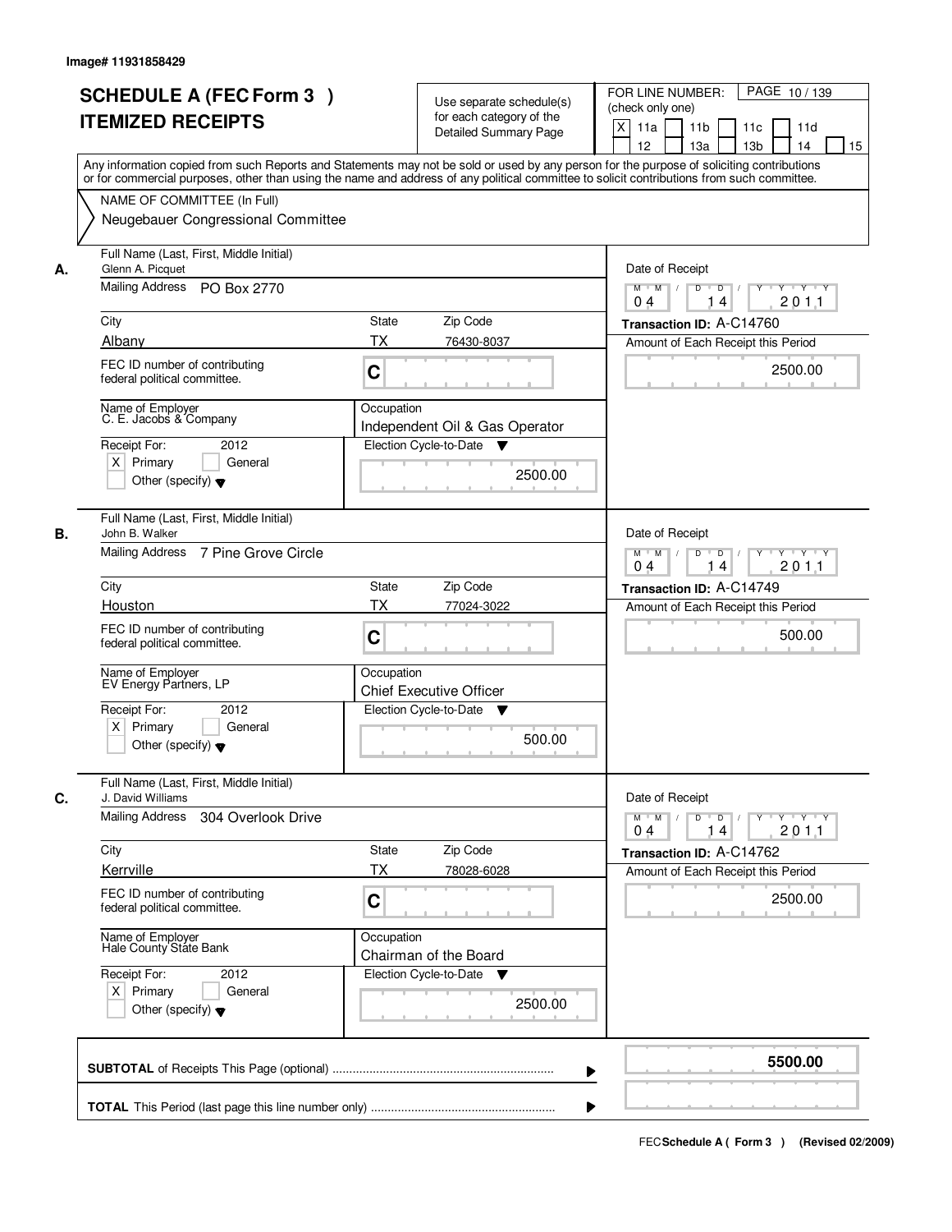Image# 11931858429

# SCHEDULE A (FEC Form 3 ) ITEMIZED RECEIPTS

Use separate schedule(s) for each category of the Detailed Summary Page

FOR LINE NUMBER: (check only one)
[X] 11a [ ] 11b [ ] 11c [ ] 11d [ ] 12 [ ] 13a [ ] 13b [ ] 14 [ ] 15

PAGE 10 / 139

Any information copied from such Reports and Statements may not be sold or used by any person for the purpose of soliciting contributions or for commercial purposes, other than using the name and address of any political committee to solicit contributions from such committee.

NAME OF COMMITTEE (In Full)
Neugebauer Congressional Committee

## A.

| Field | Value |
|---|---|
| Full Name (Last, First, Middle Initial) | Glenn A. Picquet |
| Mailing Address | PO Box 2770 |
| City | Albany |
| State | TX |
| Zip Code | 76430-8037 |
| FEC ID number of contributing federal political committee. | C |
| Name of Employer | C. E. Jacobs & Company |
| Occupation | Independent Oil & Gas Operator |
| Receipt For: | 2012 [X] Primary [ ] General [ ] Other (specify) |
| Election Cycle-to-Date | 2500.00 |
| Date of Receipt | 04/14/2011 |
| Transaction ID | A-C14760 |
| Amount of Each Receipt this Period | 2500.00 |

## B.

| Field | Value |
|---|---|
| Full Name (Last, First, Middle Initial) | John B. Walker |
| Mailing Address | 7 Pine Grove Circle |
| City | Houston |
| State | TX |
| Zip Code | 77024-3022 |
| FEC ID number of contributing federal political committee. | C |
| Name of Employer | EV Energy Partners, LP |
| Occupation | Chief Executive Officer |
| Receipt For: | 2012 [X] Primary [ ] General [ ] Other (specify) |
| Election Cycle-to-Date | 500.00 |
| Date of Receipt | 04/14/2011 |
| Transaction ID | A-C14749 |
| Amount of Each Receipt this Period | 500.00 |

## C.

| Field | Value |
|---|---|
| Full Name (Last, First, Middle Initial) | J. David Williams |
| Mailing Address | 304 Overlook Drive |
| City | Kerrville |
| State | TX |
| Zip Code | 78028-6028 |
| FEC ID number of contributing federal political committee. | C |
| Name of Employer | Hale County State Bank |
| Occupation | Chairman of the Board |
| Receipt For: | 2012 [X] Primary [ ] General [ ] Other (specify) |
| Election Cycle-to-Date | 2500.00 |
| Date of Receipt | 04/14/2011 |
| Transaction ID | A-C14762 |
| Amount of Each Receipt this Period | 2500.00 |

**SUBTOTAL** of Receipts This Page (optional) ........ **5500.00**

**TOTAL** This Period (last page this line number only) ........

FEC **Schedule A ( Form 3 )** (Revised 02/2009)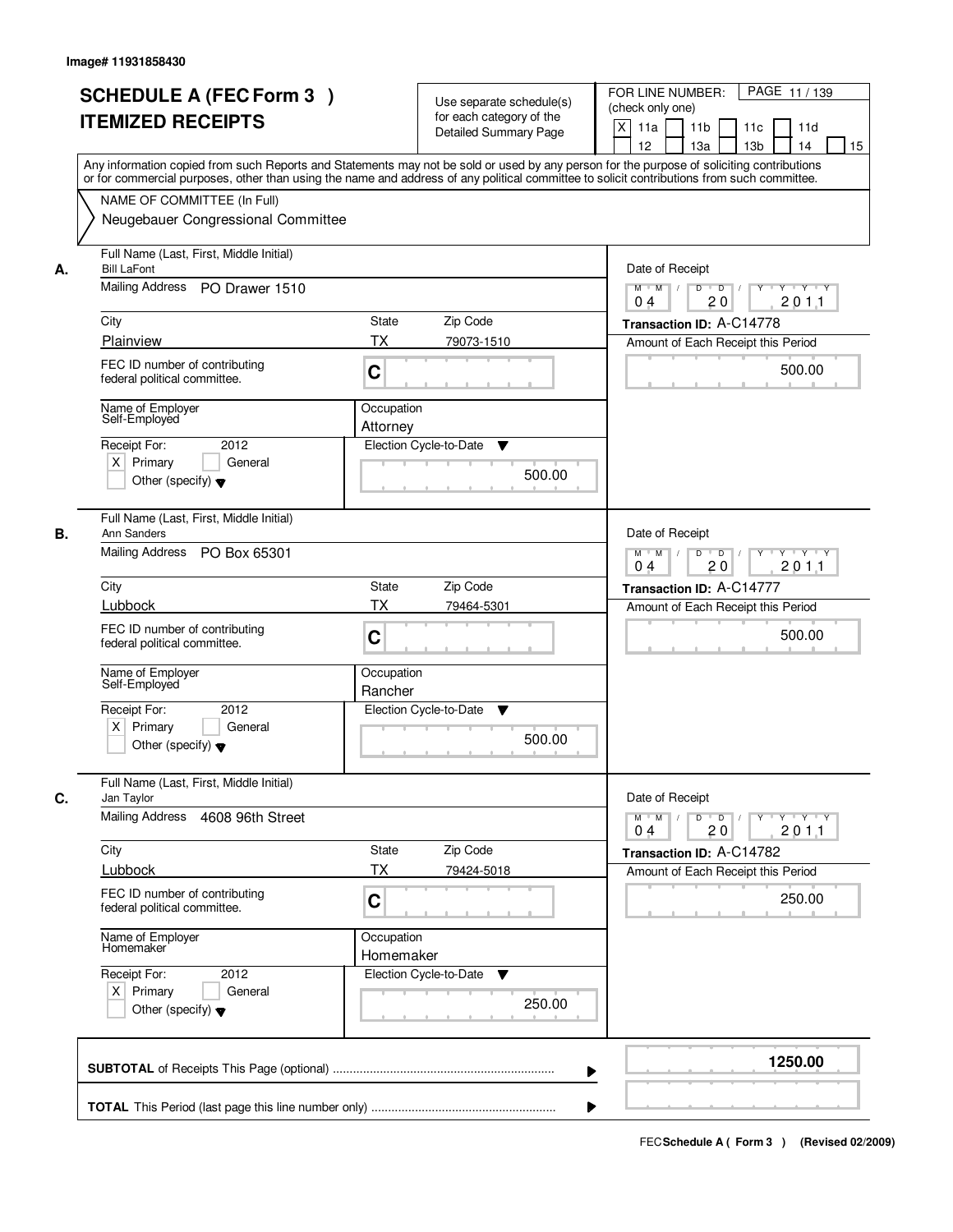Image# 11931858430

# SCHEDULE A (FEC Form 3 )
# ITEMIZED RECEIPTS

Use separate schedule(s) for each category of the Detailed Summary Page

FOR LINE NUMBER: (check only one)

[X] 11a [ ] 11b [ ] 11c [ ] 11d [ ] 12 [ ] 13a [ ] 13b [ ] 14 [ ] 15

PAGE 11 / 139

Any information copied from such Reports and Statements may not be sold or used by any person for the purpose of soliciting contributions or for commercial purposes, other than using the name and address of any political committee to solicit contributions from such committee.

NAME OF COMMITTEE (In Full)

Neugebauer Congressional Committee

---

**A.** Full Name (Last, First, Middle Initial): Bill LaFont

Mailing Address: PO Drawer 1510

City: Plainview | State: TX | Zip Code: 79073-1510

FEC ID number of contributing federal political committee: C

Name of Employer: Self-Employed

Occupation: Attorney

Receipt For: 2012 — [X] Primary [ ] General [ ] Other (specify)

Election Cycle-to-Date: 500.00

Date of Receipt: 04 20 2011

Transaction ID: A-C14778

Amount of Each Receipt this Period: 500.00

---

**B.** Full Name (Last, First, Middle Initial): Ann Sanders

Mailing Address: PO Box 65301

City: Lubbock | State: TX | Zip Code: 79464-5301

FEC ID number of contributing federal political committee: C

Name of Employer: Self-Employed

Occupation: Rancher

Receipt For: 2012 — [X] Primary [ ] General [ ] Other (specify)

Election Cycle-to-Date: 500.00

Date of Receipt: 04 20 2011

Transaction ID: A-C14777

Amount of Each Receipt this Period: 500.00

---

**C.** Full Name (Last, First, Middle Initial): Jan Taylor

Mailing Address: 4608 96th Street

City: Lubbock | State: TX | Zip Code: 79424-5018

FEC ID number of contributing federal political committee: C

Name of Employer: Homemaker

Occupation: Homemaker

Receipt For: 2012 — [X] Primary [ ] General [ ] Other (specify)

Election Cycle-to-Date: 250.00

Date of Receipt: 04 20 2011

Transaction ID: A-C14782

Amount of Each Receipt this Period: 250.00

---

**SUBTOTAL** of Receipts This Page (optional): 1250.00

**TOTAL** This Period (last page this line number only):

FEC Schedule A ( Form 3 ) (Revised 02/2009)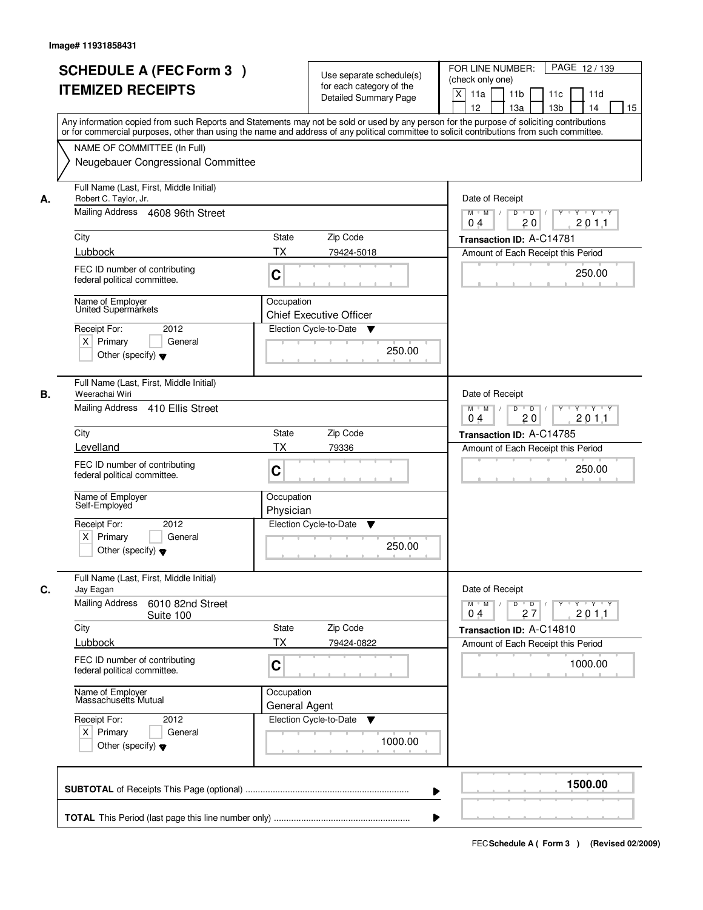Image# 11931858431

# SCHEDULE A (FEC Form 3 )
# ITEMIZED RECEIPTS

Use separate schedule(s) for each category of the Detailed Summary Page

FOR LINE NUMBER: (check only one)

[X] 11a [ ] 11b [ ] 11c [ ] 11d [ ] 12 [ ] 13a [ ] 13b [ ] 14 [ ] 15

Any information copied from such Reports and Statements may not be sold or used by any person for the purpose of soliciting contributions or for commercial purposes, other than using the name and address of any political committee to solicit contributions from such committee.

NAME OF COMMITTEE (In Full)

Neugebauer Congressional Committee

---

**A.** Full Name (Last, First, Middle Initial): Robert C. Taylor, Jr.

Mailing Address: 4608 96th Street

City: Lubbock | State: TX | Zip Code: 79424-5018

FEC ID number of contributing federal political committee: C

Name of Employer: United Supermarkets

Occupation: Chief Executive Officer

Receipt For: 2012 [X] Primary [ ] General [ ] Other (specify)

Election Cycle-to-Date: 250.00

Date of Receipt: 04 / 20 / 2011

Transaction ID: A-C14781

Amount of Each Receipt this Period: 250.00

---

**B.** Full Name (Last, First, Middle Initial): Weerachai Wiri

Mailing Address: 410 Ellis Street

City: Levelland | State: TX | Zip Code: 79336

FEC ID number of contributing federal political committee: C

Name of Employer: Self-Employed

Occupation: Physician

Receipt For: 2012 [X] Primary [ ] General [ ] Other (specify)

Election Cycle-to-Date: 250.00

Date of Receipt: 04 / 20 / 2011

Transaction ID: A-C14785

Amount of Each Receipt this Period: 250.00

---

**C.** Full Name (Last, First, Middle Initial): Jay Eagan

Mailing Address: 6010 82nd Street Suite 100

City: Lubbock | State: TX | Zip Code: 79424-0822

FEC ID number of contributing federal political committee: C

Name of Employer: Massachusetts Mutual

Occupation: General Agent

Receipt For: 2012 [X] Primary [ ] General [ ] Other (specify)

Election Cycle-to-Date: 1000.00

Date of Receipt: 04 / 27 / 2011

Transaction ID: A-C14810

Amount of Each Receipt this Period: 1000.00

---

**SUBTOTAL** of Receipts This Page (optional): **1500.00**

**TOTAL** This Period (last page this line number only):

FEC Schedule A ( Form 3 ) (Revised 02/2009)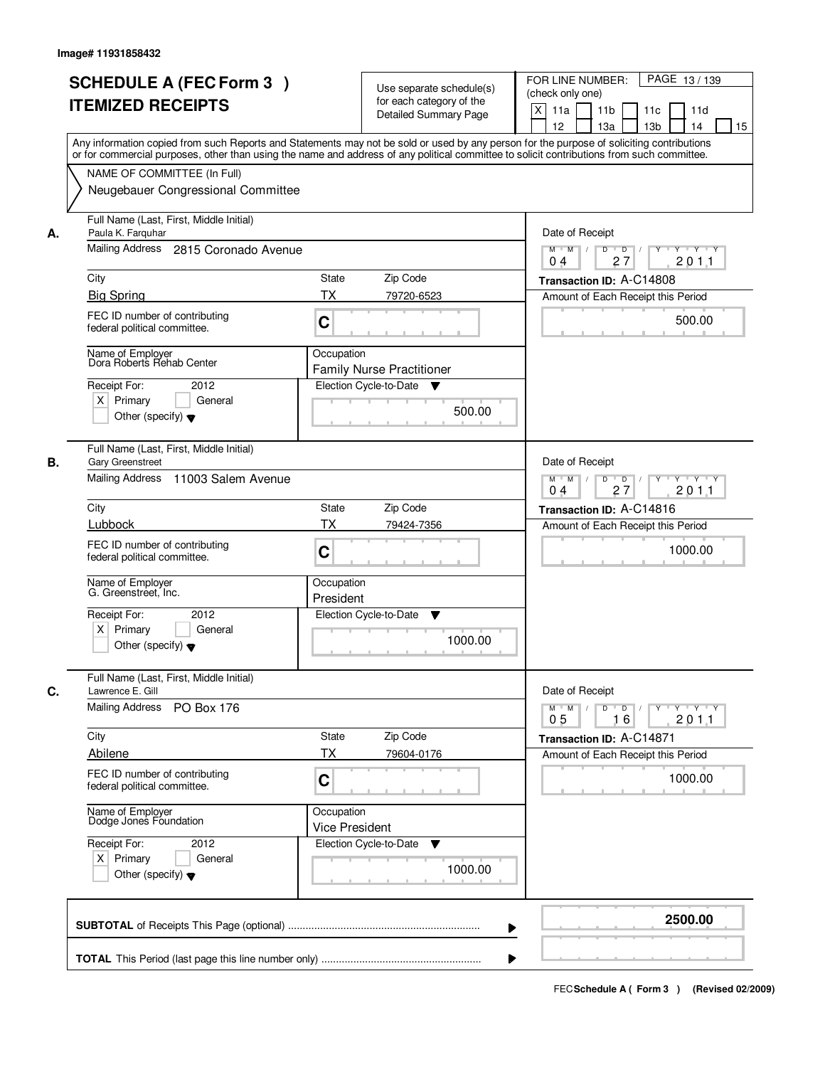Image# 11931858432

# SCHEDULE A (FEC Form 3 )
# ITEMIZED RECEIPTS

Use separate schedule(s) for each category of the Detailed Summary Page

FOR LINE NUMBER: (check only one)

PAGE 13 / 139

[X] 11a [ ] 11b [ ] 11c [ ] 11d [ ] 12 [ ] 13a [ ] 13b [ ] 14 [ ] 15

Any information copied from such Reports and Statements may not be sold or used by any person for the purpose of soliciting contributions or for commercial purposes, other than using the name and address of any political committee to solicit contributions from such committee.

NAME OF COMMITTEE (In Full)
Neugebauer Congressional Committee

---

**A.** Full Name (Last, First, Middle Initial)
Paula K. Farquhar

Mailing Address: 2815 Coronado Avenue

| City | State | Zip Code |
|---|---|---|
| Big Spring | TX | 79720-6523 |

FEC ID number of contributing federal political committee. C

Name of Employer: Dora Roberts Rehab Center

Occupation: Family Nurse Practitioner

Receipt For: 2012 — [X] Primary [ ] General [ ] Other (specify)

Election Cycle-to-Date: 500.00

Date of Receipt: 04 / 27 / 2011

Transaction ID: A-C14808

Amount of Each Receipt this Period: 500.00

---

**B.** Full Name (Last, First, Middle Initial)
Gary Greenstreet

Mailing Address: 11003 Salem Avenue

| City | State | Zip Code |
|---|---|---|
| Lubbock | TX | 79424-7356 |

FEC ID number of contributing federal political committee. C

Name of Employer: G. Greenstreet, Inc.

Occupation: President

Receipt For: 2012 — [X] Primary [ ] General [ ] Other (specify)

Election Cycle-to-Date: 1000.00

Date of Receipt: 04 / 27 / 2011

Transaction ID: A-C14816

Amount of Each Receipt this Period: 1000.00

---

**C.** Full Name (Last, First, Middle Initial)
Lawrence E. Gill

Mailing Address: PO Box 176

| City | State | Zip Code |
|---|---|---|
| Abilene | TX | 79604-0176 |

FEC ID number of contributing federal political committee. C

Name of Employer: Dodge Jones Foundation

Occupation: Vice President

Receipt For: 2012 — [X] Primary [ ] General [ ] Other (specify)

Election Cycle-to-Date: 1000.00

Date of Receipt: 05 / 16 / 2011

Transaction ID: A-C14871

Amount of Each Receipt this Period: 1000.00

---

**SUBTOTAL** of Receipts This Page (optional) ▶ **2500.00**

**TOTAL** This Period (last page this line number only) ▶

FEC **Schedule A ( Form 3 )** (Revised 02/2009)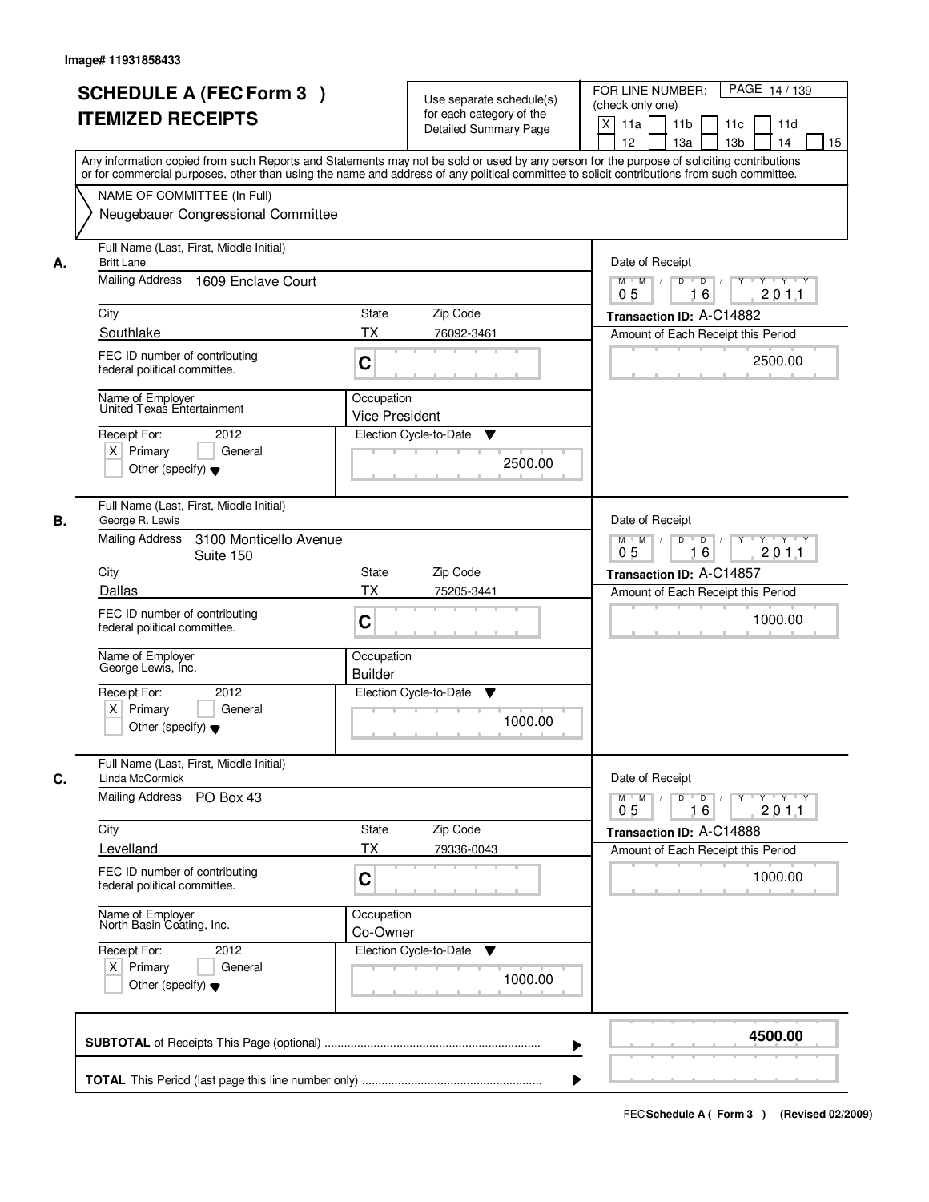Image# 11931858433

# SCHEDULE A (FEC Form 3 ) ITEMIZED RECEIPTS

Use separate schedule(s) for each category of the Detailed Summary Page

FOR LINE NUMBER: (check only one)
[X] 11a [ ] 11b [ ] 11c [ ] 11d [ ] 12 [ ] 13a [ ] 13b [ ] 14 [ ] 15

PAGE 14 / 139

Any information copied from such Reports and Statements may not be sold or used by any person for the purpose of soliciting contributions or for commercial purposes, other than using the name and address of any political committee to solicit contributions from such committee.

NAME OF COMMITTEE (In Full)
Neugebauer Congressional Committee

---

**A.** Full Name (Last, First, Middle Initial): Britt Lane
Mailing Address: 1609 Enclave Court
City: Southlake | State: TX | Zip Code: 76092-3461
FEC ID number of contributing federal political committee: C
Name of Employer: United Texas Entertainment
Occupation: Vice President
Receipt For: 2012 — [X] Primary [ ] General [ ] Other (specify)
Election Cycle-to-Date: 2500.00
Date of Receipt: 05 16 2011
Transaction ID: A-C14882
Amount of Each Receipt this Period: 2500.00

---

**B.** Full Name (Last, First, Middle Initial): George R. Lewis
Mailing Address: 3100 Monticello Avenue Suite 150
City: Dallas | State: TX | Zip Code: 75205-3441
FEC ID number of contributing federal political committee: C
Name of Employer: George Lewis, Inc.
Occupation: Builder
Receipt For: 2012 — [X] Primary [ ] General [ ] Other (specify)
Election Cycle-to-Date: 1000.00
Date of Receipt: 05 16 2011
Transaction ID: A-C14857
Amount of Each Receipt this Period: 1000.00

---

**C.** Full Name (Last, First, Middle Initial): Linda McCormick
Mailing Address: PO Box 43
City: Levelland | State: TX | Zip Code: 79336-0043
FEC ID number of contributing federal political committee: C
Name of Employer: North Basin Coating, Inc.
Occupation: Co-Owner
Receipt For: 2012 — [X] Primary [ ] General [ ] Other (specify)
Election Cycle-to-Date: 1000.00
Date of Receipt: 05 16 2011
Transaction ID: A-C14888
Amount of Each Receipt this Period: 1000.00

---

**SUBTOTAL** of Receipts This Page (optional): 4500.00

**TOTAL** This Period (last page this line number only):

FEC Schedule A ( Form 3 ) (Revised 02/2009)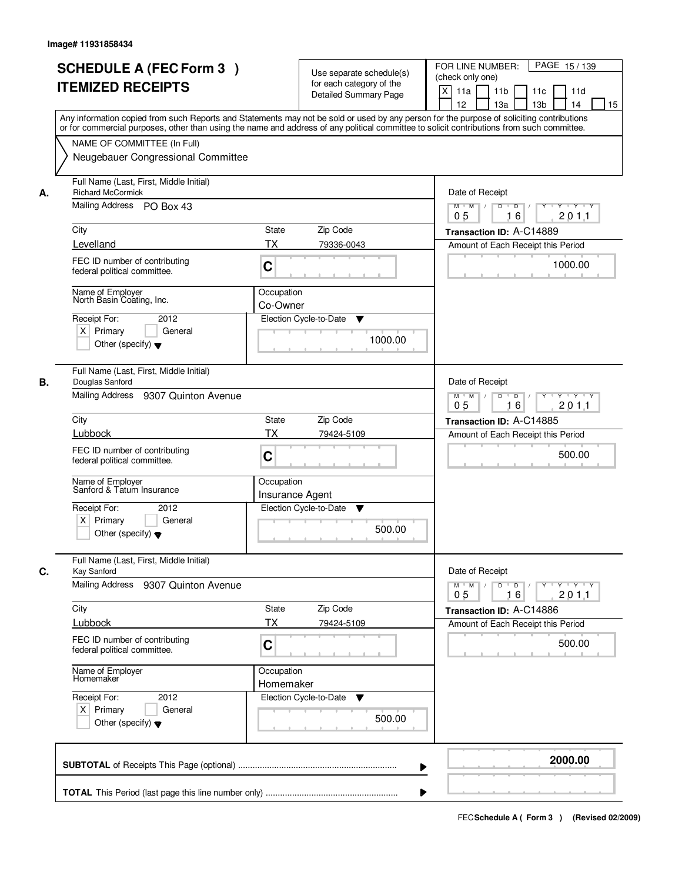Image# 11931858434

# SCHEDULE A (FEC Form 3 ) ITEMIZED RECEIPTS

Use separate schedule(s) for each category of the Detailed Summary Page

FOR LINE NUMBER: (check only one)

- [X] 11a
- [ ] 11b
- [ ] 11c
- [ ] 11d
- [ ] 12
- [ ] 13a
- [ ] 13b
- [ ] 14
- [ ] 15

PAGE 15 / 139

Any information copied from such Reports and Statements may not be sold or used by any person for the purpose of soliciting contributions or for commercial purposes, other than using the name and address of any political committee to solicit contributions from such committee.

NAME OF COMMITTEE (In Full)
Neugebauer Congressional Committee

---

**A.** Full Name (Last, First, Middle Initial): Richard McCormick

Mailing Address: PO Box 43

City: Levelland | State: TX | Zip Code: 79336-0043

FEC ID number of contributing federal political committee: C

Name of Employer: North Basin Coating, Inc.

Occupation: Co-Owner

Receipt For: 2012 — [X] Primary [ ] General [ ] Other (specify)

Election Cycle-to-Date: 1000.00

Date of Receipt: 05 16 2011

Transaction ID: A-C14889

Amount of Each Receipt this Period: 1000.00

---

**B.** Full Name (Last, First, Middle Initial): Douglas Sanford

Mailing Address: 9307 Quinton Avenue

City: Lubbock | State: TX | Zip Code: 79424-5109

FEC ID number of contributing federal political committee: C

Name of Employer: Sanford & Tatum Insurance

Occupation: Insurance Agent

Receipt For: 2012 — [X] Primary [ ] General [ ] Other (specify)

Election Cycle-to-Date: 500.00

Date of Receipt: 05 16 2011

Transaction ID: A-C14885

Amount of Each Receipt this Period: 500.00

---

**C.** Full Name (Last, First, Middle Initial): Kay Sanford

Mailing Address: 9307 Quinton Avenue

City: Lubbock | State: TX | Zip Code: 79424-5109

FEC ID number of contributing federal political committee: C

Name of Employer: Homemaker

Occupation: Homemaker

Receipt For: 2012 — [X] Primary [ ] General [ ] Other (specify)

Election Cycle-to-Date: 500.00

Date of Receipt: 05 16 2011

Transaction ID: A-C14886

Amount of Each Receipt this Period: 500.00

---

**SUBTOTAL** of Receipts This Page (optional): **2000.00**

**TOTAL** This Period (last page this line number only):

FEC Schedule A ( Form 3 ) (Revised 02/2009)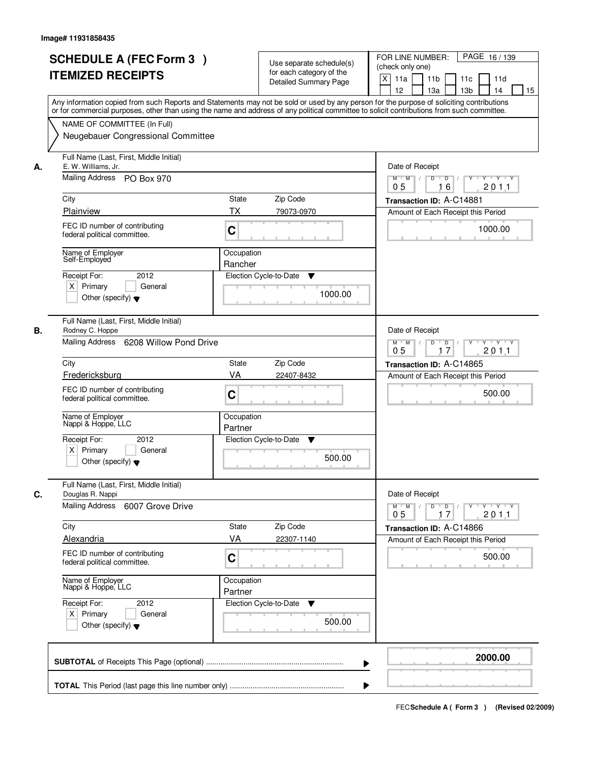Image# 11931858435

# SCHEDULE A (FEC Form 3 ) ITEMIZED RECEIPTS

Use separate schedule(s) for each category of the Detailed Summary Page

FOR LINE NUMBER: (check only one)

[X] 11a [ ] 11b [ ] 11c [ ] 11d [ ] 12 [ ] 13a [ ] 13b [ ] 14 [ ] 15

PAGE 16 / 139

Any information copied from such Reports and Statements may not be sold or used by any person for the purpose of soliciting contributions or for commercial purposes, other than using the name and address of any political committee to solicit contributions from such committee.

NAME OF COMMITTEE (In Full)
Neugebauer Congressional Committee

---

**A.** Full Name (Last, First, Middle Initial): E. W. Williams, Jr.

Mailing Address: PO Box 970

City: Plainview | State: TX | Zip Code: 79073-0970

FEC ID number of contributing federal political committee: C

Name of Employer: Self-Employed

Occupation: Rancher

Receipt For: 2012 — [X] Primary [ ] General [ ] Other (specify)

Election Cycle-to-Date: 1000.00

Date of Receipt: 05 16 2011

Transaction ID: A-C14881

Amount of Each Receipt this Period: 1000.00

---

**B.** Full Name (Last, First, Middle Initial): Rodney C. Hoppe

Mailing Address: 6208 Willow Pond Drive

City: Fredericksburg | State: VA | Zip Code: 22407-8432

FEC ID number of contributing federal political committee: C

Name of Employer: Nappi & Hoppe, LLC

Occupation: Partner

Receipt For: 2012 — [X] Primary [ ] General [ ] Other (specify)

Election Cycle-to-Date: 500.00

Date of Receipt: 05 17 2011

Transaction ID: A-C14865

Amount of Each Receipt this Period: 500.00

---

**C.** Full Name (Last, First, Middle Initial): Douglas R. Nappi

Mailing Address: 6007 Grove Drive

City: Alexandria | State: VA | Zip Code: 22307-1140

FEC ID number of contributing federal political committee: C

Name of Employer: Nappi & Hoppe, LLC

Occupation: Partner

Receipt For: 2012 — [X] Primary [ ] General [ ] Other (specify)

Election Cycle-to-Date: 500.00

Date of Receipt: 05 17 2011

Transaction ID: A-C14866

Amount of Each Receipt this Period: 500.00

---

**SUBTOTAL** of Receipts This Page (optional): **2000.00**

**TOTAL** This Period (last page this line number only):

FEC Schedule A ( Form 3 ) (Revised 02/2009)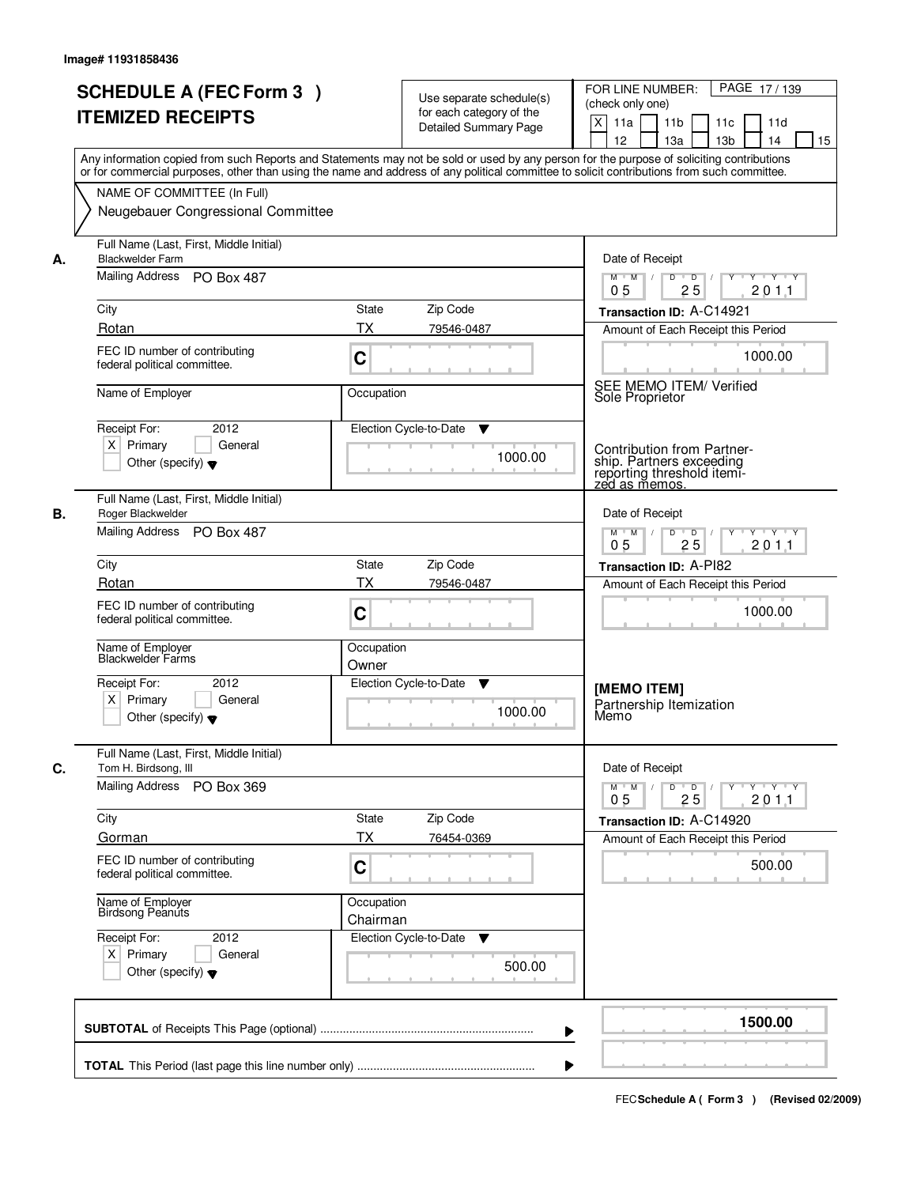Image# 11931858436

# SCHEDULE A (FEC Form 3 ) ITEMIZED RECEIPTS

Use separate schedule(s) for each category of the Detailed Summary Page

FOR LINE NUMBER: (check only one)

[X] 11a [ ] 11b [ ] 11c [ ] 11d [ ] 12 [ ] 13a [ ] 13b [ ] 14 [ ] 15

Any information copied from such Reports and Statements may not be sold or used by any person for the purpose of soliciting contributions or for commercial purposes, other than using the name and address of any political committee to solicit contributions from such committee.

NAME OF COMMITTEE (In Full)
Neugebauer Congressional Committee

---

**A.** Full Name (Last, First, Middle Initial): Blackwelder Farm

Mailing Address: PO Box 487

City: Rotan | State: TX | Zip Code: 79546-0487

FEC ID number of contributing federal political committee: C

Name of Employer:

Occupation:

Receipt For: 2012 [X] Primary [ ] General [ ] Other (specify)

Election Cycle-to-Date: 1000.00

Date of Receipt: 05 / 25 / 2011

Transaction ID: A-C14921

Amount of Each Receipt this Period: 1000.00

SEE MEMO ITEM/ Verified Sole Proprietor

Contribution from Partnership. Partners exceeding reporting threshold itemized as memos.

---

**B.** Full Name (Last, First, Middle Initial): Roger Blackwelder

Mailing Address: PO Box 487

City: Rotan | State: TX | Zip Code: 79546-0487

FEC ID number of contributing federal political committee: C

Name of Employer: Blackwelder Farms

Occupation: Owner

Receipt For: 2012 [X] Primary [ ] General [ ] Other (specify)

Election Cycle-to-Date: 1000.00

Date of Receipt: 05 / 25 / 2011

Transaction ID: A-PI82

Amount of Each Receipt this Period: 1000.00

[MEMO ITEM]
Partnership Itemization Memo

---

**C.** Full Name (Last, First, Middle Initial): Tom H. Birdsong, III

Mailing Address: PO Box 369

City: Gorman | State: TX | Zip Code: 76454-0369

FEC ID number of contributing federal political committee: C

Name of Employer: Birdsong Peanuts

Occupation: Chairman

Receipt For: 2012 [X] Primary [ ] General [ ] Other (specify)

Election Cycle-to-Date: 500.00

Date of Receipt: 05 / 25 / 2011

Transaction ID: A-C14920

Amount of Each Receipt this Period: 500.00

---

**SUBTOTAL** of Receipts This Page (optional): **1500.00**

**TOTAL** This Period (last page this line number only):

FEC Schedule A ( Form 3 ) (Revised 02/2009)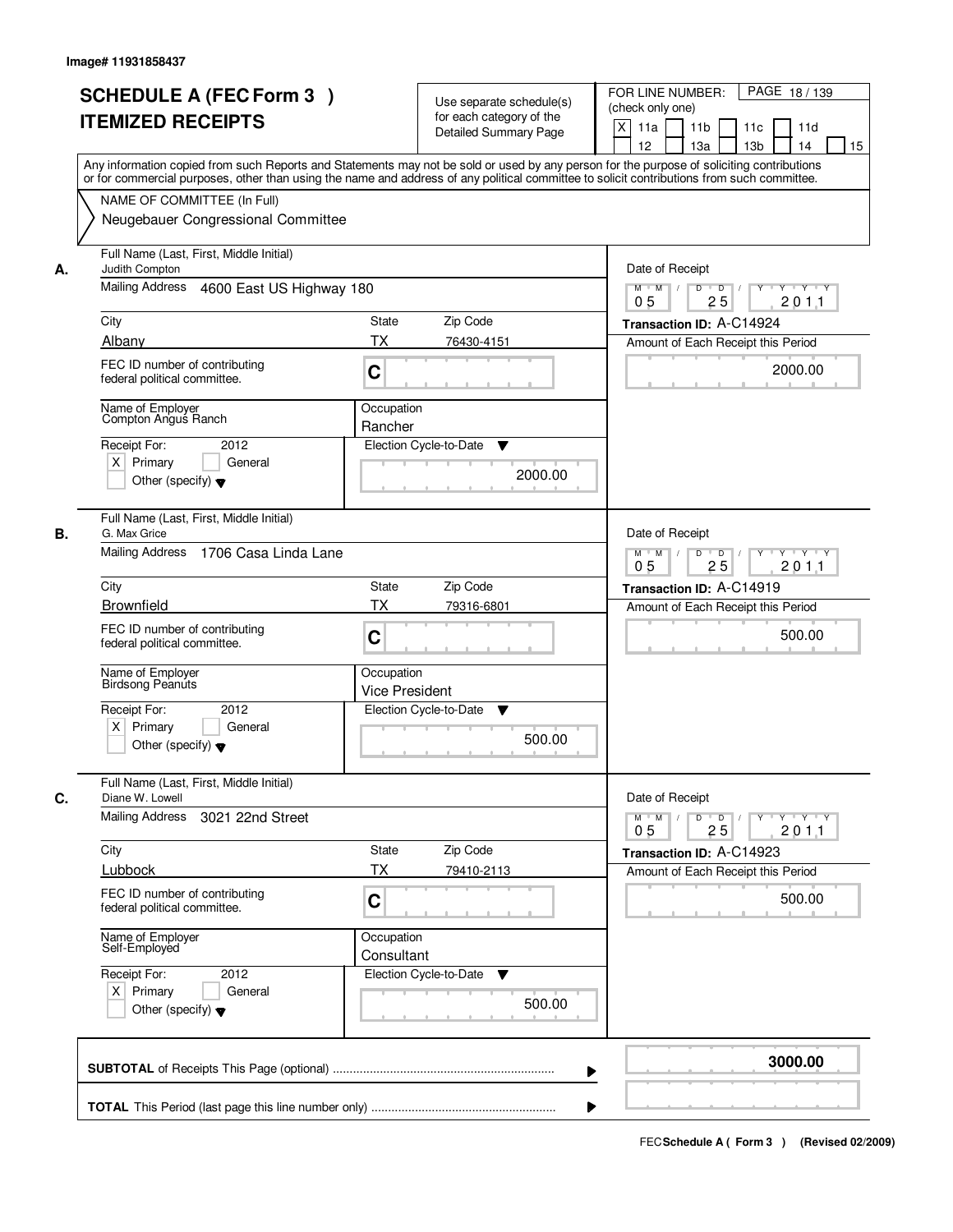Image# 11931858437

# SCHEDULE A (FEC Form 3 )
# ITEMIZED RECEIPTS

Use separate schedule(s) for each category of the Detailed Summary Page

FOR LINE NUMBER: (check only one)
[X] 11a [ ] 11b [ ] 11c [ ] 11d [ ] 12 [ ] 13a [ ] 13b [ ] 14 [ ] 15

PAGE 18 / 139

Any information copied from such Reports and Statements may not be sold or used by any person for the purpose of soliciting contributions or for commercial purposes, other than using the name and address of any political committee to solicit contributions from such committee.

NAME OF COMMITTEE (In Full)
Neugebauer Congressional Committee

---

**A.** Full Name (Last, First, Middle Initial): Judith Compton

Mailing Address: 4600 East US Highway 180

City: Albany | State: TX | Zip Code: 76430-4151

FEC ID number of contributing federal political committee: C

Name of Employer: Compton Angus Ranch

Occupation: Rancher

Receipt For: 2012 — [X] Primary [ ] General [ ] Other (specify)

Election Cycle-to-Date: 2000.00

Date of Receipt: 05 / 25 / 2011

Transaction ID: A-C14924

Amount of Each Receipt this Period: 2000.00

---

**B.** Full Name (Last, First, Middle Initial): G. Max Grice

Mailing Address: 1706 Casa Linda Lane

City: Brownfield | State: TX | Zip Code: 79316-6801

FEC ID number of contributing federal political committee: C

Name of Employer: Birdsong Peanuts

Occupation: Vice President

Receipt For: 2012 — [X] Primary [ ] General [ ] Other (specify)

Election Cycle-to-Date: 500.00

Date of Receipt: 05 / 25 / 2011

Transaction ID: A-C14919

Amount of Each Receipt this Period: 500.00

---

**C.** Full Name (Last, First, Middle Initial): Diane W. Lowell

Mailing Address: 3021 22nd Street

City: Lubbock | State: TX | Zip Code: 79410-2113

FEC ID number of contributing federal political committee: C

Name of Employer: Self-Employed

Occupation: Consultant

Receipt For: 2012 — [X] Primary [ ] General [ ] Other (specify)

Election Cycle-to-Date: 500.00

Date of Receipt: 05 / 25 / 2011

Transaction ID: A-C14923

Amount of Each Receipt this Period: 500.00

---

**SUBTOTAL** of Receipts This Page (optional): **3000.00**

**TOTAL** This Period (last page this line number only):

FEC **Schedule A ( Form 3 )** (Revised 02/2009)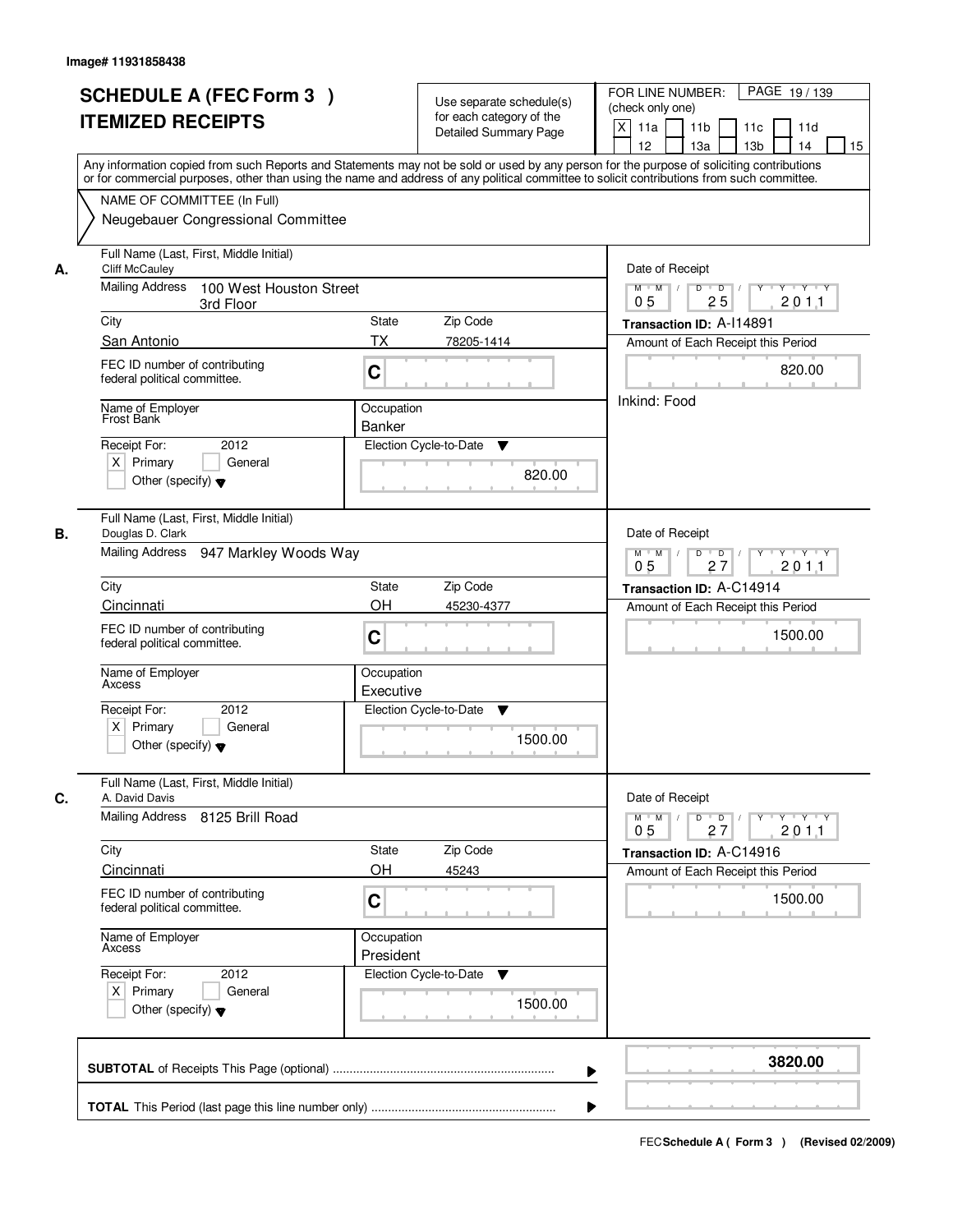Image# 11931858438

# SCHEDULE A (FEC Form 3 ) ITEMIZED RECEIPTS

Use separate schedule(s) for each category of the Detailed Summary Page

FOR LINE NUMBER: (check only one)

[X] 11a [ ] 11b [ ] 11c [ ] 11d [ ] 12 [ ] 13a [ ] 13b [ ] 14 [ ] 15

PAGE 19 / 139

Any information copied from such Reports and Statements may not be sold or used by any person for the purpose of soliciting contributions or for commercial purposes, other than using the name and address of any political committee to solicit contributions from such committee.

NAME OF COMMITTEE (In Full)
Neugebauer Congressional Committee

---

**A.**

Full Name (Last, First, Middle Initial): Cliff McCauley

Mailing Address: 100 West Houston Street, 3rd Floor

City: San Antonio | State: TX | Zip Code: 78205-1414

FEC ID number of contributing federal political committee: C

Name of Employer: Frost Bank | Occupation: Banker

Receipt For: 2012 — [X] Primary [ ] General [ ] Other (specify)

Election Cycle-to-Date: 820.00

Date of Receipt: 05 / 25 / 2011

Transaction ID: A-I14891

Amount of Each Receipt this Period: 820.00

Inkind: Food

---

**B.**

Full Name (Last, First, Middle Initial): Douglas D. Clark

Mailing Address: 947 Markley Woods Way

City: Cincinnati | State: OH | Zip Code: 45230-4377

FEC ID number of contributing federal political committee: C

Name of Employer: Axcess | Occupation: Executive

Receipt For: 2012 — [X] Primary [ ] General [ ] Other (specify)

Election Cycle-to-Date: 1500.00

Date of Receipt: 05 / 27 / 2011

Transaction ID: A-C14914

Amount of Each Receipt this Period: 1500.00

---

**C.**

Full Name (Last, First, Middle Initial): A. David Davis

Mailing Address: 8125 Brill Road

City: Cincinnati | State: OH | Zip Code: 45243

FEC ID number of contributing federal political committee: C

Name of Employer: Axcess | Occupation: President

Receipt For: 2012 — [X] Primary [ ] General [ ] Other (specify)

Election Cycle-to-Date: 1500.00

Date of Receipt: 05 / 27 / 2011

Transaction ID: A-C14916

Amount of Each Receipt this Period: 1500.00

---

**SUBTOTAL** of Receipts This Page (optional): 3820.00

**TOTAL** This Period (last page this line number only):

FEC Schedule A ( Form 3 ) (Revised 02/2009)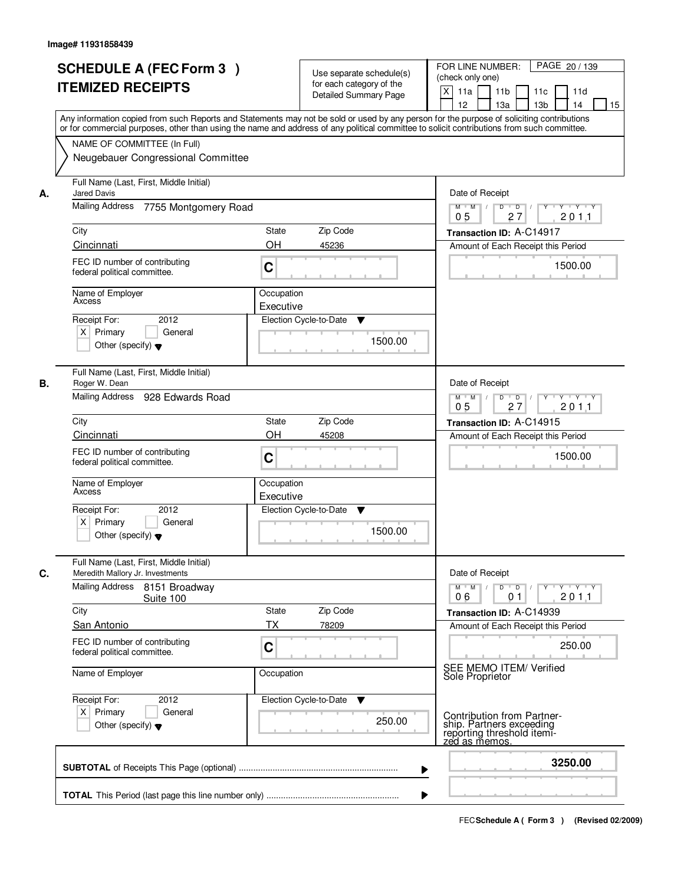Image# 11931858439

# SCHEDULE A (FEC Form 3 )
# ITEMIZED RECEIPTS

Use separate schedule(s) for each category of the Detailed Summary Page

FOR LINE NUMBER: (check only one)

PAGE 20 / 139

[X] 11a [ ] 11b [ ] 11c [ ] 11d [ ] 12 [ ] 13a [ ] 13b [ ] 14 [ ] 15

Any information copied from such Reports and Statements may not be sold or used by any person for the purpose of soliciting contributions or for commercial purposes, other than using the name and address of any political committee to solicit contributions from such committee.

NAME OF COMMITTEE (In Full)

Neugebauer Congressional Committee

---

**A.** Full Name (Last, First, Middle Initial): Jared Davis

Mailing Address: 7755 Montgomery Road

City: Cincinnati | State: OH | Zip Code: 45236

FEC ID number of contributing federal political committee: C

Name of Employer: Axcess

Occupation: Executive

Receipt For: 2012 — [X] Primary [ ] General [ ] Other (specify)

Election Cycle-to-Date: 1500.00

Date of Receipt: 05 / 27 / 2011

Transaction ID: A-C14917

Amount of Each Receipt this Period: 1500.00

---

**B.** Full Name (Last, First, Middle Initial): Roger W. Dean

Mailing Address: 928 Edwards Road

City: Cincinnati | State: OH | Zip Code: 45208

FEC ID number of contributing federal political committee: C

Name of Employer: Axcess

Occupation: Executive

Receipt For: 2012 — [X] Primary [ ] General [ ] Other (specify)

Election Cycle-to-Date: 1500.00

Date of Receipt: 05 / 27 / 2011

Transaction ID: A-C14915

Amount of Each Receipt this Period: 1500.00

---

**C.** Full Name (Last, First, Middle Initial): Meredith Mallory Jr. Investments

Mailing Address: 8151 Broadway Suite 100

City: San Antonio | State: TX | Zip Code: 78209

FEC ID number of contributing federal political committee: C

Name of Employer:

Occupation:

Receipt For: 2012 — [X] Primary [ ] General [ ] Other (specify)

Election Cycle-to-Date: 250.00

Date of Receipt: 06 / 01 / 2011

Transaction ID: A-C14939

Amount of Each Receipt this Period: 250.00

SEE MEMO ITEM/ Verified Sole Proprietor

Contribution from Partnership. Partners exceeding reporting threshold itemized as memos.

---

**SUBTOTAL** of Receipts This Page (optional): 3250.00

**TOTAL** This Period (last page this line number only):

FEC Schedule A ( Form 3 ) (Revised 02/2009)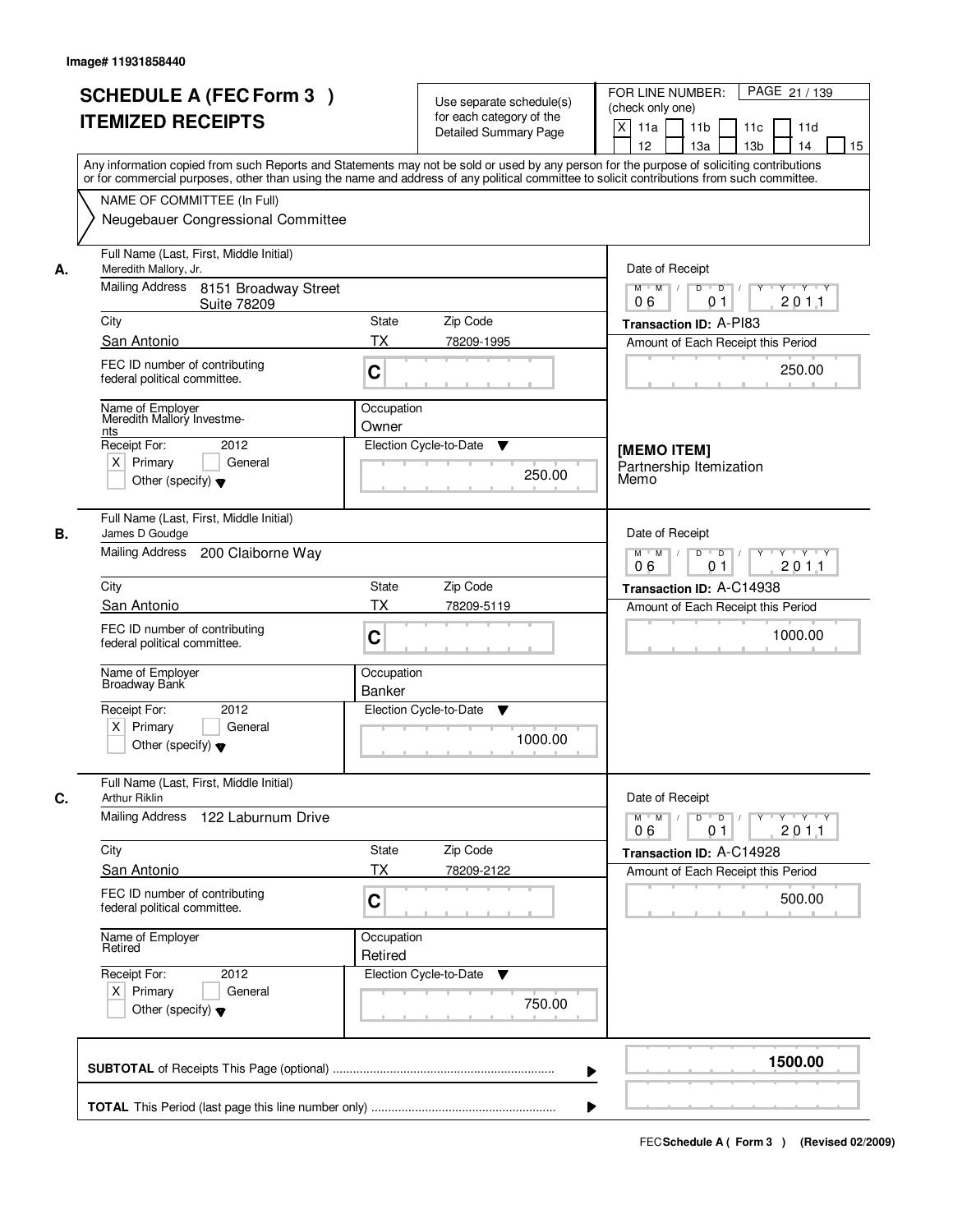Image# 11931858440

# SCHEDULE A (FEC Form 3 )
# ITEMIZED RECEIPTS

Use separate schedule(s) for each category of the Detailed Summary Page

FOR LINE NUMBER: (check only one)

[X] 11a [ ] 11b [ ] 11c [ ] 11d [ ] 12 [ ] 13a [ ] 13b [ ] 14 [ ] 15

PAGE 21 / 139

Any information copied from such Reports and Statements may not be sold or used by any person for the purpose of soliciting contributions or for commercial purposes, other than using the name and address of any political committee to solicit contributions from such committee.

NAME OF COMMITTEE (In Full)
Neugebauer Congressional Committee

---

**A.**

Full Name (Last, First, Middle Initial): Meredith Mallory, Jr.

Mailing Address: 8151 Broadway Street Suite 78209

City: San Antonio | State: TX | Zip Code: 78209-1995

FEC ID number of contributing federal political committee: C

Name of Employer: Meredith Mallory Investments

Occupation: Owner

Receipt For: 2012 — [X] Primary [ ] General [ ] Other (specify)

Election Cycle-to-Date: 250.00

Date of Receipt: 06 01 2011

Transaction ID: A-PI83

Amount of Each Receipt this Period: 250.00

**[MEMO ITEM]**
Partnership Itemization Memo

---

**B.**

Full Name (Last, First, Middle Initial): James D Goudge

Mailing Address: 200 Claiborne Way

City: San Antonio | State: TX | Zip Code: 78209-5119

FEC ID number of contributing federal political committee: C

Name of Employer: Broadway Bank

Occupation: Banker

Receipt For: 2012 — [X] Primary [ ] General [ ] Other (specify)

Election Cycle-to-Date: 1000.00

Date of Receipt: 06 01 2011

Transaction ID: A-C14938

Amount of Each Receipt this Period: 1000.00

---

**C.**

Full Name (Last, First, Middle Initial): Arthur Riklin

Mailing Address: 122 Laburnum Drive

City: San Antonio | State: TX | Zip Code: 78209-2122

FEC ID number of contributing federal political committee: C

Name of Employer: Retired

Occupation: Retired

Receipt For: 2012 — [X] Primary [ ] General [ ] Other (specify)

Election Cycle-to-Date: 750.00

Date of Receipt: 06 01 2011

Transaction ID: A-C14928

Amount of Each Receipt this Period: 500.00

---

**SUBTOTAL** of Receipts This Page (optional): 1500.00

**TOTAL** This Period (last page this line number only):

FEC Schedule A ( Form 3 ) (Revised 02/2009)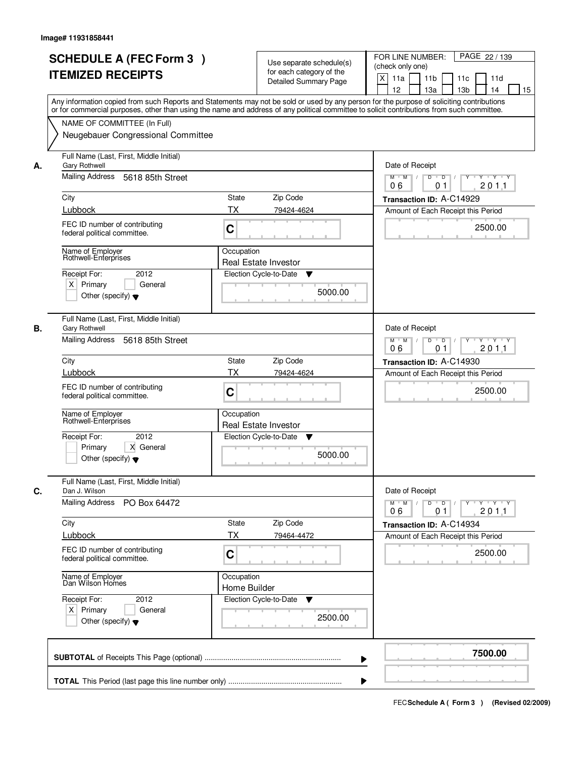Image# 11931858441

# SCHEDULE A (FEC Form 3 ) ITEMIZED RECEIPTS

Use separate schedule(s) for each category of the Detailed Summary Page

FOR LINE NUMBER: (check only one)

[X] 11a [ ] 11b [ ] 11c [ ] 11d [ ] 12 [ ] 13a [ ] 13b [ ] 14 [ ] 15

PAGE 22 / 139

Any information copied from such Reports and Statements may not be sold or used by any person for the purpose of soliciting contributions or for commercial purposes, other than using the name and address of any political committee to solicit contributions from such committee.

NAME OF COMMITTEE (In Full)
Neugebauer Congressional Committee

---

**A.**

Full Name (Last, First, Middle Initial): Gary Rothwell

Mailing Address: 5618 85th Street

City: Lubbock | State: TX | Zip Code: 79424-4624

FEC ID number of contributing federal political committee: C

Name of Employer: Rothwell-Enterprises

Occupation: Real Estate Investor

Receipt For: 2012 — [X] Primary [ ] General [ ] Other (specify)

Election Cycle-to-Date: 5000.00

Date of Receipt: 06 / 01 / 2011

Transaction ID: A-C14929

Amount of Each Receipt this Period: 2500.00

---

**B.**

Full Name (Last, First, Middle Initial): Gary Rothwell

Mailing Address: 5618 85th Street

City: Lubbock | State: TX | Zip Code: 79424-4624

FEC ID number of contributing federal political committee: C

Name of Employer: Rothwell-Enterprises

Occupation: Real Estate Investor

Receipt For: 2012 — [ ] Primary [X] General [ ] Other (specify)

Election Cycle-to-Date: 5000.00

Date of Receipt: 06 / 01 / 2011

Transaction ID: A-C14930

Amount of Each Receipt this Period: 2500.00

---

**C.**

Full Name (Last, First, Middle Initial): Dan J. Wilson

Mailing Address: PO Box 64472

City: Lubbock | State: TX | Zip Code: 79464-4472

FEC ID number of contributing federal political committee: C

Name of Employer: Dan Wilson Homes

Occupation: Home Builder

Receipt For: 2012 — [X] Primary [ ] General [ ] Other (specify)

Election Cycle-to-Date: 2500.00

Date of Receipt: 06 / 01 / 2011

Transaction ID: A-C14934

Amount of Each Receipt this Period: 2500.00

---

**SUBTOTAL** of Receipts This Page (optional): **7500.00**

**TOTAL** This Period (last page this line number only):

FEC Schedule A ( Form 3 ) (Revised 02/2009)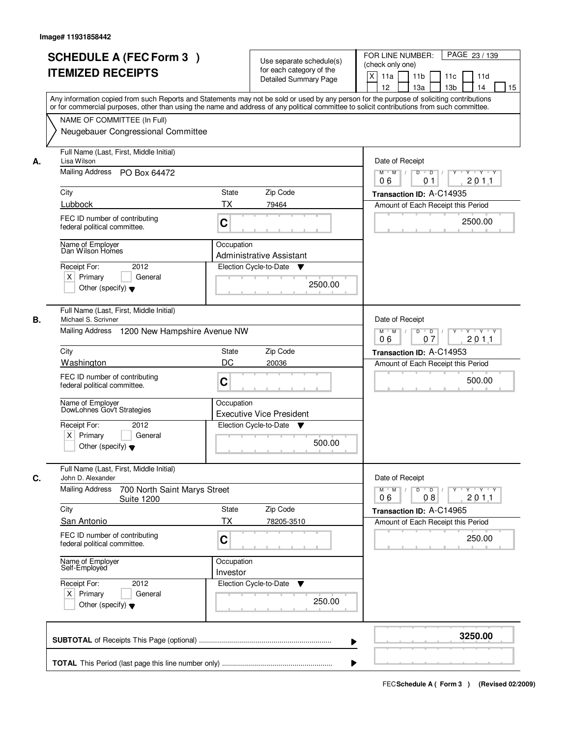Image# 11931858442

# SCHEDULE A (FEC Form 3 )
## ITEMIZED RECEIPTS

Use separate schedule(s) for each category of the Detailed Summary Page

FOR LINE NUMBER: (check only one)
[X] 11a [ ] 11b [ ] 11c [ ] 11d [ ] 12 [ ] 13a [ ] 13b [ ] 14 [ ] 15

PAGE 23 / 139

Any information copied from such Reports and Statements may not be sold or used by any person for the purpose of soliciting contributions or for commercial purposes, other than using the name and address of any political committee to solicit contributions from such committee.

NAME OF COMMITTEE (In Full)
Neugebauer Congressional Committee

---

**A.** Full Name (Last, First, Middle Initial): Lisa Wilson

Mailing Address: PO Box 64472

City: Lubbock | State: TX | Zip Code: 79464

FEC ID number of contributing federal political committee: C

Name of Employer: Dan Wilson Homes

Occupation: Administrative Assistant

Receipt For: 2012 — [X] Primary [ ] General [ ] Other (specify)

Election Cycle-to-Date: 2500.00

Date of Receipt: 06 / 01 / 2011

Transaction ID: A-C14935

Amount of Each Receipt this Period: 2500.00

---

**B.** Full Name (Last, First, Middle Initial): Michael S. Scrivner

Mailing Address: 1200 New Hampshire Avenue NW

City: Washington | State: DC | Zip Code: 20036

FEC ID number of contributing federal political committee: C

Name of Employer: DowLohnes Gov't Strategies

Occupation: Executive Vice President

Receipt For: 2012 — [X] Primary [ ] General [ ] Other (specify)

Election Cycle-to-Date: 500.00

Date of Receipt: 06 / 07 / 2011

Transaction ID: A-C14953

Amount of Each Receipt this Period: 500.00

---

**C.** Full Name (Last, First, Middle Initial): John D. Alexander

Mailing Address: 700 North Saint Marys Street Suite 1200

City: San Antonio | State: TX | Zip Code: 78205-3510

FEC ID number of contributing federal political committee: C

Name of Employer: Self-Employed

Occupation: Investor

Receipt For: 2012 — [X] Primary [ ] General [ ] Other (specify)

Election Cycle-to-Date: 250.00

Date of Receipt: 06 / 08 / 2011

Transaction ID: A-C14965

Amount of Each Receipt this Period: 250.00

---

**SUBTOTAL** of Receipts This Page (optional): **3250.00**

**TOTAL** This Period (last page this line number only):

FEC **Schedule A ( Form 3 )** (Revised 02/2009)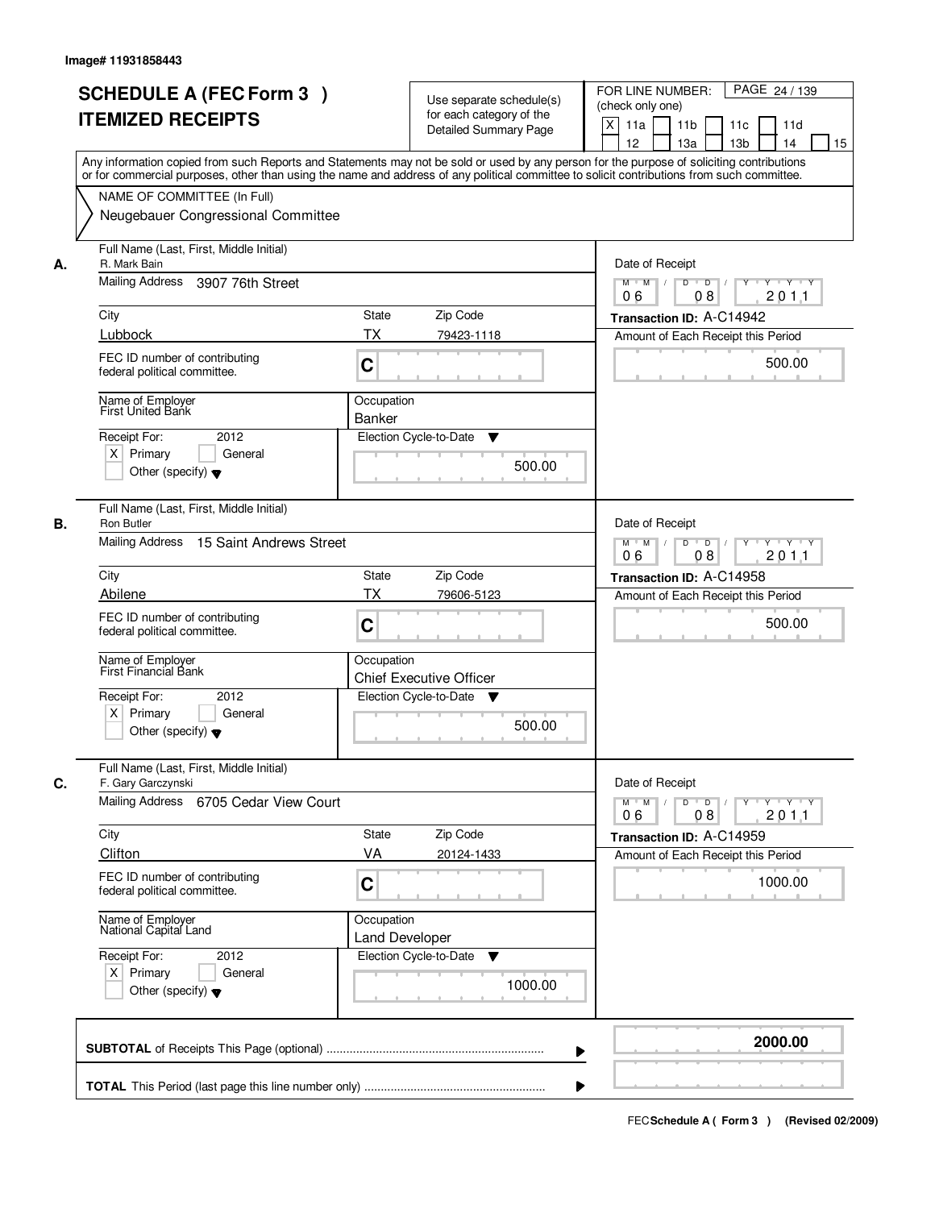Image# 11931858443

# SCHEDULE A (FEC Form 3 ) ITEMIZED RECEIPTS

Use separate schedule(s) for each category of the Detailed Summary Page

FOR LINE NUMBER: (check only one)

[X] 11a [ ] 11b [ ] 11c [ ] 11d [ ] 12 [ ] 13a [ ] 13b [ ] 14 [ ] 15

PAGE 24 / 139

Any information copied from such Reports and Statements may not be sold or used by any person for the purpose of soliciting contributions or for commercial purposes, other than using the name and address of any political committee to solicit contributions from such committee.

NAME OF COMMITTEE (In Full)
Neugebauer Congressional Committee

---

**A.**

Full Name (Last, First, Middle Initial): R. Mark Bain

Mailing Address: 3907 76th Street

City: Lubbock | State: TX | Zip Code: 79423-1118

FEC ID number of contributing federal political committee: C

Name of Employer: First United Bank

Occupation: Banker

Receipt For: 2012 — [X] Primary [ ] General [ ] Other (specify)

Election Cycle-to-Date: 500.00

Date of Receipt: 06 / 08 / 2011

Transaction ID: A-C14942

Amount of Each Receipt this Period: 500.00

---

**B.**

Full Name (Last, First, Middle Initial): Ron Butler

Mailing Address: 15 Saint Andrews Street

City: Abilene | State: TX | Zip Code: 79606-5123

FEC ID number of contributing federal political committee: C

Name of Employer: First Financial Bank

Occupation: Chief Executive Officer

Receipt For: 2012 — [X] Primary [ ] General [ ] Other (specify)

Election Cycle-to-Date: 500.00

Date of Receipt: 06 / 08 / 2011

Transaction ID: A-C14958

Amount of Each Receipt this Period: 500.00

---

**C.**

Full Name (Last, First, Middle Initial): F. Gary Garczynski

Mailing Address: 6705 Cedar View Court

City: Clifton | State: VA | Zip Code: 20124-1433

FEC ID number of contributing federal political committee: C

Name of Employer: National Capital Land

Occupation: Land Developer

Receipt For: 2012 — [X] Primary [ ] General [ ] Other (specify)

Election Cycle-to-Date: 1000.00

Date of Receipt: 06 / 08 / 2011

Transaction ID: A-C14959

Amount of Each Receipt this Period: 1000.00

---

**SUBTOTAL** of Receipts This Page (optional): **2000.00**

**TOTAL** This Period (last page this line number only):

FEC **Schedule A ( Form 3 )** (Revised 02/2009)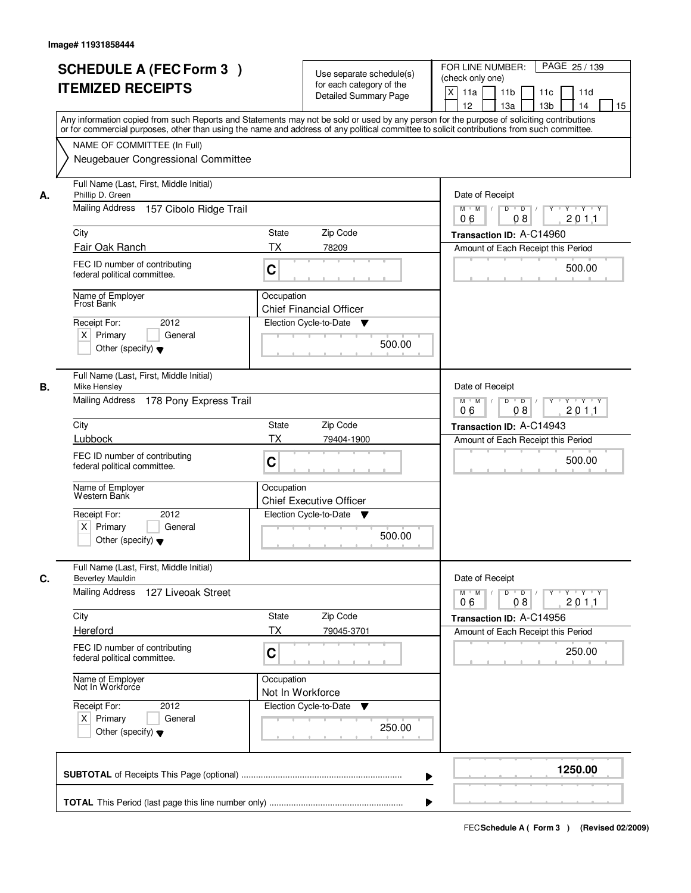Image# 11931858444

# SCHEDULE A (FEC Form 3 ) ITEMIZED RECEIPTS

Use separate schedule(s) for each category of the Detailed Summary Page

FOR LINE NUMBER: (check only one)
[X] 11a [ ] 11b [ ] 11c [ ] 11d [ ] 12 [ ] 13a [ ] 13b [ ] 14 [ ] 15

Any information copied from such Reports and Statements may not be sold or used by any person for the purpose of soliciting contributions or for commercial purposes, other than using the name and address of any political committee to solicit contributions from such committee.

NAME OF COMMITTEE (In Full)
Neugebauer Congressional Committee

---

**A.**

Full Name (Last, First, Middle Initial): Phillip D. Green
Mailing Address: 157 Cibolo Ridge Trail
City: Fair Oak Ranch | State: TX | Zip Code: 78209
FEC ID number of contributing federal political committee: C
Name of Employer: Frost Bank
Occupation: Chief Financial Officer
Receipt For: 2012 — [X] Primary [ ] General [ ] Other (specify)
Election Cycle-to-Date: 500.00
Date of Receipt: 06 08 2011
Transaction ID: A-C14960
Amount of Each Receipt this Period: 500.00

---

**B.**

Full Name (Last, First, Middle Initial): Mike Hensley
Mailing Address: 178 Pony Express Trail
City: Lubbock | State: TX | Zip Code: 79404-1900
FEC ID number of contributing federal political committee: C
Name of Employer: Western Bank
Occupation: Chief Executive Officer
Receipt For: 2012 — [X] Primary [ ] General [ ] Other (specify)
Election Cycle-to-Date: 500.00
Date of Receipt: 06 08 2011
Transaction ID: A-C14943
Amount of Each Receipt this Period: 500.00

---

**C.**

Full Name (Last, First, Middle Initial): Beverley Mauldin
Mailing Address: 127 Liveoak Street
City: Hereford | State: TX | Zip Code: 79045-3701
FEC ID number of contributing federal political committee: C
Name of Employer: Not In Workforce
Occupation: Not In Workforce
Receipt For: 2012 — [X] Primary [ ] General [ ] Other (specify)
Election Cycle-to-Date: 250.00
Date of Receipt: 06 08 2011
Transaction ID: A-C14956
Amount of Each Receipt this Period: 250.00

---

**SUBTOTAL** of Receipts This Page (optional): 1250.00

**TOTAL** This Period (last page this line number only):

FEC Schedule A ( Form 3 ) (Revised 02/2009)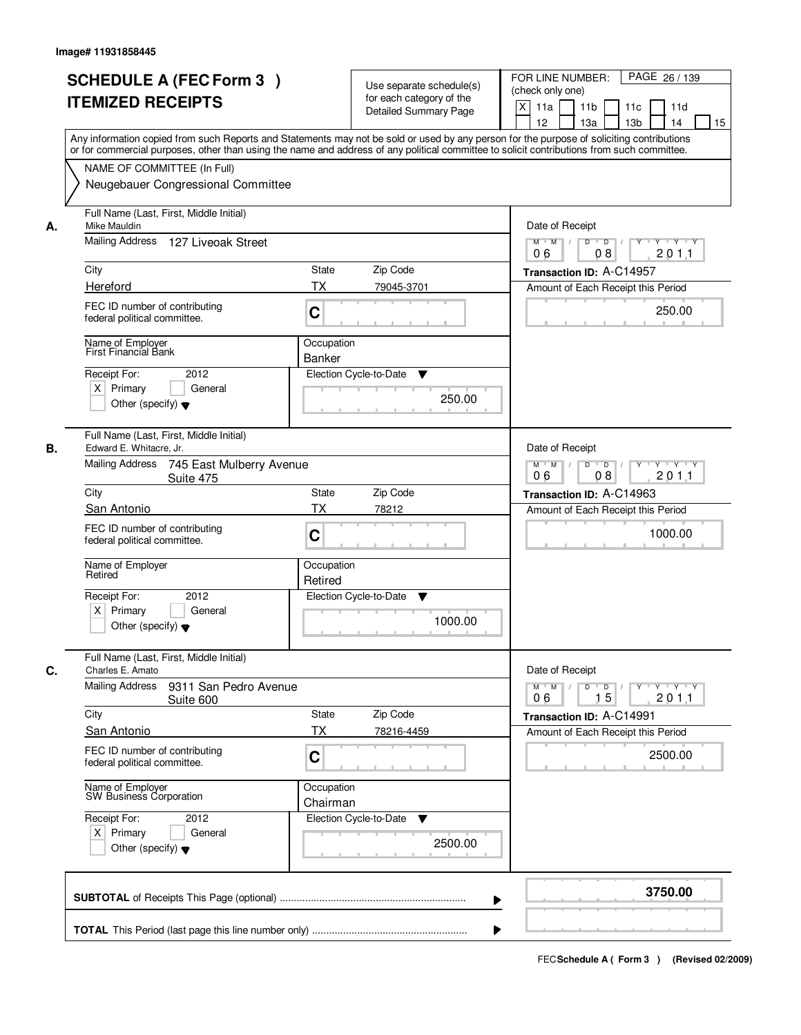Image# 11931858445

# SCHEDULE A (FEC Form 3 ) ITEMIZED RECEIPTS

Use separate schedule(s) for each category of the Detailed Summary Page

FOR LINE NUMBER: (check only one)

[X] 11a [ ] 11b [ ] 11c [ ] 11d [ ] 12 [ ] 13a [ ] 13b [ ] 14 [ ] 15

Any information copied from such Reports and Statements may not be sold or used by any person for the purpose of soliciting contributions or for commercial purposes, other than using the name and address of any political committee to solicit contributions from such committee.

NAME OF COMMITTEE (In Full)

Neugebauer Congressional Committee

---

**A.**

Full Name (Last, First, Middle Initial): Mike Mauldin

Mailing Address: 127 Liveoak Street

City: Hereford | State: TX | Zip Code: 79045-3701

FEC ID number of contributing federal political committee: C

Name of Employer: First Financial Bank

Occupation: Banker

Receipt For: 2012 [X] Primary [ ] General [ ] Other (specify)

Election Cycle-to-Date: 250.00

Date of Receipt: 06 / 08 / 2011

Transaction ID: A-C14957

Amount of Each Receipt this Period: 250.00

---

**B.**

Full Name (Last, First, Middle Initial): Edward E. Whitacre, Jr.

Mailing Address: 745 East Mulberry Avenue Suite 475

City: San Antonio | State: TX | Zip Code: 78212

FEC ID number of contributing federal political committee: C

Name of Employer: Retired

Occupation: Retired

Receipt For: 2012 [X] Primary [ ] General [ ] Other (specify)

Election Cycle-to-Date: 1000.00

Date of Receipt: 06 / 08 / 2011

Transaction ID: A-C14963

Amount of Each Receipt this Period: 1000.00

---

**C.**

Full Name (Last, First, Middle Initial): Charles E. Amato

Mailing Address: 9311 San Pedro Avenue Suite 600

City: San Antonio | State: TX | Zip Code: 78216-4459

FEC ID number of contributing federal political committee: C

Name of Employer: SW Business Corporation

Occupation: Chairman

Receipt For: 2012 [X] Primary [ ] General [ ] Other (specify)

Election Cycle-to-Date: 2500.00

Date of Receipt: 06 / 15 / 2011

Transaction ID: A-C14991

Amount of Each Receipt this Period: 2500.00

---

**SUBTOTAL** of Receipts This Page (optional): **3750.00**

**TOTAL** This Period (last page this line number only):

FEC Schedule A ( Form 3 ) (Revised 02/2009)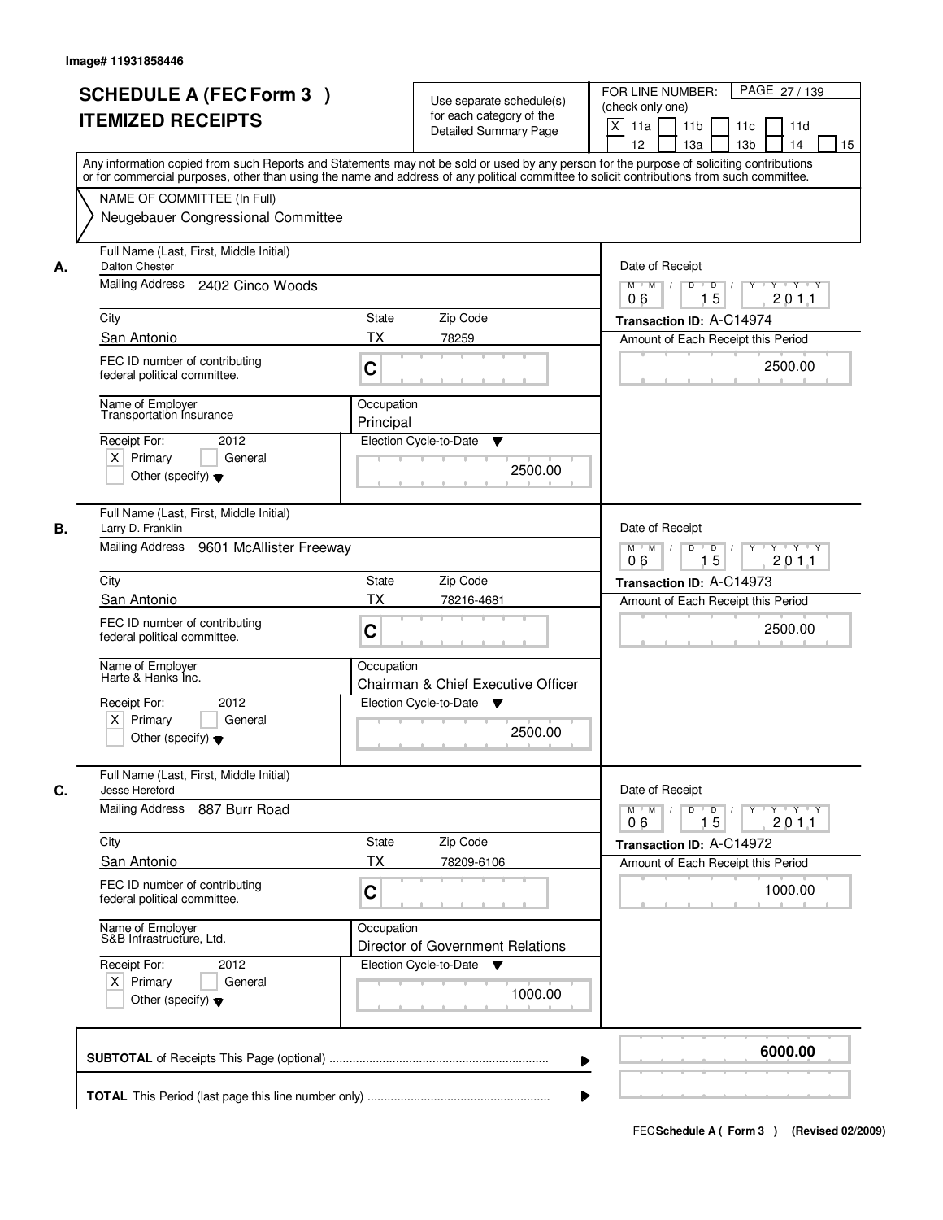Image# 11931858446

# SCHEDULE A (FEC Form 3 ) ITEMIZED RECEIPTS

Use separate schedule(s) for each category of the Detailed Summary Page

FOR LINE NUMBER: (check only one)
[X] 11a [ ] 11b [ ] 11c [ ] 11d [ ] 12 [ ] 13a [ ] 13b [ ] 14 [ ] 15

PAGE 27 / 139

Any information copied from such Reports and Statements may not be sold or used by any person for the purpose of soliciting contributions or for commercial purposes, other than using the name and address of any political committee to solicit contributions from such committee.

NAME OF COMMITTEE (In Full)
Neugebauer Congressional Committee

---

**A.** Full Name (Last, First, Middle Initial): Dalton Chester
Mailing Address: 2402 Cinco Woods
City: San Antonio | State: TX | Zip Code: 78259
FEC ID number of contributing federal political committee: C
Name of Employer: Transportation Insurance
Occupation: Principal
Receipt For: 2012 [X] Primary [ ] General [ ] Other (specify)
Election Cycle-to-Date: 2500.00
Date of Receipt: 06 15 2011
Transaction ID: A-C14974
Amount of Each Receipt this Period: 2500.00

---

**B.** Full Name (Last, First, Middle Initial): Larry D. Franklin
Mailing Address: 9601 McAllister Freeway
City: San Antonio | State: TX | Zip Code: 78216-4681
FEC ID number of contributing federal political committee: C
Name of Employer: Harte & Hanks Inc.
Occupation: Chairman & Chief Executive Officer
Receipt For: 2012 [X] Primary [ ] General [ ] Other (specify)
Election Cycle-to-Date: 2500.00
Date of Receipt: 06 15 2011
Transaction ID: A-C14973
Amount of Each Receipt this Period: 2500.00

---

**C.** Full Name (Last, First, Middle Initial): Jesse Hereford
Mailing Address: 887 Burr Road
City: San Antonio | State: TX | Zip Code: 78209-6106
FEC ID number of contributing federal political committee: C
Name of Employer: S&B Infrastructure, Ltd.
Occupation: Director of Government Relations
Receipt For: 2012 [X] Primary [ ] General [ ] Other (specify)
Election Cycle-to-Date: 1000.00
Date of Receipt: 06 15 2011
Transaction ID: A-C14972
Amount of Each Receipt this Period: 1000.00

---

**SUBTOTAL** of Receipts This Page (optional) ........ **6000.00**

**TOTAL** This Period (last page this line number only) ........

FEC Schedule A ( Form 3 ) (Revised 02/2009)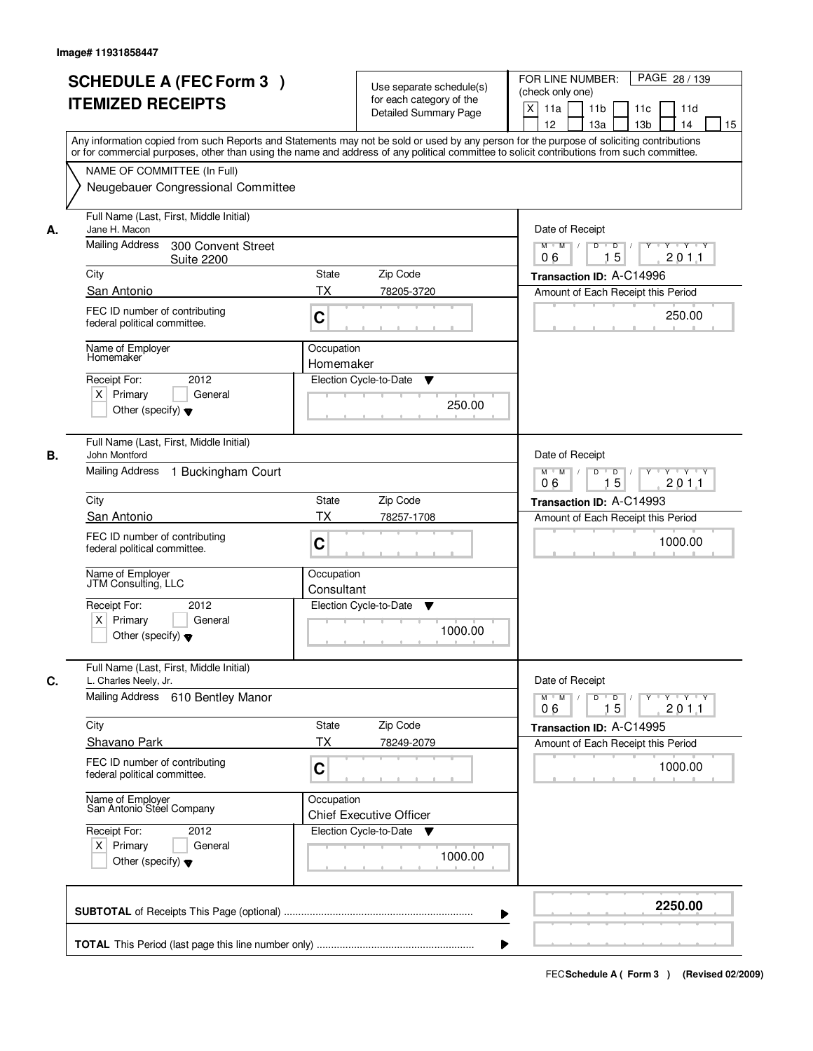Image# 11931858447

# SCHEDULE A (FEC Form 3 )
# ITEMIZED RECEIPTS

Use separate schedule(s) for each category of the Detailed Summary Page

FOR LINE NUMBER: (check only one)
[X] 11a [ ] 11b [ ] 11c [ ] 11d [ ] 12 [ ] 13a [ ] 13b [ ] 14 [ ] 15

PAGE 28 / 139

Any information copied from such Reports and Statements may not be sold or used by any person for the purpose of soliciting contributions or for commercial purposes, other than using the name and address of any political committee to solicit contributions from such committee.

NAME OF COMMITTEE (In Full)
Neugebauer Congressional Committee

---

**A.** Full Name (Last, First, Middle Initial)
Jane H. Macon

Mailing Address: 300 Convent Street, Suite 2200

City: San Antonio | State: TX | Zip Code: 78205-3720

FEC ID number of contributing federal political committee: C

Name of Employer: Homemaker
Occupation: Homemaker

Receipt For: 2012 [X] Primary [ ] General [ ] Other (specify)

Election Cycle-to-Date: 250.00

Date of Receipt: 06 15 2011
Transaction ID: A-C14996
Amount of Each Receipt this Period: 250.00

---

**B.** Full Name (Last, First, Middle Initial)
John Montford

Mailing Address: 1 Buckingham Court

City: San Antonio | State: TX | Zip Code: 78257-1708

FEC ID number of contributing federal political committee: C

Name of Employer: JTM Consulting, LLC
Occupation: Consultant

Receipt For: 2012 [X] Primary [ ] General [ ] Other (specify)

Election Cycle-to-Date: 1000.00

Date of Receipt: 06 15 2011
Transaction ID: A-C14993
Amount of Each Receipt this Period: 1000.00

---

**C.** Full Name (Last, First, Middle Initial)
L. Charles Neely, Jr.

Mailing Address: 610 Bentley Manor

City: Shavano Park | State: TX | Zip Code: 78249-2079

FEC ID number of contributing federal political committee: C

Name of Employer: San Antonio Steel Company
Occupation: Chief Executive Officer

Receipt For: 2012 [X] Primary [ ] General [ ] Other (specify)

Election Cycle-to-Date: 1000.00

Date of Receipt: 06 15 2011
Transaction ID: A-C14995
Amount of Each Receipt this Period: 1000.00

---

**SUBTOTAL** of Receipts This Page (optional): **2250.00**

**TOTAL** This Period (last page this line number only):

FEC **Schedule A ( Form 3 )** (Revised 02/2009)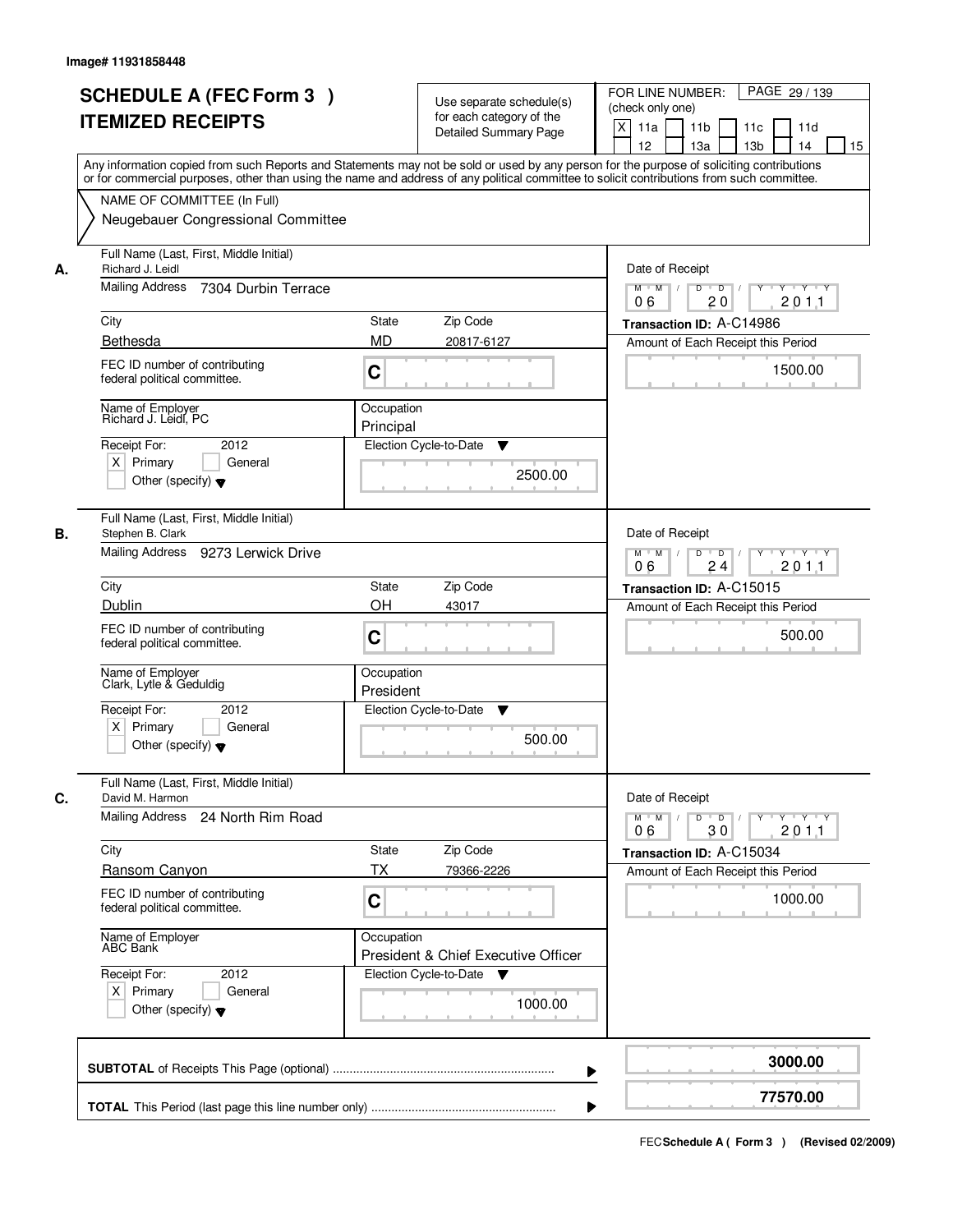Image# 11931858448

# SCHEDULE A (FEC Form 3 )
## ITEMIZED RECEIPTS

Use separate schedule(s) for each category of the Detailed Summary Page

FOR LINE NUMBER: (check only one)
[X] 11a [ ] 11b [ ] 11c [ ] 11d [ ] 12 [ ] 13a [ ] 13b [ ] 14 [ ] 15

Any information copied from such Reports and Statements may not be sold or used by any person for the purpose of soliciting contributions or for commercial purposes, other than using the name and address of any political committee to solicit contributions from such committee.

NAME OF COMMITTEE (In Full)
Neugebauer Congressional Committee

---

**A.**

Full Name (Last, First, Middle Initial): Richard J. Leidl
Mailing Address: 7304 Durbin Terrace
City: Bethesda | State: MD | Zip Code: 20817-6127
FEC ID number of contributing federal political committee: C
Name of Employer: Richard J. Leidl, PC
Occupation: Principal
Receipt For: 2012 [X] Primary [ ] General [ ] Other (specify)
Election Cycle-to-Date: 2500.00
Date of Receipt: 06/20/2011
Transaction ID: A-C14986
Amount of Each Receipt this Period: 1500.00

---

**B.**

Full Name (Last, First, Middle Initial): Stephen B. Clark
Mailing Address: 9273 Lerwick Drive
City: Dublin | State: OH | Zip Code: 43017
FEC ID number of contributing federal political committee: C
Name of Employer: Clark, Lytle & Geduldig
Occupation: President
Receipt For: 2012 [X] Primary [ ] General [ ] Other (specify)
Election Cycle-to-Date: 500.00
Date of Receipt: 06/24/2011
Transaction ID: A-C15015
Amount of Each Receipt this Period: 500.00

---

**C.**

Full Name (Last, First, Middle Initial): David M. Harmon
Mailing Address: 24 North Rim Road
City: Ransom Canyon | State: TX | Zip Code: 79366-2226
FEC ID number of contributing federal political committee: C
Name of Employer: ABC Bank
Occupation: President & Chief Executive Officer
Receipt For: 2012 [X] Primary [ ] General [ ] Other (specify)
Election Cycle-to-Date: 1000.00
Date of Receipt: 06/30/2011
Transaction ID: A-C15034
Amount of Each Receipt this Period: 1000.00

---

**SUBTOTAL** of Receipts This Page (optional): **3000.00**

**TOTAL** This Period (last page this line number only): **77570.00**

FEC **Schedule A ( Form 3 )** (Revised 02/2009)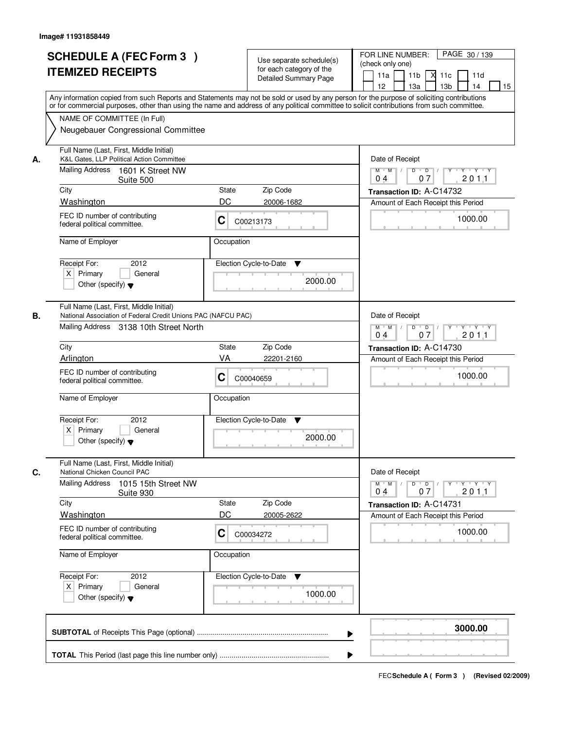Image# 11931858449

# SCHEDULE A (FEC Form 3 )
# ITEMIZED RECEIPTS

Use separate schedule(s) for each category of the Detailed Summary Page

FOR LINE NUMBER: (check only one)

11a | 11b | X 11c | 11d | 12 | 13a | 13b | 14 | 15

Any information copied from such Reports and Statements may not be sold or used by any person for the purpose of soliciting contributions or for commercial purposes, other than using the name and address of any political committee to solicit contributions from such committee.

NAME OF COMMITTEE (In Full)
Neugebauer Congressional Committee

---

**A.** Full Name (Last, First, Middle Initial): K&L Gates, LLP Political Action Committee

Mailing Address: 1601 K Street NW, Suite 500

City: Washington | State: DC | Zip Code: 20006-1682

FEC ID number of contributing federal political committee: C C00213173

Name of Employer: | Occupation:

Receipt For: 2012 — X Primary | General | Other (specify)

Election Cycle-to-Date: 2000.00

Date of Receipt: 04 07 2011

Transaction ID: A-C14732

Amount of Each Receipt this Period: 1000.00

---

**B.** Full Name (Last, First, Middle Initial): National Association of Federal Credit Unions PAC (NAFCU PAC)

Mailing Address: 3138 10th Street North

City: Arlington | State: VA | Zip Code: 22201-2160

FEC ID number of contributing federal political committee: C C00040659

Name of Employer: | Occupation:

Receipt For: 2012 — X Primary | General | Other (specify)

Election Cycle-to-Date: 2000.00

Date of Receipt: 04 07 2011

Transaction ID: A-C14730

Amount of Each Receipt this Period: 1000.00

---

**C.** Full Name (Last, First, Middle Initial): National Chicken Council PAC

Mailing Address: 1015 15th Street NW, Suite 930

City: Washington | State: DC | Zip Code: 20005-2622

FEC ID number of contributing federal political committee: C C00034272

Name of Employer: | Occupation:

Receipt For: 2012 — X Primary | General | Other (specify)

Election Cycle-to-Date: 1000.00

Date of Receipt: 04 07 2011

Transaction ID: A-C14731

Amount of Each Receipt this Period: 1000.00

---

**SUBTOTAL** of Receipts This Page (optional): **3000.00**

**TOTAL** This Period (last page this line number only):

FEC **Schedule A ( Form 3 )** (Revised 02/2009)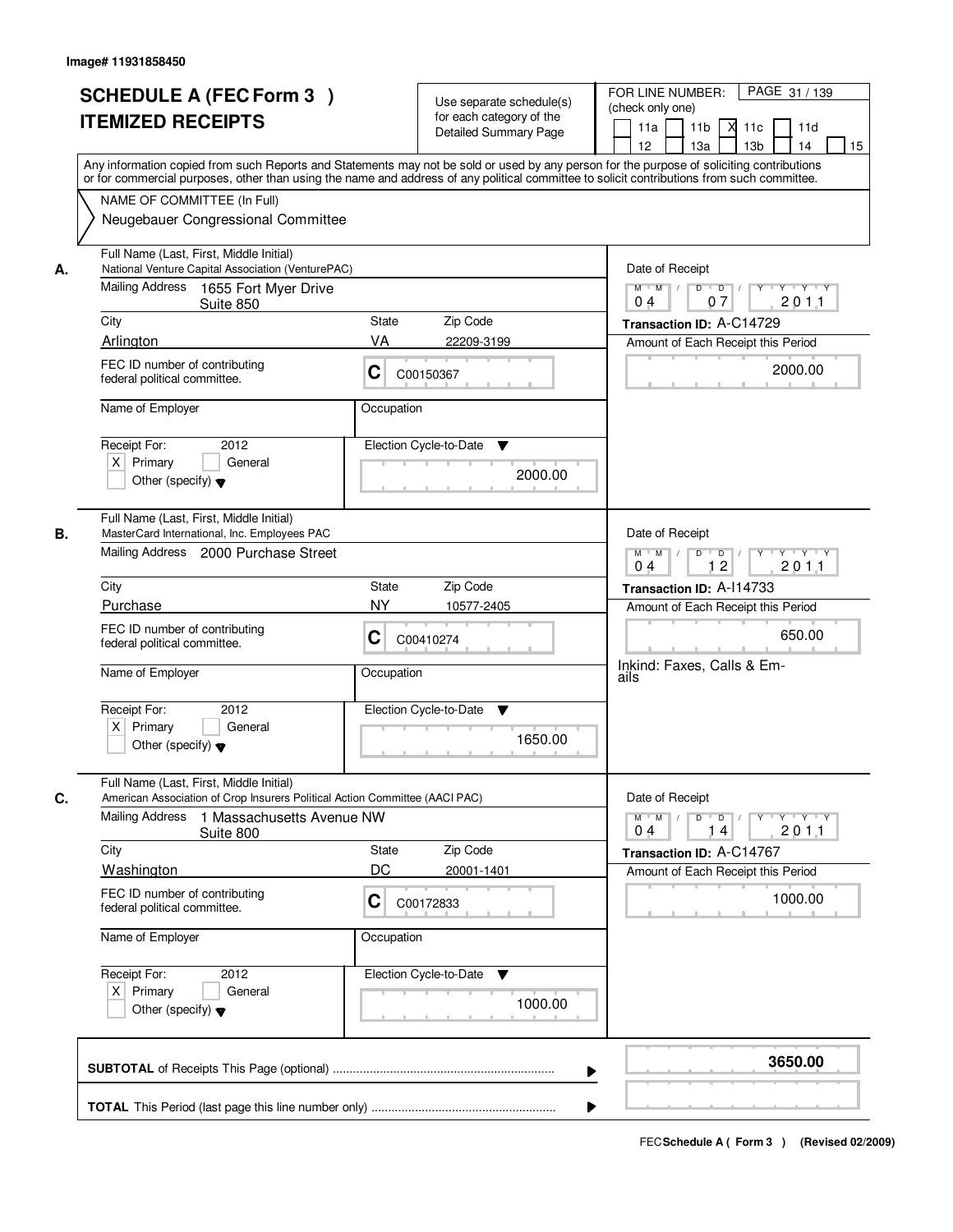Image# 11931858450

# SCHEDULE A (FEC Form 3 ) ITEMIZED RECEIPTS

Use separate schedule(s) for each category of the Detailed Summary Page

FOR LINE NUMBER: (check only one)
11a [ ] 11b [ ] 11c [X] 11d [ ] 12 [ ] 13a [ ] 13b [ ] 14 [ ] 15 [ ]

PAGE 31 / 139

Any information copied from such Reports and Statements may not be sold or used by any person for the purpose of soliciting contributions or for commercial purposes, other than using the name and address of any political committee to solicit contributions from such committee.

NAME OF COMMITTEE (In Full)
Neugebauer Congressional Committee

---

**A.** Full Name (Last, First, Middle Initial)
National Venture Capital Association (VenturePAC)

Mailing Address: 1655 Fort Myer Drive, Suite 850

City: Arlington | State: VA | Zip Code: 22209-3199

FEC ID number of contributing federal political committee: C C00150367

Name of Employer: | Occupation:

Receipt For: 2012 [X] Primary [ ] General [ ] Other (specify)

Election Cycle-to-Date: 2000.00

Date of Receipt: 04 07 2011

Transaction ID: A-C14729

Amount of Each Receipt this Period: 2000.00

---

**B.** Full Name (Last, First, Middle Initial)
MasterCard International, Inc. Employees PAC

Mailing Address: 2000 Purchase Street

City: Purchase | State: NY | Zip Code: 10577-2405

FEC ID number of contributing federal political committee: C C00410274

Name of Employer: | Occupation:

Receipt For: 2012 [X] Primary [ ] General [ ] Other (specify)

Election Cycle-to-Date: 1650.00

Date of Receipt: 04 12 2011

Transaction ID: A-I14733

Amount of Each Receipt this Period: 650.00

Inkind: Faxes, Calls & Emails

---

**C.** Full Name (Last, First, Middle Initial)
American Association of Crop Insurers Political Action Committee (AACI PAC)

Mailing Address: 1 Massachusetts Avenue NW, Suite 800

City: Washington | State: DC | Zip Code: 20001-1401

FEC ID number of contributing federal political committee: C C00172833

Name of Employer: | Occupation:

Receipt For: 2012 [X] Primary [ ] General [ ] Other (specify)

Election Cycle-to-Date: 1000.00

Date of Receipt: 04 14 2011

Transaction ID: A-C14767

Amount of Each Receipt this Period: 1000.00

---

**SUBTOTAL** of Receipts This Page (optional): **3650.00**

**TOTAL** This Period (last page this line number only):

FEC Schedule A ( Form 3 ) (Revised 02/2009)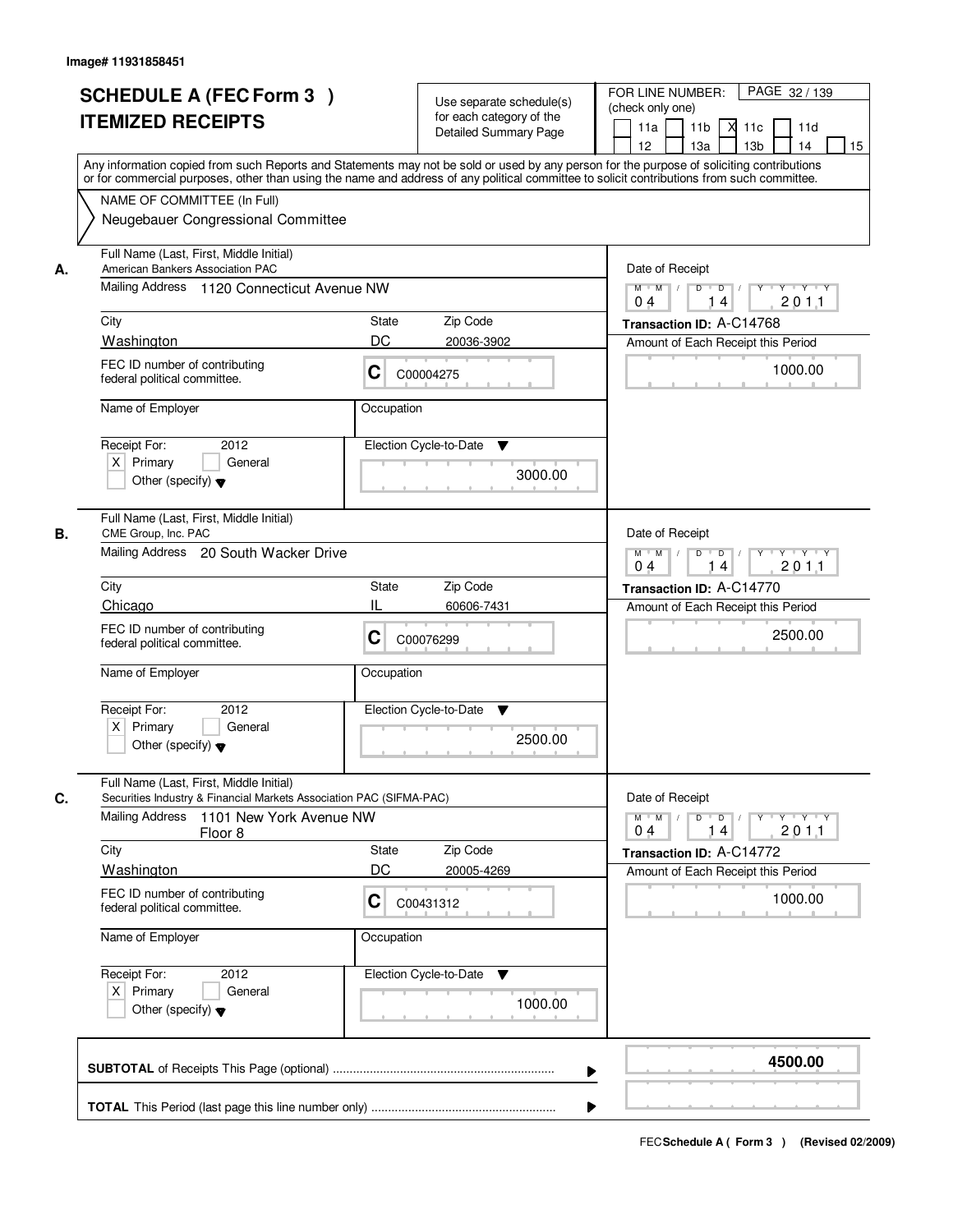Image# 11931858451

# SCHEDULE A (FEC Form 3 )
## ITEMIZED RECEIPTS

Use separate schedule(s) for each category of the Detailed Summary Page

FOR LINE NUMBER: (check only one)

11a | 11b | [X] 11c | 11d | 12 | 13a | 13b | 14 | 15

Any information copied from such Reports and Statements may not be sold or used by any person for the purpose of soliciting contributions or for commercial purposes, other than using the name and address of any political committee to solicit contributions from such committee.

NAME OF COMMITTEE (In Full)
Neugebauer Congressional Committee

---

**A.** Full Name (Last, First, Middle Initial)
American Bankers Association PAC

Mailing Address: 1120 Connecticut Avenue NW

City: Washington | State: DC | Zip Code: 20036-3902

FEC ID number of contributing federal political committee: C C00004275

Name of Employer: | Occupation:

Receipt For: 2012 [X] Primary [ ] General [ ] Other (specify)

Election Cycle-to-Date: 3000.00

Date of Receipt: 04 14 2011

Transaction ID: A-C14768

Amount of Each Receipt this Period: 1000.00

---

**B.** Full Name (Last, First, Middle Initial)
CME Group, Inc. PAC

Mailing Address: 20 South Wacker Drive

City: Chicago | State: IL | Zip Code: 60606-7431

FEC ID number of contributing federal political committee: C C00076299

Name of Employer: | Occupation:

Receipt For: 2012 [X] Primary [ ] General [ ] Other (specify)

Election Cycle-to-Date: 2500.00

Date of Receipt: 04 14 2011

Transaction ID: A-C14770

Amount of Each Receipt this Period: 2500.00

---

**C.** Full Name (Last, First, Middle Initial)
Securities Industry & Financial Markets Association PAC (SIFMA-PAC)

Mailing Address: 1101 New York Avenue NW
Floor 8

City: Washington | State: DC | Zip Code: 20005-4269

FEC ID number of contributing federal political committee: C C00431312

Name of Employer: | Occupation:

Receipt For: 2012 [X] Primary [ ] General [ ] Other (specify)

Election Cycle-to-Date: 1000.00

Date of Receipt: 04 14 2011

Transaction ID: A-C14772

Amount of Each Receipt this Period: 1000.00

---

**SUBTOTAL** of Receipts This Page (optional): **4500.00**

**TOTAL** This Period (last page this line number only):

FEC Schedule A ( Form 3 ) (Revised 02/2009)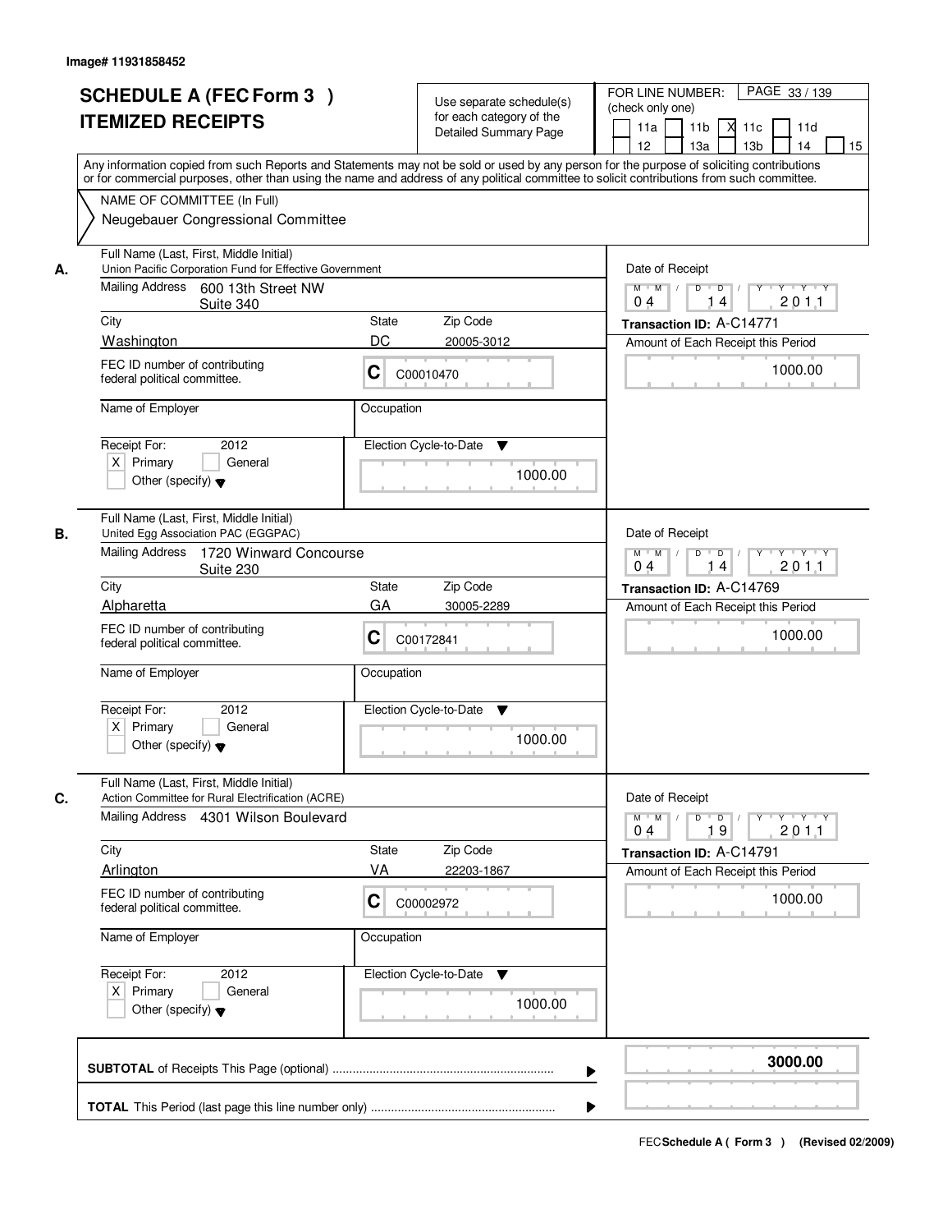Image# 11931858452

# SCHEDULE A (FEC Form 3 )
## ITEMIZED RECEIPTS

Use separate schedule(s) for each category of the Detailed Summary Page

FOR LINE NUMBER: (check only one)

- [ ] 11a
- [ ] 11b
- [X] 11c
- [ ] 11d
- [ ] 12
- [ ] 13a
- [ ] 13b
- [ ] 14
- [ ] 15

PAGE 33 / 139

Any information copied from such Reports and Statements may not be sold or used by any person for the purpose of soliciting contributions or for commercial purposes, other than using the name and address of any political committee to solicit contributions from such committee.

NAME OF COMMITTEE (In Full)

Neugebauer Congressional Committee

---

**A.** Full Name (Last, First, Middle Initial)
Union Pacific Corporation Fund for Effective Government

Mailing Address: 600 13th Street NW, Suite 340

City: Washington | State: DC | Zip Code: 20005-3012

FEC ID number of contributing federal political committee: C C00010470

Name of Employer:

Occupation:

Receipt For: 2012 — [X] Primary [ ] General [ ] Other (specify)

Election Cycle-to-Date: 1000.00

Date of Receipt: 04 / 14 / 2011

Transaction ID: A-C14771

Amount of Each Receipt this Period: 1000.00

---

**B.** Full Name (Last, First, Middle Initial)
United Egg Association PAC (EGGPAC)

Mailing Address: 1720 Winward Concourse, Suite 230

City: Alpharetta | State: GA | Zip Code: 30005-2289

FEC ID number of contributing federal political committee: C C00172841

Name of Employer:

Occupation:

Receipt For: 2012 — [X] Primary [ ] General [ ] Other (specify)

Election Cycle-to-Date: 1000.00

Date of Receipt: 04 / 14 / 2011

Transaction ID: A-C14769

Amount of Each Receipt this Period: 1000.00

---

**C.** Full Name (Last, First, Middle Initial)
Action Committee for Rural Electrification (ACRE)

Mailing Address: 4301 Wilson Boulevard

City: Arlington | State: VA | Zip Code: 22203-1867

FEC ID number of contributing federal political committee: C C00002972

Name of Employer:

Occupation:

Receipt For: 2012 — [X] Primary [ ] General [ ] Other (specify)

Election Cycle-to-Date: 1000.00

Date of Receipt: 04 / 19 / 2011

Transaction ID: A-C14791

Amount of Each Receipt this Period: 1000.00

---

**SUBTOTAL** of Receipts This Page (optional) ........ **3000.00**

**TOTAL** This Period (last page this line number only) ........

FEC **Schedule A ( Form 3 )** (Revised 02/2009)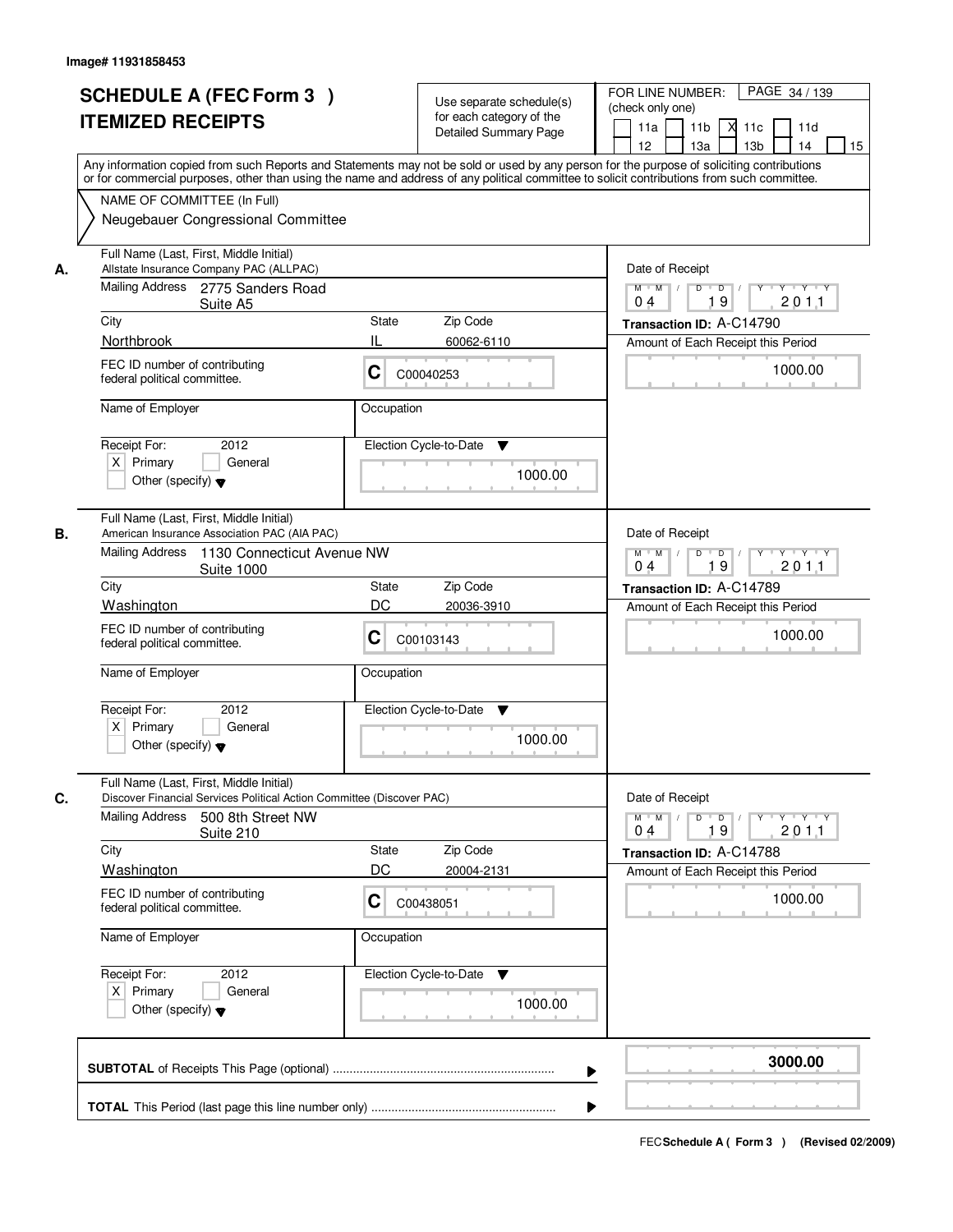Image# 11931858453

# SCHEDULE A (FEC Form 3 )
# ITEMIZED RECEIPTS

Use separate schedule(s) for each category of the Detailed Summary Page

FOR LINE NUMBER: (check only one)

PAGE 34 / 139

11a | 11b | X 11c | 11d | 12 | 13a | 13b | 14 | 15

Any information copied from such Reports and Statements may not be sold or used by any person for the purpose of soliciting contributions or for commercial purposes, other than using the name and address of any political committee to solicit contributions from such committee.

NAME OF COMMITTEE (In Full)
Neugebauer Congressional Committee

---

**A.**

Full Name (Last, First, Middle Initial): Allstate Insurance Company PAC (ALLPAC)

Mailing Address: 2775 Sanders Road, Suite A5

City: Northbrook | State: IL | Zip Code: 60062-6110

FEC ID number of contributing federal political committee: C C00040253

Name of Employer: | Occupation:

Receipt For: 2012 — X Primary | General | Other (specify)

Election Cycle-to-Date: 1000.00

Date of Receipt: 04 19 2011

Transaction ID: A-C14790

Amount of Each Receipt this Period: 1000.00

---

**B.**

Full Name (Last, First, Middle Initial): American Insurance Association PAC (AIA PAC)

Mailing Address: 1130 Connecticut Avenue NW, Suite 1000

City: Washington | State: DC | Zip Code: 20036-3910

FEC ID number of contributing federal political committee: C C00103143

Name of Employer: | Occupation:

Receipt For: 2012 — X Primary | General | Other (specify)

Election Cycle-to-Date: 1000.00

Date of Receipt: 04 19 2011

Transaction ID: A-C14789

Amount of Each Receipt this Period: 1000.00

---

**C.**

Full Name (Last, First, Middle Initial): Discover Financial Services Political Action Committee (Discover PAC)

Mailing Address: 500 8th Street NW, Suite 210

City: Washington | State: DC | Zip Code: 20004-2131

FEC ID number of contributing federal political committee: C C00438051

Name of Employer: | Occupation:

Receipt For: 2012 — X Primary | General | Other (specify)

Election Cycle-to-Date: 1000.00

Date of Receipt: 04 19 2011

Transaction ID: A-C14788

Amount of Each Receipt this Period: 1000.00

---

**SUBTOTAL** of Receipts This Page (optional): **3000.00**

**TOTAL** This Period (last page this line number only):

FEC **Schedule A ( Form 3 )** (Revised 02/2009)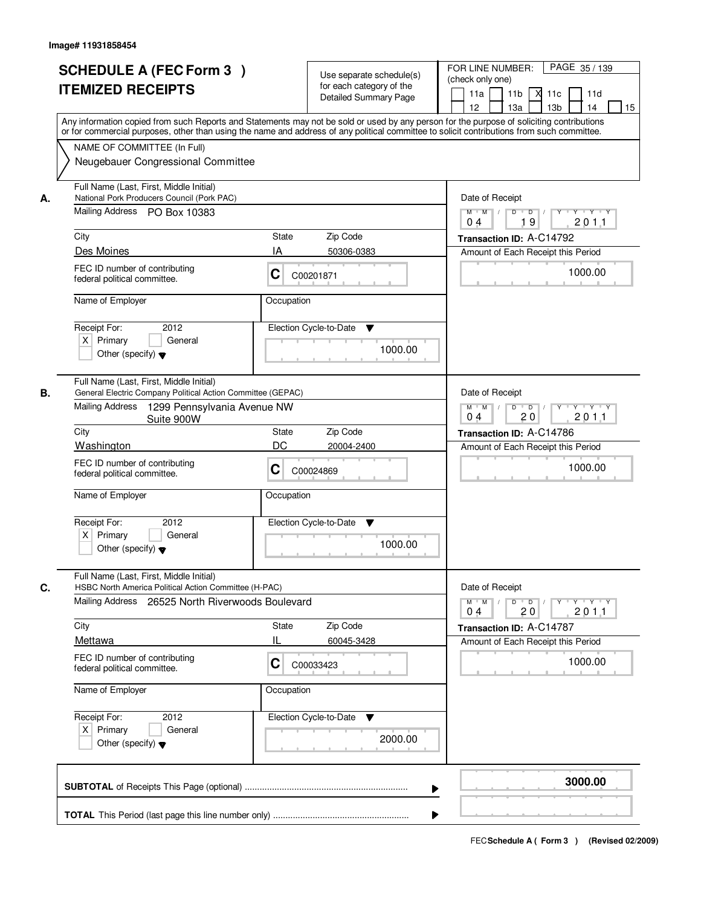Image# 11931858454

# SCHEDULE A (FEC Form 3 ) ITEMIZED RECEIPTS

Use separate schedule(s) for each category of the Detailed Summary Page

FOR LINE NUMBER: (check only one) PAGE 35 / 139

11a | 11b | [X] 11c | 11d | 12 | 13a | 13b | 14 | 15

Any information copied from such Reports and Statements may not be sold or used by any person for the purpose of soliciting contributions or for commercial purposes, other than using the name and address of any political committee to solicit contributions from such committee.

NAME OF COMMITTEE (In Full)
Neugebauer Congressional Committee

---

**A.** Full Name (Last, First, Middle Initial): National Pork Producers Council (Pork PAC)

Mailing Address: PO Box 10383

City: Des Moines | State: IA | Zip Code: 50306-0383

FEC ID number of contributing federal political committee: C C00201871

Name of Employer: | Occupation:

Receipt For: 2012 [X] Primary [ ] General [ ] Other (specify)

Election Cycle-to-Date: 1000.00

Date of Receipt: 04 / 19 / 2011

Transaction ID: A-C14792

Amount of Each Receipt this Period: 1000.00

---

**B.** Full Name (Last, First, Middle Initial): General Electric Company Political Action Committee (GEPAC)

Mailing Address: 1299 Pennsylvania Avenue NW Suite 900W

City: Washington | State: DC | Zip Code: 20004-2400

FEC ID number of contributing federal political committee: C C00024869

Name of Employer: | Occupation:

Receipt For: 2012 [X] Primary [ ] General [ ] Other (specify)

Election Cycle-to-Date: 1000.00

Date of Receipt: 04 / 20 / 2011

Transaction ID: A-C14786

Amount of Each Receipt this Period: 1000.00

---

**C.** Full Name (Last, First, Middle Initial): HSBC North America Political Action Committee (H-PAC)

Mailing Address: 26525 North Riverwoods Boulevard

City: Mettawa | State: IL | Zip Code: 60045-3428

FEC ID number of contributing federal political committee: C C00033423

Name of Employer: | Occupation:

Receipt For: 2012 [X] Primary [ ] General [ ] Other (specify)

Election Cycle-to-Date: 2000.00

Date of Receipt: 04 / 20 / 2011

Transaction ID: A-C14787

Amount of Each Receipt this Period: 1000.00

---

**SUBTOTAL** of Receipts This Page (optional): **3000.00**

**TOTAL** This Period (last page this line number only):

FEC Schedule A ( Form 3 ) (Revised 02/2009)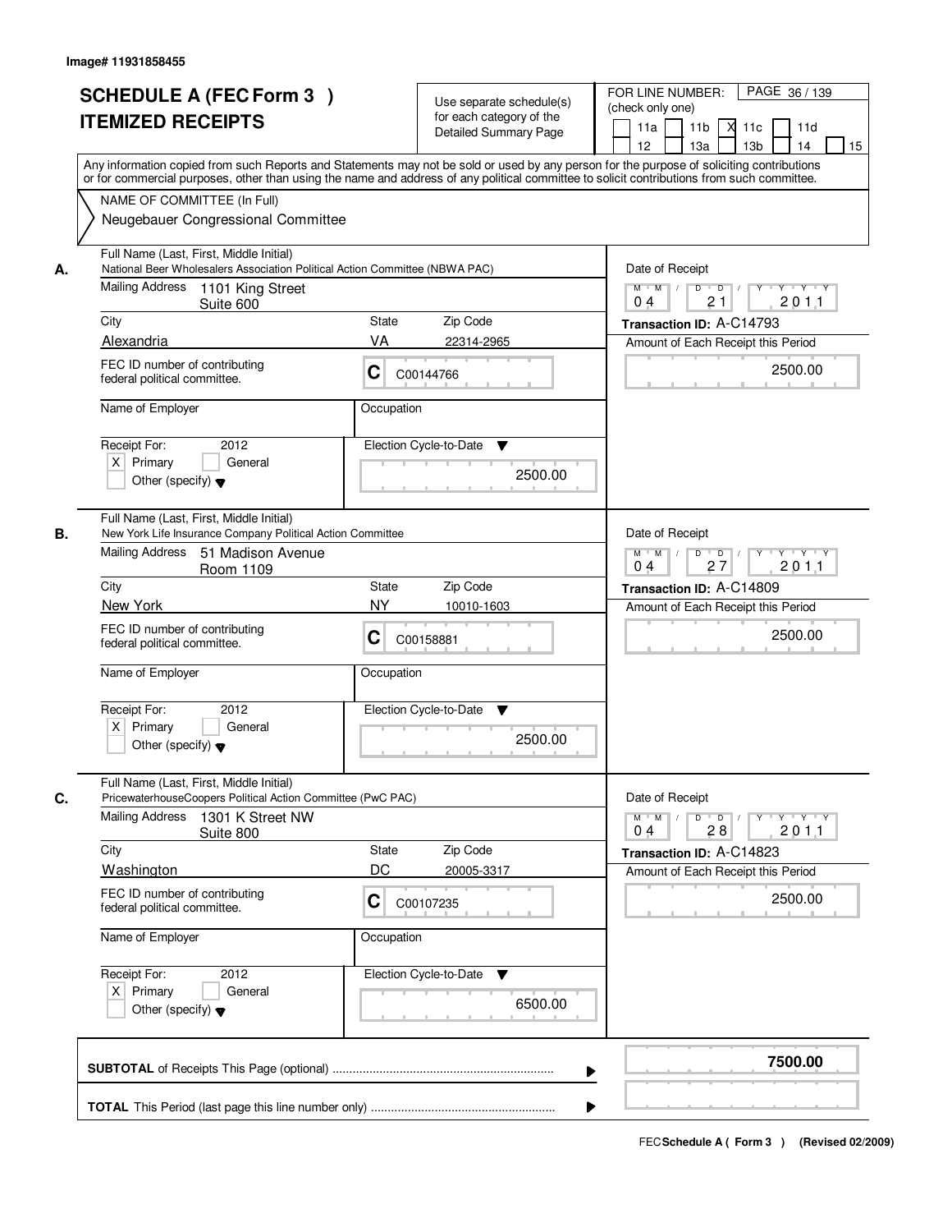Image# 11931858455

# SCHEDULE A (FEC Form 3 ) ITEMIZED RECEIPTS

Use separate schedule(s) for each category of the Detailed Summary Page

FOR LINE NUMBER: (check only one) PAGE 36 / 139

11a | 11b | X 11c | 11d | 12 | 13a | 13b | 14 | 15

Any information copied from such Reports and Statements may not be sold or used by any person for the purpose of soliciting contributions or for commercial purposes, other than using the name and address of any political committee to solicit contributions from such committee.

NAME OF COMMITTEE (In Full)
Neugebauer Congressional Committee

---

**A.** Full Name (Last, First, Middle Initial)
National Beer Wholesalers Association Political Action Committee (NBWA PAC)

Mailing Address: 1101 King Street, Suite 600

City: Alexandria | State: VA | Zip Code: 22314-2965

FEC ID number of contributing federal political committee: C C00144766

Name of Employer: | Occupation:

Receipt For: 2012 [X] Primary [ ] General [ ] Other (specify)

Election Cycle-to-Date: 2500.00

Date of Receipt: 04 / 21 / 2011

Transaction ID: A-C14793

Amount of Each Receipt this Period: 2500.00

---

**B.** Full Name (Last, First, Middle Initial)
New York Life Insurance Company Political Action Committee

Mailing Address: 51 Madison Avenue, Room 1109

City: New York | State: NY | Zip Code: 10010-1603

FEC ID number of contributing federal political committee: C C00158881

Name of Employer: | Occupation:

Receipt For: 2012 [X] Primary [ ] General [ ] Other (specify)

Election Cycle-to-Date: 2500.00

Date of Receipt: 04 / 27 / 2011

Transaction ID: A-C14809

Amount of Each Receipt this Period: 2500.00

---

**C.** Full Name (Last, First, Middle Initial)
PricewaterhouseCoopers Political Action Committee (PwC PAC)

Mailing Address: 1301 K Street NW, Suite 800

City: Washington | State: DC | Zip Code: 20005-3317

FEC ID number of contributing federal political committee: C C00107235

Name of Employer: | Occupation:

Receipt For: 2012 [X] Primary [ ] General [ ] Other (specify)

Election Cycle-to-Date: 6500.00

Date of Receipt: 04 / 28 / 2011

Transaction ID: A-C14823

Amount of Each Receipt this Period: 2500.00

---

**SUBTOTAL** of Receipts This Page (optional): **7500.00**

**TOTAL** This Period (last page this line number only):

FEC Schedule A ( Form 3 ) (Revised 02/2009)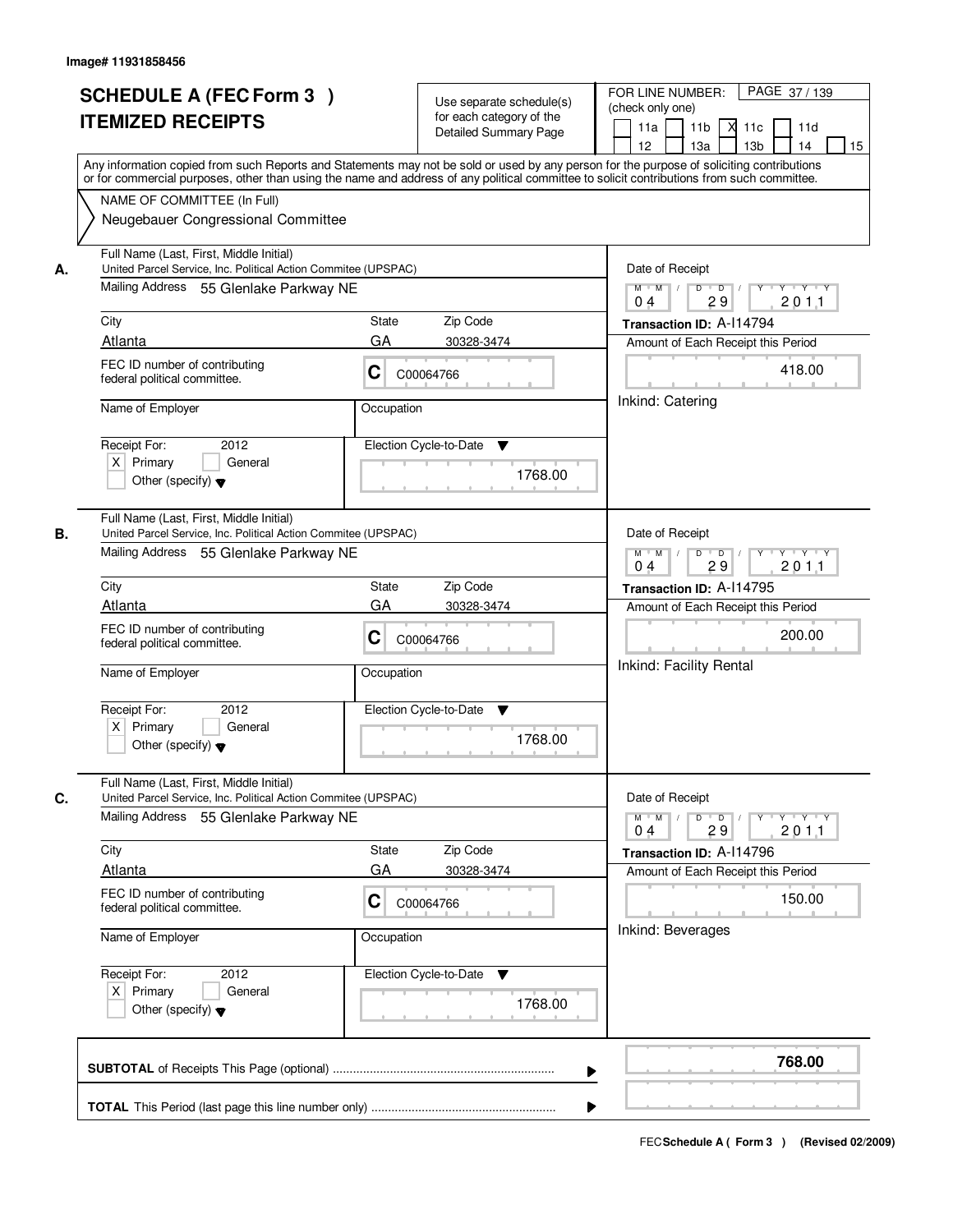Image# 11931858456

# SCHEDULE A (FEC Form 3 ) ITEMIZED RECEIPTS

Use separate schedule(s) for each category of the Detailed Summary Page

FOR LINE NUMBER: (check only one)

11a | 11b | X 11c | 11d | 12 | 13a | 13b | 14 | 15

PAGE 37 / 139

Any information copied from such Reports and Statements may not be sold or used by any person for the purpose of soliciting contributions or for commercial purposes, other than using the name and address of any political committee to solicit contributions from such committee.

NAME OF COMMITTEE (In Full)

Neugebauer Congressional Committee

**A.**

Full Name (Last, First, Middle Initial): United Parcel Service, Inc. Political Action Commitee (UPSPAC)

Mailing Address: 55 Glenlake Parkway NE

City: Atlanta | State: GA | Zip Code: 30328-3474

FEC ID number of contributing federal political committee: C C00064766

Name of Employer:

Occupation:

Receipt For: 2012 — X Primary | General | Other (specify)

Election Cycle-to-Date: 1768.00

Date of Receipt: 04 / 29 / 2011

Transaction ID: A-I14794

Amount of Each Receipt this Period: 418.00

Inkind: Catering

**B.**

Full Name (Last, First, Middle Initial): United Parcel Service, Inc. Political Action Commitee (UPSPAC)

Mailing Address: 55 Glenlake Parkway NE

City: Atlanta | State: GA | Zip Code: 30328-3474

FEC ID number of contributing federal political committee: C C00064766

Name of Employer:

Occupation:

Receipt For: 2012 — X Primary | General | Other (specify)

Election Cycle-to-Date: 1768.00

Date of Receipt: 04 / 29 / 2011

Transaction ID: A-I14795

Amount of Each Receipt this Period: 200.00

Inkind: Facility Rental

**C.**

Full Name (Last, First, Middle Initial): United Parcel Service, Inc. Political Action Commitee (UPSPAC)

Mailing Address: 55 Glenlake Parkway NE

City: Atlanta | State: GA | Zip Code: 30328-3474

FEC ID number of contributing federal political committee: C C00064766

Name of Employer:

Occupation:

Receipt For: 2012 — X Primary | General | Other (specify)

Election Cycle-to-Date: 1768.00

Date of Receipt: 04 / 29 / 2011

Transaction ID: A-I14796

Amount of Each Receipt this Period: 150.00

Inkind: Beverages

**SUBTOTAL** of Receipts This Page (optional): **768.00**

**TOTAL** This Period (last page this line number only):

FEC Schedule A ( Form 3 ) (Revised 02/2009)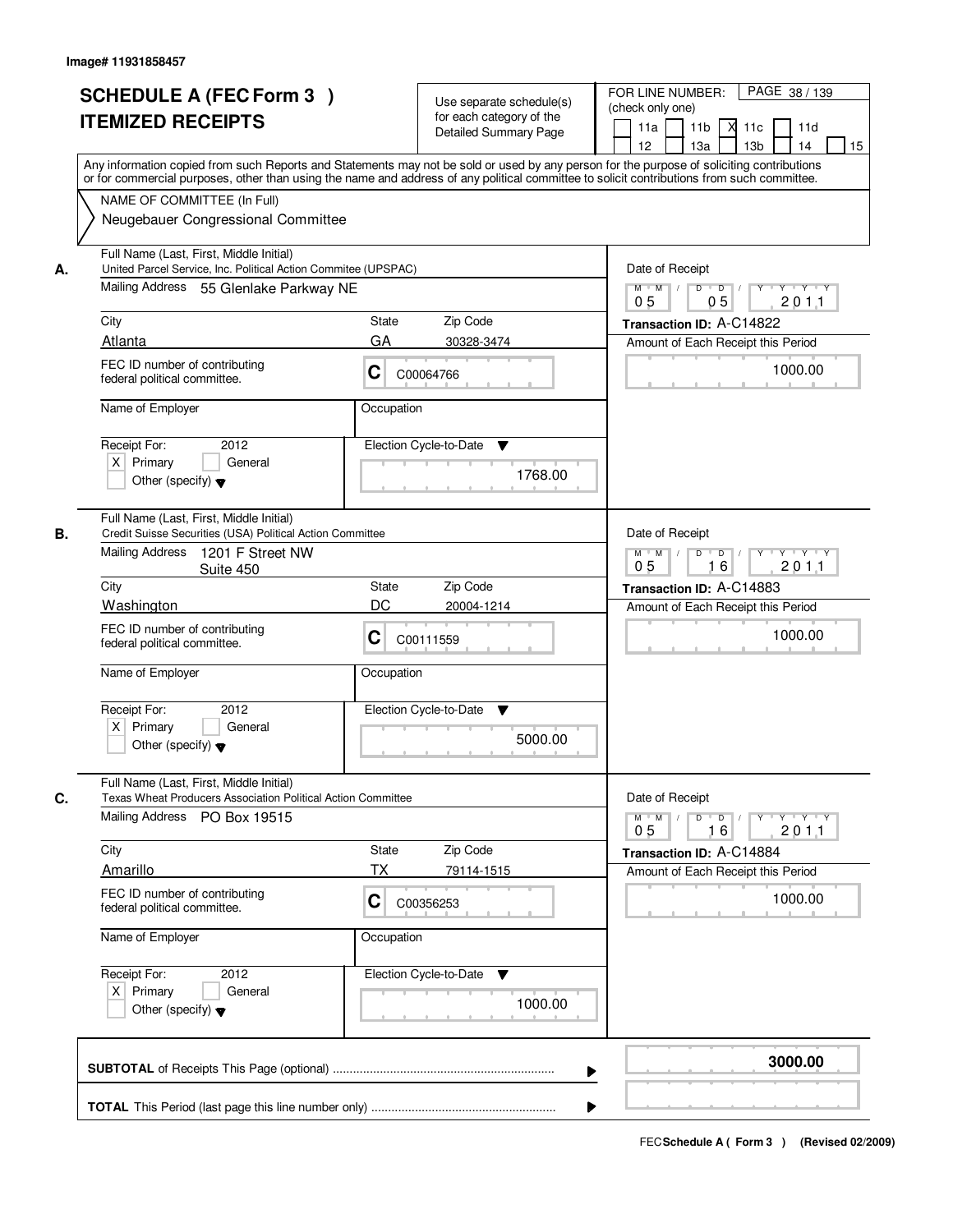Image# 11931858457

# SCHEDULE A (FEC Form 3 )
# ITEMIZED RECEIPTS

Use separate schedule(s) for each category of the Detailed Summary Page

FOR LINE NUMBER: (check only one)

11a [ ] 11b [ ] 11c [X] 11d [ ] 12 [ ] 13a [ ] 13b [ ] 14 [ ] 15 [ ]

PAGE 38 / 139

Any information copied from such Reports and Statements may not be sold or used by any person for the purpose of soliciting contributions or for commercial purposes, other than using the name and address of any political committee to solicit contributions from such committee.

NAME OF COMMITTEE (In Full)
Neugebauer Congressional Committee

---

**A.** Full Name (Last, First, Middle Initial)
United Parcel Service, Inc. Political Action Commitee (UPSPAC)

Mailing Address: 55 Glenlake Parkway NE

City: Atlanta | State: GA | Zip Code: 30328-3474

FEC ID number of contributing federal political committee: C C00064766

Name of Employer: | Occupation:

Receipt For: 2012 — [X] Primary [ ] General [ ] Other (specify)

Election Cycle-to-Date: 1768.00

Date of Receipt: 05 05 2011

Transaction ID: A-C14822

Amount of Each Receipt this Period: 1000.00

---

**B.** Full Name (Last, First, Middle Initial)
Credit Suisse Securities (USA) Political Action Committee

Mailing Address: 1201 F Street NW Suite 450

City: Washington | State: DC | Zip Code: 20004-1214

FEC ID number of contributing federal political committee: C C00111559

Name of Employer: | Occupation:

Receipt For: 2012 — [X] Primary [ ] General [ ] Other (specify)

Election Cycle-to-Date: 5000.00

Date of Receipt: 05 16 2011

Transaction ID: A-C14883

Amount of Each Receipt this Period: 1000.00

---

**C.** Full Name (Last, First, Middle Initial)
Texas Wheat Producers Association Political Action Committee

Mailing Address: PO Box 19515

City: Amarillo | State: TX | Zip Code: 79114-1515

FEC ID number of contributing federal political committee: C C00356253

Name of Employer: | Occupation:

Receipt For: 2012 — [X] Primary [ ] General [ ] Other (specify)

Election Cycle-to-Date: 1000.00

Date of Receipt: 05 16 2011

Transaction ID: A-C14884

Amount of Each Receipt this Period: 1000.00

---

**SUBTOTAL** of Receipts This Page (optional): **3000.00**

**TOTAL** This Period (last page this line number only):

FEC **Schedule A ( Form 3 )** (Revised 02/2009)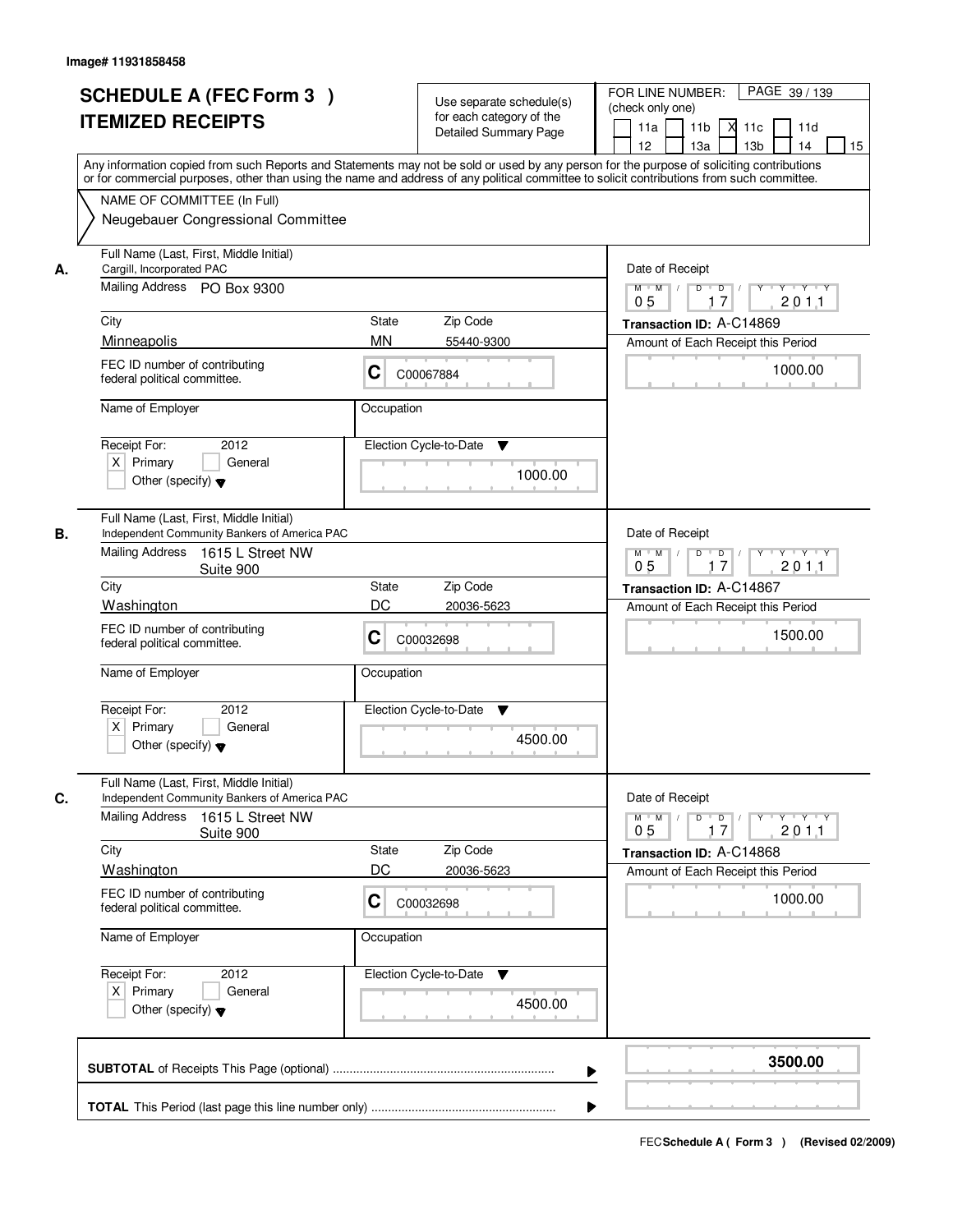Image# 11931858458

# SCHEDULE A (FEC Form 3 ) ITEMIZED RECEIPTS

Use separate schedule(s) for each category of the Detailed Summary Page

FOR LINE NUMBER: (check only one)

11a [ ] 11b [ ] 11c [X] 11d [ ] 12 [ ] 13a [ ] 13b [ ] 14 [ ] 15 [ ]

Any information copied from such Reports and Statements may not be sold or used by any person for the purpose of soliciting contributions or for commercial purposes, other than using the name and address of any political committee to solicit contributions from such committee.

NAME OF COMMITTEE (In Full)
Neugebauer Congressional Committee

---

**A.**

Full Name (Last, First, Middle Initial): Cargill, Incorporated PAC

Mailing Address: PO Box 9300

City: Minneapolis | State: MN | Zip Code: 55440-9300

FEC ID number of contributing federal political committee: C C00067884

Name of Employer:

Occupation:

Receipt For: 2012 [X] Primary [ ] General [ ] Other (specify)

Election Cycle-to-Date: 1000.00

Date of Receipt: 05 / 17 / 2011

Transaction ID: A-C14869

Amount of Each Receipt this Period: 1000.00

---

**B.**

Full Name (Last, First, Middle Initial): Independent Community Bankers of America PAC

Mailing Address: 1615 L Street NW, Suite 900

City: Washington | State: DC | Zip Code: 20036-5623

FEC ID number of contributing federal political committee: C C00032698

Name of Employer:

Occupation:

Receipt For: 2012 [X] Primary [ ] General [ ] Other (specify)

Election Cycle-to-Date: 4500.00

Date of Receipt: 05 / 17 / 2011

Transaction ID: A-C14867

Amount of Each Receipt this Period: 1500.00

---

**C.**

Full Name (Last, First, Middle Initial): Independent Community Bankers of America PAC

Mailing Address: 1615 L Street NW, Suite 900

City: Washington | State: DC | Zip Code: 20036-5623

FEC ID number of contributing federal political committee: C C00032698

Name of Employer:

Occupation:

Receipt For: 2012 [X] Primary [ ] General [ ] Other (specify)

Election Cycle-to-Date: 4500.00

Date of Receipt: 05 / 17 / 2011

Transaction ID: A-C14868

Amount of Each Receipt this Period: 1000.00

---

**SUBTOTAL** of Receipts This Page (optional): **3500.00**

**TOTAL** This Period (last page this line number only):

FEC **Schedule A ( Form 3 )** (Revised 02/2009)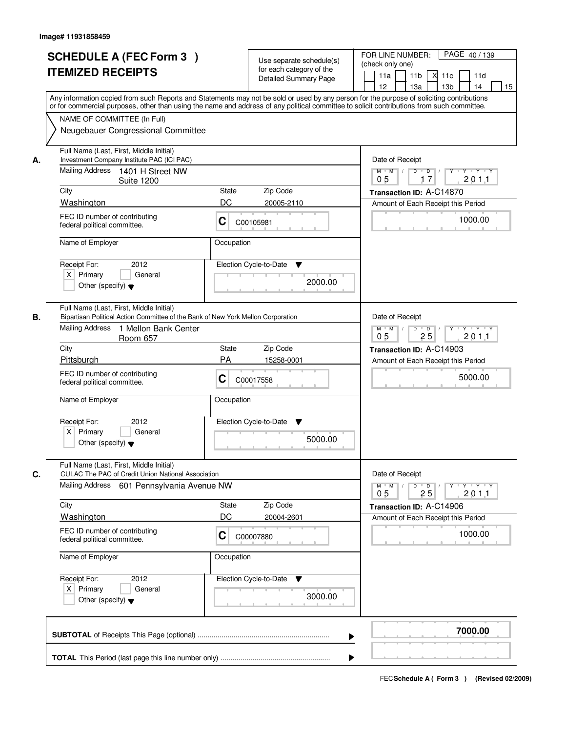Image# 11931858459

# SCHEDULE A (FEC Form 3 ) ITEMIZED RECEIPTS

Use separate schedule(s) for each category of the Detailed Summary Page

FOR LINE NUMBER: (check only one)

11a | 11b | X 11c | 11d | 12 | 13a | 13b | 14 | 15

PAGE 40 / 139

Any information copied from such Reports and Statements may not be sold or used by any person for the purpose of soliciting contributions or for commercial purposes, other than using the name and address of any political committee to solicit contributions from such committee.

NAME OF COMMITTEE (In Full)
Neugebauer Congressional Committee

---

**A.**

Full Name (Last, First, Middle Initial): Investment Company Institute PAC (ICI PAC)

Mailing Address: 1401 H Street NW, Suite 1200

City: Washington | State: DC | Zip Code: 20005-2110

FEC ID number of contributing federal political committee: C C00105981

Name of Employer: | Occupation:

Receipt For: 2012 — X Primary | General | Other (specify)

Election Cycle-to-Date: 2000.00

Date of Receipt: 05 / 17 / 2011

Transaction ID: A-C14870

Amount of Each Receipt this Period: 1000.00

---

**B.**

Full Name (Last, First, Middle Initial): Bipartisan Political Action Committee of the Bank of New York Mellon Corporation

Mailing Address: 1 Mellon Bank Center, Room 657

City: Pittsburgh | State: PA | Zip Code: 15258-0001

FEC ID number of contributing federal political committee: C C00017558

Name of Employer: | Occupation:

Receipt For: 2012 — X Primary | General | Other (specify)

Election Cycle-to-Date: 5000.00

Date of Receipt: 05 / 25 / 2011

Transaction ID: A-C14903

Amount of Each Receipt this Period: 5000.00

---

**C.**

Full Name (Last, First, Middle Initial): CULAC The PAC of Credit Union National Association

Mailing Address: 601 Pennsylvania Avenue NW

City: Washington | State: DC | Zip Code: 20004-2601

FEC ID number of contributing federal political committee: C C00007880

Name of Employer: | Occupation:

Receipt For: 2012 — X Primary | General | Other (specify)

Election Cycle-to-Date: 3000.00

Date of Receipt: 05 / 25 / 2011

Transaction ID: A-C14906

Amount of Each Receipt this Period: 1000.00

---

**SUBTOTAL** of Receipts This Page (optional): **7000.00**

**TOTAL** This Period (last page this line number only):

FEC **Schedule A ( Form 3 )** (Revised 02/2009)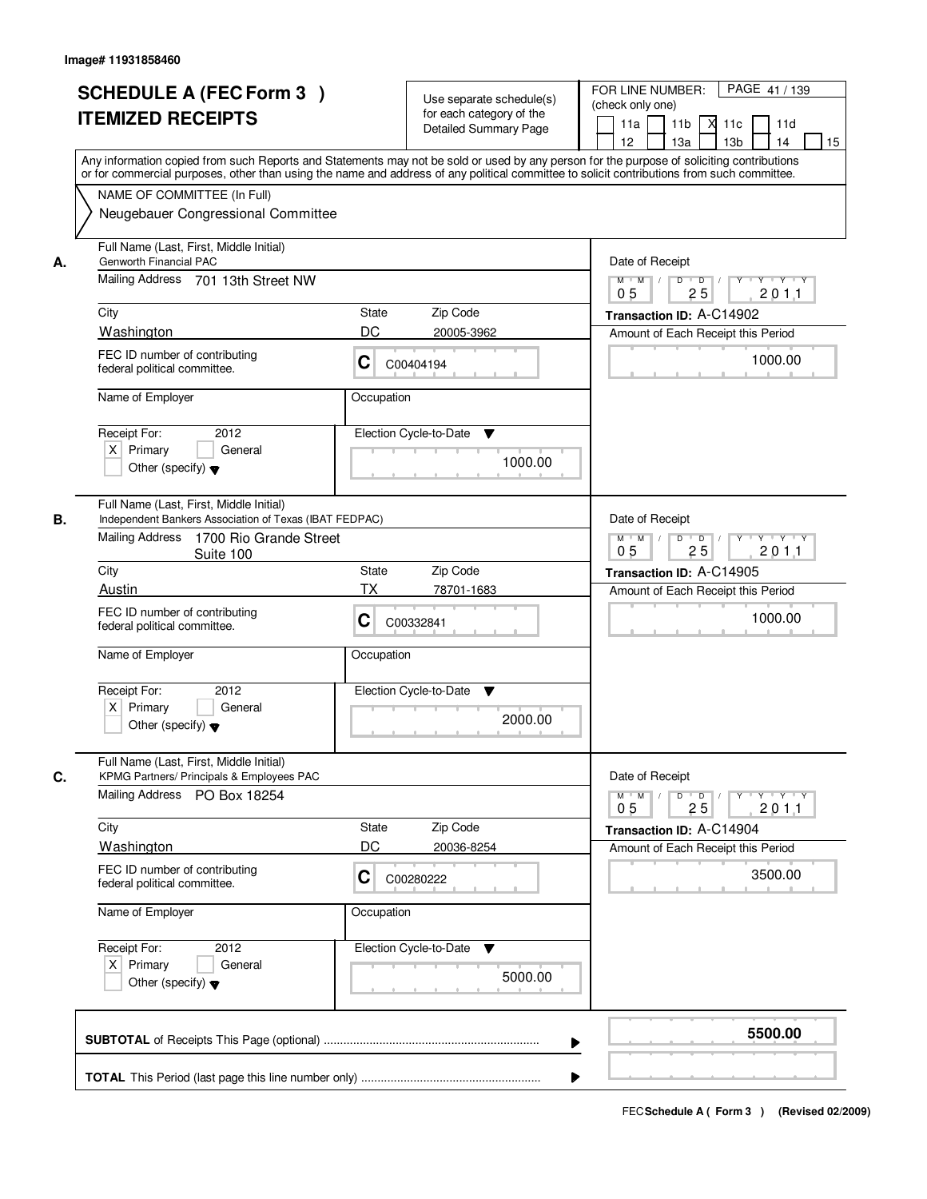Image# 11931858460

# SCHEDULE A (FEC Form 3 ) ITEMIZED RECEIPTS

Use separate schedule(s) for each category of the Detailed Summary Page

FOR LINE NUMBER: (check only one)
11a | 11b | [X] 11c | 11d | 12 | 13a | 13b | 14 | 15

Any information copied from such Reports and Statements may not be sold or used by any person for the purpose of soliciting contributions or for commercial purposes, other than using the name and address of any political committee to solicit contributions from such committee.

NAME OF COMMITTEE (In Full)
Neugebauer Congressional Committee

---

**A.** Full Name (Last, First, Middle Initial): Genworth Financial PAC

Mailing Address: 701 13th Street NW

City: Washington | State: DC | Zip Code: 20005-3962

FEC ID number of contributing federal political committee: C C00404194

Name of Employer:

Occupation:

Receipt For: 2012 — [X] Primary [ ] General [ ] Other (specify)

Election Cycle-to-Date: 1000.00

Date of Receipt: 05/25/2011

Transaction ID: A-C14902

Amount of Each Receipt this Period: 1000.00

---

**B.** Full Name (Last, First, Middle Initial): Independent Bankers Association of Texas (IBAT FEDPAC)

Mailing Address: 1700 Rio Grande Street Suite 100

City: Austin | State: TX | Zip Code: 78701-1683

FEC ID number of contributing federal political committee: C C00332841

Name of Employer:

Occupation:

Receipt For: 2012 — [X] Primary [ ] General [ ] Other (specify)

Election Cycle-to-Date: 2000.00

Date of Receipt: 05/25/2011

Transaction ID: A-C14905

Amount of Each Receipt this Period: 1000.00

---

**C.** Full Name (Last, First, Middle Initial): KPMG Partners/ Principals & Employees PAC

Mailing Address: PO Box 18254

City: Washington | State: DC | Zip Code: 20036-8254

FEC ID number of contributing federal political committee: C C00280222

Name of Employer:

Occupation:

Receipt For: 2012 — [X] Primary [ ] General [ ] Other (specify)

Election Cycle-to-Date: 5000.00

Date of Receipt: 05/25/2011

Transaction ID: A-C14904

Amount of Each Receipt this Period: 3500.00

---

**SUBTOTAL** of Receipts This Page (optional): **5500.00**

**TOTAL** This Period (last page this line number only):

FEC Schedule A ( Form 3 ) (Revised 02/2009)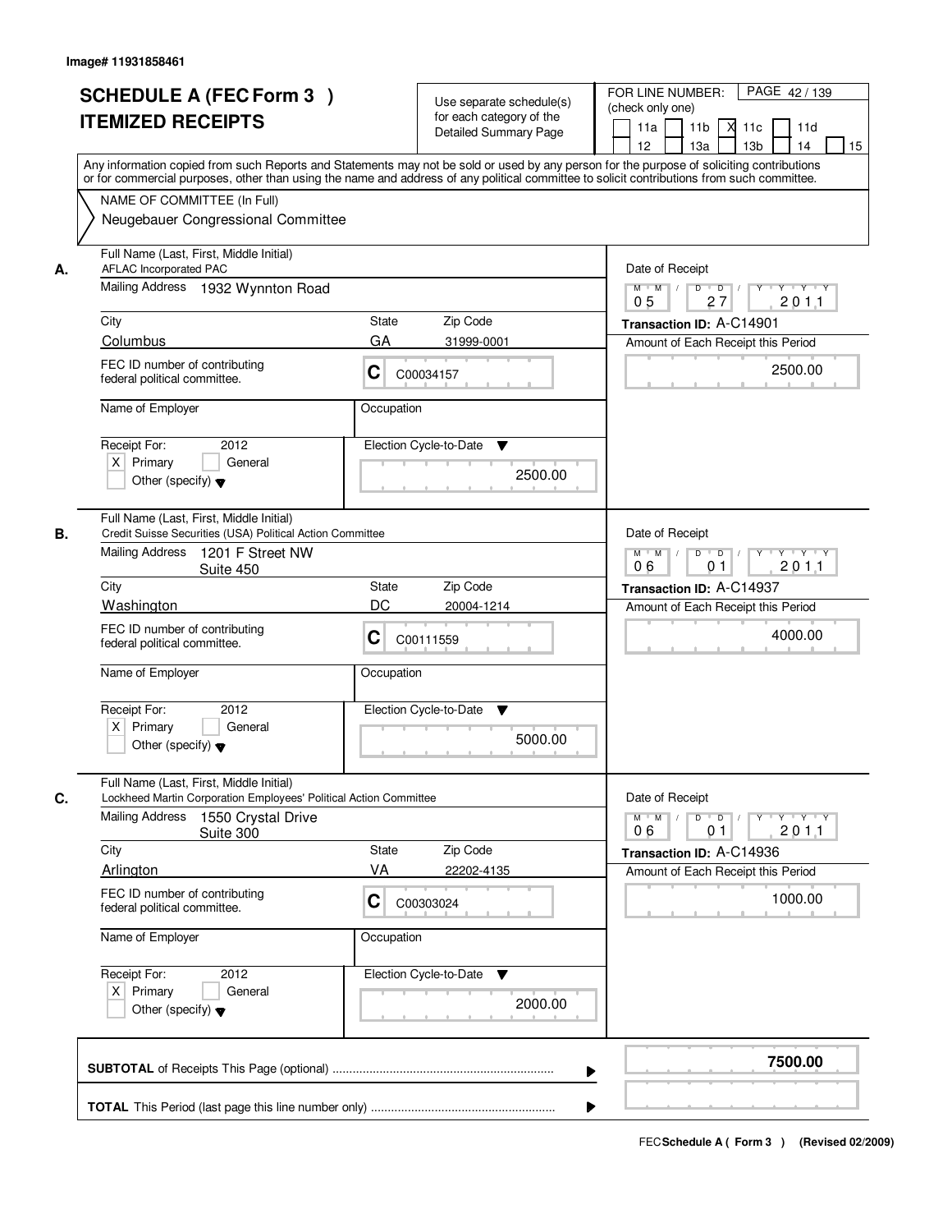Image# 11931858461

# SCHEDULE A (FEC Form 3 ) ITEMIZED RECEIPTS

Use separate schedule(s) for each category of the Detailed Summary Page

FOR LINE NUMBER: (check only one)
11a | 11b | X 11c | 11d | 12 | 13a | 13b | 14 | 15

PAGE 42 / 139

Any information copied from such Reports and Statements may not be sold or used by any person for the purpose of soliciting contributions or for commercial purposes, other than using the name and address of any political committee to solicit contributions from such committee.

NAME OF COMMITTEE (In Full)
Neugebauer Congressional Committee

---

**A.** Full Name (Last, First, Middle Initial): AFLAC Incorporated PAC

Mailing Address: 1932 Wynnton Road

City: Columbus | State: GA | Zip Code: 31999-0001

FEC ID number of contributing federal political committee: C C00034157

Name of Employer: | Occupation:

Receipt For: 2012 — X Primary | General | Other (specify)

Election Cycle-to-Date: 2500.00

Date of Receipt: 05 / 27 / 2011

Transaction ID: A-C14901

Amount of Each Receipt this Period: 2500.00

---

**B.** Full Name (Last, First, Middle Initial): Credit Suisse Securities (USA) Political Action Committee

Mailing Address: 1201 F Street NW, Suite 450

City: Washington | State: DC | Zip Code: 20004-1214

FEC ID number of contributing federal political committee: C C00111559

Name of Employer: | Occupation:

Receipt For: 2012 — X Primary | General | Other (specify)

Election Cycle-to-Date: 5000.00

Date of Receipt: 06 / 01 / 2011

Transaction ID: A-C14937

Amount of Each Receipt this Period: 4000.00

---

**C.** Full Name (Last, First, Middle Initial): Lockheed Martin Corporation Employees' Political Action Committee

Mailing Address: 1550 Crystal Drive, Suite 300

City: Arlington | State: VA | Zip Code: 22202-4135

FEC ID number of contributing federal political committee: C C00303024

Name of Employer: | Occupation:

Receipt For: 2012 — X Primary | General | Other (specify)

Election Cycle-to-Date: 2000.00

Date of Receipt: 06 / 01 / 2011

Transaction ID: A-C14936

Amount of Each Receipt this Period: 1000.00

---

**SUBTOTAL** of Receipts This Page (optional): **7500.00**

**TOTAL** This Period (last page this line number only):

FEC **Schedule A ( Form 3 )** (Revised 02/2009)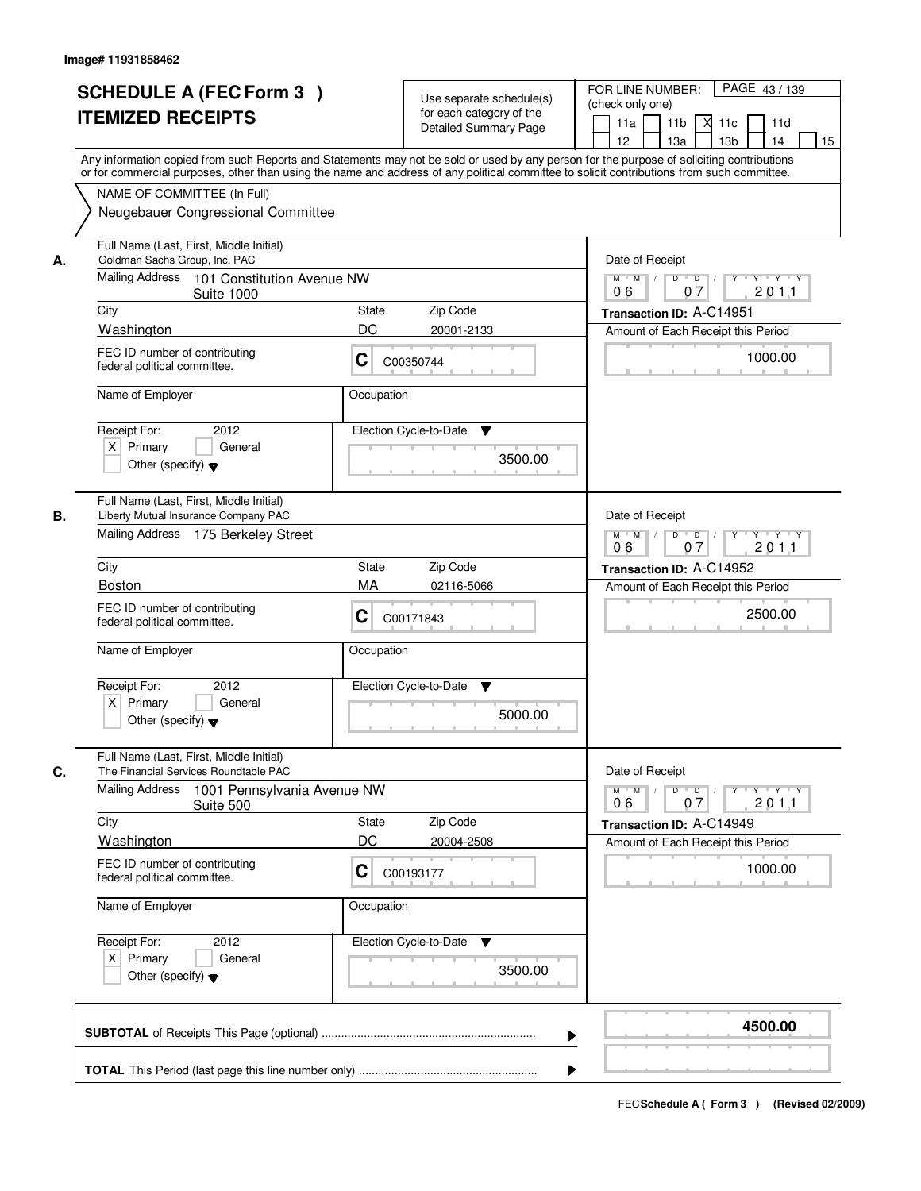Image# 11931858462

# SCHEDULE A (FEC Form 3 )
# ITEMIZED RECEIPTS

Use separate schedule(s) for each category of the Detailed Summary Page

FOR LINE NUMBER: (check only one) PAGE 43 / 139

11a | 11b | [X] 11c | 11d | 12 | 13a | 13b | 14 | 15

Any information copied from such Reports and Statements may not be sold or used by any person for the purpose of soliciting contributions or for commercial purposes, other than using the name and address of any political committee to solicit contributions from such committee.

NAME OF COMMITTEE (In Full)
Neugebauer Congressional Committee

---

**A.** Full Name (Last, First, Middle Initial): Goldman Sachs Group, Inc. PAC

Mailing Address: 101 Constitution Avenue NW, Suite 1000

City: Washington | State: DC | Zip Code: 20001-2133

FEC ID number of contributing federal political committee: C C00350744

Name of Employer: | Occupation:

Receipt For: 2012 [X] Primary [ ] General [ ] Other (specify)

Election Cycle-to-Date: 3500.00

Date of Receipt: 06 07 2011

Transaction ID: A-C14951

Amount of Each Receipt this Period: 1000.00

---

**B.** Full Name (Last, First, Middle Initial): Liberty Mutual Insurance Company PAC

Mailing Address: 175 Berkeley Street

City: Boston | State: MA | Zip Code: 02116-5066

FEC ID number of contributing federal political committee: C C00171843

Name of Employer: | Occupation:

Receipt For: 2012 [X] Primary [ ] General [ ] Other (specify)

Election Cycle-to-Date: 5000.00

Date of Receipt: 06 07 2011

Transaction ID: A-C14952

Amount of Each Receipt this Period: 2500.00

---

**C.** Full Name (Last, First, Middle Initial): The Financial Services Roundtable PAC

Mailing Address: 1001 Pennsylvania Avenue NW, Suite 500

City: Washington | State: DC | Zip Code: 20004-2508

FEC ID number of contributing federal political committee: C C00193177

Name of Employer: | Occupation:

Receipt For: 2012 [X] Primary [ ] General [ ] Other (specify)

Election Cycle-to-Date: 3500.00

Date of Receipt: 06 07 2011

Transaction ID: A-C14949

Amount of Each Receipt this Period: 1000.00

---

**SUBTOTAL** of Receipts This Page (optional): **4500.00**

**TOTAL** This Period (last page this line number only):

FEC **Schedule A ( Form 3 )** (Revised 02/2009)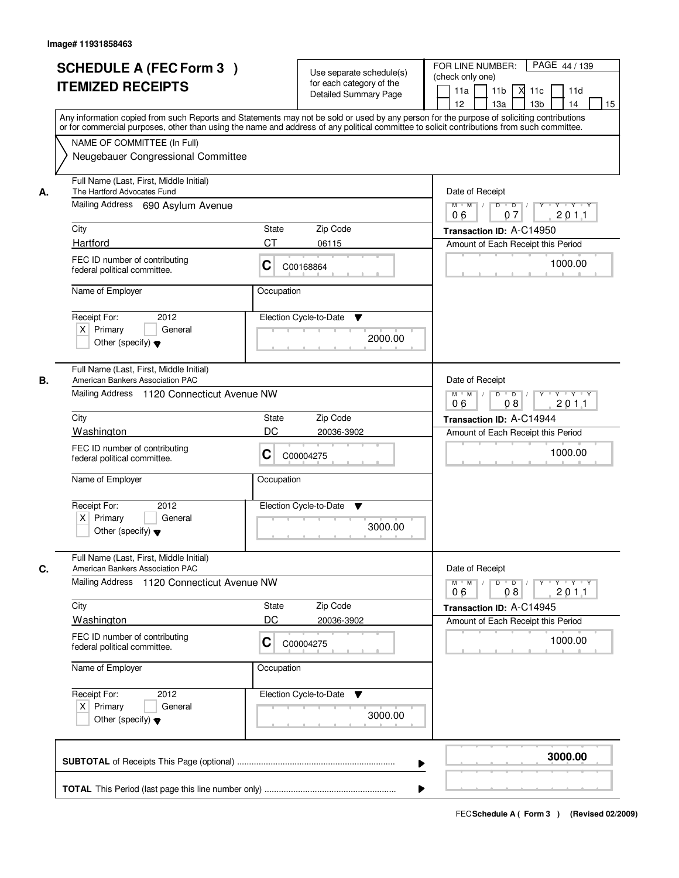Image# 11931858463

# SCHEDULE A (FEC Form 3 )
# ITEMIZED RECEIPTS

Use separate schedule(s) for each category of the Detailed Summary Page

FOR LINE NUMBER: (check only one)

[ ] 11a [ ] 11b [X] 11c [ ] 11d [ ] 12 [ ] 13a [ ] 13b [ ] 14 [ ] 15

PAGE 44 / 139

Any information copied from such Reports and Statements may not be sold or used by any person for the purpose of soliciting contributions or for commercial purposes, other than using the name and address of any political committee to solicit contributions from such committee.

NAME OF COMMITTEE (In Full)
Neugebauer Congressional Committee

---

**A.** Full Name (Last, First, Middle Initial): The Hartford Advocates Fund

Mailing Address: 690 Asylum Avenue

City: Hartford | State: CT | Zip Code: 06115

FEC ID number of contributing federal political committee: C C00168864

Name of Employer: | Occupation:

Receipt For: 2012 — [X] Primary [ ] General [ ] Other (specify)

Election Cycle-to-Date: 2000.00

Date of Receipt: 06 / 07 / 2011

Transaction ID: A-C14950

Amount of Each Receipt this Period: 1000.00

---

**B.** Full Name (Last, First, Middle Initial): American Bankers Association PAC

Mailing Address: 1120 Connecticut Avenue NW

City: Washington | State: DC | Zip Code: 20036-3902

FEC ID number of contributing federal political committee: C C00004275

Name of Employer: | Occupation:

Receipt For: 2012 — [X] Primary [ ] General [ ] Other (specify)

Election Cycle-to-Date: 3000.00

Date of Receipt: 06 / 08 / 2011

Transaction ID: A-C14944

Amount of Each Receipt this Period: 1000.00

---

**C.** Full Name (Last, First, Middle Initial): American Bankers Association PAC

Mailing Address: 1120 Connecticut Avenue NW

City: Washington | State: DC | Zip Code: 20036-3902

FEC ID number of contributing federal political committee: C C00004275

Name of Employer: | Occupation:

Receipt For: 2012 — [X] Primary [ ] General [ ] Other (specify)

Election Cycle-to-Date: 3000.00

Date of Receipt: 06 / 08 / 2011

Transaction ID: A-C14945

Amount of Each Receipt this Period: 1000.00

---

**SUBTOTAL** of Receipts This Page (optional): **3000.00**

**TOTAL** This Period (last page this line number only):

FEC Schedule A ( Form 3 ) (Revised 02/2009)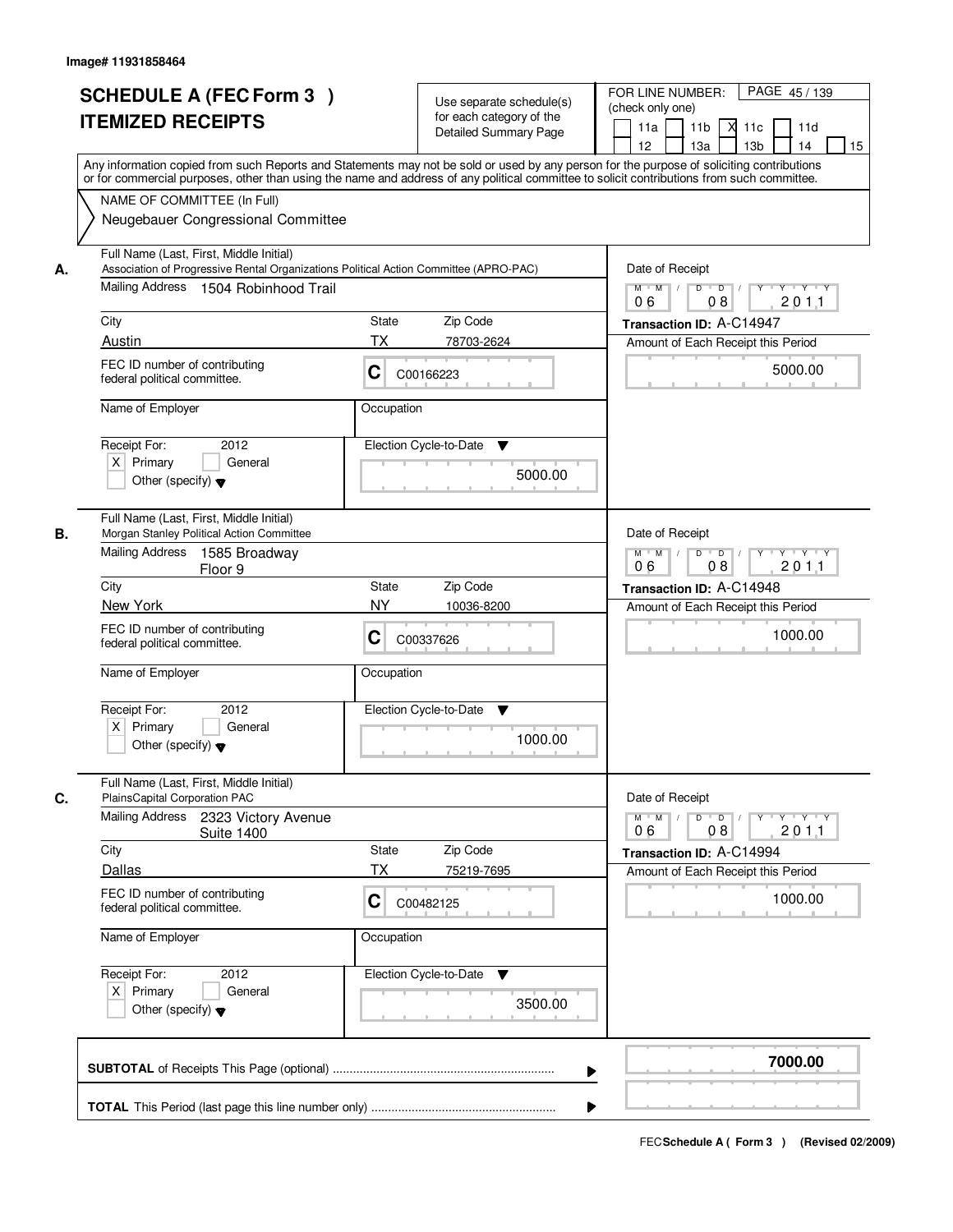Image# 11931858464

# SCHEDULE A (FEC Form 3 )
# ITEMIZED RECEIPTS

Use separate schedule(s) for each category of the Detailed Summary Page

FOR LINE NUMBER: (check only one)
11a | 11b | X 11c | 11d | 12 | 13a | 13b | 14 | 15

PAGE 45 / 139

Any information copied from such Reports and Statements may not be sold or used by any person for the purpose of soliciting contributions or for commercial purposes, other than using the name and address of any political committee to solicit contributions from such committee.

NAME OF COMMITTEE (In Full)
Neugebauer Congressional Committee

---

**A.**
Full Name (Last, First, Middle Initial): Association of Progressive Rental Organizations Political Action Committee (APRO-PAC)
Mailing Address: 1504 Robinhood Trail
City: Austin | State: TX | Zip Code: 78703-2624
FEC ID number of contributing federal political committee: C C00166223
Name of Employer: | Occupation:
Receipt For: 2012 — X Primary | General | Other (specify)
Election Cycle-to-Date: 5000.00
Date of Receipt: 06 08 2011
Transaction ID: A-C14947
Amount of Each Receipt this Period: 5000.00

---

**B.**
Full Name (Last, First, Middle Initial): Morgan Stanley Political Action Committee
Mailing Address: 1585 Broadway, Floor 9
City: New York | State: NY | Zip Code: 10036-8200
FEC ID number of contributing federal political committee: C C00337626
Name of Employer: | Occupation:
Receipt For: 2012 — X Primary | General | Other (specify)
Election Cycle-to-Date: 1000.00
Date of Receipt: 06 08 2011
Transaction ID: A-C14948
Amount of Each Receipt this Period: 1000.00

---

**C.**
Full Name (Last, First, Middle Initial): PlainsCapital Corporation PAC
Mailing Address: 2323 Victory Avenue, Suite 1400
City: Dallas | State: TX | Zip Code: 75219-7695
FEC ID number of contributing federal political committee: C C00482125
Name of Employer: | Occupation:
Receipt For: 2012 — X Primary | General | Other (specify)
Election Cycle-to-Date: 3500.00
Date of Receipt: 06 08 2011
Transaction ID: A-C14994
Amount of Each Receipt this Period: 1000.00

---

**SUBTOTAL** of Receipts This Page (optional): **7000.00**

**TOTAL** This Period (last page this line number only):

FEC **Schedule A ( Form 3 )** (Revised 02/2009)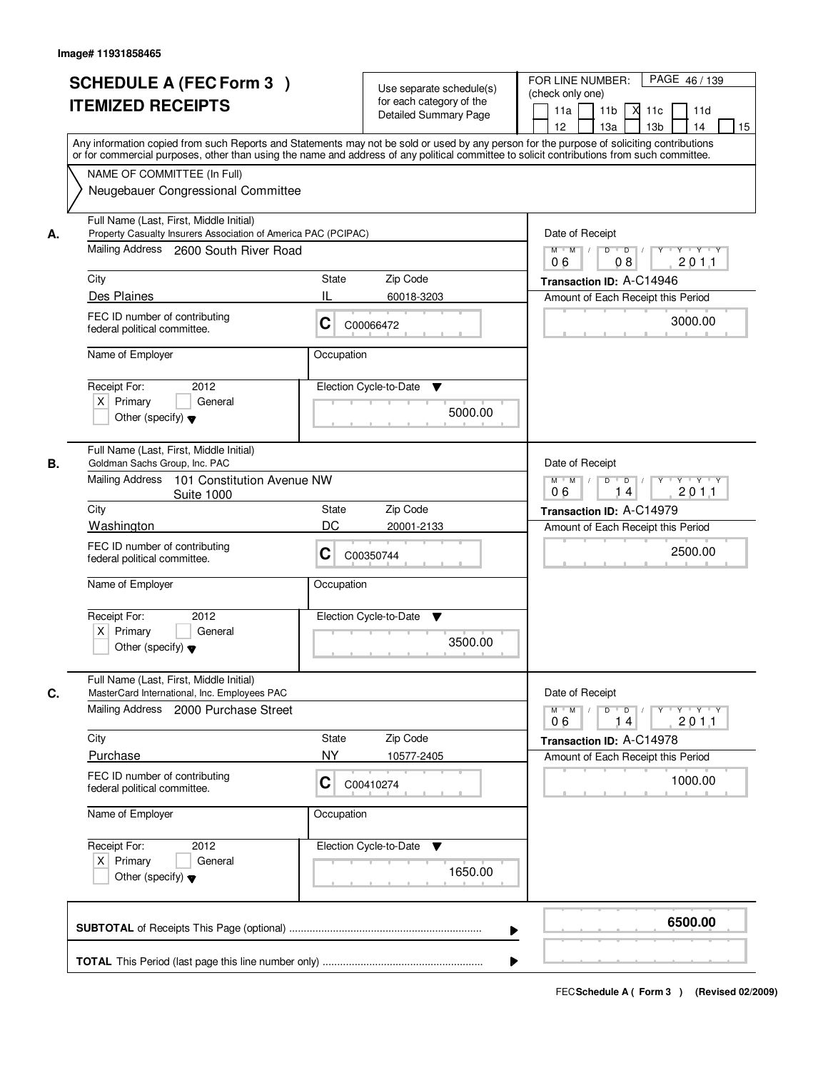Image# 11931858465

# SCHEDULE A (FEC Form 3 )
# ITEMIZED RECEIPTS

Use separate schedule(s) for each category of the Detailed Summary Page

FOR LINE NUMBER: (check only one)

- [ ] 11a
- [ ] 11b
- [X] 11c
- [ ] 11d
- [ ] 12
- [ ] 13a
- [ ] 13b
- [ ] 14
- [ ] 15

PAGE 46 / 139

Any information copied from such Reports and Statements may not be sold or used by any person for the purpose of soliciting contributions or for commercial purposes, other than using the name and address of any political committee to solicit contributions from such committee.

NAME OF COMMITTEE (In Full)
Neugebauer Congressional Committee

---

**A.** Full Name (Last, First, Middle Initial)
Property Casualty Insurers Association of America PAC (PCIPAC)

Mailing Address: 2600 South River Road

City: Des Plaines | State: IL | Zip Code: 60018-3203

FEC ID number of contributing federal political committee: C C00066472

Name of Employer: | Occupation:

Receipt For: 2012
- [X] Primary
- [ ] General
- [ ] Other (specify)

Election Cycle-to-Date: 5000.00

Date of Receipt: 06 / 08 / 2011

Transaction ID: A-C14946

Amount of Each Receipt this Period: 3000.00

---

**B.** Full Name (Last, First, Middle Initial)
Goldman Sachs Group, Inc. PAC

Mailing Address: 101 Constitution Avenue NW, Suite 1000

City: Washington | State: DC | Zip Code: 20001-2133

FEC ID number of contributing federal political committee: C C00350744

Name of Employer: | Occupation:

Receipt For: 2012
- [X] Primary
- [ ] General
- [ ] Other (specify)

Election Cycle-to-Date: 3500.00

Date of Receipt: 06 / 14 / 2011

Transaction ID: A-C14979

Amount of Each Receipt this Period: 2500.00

---

**C.** Full Name (Last, First, Middle Initial)
MasterCard International, Inc. Employees PAC

Mailing Address: 2000 Purchase Street

City: Purchase | State: NY | Zip Code: 10577-2405

FEC ID number of contributing federal political committee: C C00410274

Name of Employer: | Occupation:

Receipt For: 2012
- [X] Primary
- [ ] General
- [ ] Other (specify)

Election Cycle-to-Date: 1650.00

Date of Receipt: 06 / 14 / 2011

Transaction ID: A-C14978

Amount of Each Receipt this Period: 1000.00

---

**SUBTOTAL** of Receipts This Page (optional): 6500.00

**TOTAL** This Period (last page this line number only):

FEC **Schedule A ( Form 3 )** (Revised 02/2009)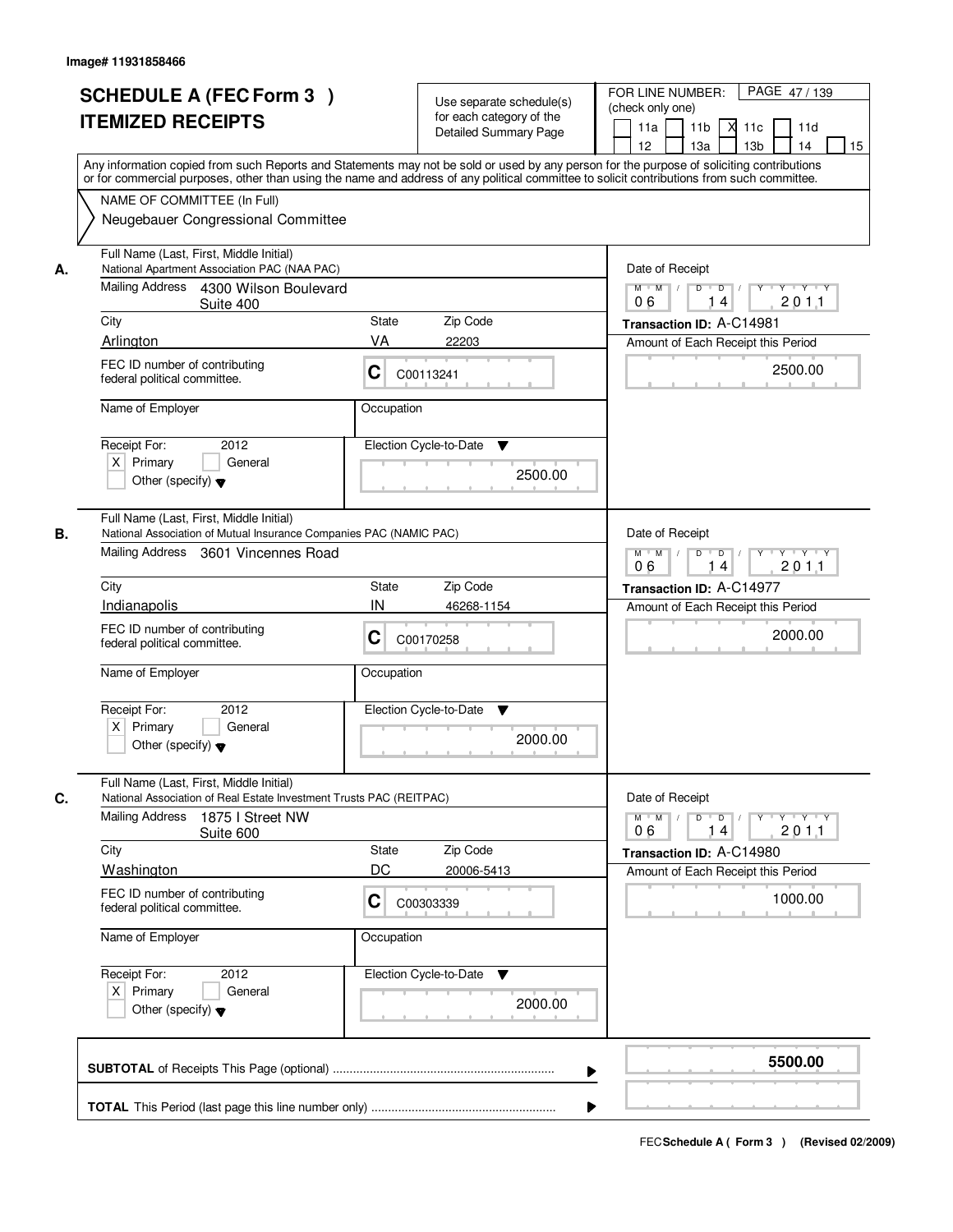Image# 11931858466

# SCHEDULE A (FEC Form 3 )
# ITEMIZED RECEIPTS

Use separate schedule(s) for each category of the Detailed Summary Page

FOR LINE NUMBER: (check only one)

11a [ ] 11b [ ] 11c [X] 11d [ ] 12 [ ] 13a [ ] 13b [ ] 14 [ ] 15 [ ]

Any information copied from such Reports and Statements may not be sold or used by any person for the purpose of soliciting contributions or for commercial purposes, other than using the name and address of any political committee to solicit contributions from such committee.

NAME OF COMMITTEE (In Full)
Neugebauer Congressional Committee

---

**A.** Full Name (Last, First, Middle Initial)
National Apartment Association PAC (NAA PAC)

Mailing Address: 4300 Wilson Boulevard, Suite 400

City: Arlington | State: VA | Zip Code: 22203

FEC ID number of contributing federal political committee: C C00113241

Name of Employer:
Occupation:

Receipt For: 2012 — [X] Primary [ ] General [ ] Other (specify)

Election Cycle-to-Date: 2500.00

Date of Receipt: 06 / 14 / 2011

Transaction ID: A-C14981

Amount of Each Receipt this Period: 2500.00

---

**B.** Full Name (Last, First, Middle Initial)
National Association of Mutual Insurance Companies PAC (NAMIC PAC)

Mailing Address: 3601 Vincennes Road

City: Indianapolis | State: IN | Zip Code: 46268-1154

FEC ID number of contributing federal political committee: C C00170258

Name of Employer:
Occupation:

Receipt For: 2012 — [X] Primary [ ] General [ ] Other (specify)

Election Cycle-to-Date: 2000.00

Date of Receipt: 06 / 14 / 2011

Transaction ID: A-C14977

Amount of Each Receipt this Period: 2000.00

---

**C.** Full Name (Last, First, Middle Initial)
National Association of Real Estate Investment Trusts PAC (REITPAC)

Mailing Address: 1875 I Street NW, Suite 600

City: Washington | State: DC | Zip Code: 20006-5413

FEC ID number of contributing federal political committee: C C00303339

Name of Employer:
Occupation:

Receipt For: 2012 — [X] Primary [ ] General [ ] Other (specify)

Election Cycle-to-Date: 2000.00

Date of Receipt: 06 / 14 / 2011

Transaction ID: A-C14980

Amount of Each Receipt this Period: 1000.00

---

**SUBTOTAL** of Receipts This Page (optional) ........ **5500.00**

**TOTAL** This Period (last page this line number only) ........

FEC **Schedule A ( Form 3 )** (Revised 02/2009)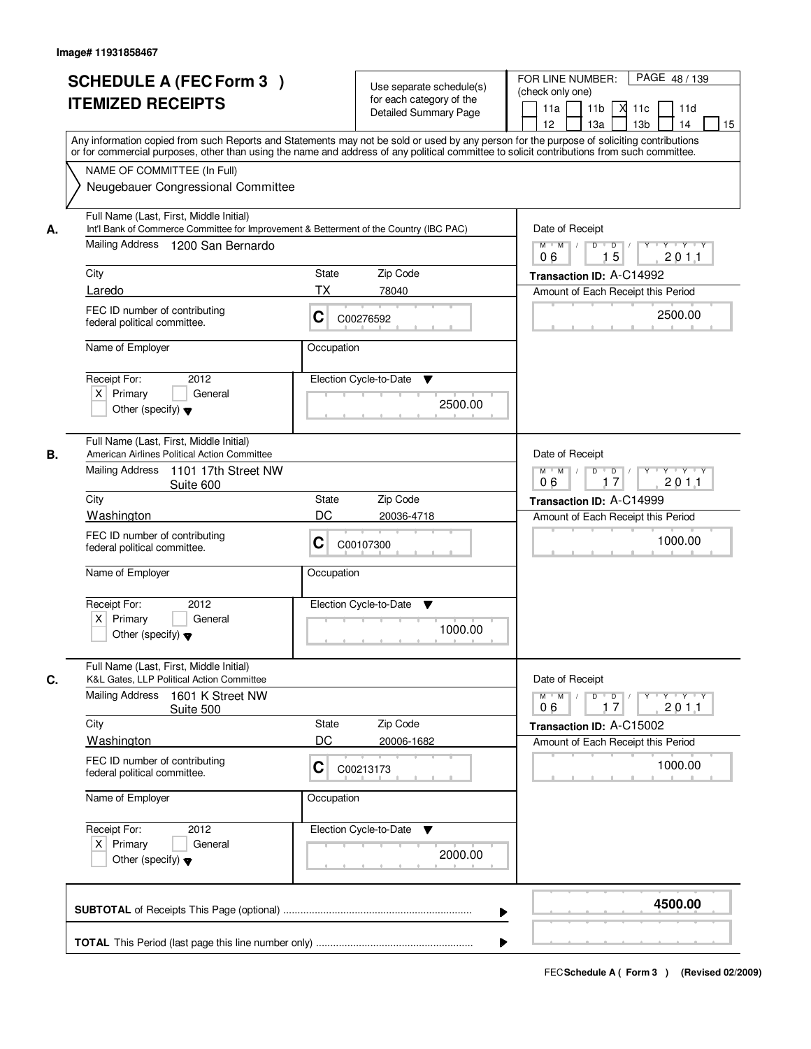Image# 11931858467

# SCHEDULE A (FEC Form 3 )
# ITEMIZED RECEIPTS

Use separate schedule(s) for each category of the Detailed Summary Page

FOR LINE NUMBER: (check only one)

PAGE 48 / 139

| | | | | |
|---|---|---|---|---|
| 11a | 11b | X 11c | 11d | |
| 12 | 13a | 13b | 14 | 15 |

Any information copied from such Reports and Statements may not be sold or used by any person for the purpose of soliciting contributions or for commercial purposes, other than using the name and address of any political committee to solicit contributions from such committee.

NAME OF COMMITTEE (In Full)
Neugebauer Congressional Committee

**A.** Full Name (Last, First, Middle Initial)
Int'l Bank of Commerce Committee for Improvement & Betterment of the Country (IBC PAC)

Mailing Address 1200 San Bernardo

City: Laredo State: TX Zip Code: 78040

FEC ID number of contributing federal political committee. C C00276592

Name of Employer

Occupation

Receipt For: 2012
X Primary  General
Other (specify)

Election Cycle-to-Date 2500.00

Date of Receipt 06 15 2011

Transaction ID: A-C14992

Amount of Each Receipt this Period 2500.00

**B.** Full Name (Last, First, Middle Initial)
American Airlines Political Action Committee

Mailing Address 1101 17th Street NW
Suite 600

City: Washington State: DC Zip Code: 20036-4718

FEC ID number of contributing federal political committee. C C00107300

Name of Employer

Occupation

Receipt For: 2012
X Primary  General
Other (specify)

Election Cycle-to-Date 1000.00

Date of Receipt 06 17 2011

Transaction ID: A-C14999

Amount of Each Receipt this Period 1000.00

**C.** Full Name (Last, First, Middle Initial)
K&L Gates, LLP Political Action Committee

Mailing Address 1601 K Street NW
Suite 500

City: Washington State: DC Zip Code: 20006-1682

FEC ID number of contributing federal political committee. C C00213173

Name of Employer

Occupation

Receipt For: 2012
X Primary  General
Other (specify)

Election Cycle-to-Date 2000.00

Date of Receipt 06 17 2011

Transaction ID: A-C15002

Amount of Each Receipt this Period 1000.00

**SUBTOTAL** of Receipts This Page (optional) ........ **4500.00**

**TOTAL** This Period (last page this line number only) ........

FEC **Schedule A ( Form 3 )** (Revised 02/2009)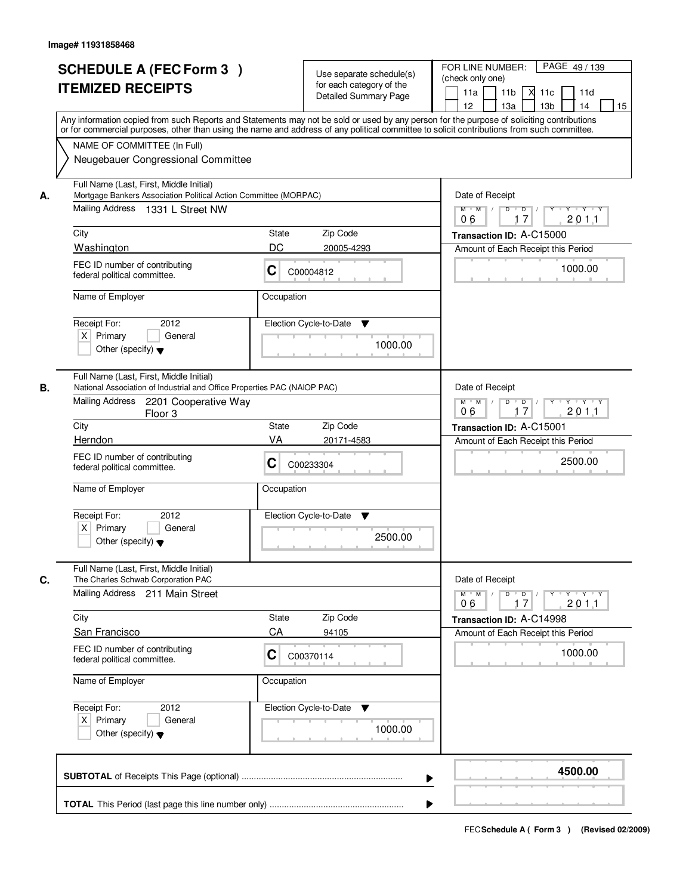Image# 11931858468

# SCHEDULE A (FEC Form 3 )
# ITEMIZED RECEIPTS

Use separate schedule(s) for each category of the Detailed Summary Page

FOR LINE NUMBER: (check only one)

PAGE 49 / 139

11a | 11b | X 11c | 11d | 12 | 13a | 13b | 14 | 15

Any information copied from such Reports and Statements may not be sold or used by any person for the purpose of soliciting contributions or for commercial purposes, other than using the name and address of any political committee to solicit contributions from such committee.

NAME OF COMMITTEE (In Full)

Neugebauer Congressional Committee

---

**A.**

Full Name (Last, First, Middle Initial)
Mortgage Bankers Association Political Action Committee (MORPAC)

Mailing Address 1331 L Street NW

City: Washington | State: DC | Zip Code: 20005-4293

FEC ID number of contributing federal political committee: C C00004812

Name of Employer:

Occupation:

Receipt For: 2012
X Primary
General
Other (specify)

Election Cycle-to-Date: 1000.00

Date of Receipt: 06 / 17 / 2011

Transaction ID: A-C15000

Amount of Each Receipt this Period: 1000.00

---

**B.**

Full Name (Last, First, Middle Initial)
National Association of Industrial and Office Properties PAC (NAIOP PAC)

Mailing Address 2201 Cooperative Way
Floor 3

City: Herndon | State: VA | Zip Code: 20171-4583

FEC ID number of contributing federal political committee: C C00233304

Name of Employer:

Occupation:

Receipt For: 2012
X Primary
General
Other (specify)

Election Cycle-to-Date: 2500.00

Date of Receipt: 06 / 17 / 2011

Transaction ID: A-C15001

Amount of Each Receipt this Period: 2500.00

---

**C.**

Full Name (Last, First, Middle Initial)
The Charles Schwab Corporation PAC

Mailing Address 211 Main Street

City: San Francisco | State: CA | Zip Code: 94105

FEC ID number of contributing federal political committee: C C00370114

Name of Employer:

Occupation:

Receipt For: 2012
X Primary
General
Other (specify)

Election Cycle-to-Date: 1000.00

Date of Receipt: 06 / 17 / 2011

Transaction ID: A-C14998

Amount of Each Receipt this Period: 1000.00

---

**SUBTOTAL** of Receipts This Page (optional) ........................................ **4500.00**

**TOTAL** This Period (last page this line number only) ........................................

FEC **Schedule A ( Form 3 )** (Revised 02/2009)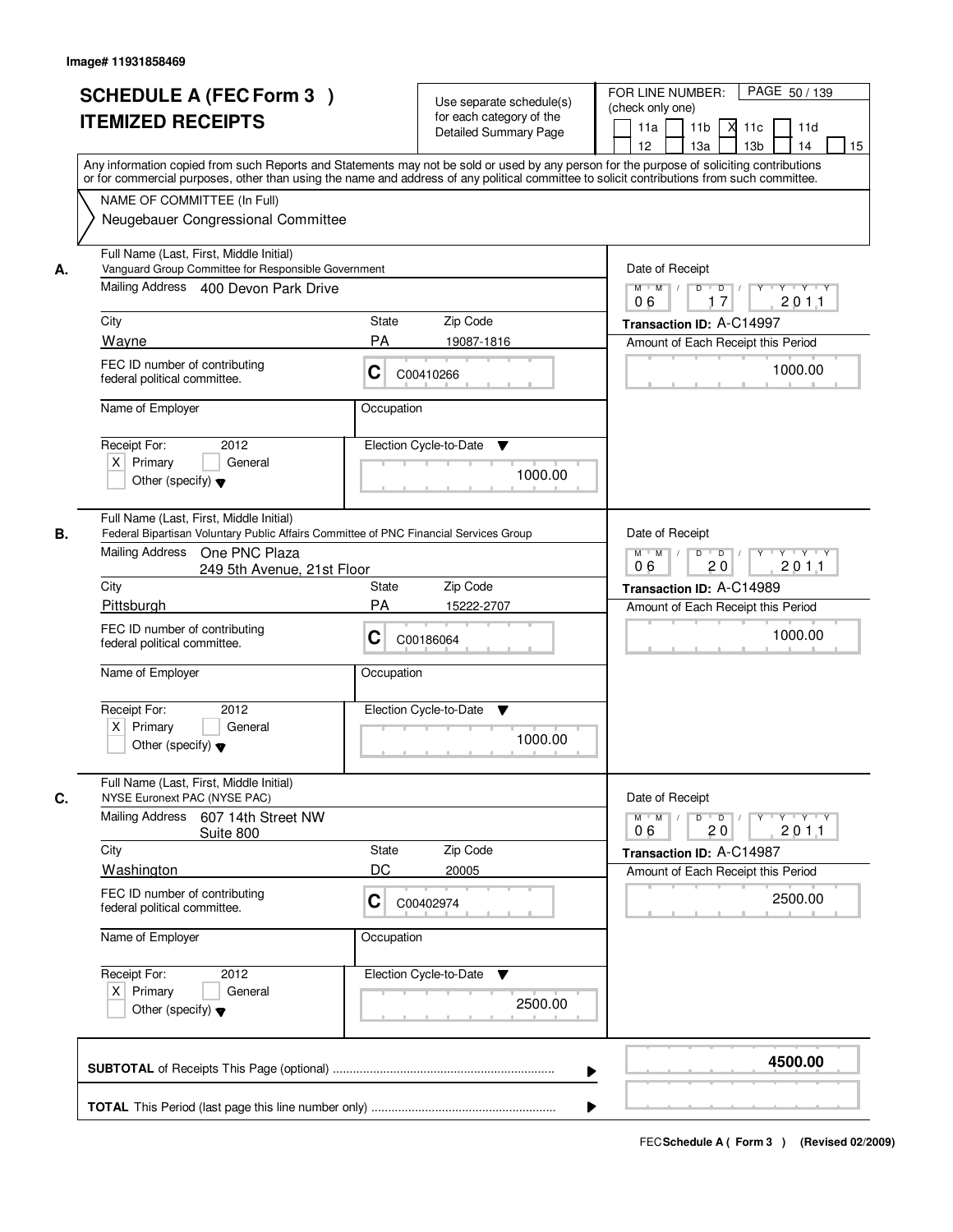Image# 11931858469

# SCHEDULE A (FEC Form 3 )
# ITEMIZED RECEIPTS

Use separate schedule(s) for each category of the Detailed Summary Page

FOR LINE NUMBER: (check only one)

11a | 11b | X 11c | 11d | 12 | 13a | 13b | 14 | 15

Any information copied from such Reports and Statements may not be sold or used by any person for the purpose of soliciting contributions or for commercial purposes, other than using the name and address of any political committee to solicit contributions from such committee.

NAME OF COMMITTEE (In Full)
Neugebauer Congressional Committee

---

**A.**

Full Name (Last, First, Middle Initial): Vanguard Group Committee for Responsible Government

Mailing Address: 400 Devon Park Drive

City: Wayne | State: PA | Zip Code: 19087-1816

FEC ID number of contributing federal political committee: C C00410266

Name of Employer: | Occupation:

Receipt For: 2012 — X Primary | General | Other (specify)

Election Cycle-to-Date: 1000.00

Date of Receipt: 06 17 2011

Transaction ID: A-C14997

Amount of Each Receipt this Period: 1000.00

---

**B.**

Full Name (Last, First, Middle Initial): Federal Bipartisan Voluntary Public Affairs Committee of PNC Financial Services Group

Mailing Address: One PNC Plaza, 249 5th Avenue, 21st Floor

City: Pittsburgh | State: PA | Zip Code: 15222-2707

FEC ID number of contributing federal political committee: C C00186064

Name of Employer: | Occupation:

Receipt For: 2012 — X Primary | General | Other (specify)

Election Cycle-to-Date: 1000.00

Date of Receipt: 06 20 2011

Transaction ID: A-C14989

Amount of Each Receipt this Period: 1000.00

---

**C.**

Full Name (Last, First, Middle Initial): NYSE Euronext PAC (NYSE PAC)

Mailing Address: 607 14th Street NW, Suite 800

City: Washington | State: DC | Zip Code: 20005

FEC ID number of contributing federal political committee: C C00402974

Name of Employer: | Occupation:

Receipt For: 2012 — X Primary | General | Other (specify)

Election Cycle-to-Date: 2500.00

Date of Receipt: 06 20 2011

Transaction ID: A-C14987

Amount of Each Receipt this Period: 2500.00

---

**SUBTOTAL** of Receipts This Page (optional): **4500.00**

**TOTAL** This Period (last page this line number only):

FEC **Schedule A ( Form 3 )** (Revised 02/2009)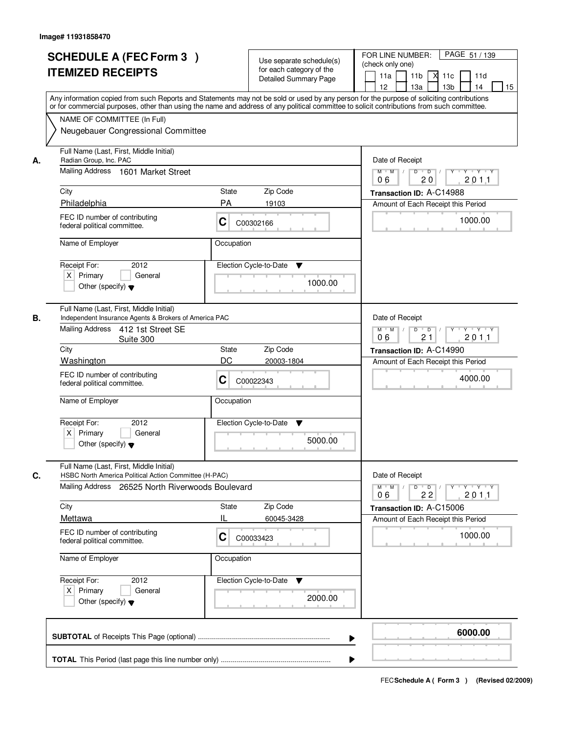Image# 11931858470

# SCHEDULE A (FEC Form 3 )
# ITEMIZED RECEIPTS

Use separate schedule(s) for each category of the Detailed Summary Page

FOR LINE NUMBER: (check only one)

PAGE 51 / 139

11a | 11b | X 11c | 11d | 12 | 13a | 13b | 14 | 15

Any information copied from such Reports and Statements may not be sold or used by any person for the purpose of soliciting contributions or for commercial purposes, other than using the name and address of any political committee to solicit contributions from such committee.

NAME OF COMMITTEE (In Full)
Neugebauer Congressional Committee

---

**A.** Full Name (Last, First, Middle Initial)
Radian Group, Inc. PAC

Mailing Address: 1601 Market Street

City: Philadelphia | State: PA | Zip Code: 19103

FEC ID number of contributing federal political committee: C C00302166

Name of Employer: | Occupation:

Receipt For: 2012 — [X] Primary [ ] General [ ] Other (specify)

Election Cycle-to-Date: 1000.00

Date of Receipt: 06 / 20 / 2011

Transaction ID: A-C14988

Amount of Each Receipt this Period: 1000.00

---

**B.** Full Name (Last, First, Middle Initial)
Independent Insurance Agents & Brokers of America PAC

Mailing Address: 412 1st Street SE
Suite 300

City: Washington | State: DC | Zip Code: 20003-1804

FEC ID number of contributing federal political committee: C C00022343

Name of Employer: | Occupation:

Receipt For: 2012 — [X] Primary [ ] General [ ] Other (specify)

Election Cycle-to-Date: 5000.00

Date of Receipt: 06 / 21 / 2011

Transaction ID: A-C14990

Amount of Each Receipt this Period: 4000.00

---

**C.** Full Name (Last, First, Middle Initial)
HSBC North America Political Action Committee (H-PAC)

Mailing Address: 26525 North Riverwoods Boulevard

City: Mettawa | State: IL | Zip Code: 60045-3428

FEC ID number of contributing federal political committee: C C00033423

Name of Employer: | Occupation:

Receipt For: 2012 — [X] Primary [ ] General [ ] Other (specify)

Election Cycle-to-Date: 2000.00

Date of Receipt: 06 / 22 / 2011

Transaction ID: A-C15006

Amount of Each Receipt this Period: 1000.00

---

**SUBTOTAL** of Receipts This Page (optional): **6000.00**

**TOTAL** This Period (last page this line number only):

FEC **Schedule A ( Form 3 )** (Revised 02/2009)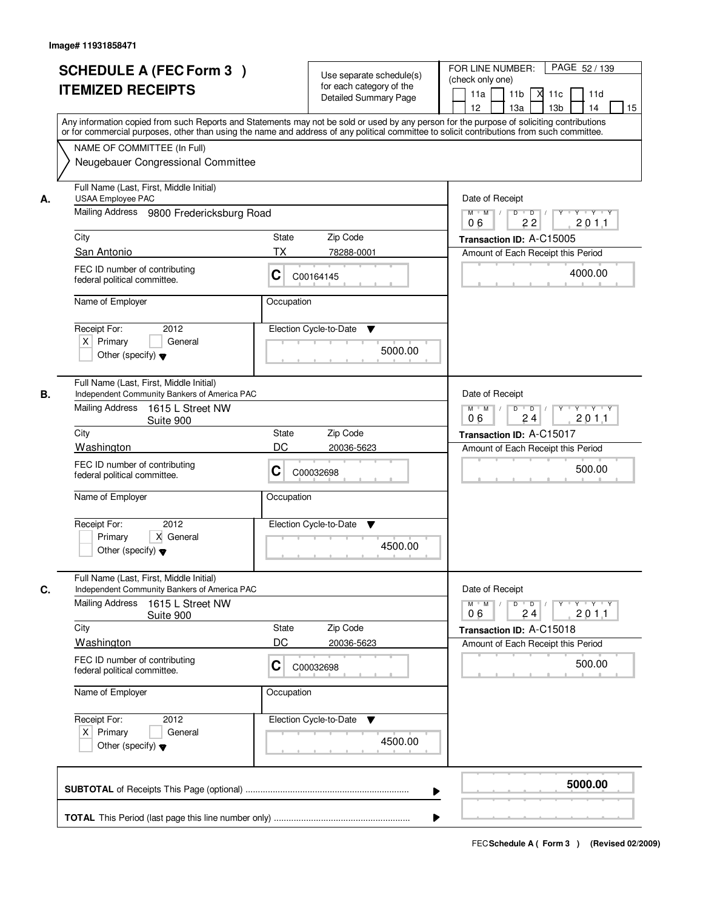Image# 11931858471

# SCHEDULE A (FEC Form 3 ) ITEMIZED RECEIPTS

Use separate schedule(s) for each category of the Detailed Summary Page

FOR LINE NUMBER: (check only one)

PAGE 52 / 139

11a | 11b | X 11c | 11d | 12 | 13a | 13b | 14 | 15

Any information copied from such Reports and Statements may not be sold or used by any person for the purpose of soliciting contributions or for commercial purposes, other than using the name and address of any political committee to solicit contributions from such committee.

NAME OF COMMITTEE (In Full)
Neugebauer Congressional Committee

---

**A.** Full Name (Last, First, Middle Initial): USAA Employee PAC

Mailing Address: 9800 Fredericksburg Road

City: San Antonio | State: TX | Zip Code: 78288-0001

FEC ID number of contributing federal political committee: C C00164145

Name of Employer: | Occupation:

Receipt For: 2012 — [X] Primary [ ] General [ ] Other (specify)

Election Cycle-to-Date: 5000.00

Date of Receipt: 06 / 22 / 2011

Transaction ID: A-C15005

Amount of Each Receipt this Period: 4000.00

---

**B.** Full Name (Last, First, Middle Initial): Independent Community Bankers of America PAC

Mailing Address: 1615 L Street NW, Suite 900

City: Washington | State: DC | Zip Code: 20036-5623

FEC ID number of contributing federal political committee: C C00032698

Name of Employer: | Occupation:

Receipt For: 2012 — [ ] Primary [X] General [ ] Other (specify)

Election Cycle-to-Date: 4500.00

Date of Receipt: 06 / 24 / 2011

Transaction ID: A-C15017

Amount of Each Receipt this Period: 500.00

---

**C.** Full Name (Last, First, Middle Initial): Independent Community Bankers of America PAC

Mailing Address: 1615 L Street NW, Suite 900

City: Washington | State: DC | Zip Code: 20036-5623

FEC ID number of contributing federal political committee: C C00032698

Name of Employer: | Occupation:

Receipt For: 2012 — [X] Primary [ ] General [ ] Other (specify)

Election Cycle-to-Date: 4500.00

Date of Receipt: 06 / 24 / 2011

Transaction ID: A-C15018

Amount of Each Receipt this Period: 500.00

---

**SUBTOTAL** of Receipts This Page (optional): **5000.00**

**TOTAL** This Period (last page this line number only):

FEC Schedule A ( Form 3 ) (Revised 02/2009)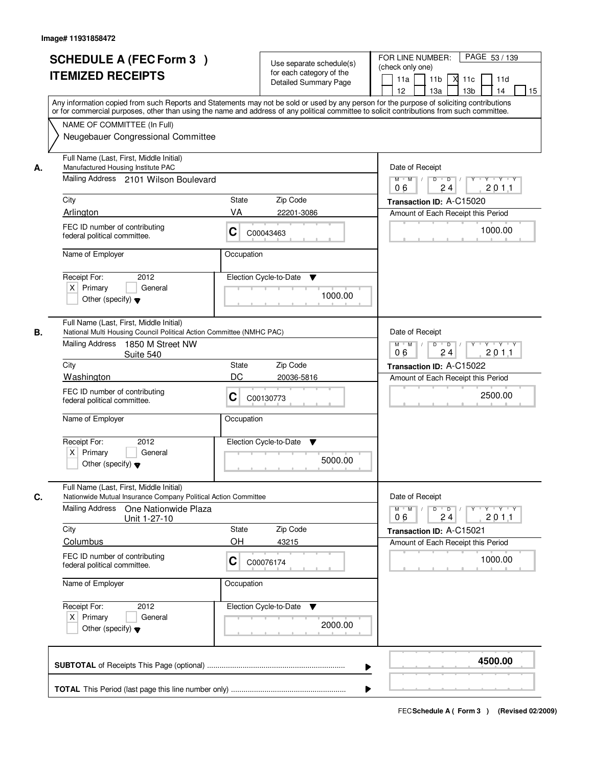Image# 11931858472

# SCHEDULE A (FEC Form 3 )
# ITEMIZED RECEIPTS

Use separate schedule(s) for each category of the Detailed Summary Page

FOR LINE NUMBER: (check only one)

11a | 11b | X 11c | 11d | 12 | 13a | 13b | 14 | 15

PAGE 53 / 139

Any information copied from such Reports and Statements may not be sold or used by any person for the purpose of soliciting contributions or for commercial purposes, other than using the name and address of any political committee to solicit contributions from such committee.

NAME OF COMMITTEE (In Full)

Neugebauer Congressional Committee

---

**A.** Full Name (Last, First, Middle Initial)
Manufactured Housing Institute PAC

Mailing Address: 2101 Wilson Boulevard

City: Arlington | State: VA | Zip Code: 22201-3086

FEC ID number of contributing federal political committee: C C00043463

Name of Employer:

Occupation:

Receipt For: 2012 — X Primary | General | Other (specify)

Election Cycle-to-Date: 1000.00

Date of Receipt: 06 / 24 / 2011

Transaction ID: A-C15020

Amount of Each Receipt this Period: 1000.00

---

**B.** Full Name (Last, First, Middle Initial)
National Multi Housing Council Political Action Committee (NMHC PAC)

Mailing Address: 1850 M Street NW
Suite 540

City: Washington | State: DC | Zip Code: 20036-5816

FEC ID number of contributing federal political committee: C C00130773

Name of Employer:

Occupation:

Receipt For: 2012 — X Primary | General | Other (specify)

Election Cycle-to-Date: 5000.00

Date of Receipt: 06 / 24 / 2011

Transaction ID: A-C15022

Amount of Each Receipt this Period: 2500.00

---

**C.** Full Name (Last, First, Middle Initial)
Nationwide Mutual Insurance Company Political Action Committee

Mailing Address: One Nationwide Plaza
Unit 1-27-10

City: Columbus | State: OH | Zip Code: 43215

FEC ID number of contributing federal political committee: C C00076174

Name of Employer:

Occupation:

Receipt For: 2012 — X Primary | General | Other (specify)

Election Cycle-to-Date: 2000.00

Date of Receipt: 06 / 24 / 2011

Transaction ID: A-C15021

Amount of Each Receipt this Period: 1000.00

---

**SUBTOTAL** of Receipts This Page (optional) ........ **4500.00**

**TOTAL** This Period (last page this line number only) ........

FEC **Schedule A ( Form 3 )** (Revised 02/2009)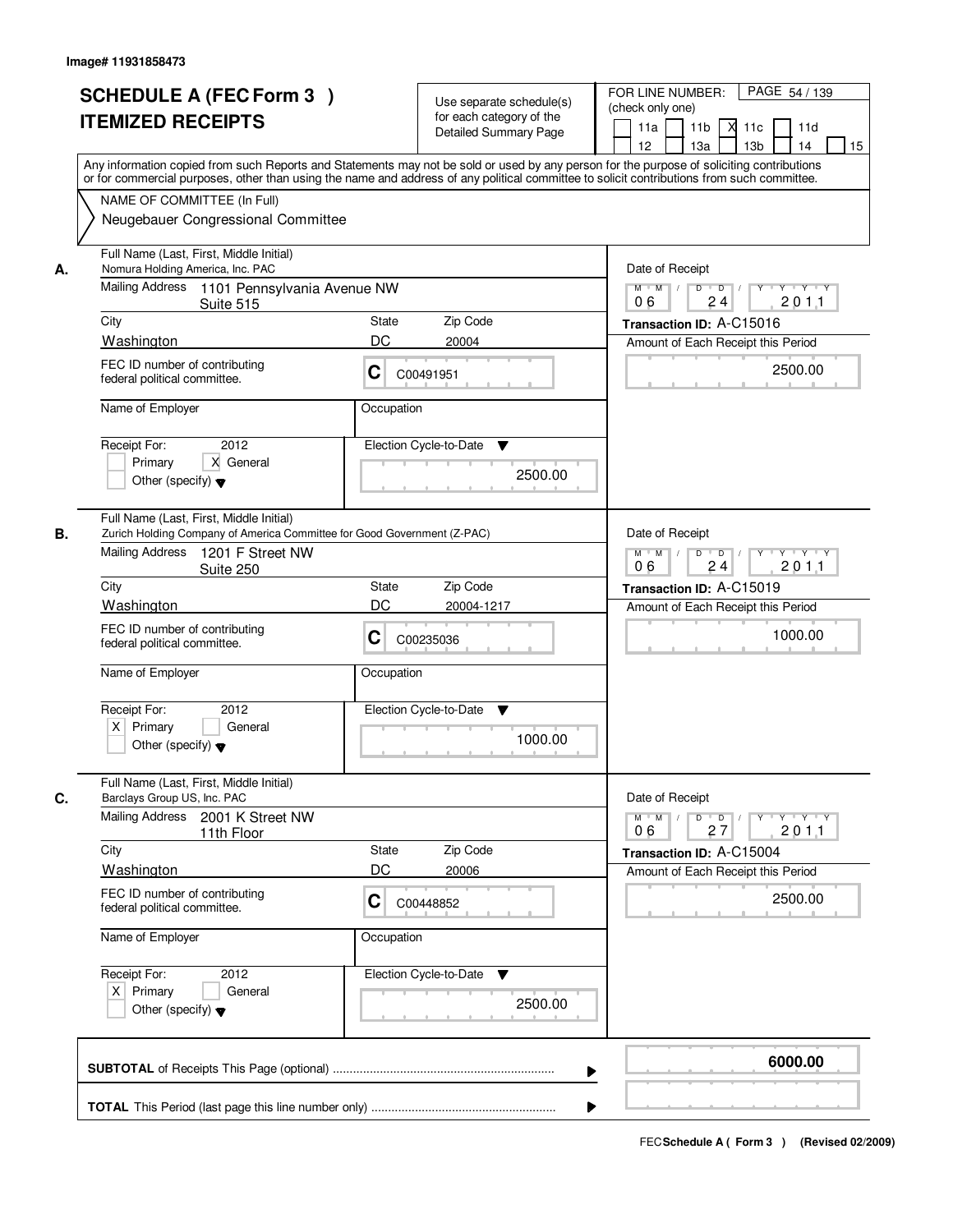Image# 11931858473

# SCHEDULE A (FEC Form 3 )
# ITEMIZED RECEIPTS

Use separate schedule(s) for each category of the Detailed Summary Page

FOR LINE NUMBER: (check only one)

PAGE 54 / 139

11a | 11b | X 11c | 11d | 12 | 13a | 13b | 14 | 15

Any information copied from such Reports and Statements may not be sold or used by any person for the purpose of soliciting contributions or for commercial purposes, other than using the name and address of any political committee to solicit contributions from such committee.

NAME OF COMMITTEE (In Full)

Neugebauer Congressional Committee

---

**A.** Full Name (Last, First, Middle Initial)
Nomura Holding America, Inc. PAC

Mailing Address: 1101 Pennsylvania Avenue NW, Suite 515

City: Washington | State: DC | Zip Code: 20004

FEC ID number of contributing federal political committee: C C00491951

Name of Employer:

Occupation:

Receipt For: 2012 — [ ] Primary [X] General [ ] Other (specify)

Election Cycle-to-Date: 2500.00

Date of Receipt: 06 24 2011

Transaction ID: A-C15016

Amount of Each Receipt this Period: 2500.00

---

**B.** Full Name (Last, First, Middle Initial)
Zurich Holding Company of America Committee for Good Government (Z-PAC)

Mailing Address: 1201 F Street NW, Suite 250

City: Washington | State: DC | Zip Code: 20004-1217

FEC ID number of contributing federal political committee: C C00235036

Name of Employer:

Occupation:

Receipt For: 2012 — [X] Primary [ ] General [ ] Other (specify)

Election Cycle-to-Date: 1000.00

Date of Receipt: 06 24 2011

Transaction ID: A-C15019

Amount of Each Receipt this Period: 1000.00

---

**C.** Full Name (Last, First, Middle Initial)
Barclays Group US, Inc. PAC

Mailing Address: 2001 K Street NW, 11th Floor

City: Washington | State: DC | Zip Code: 20006

FEC ID number of contributing federal political committee: C C00448852

Name of Employer:

Occupation:

Receipt For: 2012 — [X] Primary [ ] General [ ] Other (specify)

Election Cycle-to-Date: 2500.00

Date of Receipt: 06 27 2011

Transaction ID: A-C15004

Amount of Each Receipt this Period: 2500.00

---

**SUBTOTAL** of Receipts This Page (optional): **6000.00**

**TOTAL** This Period (last page this line number only):

FEC Schedule A ( Form 3 ) (Revised 02/2009)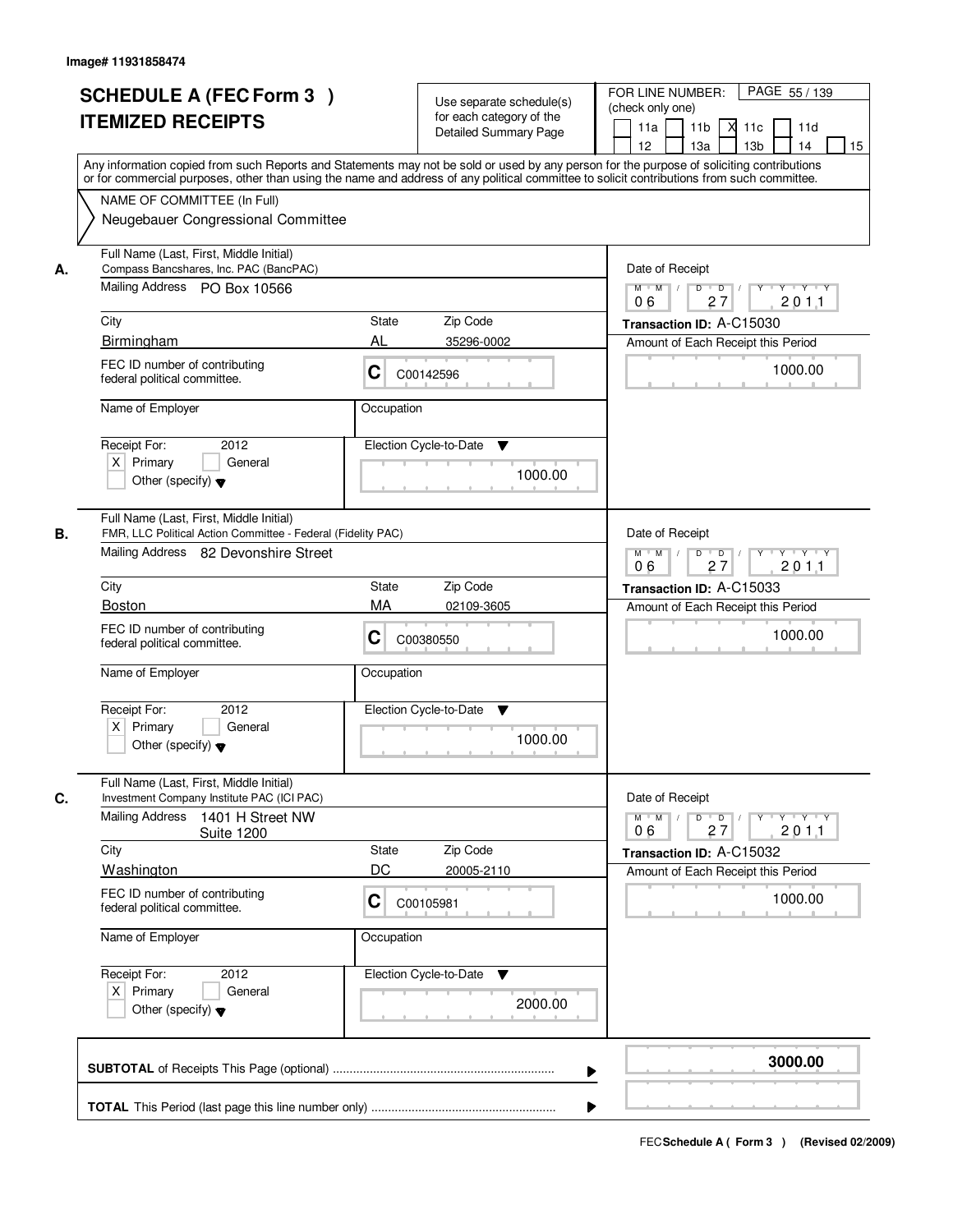Image# 11931858474

# SCHEDULE A (FEC Form 3 ) ITEMIZED RECEIPTS

Use separate schedule(s) for each category of the Detailed Summary Page

FOR LINE NUMBER: (check only one) PAGE 55 / 139

11a [ ] 11b [ ] 11c [X] 11d [ ] 12 [ ] 13a [ ] 13b [ ] 14 [ ] 15 [ ]

Any information copied from such Reports and Statements may not be sold or used by any person for the purpose of soliciting contributions or for commercial purposes, other than using the name and address of any political committee to solicit contributions from such committee.

NAME OF COMMITTEE (In Full)
Neugebauer Congressional Committee

**A.**

Full Name (Last, First, Middle Initial): Compass Bancshares, Inc. PAC (BancPAC)
Mailing Address: PO Box 10566
City: Birmingham | State: AL | Zip Code: 35296-0002
FEC ID number of contributing federal political committee: C C00142596
Name of Employer:
Occupation:
Receipt For: 2012 [X] Primary [ ] General [ ] Other (specify)
Election Cycle-to-Date: 1000.00
Date of Receipt: 06 27 2011
Transaction ID: A-C15030
Amount of Each Receipt this Period: 1000.00

**B.**

Full Name (Last, First, Middle Initial): FMR, LLC Political Action Committee - Federal (Fidelity PAC)
Mailing Address: 82 Devonshire Street
City: Boston | State: MA | Zip Code: 02109-3605
FEC ID number of contributing federal political committee: C C00380550
Name of Employer:
Occupation:
Receipt For: 2012 [X] Primary [ ] General [ ] Other (specify)
Election Cycle-to-Date: 1000.00
Date of Receipt: 06 27 2011
Transaction ID: A-C15033
Amount of Each Receipt this Period: 1000.00

**C.**

Full Name (Last, First, Middle Initial): Investment Company Institute PAC (ICI PAC)
Mailing Address: 1401 H Street NW Suite 1200
City: Washington | State: DC | Zip Code: 20005-2110
FEC ID number of contributing federal political committee: C C00105981
Name of Employer:
Occupation:
Receipt For: 2012 [X] Primary [ ] General [ ] Other (specify)
Election Cycle-to-Date: 2000.00
Date of Receipt: 06 27 2011
Transaction ID: A-C15032
Amount of Each Receipt this Period: 1000.00

**SUBTOTAL** of Receipts This Page (optional): **3000.00**

**TOTAL** This Period (last page this line number only):

FEC **Schedule A ( Form 3 )** (Revised 02/2009)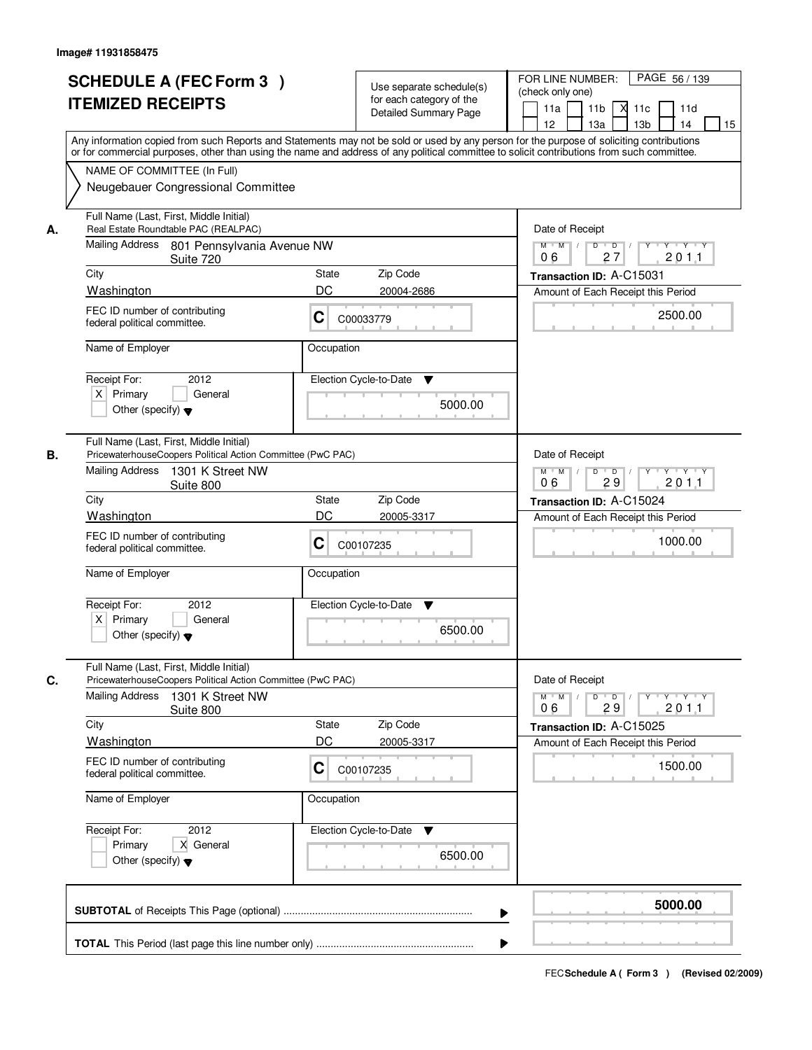Image# 11931858475

# SCHEDULE A (FEC Form 3 ) ITEMIZED RECEIPTS

Use separate schedule(s) for each category of the Detailed Summary Page

FOR LINE NUMBER: (check only one)

11a | 11b | X 11c | 11d | 12 | 13a | 13b | 14 | 15

Any information copied from such Reports and Statements may not be sold or used by any person for the purpose of soliciting contributions or for commercial purposes, other than using the name and address of any political committee to solicit contributions from such committee.

NAME OF COMMITTEE (In Full)
Neugebauer Congressional Committee

**A.**

Full Name (Last, First, Middle Initial): Real Estate Roundtable PAC (REALPAC)
Mailing Address: 801 Pennsylvania Avenue NW, Suite 720
City: Washington | State: DC | Zip Code: 20004-2686
FEC ID number of contributing federal political committee: C C00033779
Name of Employer:
Occupation:
Receipt For: 2012 — X Primary | General | Other (specify)
Election Cycle-to-Date: 5000.00
Date of Receipt: 06 27 2011
Transaction ID: A-C15031
Amount of Each Receipt this Period: 2500.00

**B.**

Full Name (Last, First, Middle Initial): PricewaterhouseCoopers Political Action Committee (PwC PAC)
Mailing Address: 1301 K Street NW, Suite 800
City: Washington | State: DC | Zip Code: 20005-3317
FEC ID number of contributing federal political committee: C C00107235
Name of Employer:
Occupation:
Receipt For: 2012 — X Primary | General | Other (specify)
Election Cycle-to-Date: 6500.00
Date of Receipt: 06 29 2011
Transaction ID: A-C15024
Amount of Each Receipt this Period: 1000.00

**C.**

Full Name (Last, First, Middle Initial): PricewaterhouseCoopers Political Action Committee (PwC PAC)
Mailing Address: 1301 K Street NW, Suite 800
City: Washington | State: DC | Zip Code: 20005-3317
FEC ID number of contributing federal political committee: C C00107235
Name of Employer:
Occupation:
Receipt For: 2012 — Primary | X General | Other (specify)
Election Cycle-to-Date: 6500.00
Date of Receipt: 06 29 2011
Transaction ID: A-C15025
Amount of Each Receipt this Period: 1500.00

**SUBTOTAL** of Receipts This Page (optional): **5000.00**

**TOTAL** This Period (last page this line number only):

FEC **Schedule A ( Form 3 )** (Revised 02/2009)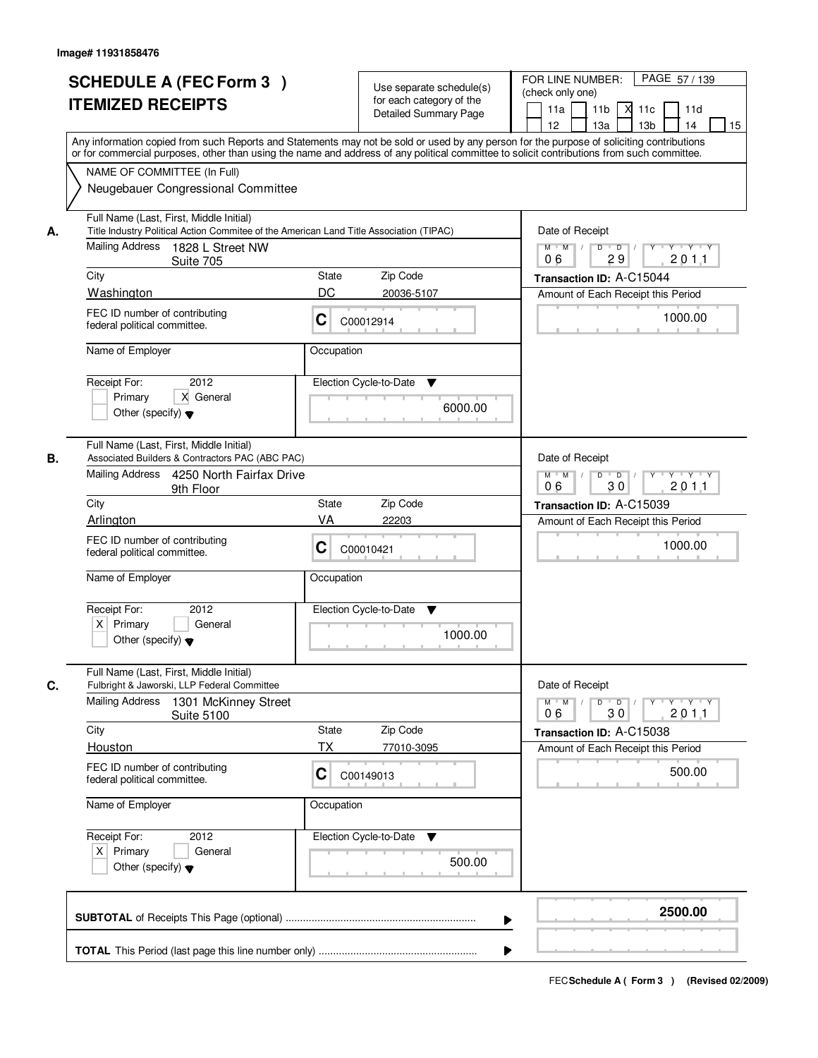Image# 11931858476

# SCHEDULE A (FEC Form 3 ) ITEMIZED RECEIPTS

Use separate schedule(s) for each category of the Detailed Summary Page

FOR LINE NUMBER: (check only one)

[ ] 11a [ ] 11b [X] 11c [ ] 11d [ ] 12 [ ] 13a [ ] 13b [ ] 14 [ ] 15

PAGE 57 / 139

Any information copied from such Reports and Statements may not be sold or used by any person for the purpose of soliciting contributions or for commercial purposes, other than using the name and address of any political committee to solicit contributions from such committee.

NAME OF COMMITTEE (In Full)

Neugebauer Congressional Committee

---

**A.** Full Name (Last, First, Middle Initial)

Title Industry Political Action Commitee of the American Land Title Association (TIPAC)

Mailing Address: 1828 L Street NW, Suite 705

City: Washington | State: DC | Zip Code: 20036-5107

FEC ID number of contributing federal political committee: C C00012914

Name of Employer:

Occupation:

Receipt For: 2012 — [ ] Primary [X] General [ ] Other (specify)

Election Cycle-to-Date: 6000.00

Date of Receipt: 06 29 2011

Transaction ID: A-C15044

Amount of Each Receipt this Period: 1000.00

---

**B.** Full Name (Last, First, Middle Initial)

Associated Builders & Contractors PAC (ABC PAC)

Mailing Address: 4250 North Fairfax Drive, 9th Floor

City: Arlington | State: VA | Zip Code: 22203

FEC ID number of contributing federal political committee: C C00010421

Name of Employer:

Occupation:

Receipt For: 2012 — [X] Primary [ ] General [ ] Other (specify)

Election Cycle-to-Date: 1000.00

Date of Receipt: 06 30 2011

Transaction ID: A-C15039

Amount of Each Receipt this Period: 1000.00

---

**C.** Full Name (Last, First, Middle Initial)

Fulbright & Jaworski, LLP Federal Committee

Mailing Address: 1301 McKinney Street, Suite 5100

City: Houston | State: TX | Zip Code: 77010-3095

FEC ID number of contributing federal political committee: C C00149013

Name of Employer:

Occupation:

Receipt For: 2012 — [X] Primary [ ] General [ ] Other (specify)

Election Cycle-to-Date: 500.00

Date of Receipt: 06 30 2011

Transaction ID: A-C15038

Amount of Each Receipt this Period: 500.00

---

**SUBTOTAL** of Receipts This Page (optional): **2500.00**

**TOTAL** This Period (last page this line number only):

FEC Schedule A ( Form 3 ) (Revised 02/2009)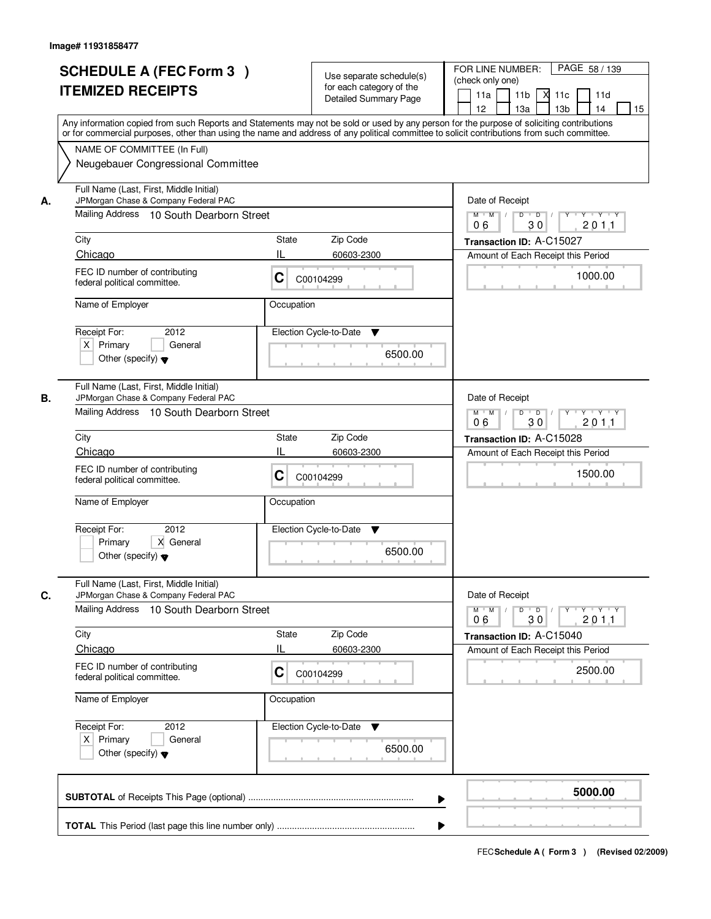Image# 11931858477

# SCHEDULE A (FEC Form 3 )
# ITEMIZED RECEIPTS

Use separate schedule(s) for each category of the Detailed Summary Page

FOR LINE NUMBER: (check only one)

PAGE 58 / 139

11a [ ] 11b [ ] 11c [X] 11d [ ] 12 [ ] 13a [ ] 13b [ ] 14 [ ] 15 [ ]

Any information copied from such Reports and Statements may not be sold or used by any person for the purpose of soliciting contributions or for commercial purposes, other than using the name and address of any political committee to solicit contributions from such committee.

NAME OF COMMITTEE (In Full)
Neugebauer Congressional Committee

---

**A.**

Full Name (Last, First, Middle Initial): JPMorgan Chase & Company Federal PAC

Mailing Address: 10 South Dearborn Street

City: Chicago | State: IL | Zip Code: 60603-2300

FEC ID number of contributing federal political committee: C C00104299

Name of Employer:

Occupation:

Receipt For: 2012 — [X] Primary [ ] General [ ] Other (specify)

Election Cycle-to-Date: 6500.00

Date of Receipt: 06 / 30 / 2011

Transaction ID: A-C15027

Amount of Each Receipt this Period: 1000.00

---

**B.**

Full Name (Last, First, Middle Initial): JPMorgan Chase & Company Federal PAC

Mailing Address: 10 South Dearborn Street

City: Chicago | State: IL | Zip Code: 60603-2300

FEC ID number of contributing federal political committee: C C00104299

Name of Employer:

Occupation:

Receipt For: 2012 — [ ] Primary [X] General [ ] Other (specify)

Election Cycle-to-Date: 6500.00

Date of Receipt: 06 / 30 / 2011

Transaction ID: A-C15028

Amount of Each Receipt this Period: 1500.00

---

**C.**

Full Name (Last, First, Middle Initial): JPMorgan Chase & Company Federal PAC

Mailing Address: 10 South Dearborn Street

City: Chicago | State: IL | Zip Code: 60603-2300

FEC ID number of contributing federal political committee: C C00104299

Name of Employer:

Occupation:

Receipt For: 2012 — [X] Primary [ ] General [ ] Other (specify)

Election Cycle-to-Date: 6500.00

Date of Receipt: 06 / 30 / 2011

Transaction ID: A-C15040

Amount of Each Receipt this Period: 2500.00

---

**SUBTOTAL** of Receipts This Page (optional) .......... **5000.00**

**TOTAL** This Period (last page this line number only) ..........

FEC **Schedule A ( Form 3 )** (Revised 02/2009)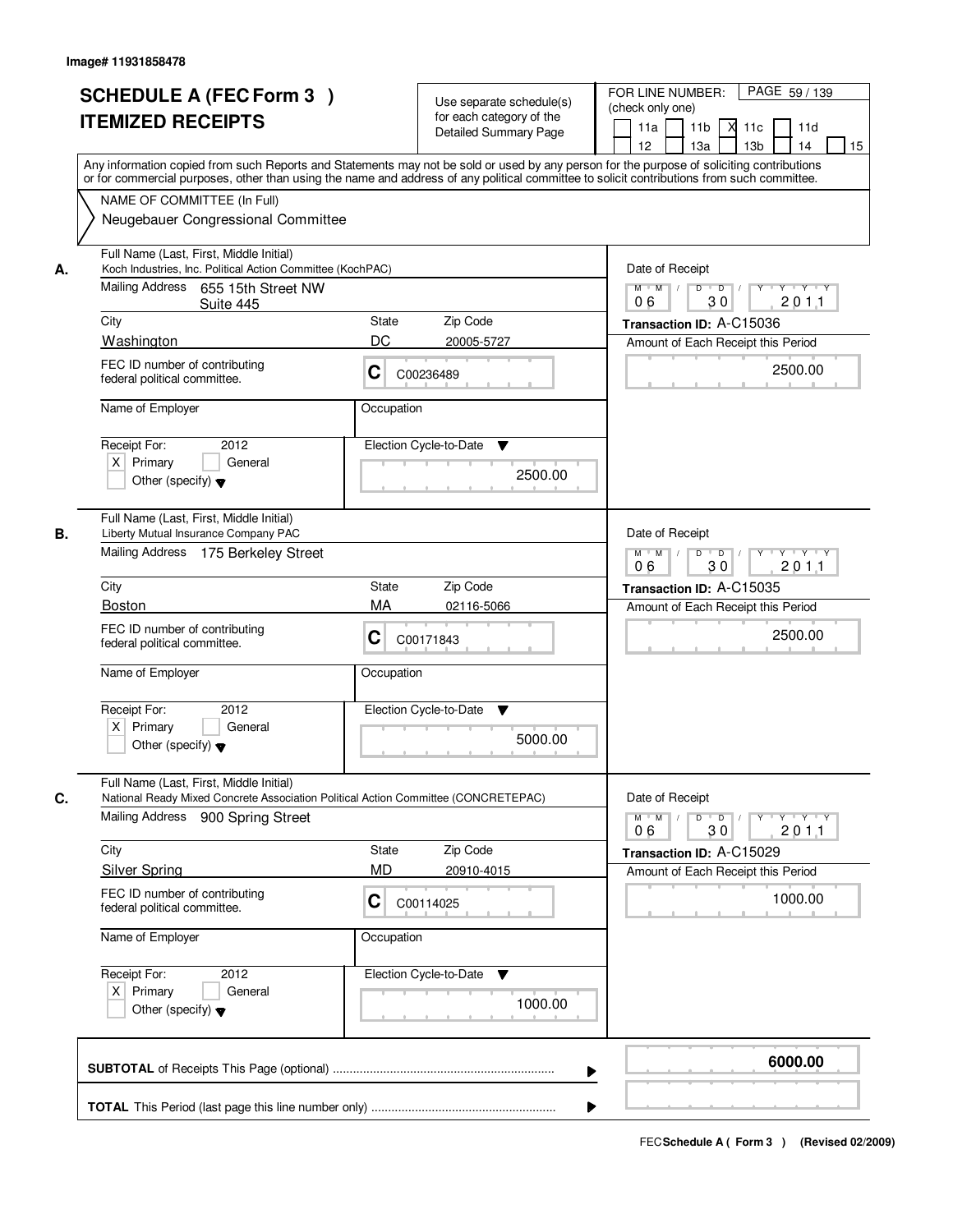Image# 11931858478

# SCHEDULE A (FEC Form 3 )
# ITEMIZED RECEIPTS

Use separate schedule(s) for each category of the Detailed Summary Page

FOR LINE NUMBER: (check only one)

11a | 11b | X 11c | 11d | 12 | 13a | 13b | 14 | 15

PAGE 59 / 139

Any information copied from such Reports and Statements may not be sold or used by any person for the purpose of soliciting contributions or for commercial purposes, other than using the name and address of any political committee to solicit contributions from such committee.

NAME OF COMMITTEE (In Full)
Neugebauer Congressional Committee

---

**A.** Full Name (Last, First, Middle Initial)
Koch Industries, Inc. Political Action Committee (KochPAC)

Mailing Address: 655 15th Street NW Suite 445

City: Washington | State: DC | Zip Code: 20005-5727

FEC ID number of contributing federal political committee: C C00236489

Name of Employer: | Occupation:

Receipt For: 2012 — X Primary | General | Other (specify)

Election Cycle-to-Date: 2500.00

Date of Receipt: 06 / 30 / 2011

Transaction ID: A-C15036

Amount of Each Receipt this Period: 2500.00

---

**B.** Full Name (Last, First, Middle Initial)
Liberty Mutual Insurance Company PAC

Mailing Address: 175 Berkeley Street

City: Boston | State: MA | Zip Code: 02116-5066

FEC ID number of contributing federal political committee: C C00171843

Name of Employer: | Occupation:

Receipt For: 2012 — X Primary | General | Other (specify)

Election Cycle-to-Date: 5000.00

Date of Receipt: 06 / 30 / 2011

Transaction ID: A-C15035

Amount of Each Receipt this Period: 2500.00

---

**C.** Full Name (Last, First, Middle Initial)
National Ready Mixed Concrete Association Political Action Committee (CONCRETEPAC)

Mailing Address: 900 Spring Street

City: Silver Spring | State: MD | Zip Code: 20910-4015

FEC ID number of contributing federal political committee: C C00114025

Name of Employer: | Occupation:

Receipt For: 2012 — X Primary | General | Other (specify)

Election Cycle-to-Date: 1000.00

Date of Receipt: 06 / 30 / 2011

Transaction ID: A-C15029

Amount of Each Receipt this Period: 1000.00

---

**SUBTOTAL** of Receipts This Page (optional): **6000.00**

**TOTAL** This Period (last page this line number only):

FEC **Schedule A ( Form 3 )** (Revised 02/2009)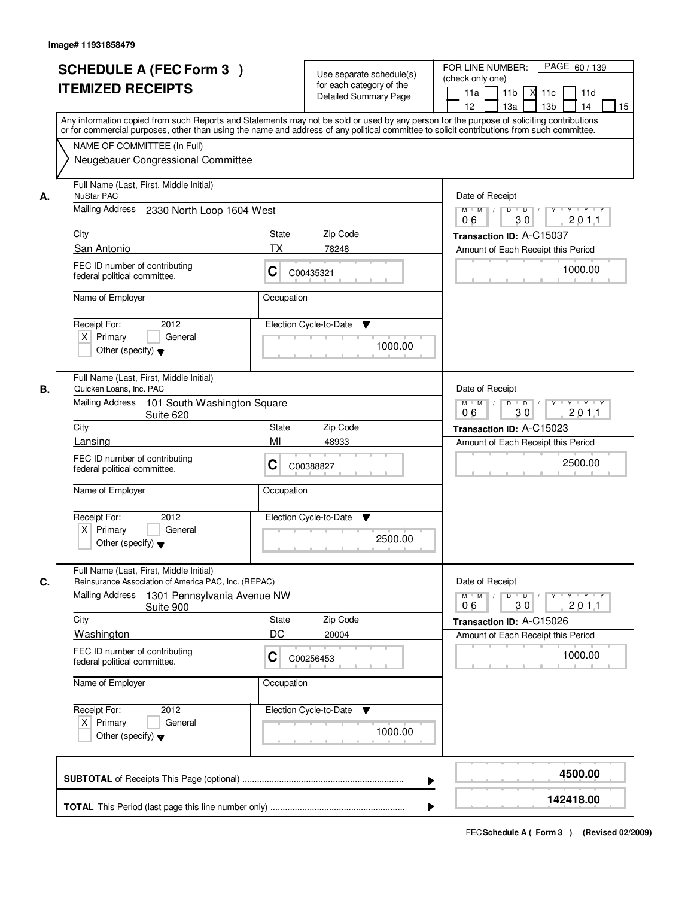Image# 11931858479

# SCHEDULE A (FEC Form 3 ) ITEMIZED RECEIPTS

Use separate schedule(s) for each category of the Detailed Summary Page

FOR LINE NUMBER: (check only one)

11a | 11b | X 11c | 11d | 12 | 13a | 13b | 14 | 15

Any information copied from such Reports and Statements may not be sold or used by any person for the purpose of soliciting contributions or for commercial purposes, other than using the name and address of any political committee to solicit contributions from such committee.

NAME OF COMMITTEE (In Full)

Neugebauer Congressional Committee

---

**A.** Full Name (Last, First, Middle Initial): NuStar PAC

Mailing Address: 2330 North Loop 1604 West

City: San Antonio | State: TX | Zip Code: 78248

FEC ID number of contributing federal political committee: C C00435321

Name of Employer: | Occupation:

Receipt For: 2012 — X Primary | General | Other (specify)

Election Cycle-to-Date: 1000.00

Date of Receipt: 06 / 30 / 2011

Transaction ID: A-C15037

Amount of Each Receipt this Period: 1000.00

---

**B.** Full Name (Last, First, Middle Initial): Quicken Loans, Inc. PAC

Mailing Address: 101 South Washington Square Suite 620

City: Lansing | State: MI | Zip Code: 48933

FEC ID number of contributing federal political committee: C C00388827

Name of Employer: | Occupation:

Receipt For: 2012 — X Primary | General | Other (specify)

Election Cycle-to-Date: 2500.00

Date of Receipt: 06 / 30 / 2011

Transaction ID: A-C15023

Amount of Each Receipt this Period: 2500.00

---

**C.** Full Name (Last, First, Middle Initial): Reinsurance Association of America PAC, Inc. (REPAC)

Mailing Address: 1301 Pennsylvania Avenue NW Suite 900

City: Washington | State: DC | Zip Code: 20004

FEC ID number of contributing federal political committee: C C00256453

Name of Employer: | Occupation:

Receipt For: 2012 — X Primary | General | Other (specify)

Election Cycle-to-Date: 1000.00

Date of Receipt: 06 / 30 / 2011

Transaction ID: A-C15026

Amount of Each Receipt this Period: 1000.00

---

**SUBTOTAL** of Receipts This Page (optional): **4500.00**

**TOTAL** This Period (last page this line number only): **142418.00**

FEC **Schedule A ( Form 3 )** (Revised 02/2009)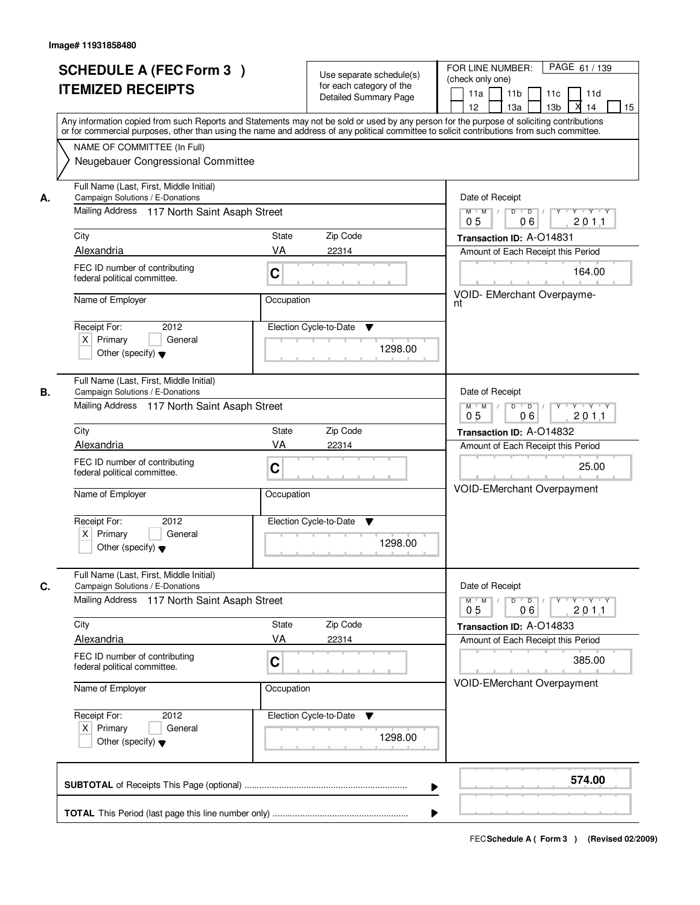Image# 11931858480

# SCHEDULE A (FEC Form 3 ) ITEMIZED RECEIPTS

Use separate schedule(s) for each category of the Detailed Summary Page

FOR LINE NUMBER: (check only one)

11a | 11b | 11c | 11d | 12 | 13a | 13b | X 14 | 15

PAGE 61 / 139

Any information copied from such Reports and Statements may not be sold or used by any person for the purpose of soliciting contributions or for commercial purposes, other than using the name and address of any political committee to solicit contributions from such committee.

NAME OF COMMITTEE (In Full)

Neugebauer Congressional Committee

---

**A.**

Full Name (Last, First, Middle Initial): Campaign Solutions / E-Donations

Mailing Address: 117 North Saint Asaph Street

City: Alexandria | State: VA | Zip Code: 22314

FEC ID number of contributing federal political committee: C

Name of Employer: | Occupation:

Receipt For: 2012 — X Primary | General | Other (specify)

Election Cycle-to-Date: 1298.00

Date of Receipt: 05 / 06 / 2011

Transaction ID: A-O14831

Amount of Each Receipt this Period: 164.00

VOID- EMerchant Overpayment

---

**B.**

Full Name (Last, First, Middle Initial): Campaign Solutions / E-Donations

Mailing Address: 117 North Saint Asaph Street

City: Alexandria | State: VA | Zip Code: 22314

FEC ID number of contributing federal political committee: C

Name of Employer: | Occupation:

Receipt For: 2012 — X Primary | General | Other (specify)

Election Cycle-to-Date: 1298.00

Date of Receipt: 05 / 06 / 2011

Transaction ID: A-O14832

Amount of Each Receipt this Period: 25.00

VOID-EMerchant Overpayment

---

**C.**

Full Name (Last, First, Middle Initial): Campaign Solutions / E-Donations

Mailing Address: 117 North Saint Asaph Street

City: Alexandria | State: VA | Zip Code: 22314

FEC ID number of contributing federal political committee: C

Name of Employer: | Occupation:

Receipt For: 2012 — X Primary | General | Other (specify)

Election Cycle-to-Date: 1298.00

Date of Receipt: 05 / 06 / 2011

Transaction ID: A-O14833

Amount of Each Receipt this Period: 385.00

VOID-EMerchant Overpayment

---

**SUBTOTAL** of Receipts This Page (optional): **574.00**

**TOTAL** This Period (last page this line number only):

FEC Schedule A ( Form 3 ) (Revised 02/2009)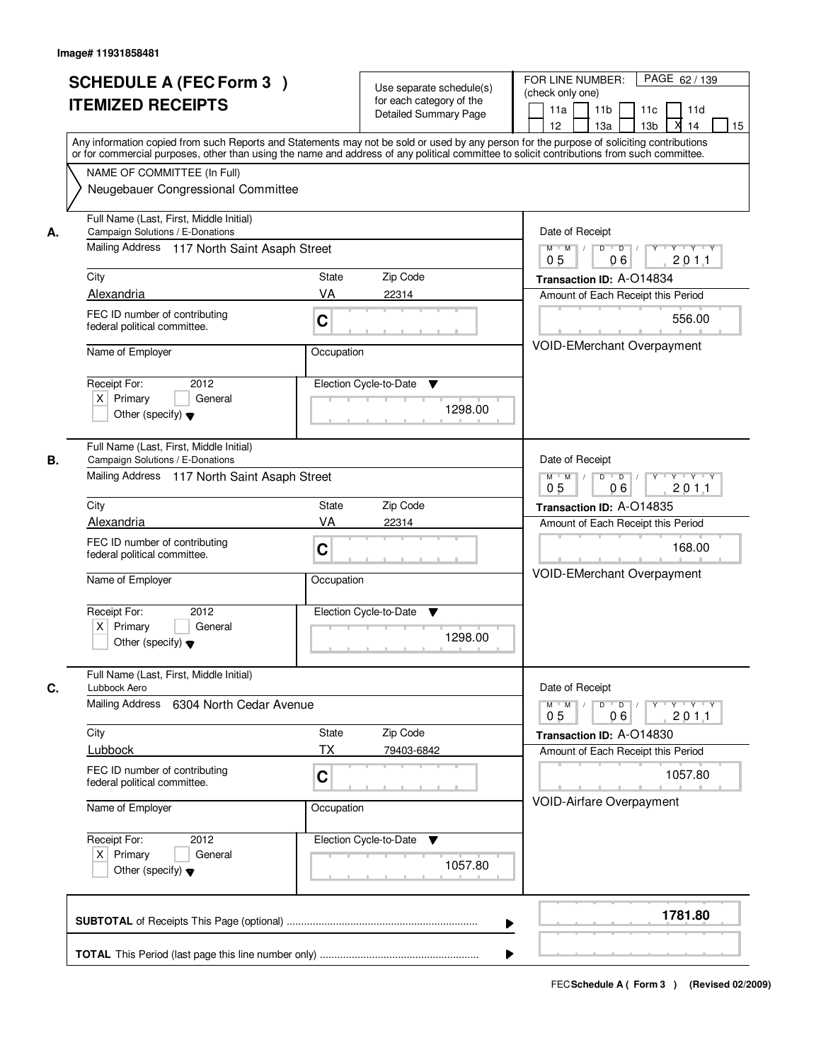Image# 11931858481

# SCHEDULE A (FEC Form 3 )
# ITEMIZED RECEIPTS

Use separate schedule(s) for each category of the Detailed Summary Page

FOR LINE NUMBER: (check only one)

PAGE 62 / 139

11a | 11b | 11c | 11d | 12 | 13a | 13b | X 14 | 15

Any information copied from such Reports and Statements may not be sold or used by any person for the purpose of soliciting contributions or for commercial purposes, other than using the name and address of any political committee to solicit contributions from such committee.

NAME OF COMMITTEE (In Full)
Neugebauer Congressional Committee

---

**A.**

Full Name (Last, First, Middle Initial): Campaign Solutions / E-Donations

Mailing Address: 117 North Saint Asaph Street

City: Alexandria | State: VA | Zip Code: 22314

FEC ID number of contributing federal political committee: C

Name of Employer: | Occupation:

Receipt For: 2012 — X Primary | General | Other (specify)

Election Cycle-to-Date: 1298.00

Date of Receipt: 05 / 06 / 2011

Transaction ID: A-O14834

Amount of Each Receipt this Period: 556.00

VOID-EMerchant Overpayment

---

**B.**

Full Name (Last, First, Middle Initial): Campaign Solutions / E-Donations

Mailing Address: 117 North Saint Asaph Street

City: Alexandria | State: VA | Zip Code: 22314

FEC ID number of contributing federal political committee: C

Name of Employer: | Occupation:

Receipt For: 2012 — X Primary | General | Other (specify)

Election Cycle-to-Date: 1298.00

Date of Receipt: 05 / 06 / 2011

Transaction ID: A-O14835

Amount of Each Receipt this Period: 168.00

VOID-EMerchant Overpayment

---

**C.**

Full Name (Last, First, Middle Initial): Lubbock Aero

Mailing Address: 6304 North Cedar Avenue

City: Lubbock | State: TX | Zip Code: 79403-6842

FEC ID number of contributing federal political committee: C

Name of Employer: | Occupation:

Receipt For: 2012 — X Primary | General | Other (specify)

Election Cycle-to-Date: 1057.80

Date of Receipt: 05 / 06 / 2011

Transaction ID: A-O14830

Amount of Each Receipt this Period: 1057.80

VOID-Airfare Overpayment

---

**SUBTOTAL** of Receipts This Page (optional): 1781.80

**TOTAL** This Period (last page this line number only):

FEC Schedule A ( Form 3 ) (Revised 02/2009)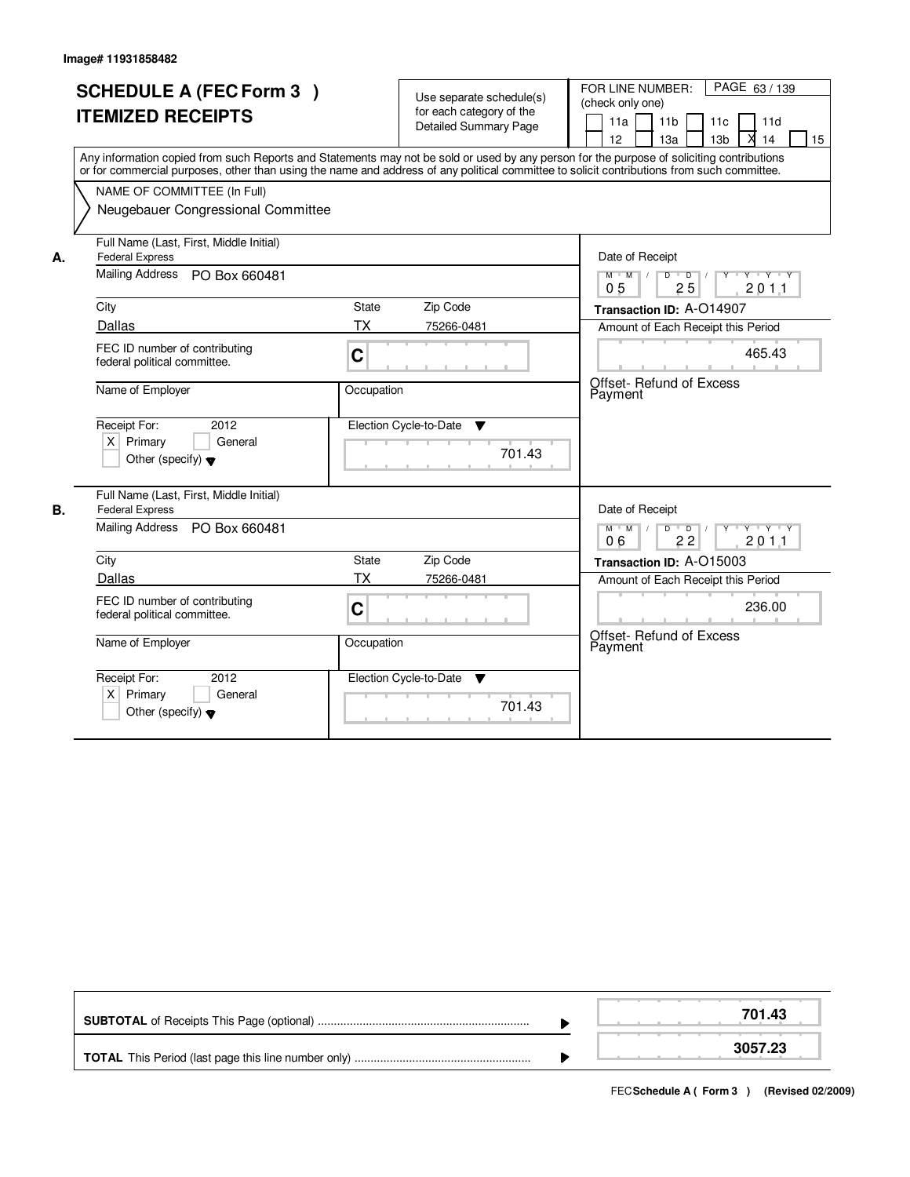Image# 11931858482

# SCHEDULE A (FEC Form 3 ) ITEMIZED RECEIPTS

Use separate schedule(s) for each category of the Detailed Summary Page

FOR LINE NUMBER: (check only one)

11a | 11b | 11c | 11d | 12 | 13a | 13b | X 14 | 15

PAGE 63 / 139

Any information copied from such Reports and Statements may not be sold or used by any person for the purpose of soliciting contributions or for commercial purposes, other than using the name and address of any political committee to solicit contributions from such committee.

NAME OF COMMITTEE (In Full)
Neugebauer Congressional Committee

**A.**

| Field | Value |
|---|---|
| Full Name (Last, First, Middle Initial) | Federal Express |
| Mailing Address | PO Box 660481 |
| City | Dallas |
| State | TX |
| Zip Code | 75266-0481 |
| FEC ID number of contributing federal political committee. | C |
| Name of Employer | |
| Occupation | |
| Receipt For: 2012 | X Primary |
| Election Cycle-to-Date | 701.43 |
| Date of Receipt | 05 / 25 / 2011 |
| Transaction ID | A-O14907 |
| Amount of Each Receipt this Period | 465.43 |
| | Offset- Refund of Excess Payment |

**B.**

| Field | Value |
|---|---|
| Full Name (Last, First, Middle Initial) | Federal Express |
| Mailing Address | PO Box 660481 |
| City | Dallas |
| State | TX |
| Zip Code | 75266-0481 |
| FEC ID number of contributing federal political committee. | C |
| Name of Employer | |
| Occupation | |
| Receipt For: 2012 | X Primary |
| Election Cycle-to-Date | 701.43 |
| Date of Receipt | 06 / 22 / 2011 |
| Transaction ID | A-O15003 |
| Amount of Each Receipt this Period | 236.00 |
| | Offset- Refund of Excess Payment |

| | |
|---|---|
| **SUBTOTAL** of Receipts This Page (optional) | **701.43** |
| **TOTAL** This Period (last page this line number only) | **3057.23** |

FEC **Schedule A ( Form 3 )** (Revised 02/2009)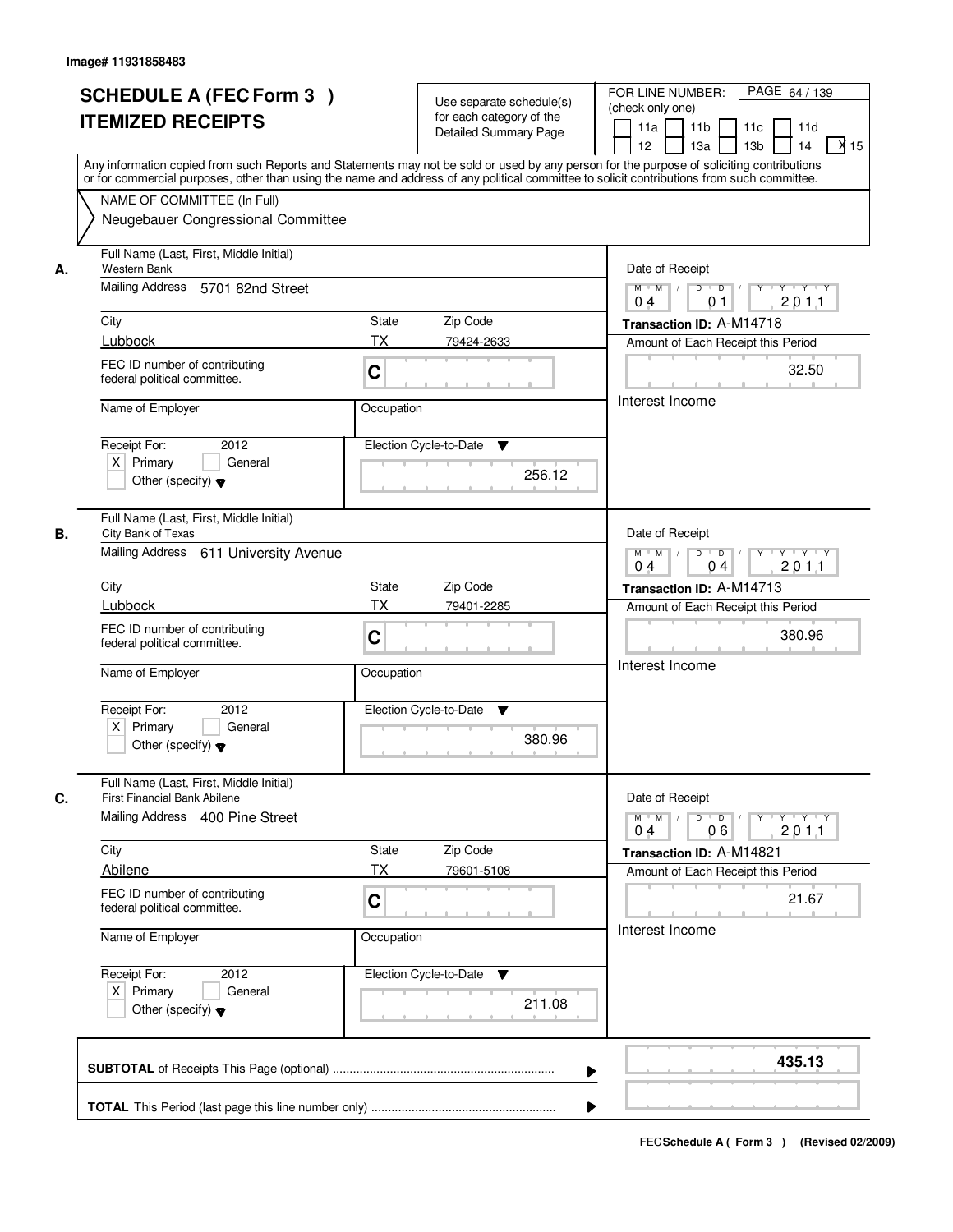Image# 11931858483

# SCHEDULE A (FEC Form 3 ) ITEMIZED RECEIPTS

Use separate schedule(s) for each category of the Detailed Summary Page

FOR LINE NUMBER: (check only one)

11a | 11b | 11c | 11d | 12 | 13a | 13b | 14 | X 15

Any information copied from such Reports and Statements may not be sold or used by any person for the purpose of soliciting contributions or for commercial purposes, other than using the name and address of any political committee to solicit contributions from such committee.

NAME OF COMMITTEE (In Full)
Neugebauer Congressional Committee

---

**A.**

Full Name (Last, First, Middle Initial): Western Bank

Mailing Address: 5701 82nd Street

City: Lubbock | State: TX | Zip Code: 79424-2633

FEC ID number of contributing federal political committee: C

Name of Employer: | Occupation:

Receipt For: 2012 — X Primary | General | Other (specify)

Election Cycle-to-Date: 256.12

Date of Receipt: 04 / 01 / 2011

Transaction ID: A-M14718

Amount of Each Receipt this Period: 32.50

Interest Income

---

**B.**

Full Name (Last, First, Middle Initial): City Bank of Texas

Mailing Address: 611 University Avenue

City: Lubbock | State: TX | Zip Code: 79401-2285

FEC ID number of contributing federal political committee: C

Name of Employer: | Occupation:

Receipt For: 2012 — X Primary | General | Other (specify)

Election Cycle-to-Date: 380.96

Date of Receipt: 04 / 04 / 2011

Transaction ID: A-M14713

Amount of Each Receipt this Period: 380.96

Interest Income

---

**C.**

Full Name (Last, First, Middle Initial): First Financial Bank Abilene

Mailing Address: 400 Pine Street

City: Abilene | State: TX | Zip Code: 79601-5108

FEC ID number of contributing federal political committee: C

Name of Employer: | Occupation:

Receipt For: 2012 — X Primary | General | Other (specify)

Election Cycle-to-Date: 211.08

Date of Receipt: 04 / 06 / 2011

Transaction ID: A-M14821

Amount of Each Receipt this Period: 21.67

Interest Income

---

**SUBTOTAL** of Receipts This Page (optional): **435.13**

**TOTAL** This Period (last page this line number only):

FEC **Schedule A ( Form 3 )** (Revised 02/2009)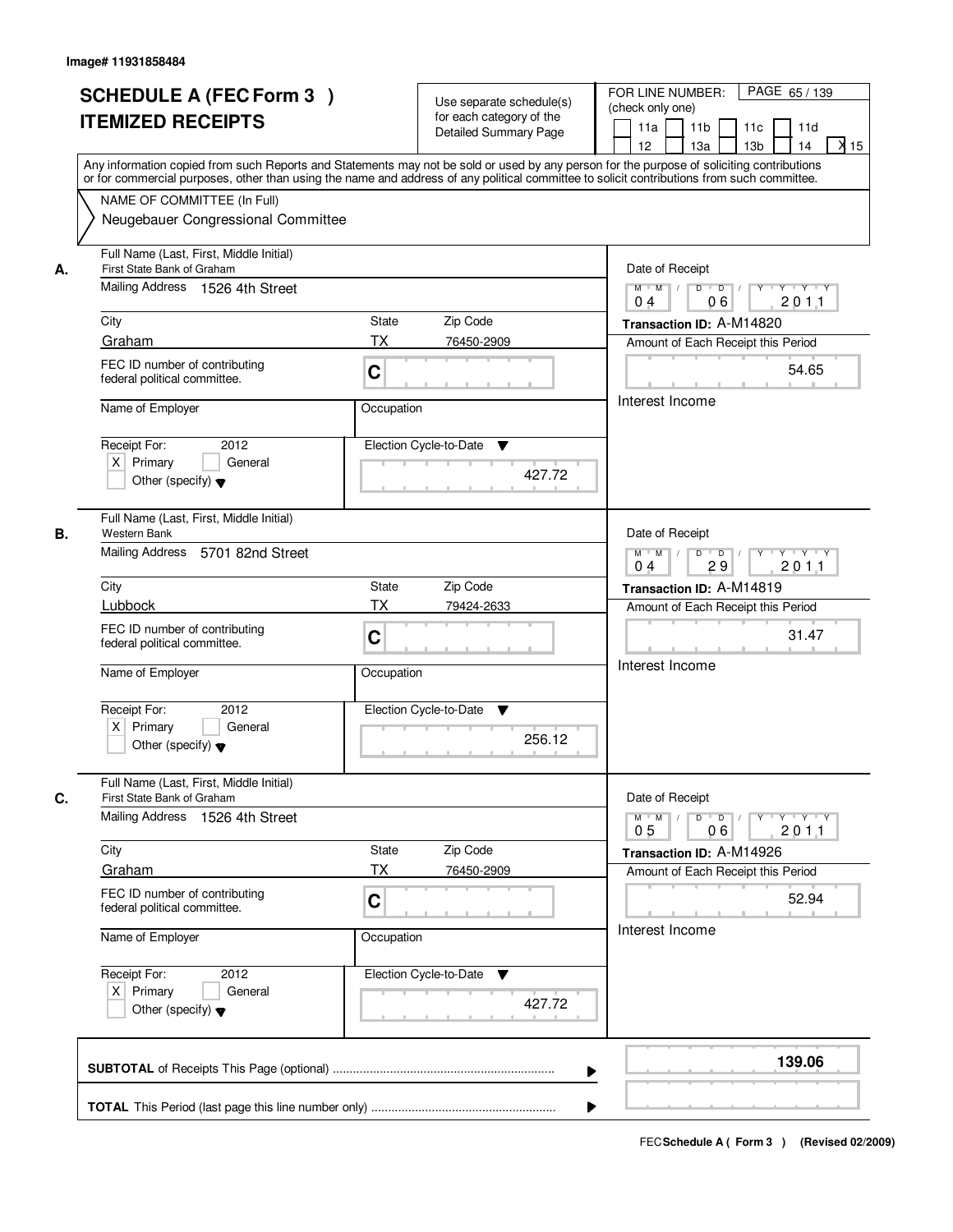Image# 11931858484

# SCHEDULE A (FEC Form 3 ) ITEMIZED RECEIPTS

Use separate schedule(s) for each category of the Detailed Summary Page

FOR LINE NUMBER: (check only one)

11a | 11b | 11c | 11d | 12 | 13a | 13b | 14 | X 15

PAGE 65 / 139

Any information copied from such Reports and Statements may not be sold or used by any person for the purpose of soliciting contributions or for commercial purposes, other than using the name and address of any political committee to solicit contributions from such committee.

NAME OF COMMITTEE (In Full)
Neugebauer Congressional Committee

## A.

Full Name (Last, First, Middle Initial): First State Bank of Graham

Mailing Address: 1526 4th Street

City: Graham | State: TX | Zip Code: 76450-2909

FEC ID number of contributing federal political committee: C

Name of Employer:

Occupation:

Receipt For: 2012 — X Primary | General | Other (specify)

Election Cycle-to-Date: 427.72

Date of Receipt: 04 / 06 / 2011

Transaction ID: A-M14820

Amount of Each Receipt this Period: 54.65

Interest Income

## B.

Full Name (Last, First, Middle Initial): Western Bank

Mailing Address: 5701 82nd Street

City: Lubbock | State: TX | Zip Code: 79424-2633

FEC ID number of contributing federal political committee: C

Name of Employer:

Occupation:

Receipt For: 2012 — X Primary | General | Other (specify)

Election Cycle-to-Date: 256.12

Date of Receipt: 04 / 29 / 2011

Transaction ID: A-M14819

Amount of Each Receipt this Period: 31.47

Interest Income

## C.

Full Name (Last, First, Middle Initial): First State Bank of Graham

Mailing Address: 1526 4th Street

City: Graham | State: TX | Zip Code: 76450-2909

FEC ID number of contributing federal political committee: C

Name of Employer:

Occupation:

Receipt For: 2012 — X Primary | General | Other (specify)

Election Cycle-to-Date: 427.72

Date of Receipt: 05 / 06 / 2011

Transaction ID: A-M14926

Amount of Each Receipt this Period: 52.94

Interest Income

**SUBTOTAL** of Receipts This Page (optional): **139.06**

**TOTAL** This Period (last page this line number only):

FEC **Schedule A ( Form 3 )** (Revised 02/2009)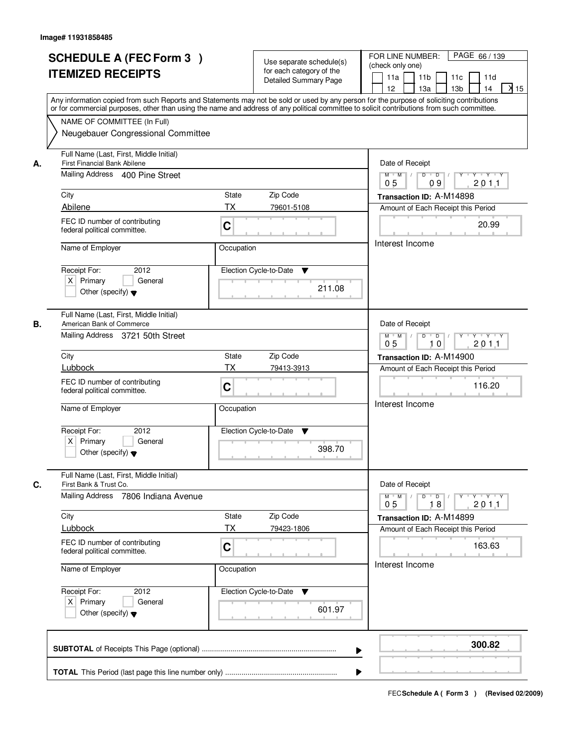Image# 11931858485

# SCHEDULE A (FEC Form 3 ) ITEMIZED RECEIPTS

Use separate schedule(s) for each category of the Detailed Summary Page

FOR LINE NUMBER: (check only one)

11a | 11b | 11c | 11d | 12 | 13a | 13b | 14 | X 15

PAGE 66 / 139

Any information copied from such Reports and Statements may not be sold or used by any person for the purpose of soliciting contributions or for commercial purposes, other than using the name and address of any political committee to solicit contributions from such committee.

NAME OF COMMITTEE (In Full)
Neugebauer Congressional Committee

---

**A.** Full Name (Last, First, Middle Initial)
First Financial Bank Abilene

Mailing Address: 400 Pine Street

City: Abilene | State: TX | Zip Code: 79601-5108

FEC ID number of contributing federal political committee: C

Name of Employer: | Occupation:

Receipt For: 2012 — X Primary | General | Other (specify)

Election Cycle-to-Date: 211.08

Date of Receipt: 05 / 09 / 2011

Transaction ID: A-M14898

Amount of Each Receipt this Period: 20.99

Interest Income

---

**B.** Full Name (Last, First, Middle Initial)
American Bank of Commerce

Mailing Address: 3721 50th Street

City: Lubbock | State: TX | Zip Code: 79413-3913

FEC ID number of contributing federal political committee: C

Name of Employer: | Occupation:

Receipt For: 2012 — X Primary | General | Other (specify)

Election Cycle-to-Date: 398.70

Date of Receipt: 05 / 10 / 2011

Transaction ID: A-M14900

Amount of Each Receipt this Period: 116.20

Interest Income

---

**C.** Full Name (Last, First, Middle Initial)
First Bank & Trust Co.

Mailing Address: 7806 Indiana Avenue

City: Lubbock | State: TX | Zip Code: 79423-1806

FEC ID number of contributing federal political committee: C

Name of Employer: | Occupation:

Receipt For: 2012 — X Primary | General | Other (specify)

Election Cycle-to-Date: 601.97

Date of Receipt: 05 / 18 / 2011

Transaction ID: A-M14899

Amount of Each Receipt this Period: 163.63

Interest Income

---

**SUBTOTAL** of Receipts This Page (optional): **300.82**

**TOTAL** This Period (last page this line number only):

FEC **Schedule A ( Form 3 )** (Revised 02/2009)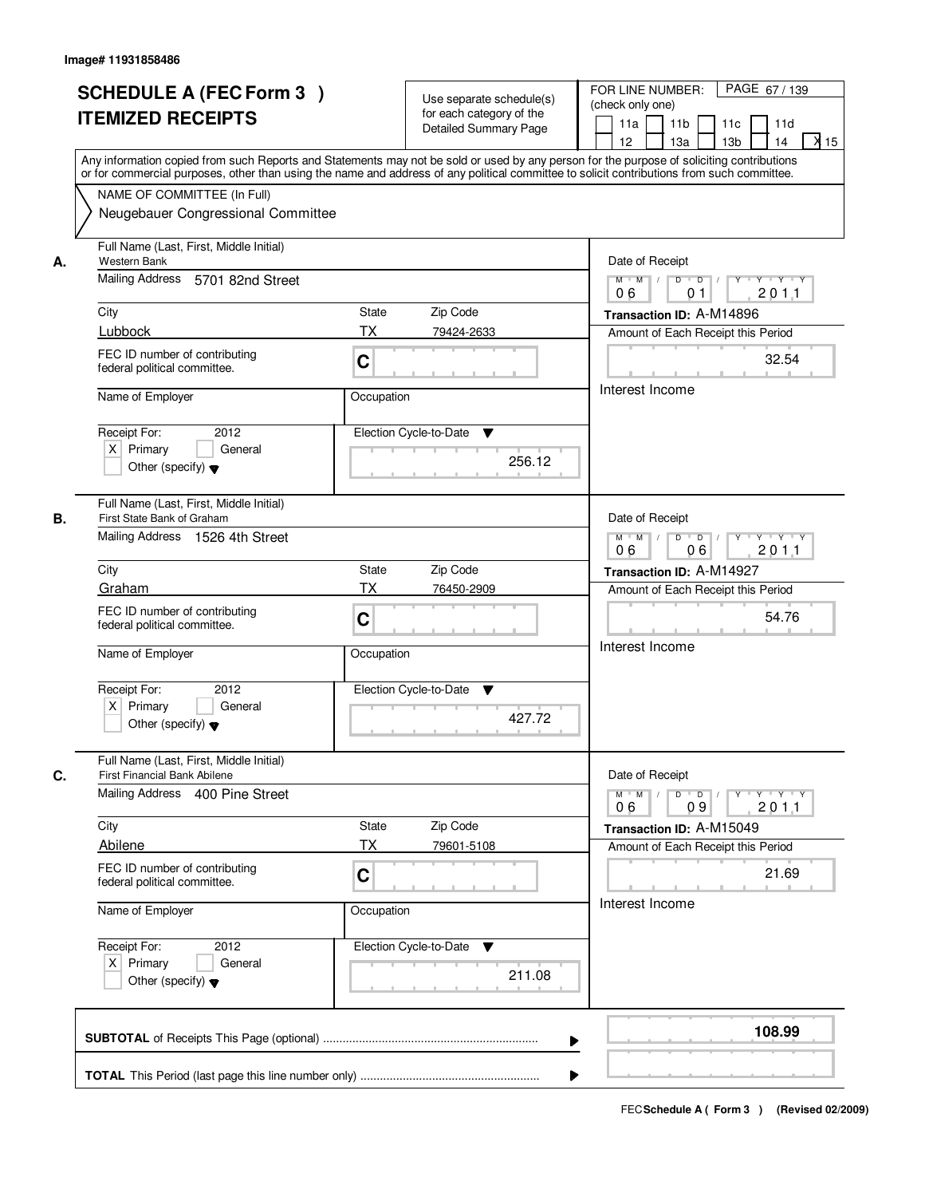Image# 11931858486

# SCHEDULE A (FEC Form 3 ) ITEMIZED RECEIPTS

Use separate schedule(s) for each category of the Detailed Summary Page

FOR LINE NUMBER: (check only one)

11a | 11b | 11c | 11d | 12 | 13a | 13b | 14 | X 15

PAGE 67 / 139

Any information copied from such Reports and Statements may not be sold or used by any person for the purpose of soliciting contributions or for commercial purposes, other than using the name and address of any political committee to solicit contributions from such committee.

NAME OF COMMITTEE (In Full)
Neugebauer Congressional Committee

---

**A.** Full Name (Last, First, Middle Initial): Western Bank

Mailing Address: 5701 82nd Street

City: Lubbock | State: TX | Zip Code: 79424-2633

FEC ID number of contributing federal political committee: C

Name of Employer: | Occupation:

Receipt For: 2012 — [X] Primary [ ] General [ ] Other (specify)

Election Cycle-to-Date: 256.12

Date of Receipt: 06 / 01 / 2011

Transaction ID: A-M14896

Amount of Each Receipt this Period: 32.54

Interest Income

---

**B.** Full Name (Last, First, Middle Initial): First State Bank of Graham

Mailing Address: 1526 4th Street

City: Graham | State: TX | Zip Code: 76450-2909

FEC ID number of contributing federal political committee: C

Name of Employer: | Occupation:

Receipt For: 2012 — [X] Primary [ ] General [ ] Other (specify)

Election Cycle-to-Date: 427.72

Date of Receipt: 06 / 06 / 2011

Transaction ID: A-M14927

Amount of Each Receipt this Period: 54.76

Interest Income

---

**C.** Full Name (Last, First, Middle Initial): First Financial Bank Abilene

Mailing Address: 400 Pine Street

City: Abilene | State: TX | Zip Code: 79601-5108

FEC ID number of contributing federal political committee: C

Name of Employer: | Occupation:

Receipt For: 2012 — [X] Primary [ ] General [ ] Other (specify)

Election Cycle-to-Date: 211.08

Date of Receipt: 06 / 09 / 2011

Transaction ID: A-M15049

Amount of Each Receipt this Period: 21.69

Interest Income

---

**SUBTOTAL** of Receipts This Page (optional): **108.99**

**TOTAL** This Period (last page this line number only):

FEC Schedule A ( Form 3 ) (Revised 02/2009)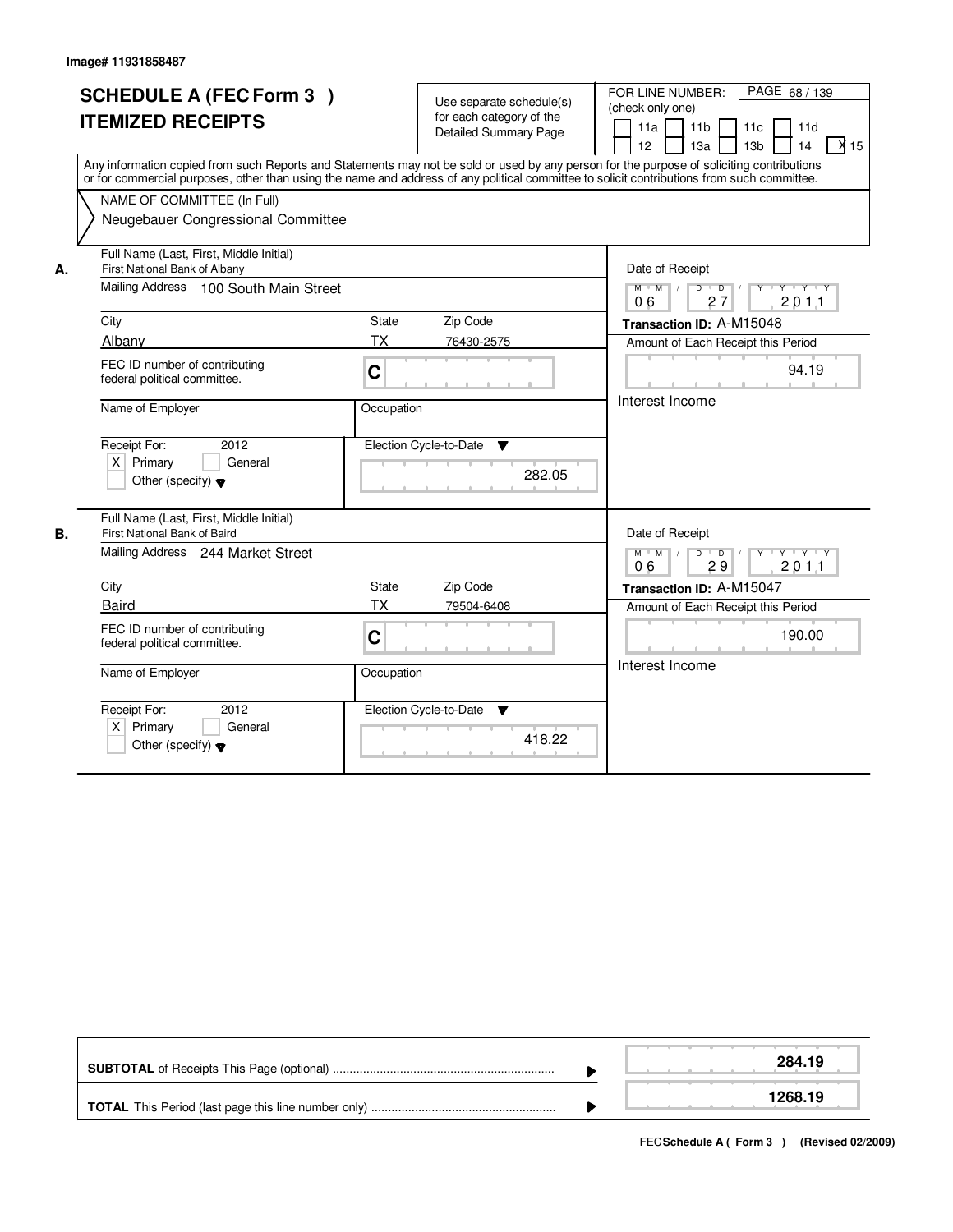Image# 11931858487

# SCHEDULE A (FEC Form 3 )
# ITEMIZED RECEIPTS

Use separate schedule(s) for each category of the Detailed Summary Page

FOR LINE NUMBER: (check only one)
11a | 11b | 11c | 11d | 12 | 13a | 13b | 14 | X 15

PAGE 68 / 139

Any information copied from such Reports and Statements may not be sold or used by any person for the purpose of soliciting contributions or for commercial purposes, other than using the name and address of any political committee to solicit contributions from such committee.

NAME OF COMMITTEE (In Full)
Neugebauer Congressional Committee

**A.**

Full Name (Last, First, Middle Initial): First National Bank of Albany
Mailing Address: 100 South Main Street
City: Albany
State: TX
Zip Code: 76430-2575
FEC ID number of contributing federal political committee: C
Name of Employer:
Occupation:
Receipt For: 2012 — X Primary / General / Other (specify)
Election Cycle-to-Date: 282.05

Date of Receipt: 06 / 27 / 2011
Transaction ID: A-M15048
Amount of Each Receipt this Period: 94.19
Interest Income

**B.**

Full Name (Last, First, Middle Initial): First National Bank of Baird
Mailing Address: 244 Market Street
City: Baird
State: TX
Zip Code: 79504-6408
FEC ID number of contributing federal political committee: C
Name of Employer:
Occupation:
Receipt For: 2012 — X Primary / General / Other (specify)
Election Cycle-to-Date: 418.22

Date of Receipt: 06 / 29 / 2011
Transaction ID: A-M15047
Amount of Each Receipt this Period: 190.00
Interest Income

| | |
|---|---|
| **SUBTOTAL** of Receipts This Page (optional) | **284.19** |
| **TOTAL** This Period (last page this line number only) | **1268.19** |

FEC **Schedule A ( Form 3 )** (Revised 02/2009)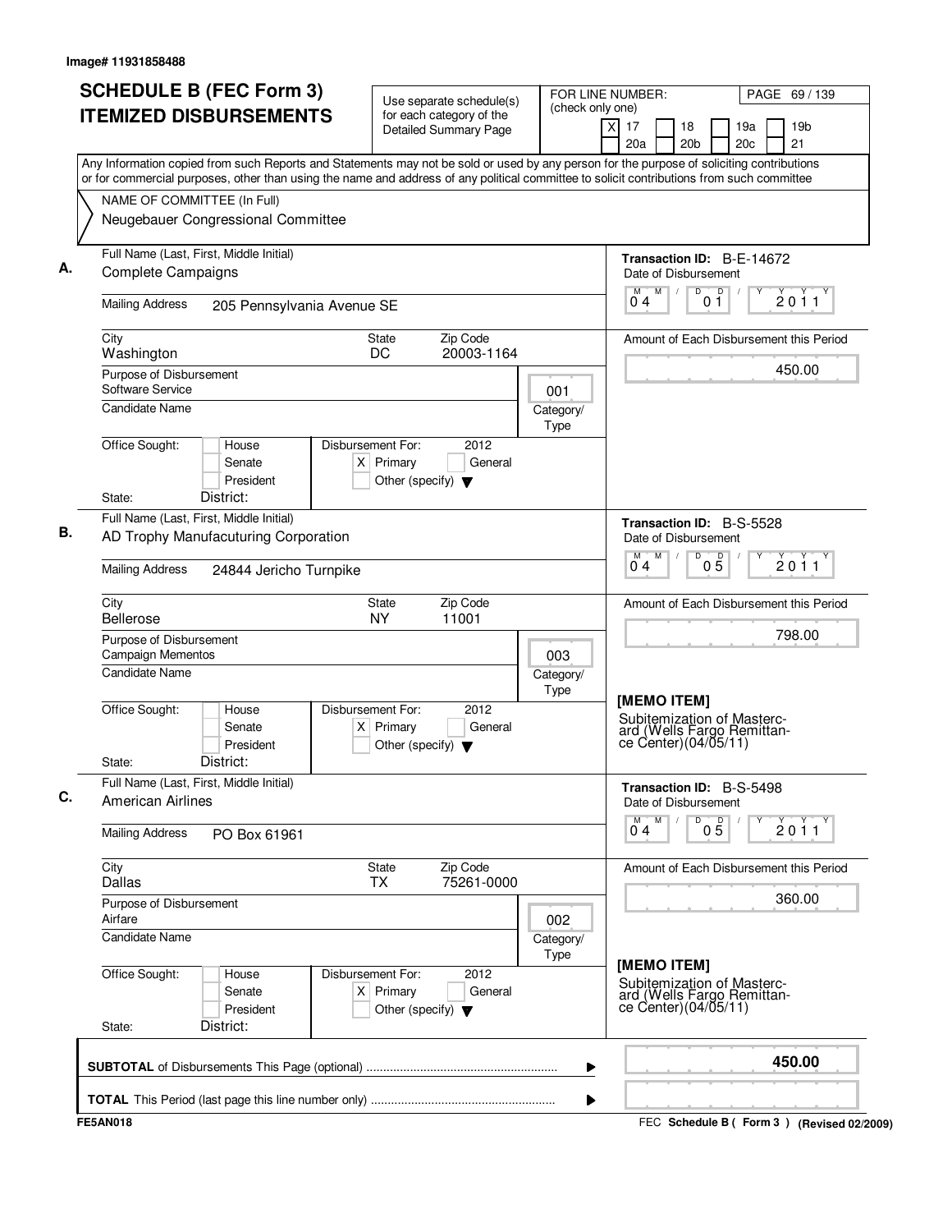Image# 11931858488

# SCHEDULE B (FEC Form 3) ITEMIZED DISBURSEMENTS

Use separate schedule(s) for each category of the Detailed Summary Page

FOR LINE NUMBER: (check only one)
[X] 17 [ ] 18 [ ] 19a [ ] 19b [ ] 20a [ ] 20b [ ] 20c [ ] 21

Any Information copied from such Reports and Statements may not be sold or used by any person for the purpose of soliciting contributions or for commercial purposes, other than using the name and address of any political committee to solicit contributions from such committee

NAME OF COMMITTEE (In Full)
Neugebauer Congressional Committee

---

**A.** Full Name (Last, First, Middle Initial): Complete Campaigns

Mailing Address: 205 Pennsylvania Avenue SE

City: Washington | State: DC | Zip Code: 20003-1164

Purpose of Disbursement: Software Service

Category/Type: 001

Candidate Name:

Office Sought: [ ] House [ ] Senate [ ] President
State: District:

Disbursement For: 2012 [X] Primary [ ] General [ ] Other (specify)

Transaction ID: B-E-14672
Date of Disbursement: 04/01/2011
Amount of Each Disbursement this Period: 450.00

---

**B.** Full Name (Last, First, Middle Initial): AD Trophy Manufacuturing Corporation

Mailing Address: 24844 Jericho Turnpike

City: Bellerose | State: NY | Zip Code: 11001

Purpose of Disbursement: Campaign Mementos

Category/Type: 003

Candidate Name:

Office Sought: [ ] House [ ] Senate [ ] President
State: District:

Disbursement For: 2012 [X] Primary [ ] General [ ] Other (specify)

Transaction ID: B-S-5528
Date of Disbursement: 04/05/2011
Amount of Each Disbursement this Period: 798.00

[MEMO ITEM]
Subitemization of Mastercard (Wells Fargo Remittance Center)(04/05/11)

---

**C.** Full Name (Last, First, Middle Initial): American Airlines

Mailing Address: PO Box 61961

City: Dallas | State: TX | Zip Code: 75261-0000

Purpose of Disbursement: Airfare

Category/Type: 002

Candidate Name:

Office Sought: [ ] House [ ] Senate [ ] President
State: District:

Disbursement For: 2012 [X] Primary [ ] General [ ] Other (specify)

Transaction ID: B-S-5498
Date of Disbursement: 04/05/2011
Amount of Each Disbursement this Period: 360.00

[MEMO ITEM]
Subitemization of Mastercard (Wells Fargo Remittance Center)(04/05/11)

---

**SUBTOTAL** of Disbursements This Page (optional) ........ **450.00**

**TOTAL** This Period (last page this line number only) ........

FE5AN018 — FEC Schedule B ( Form 3 ) (Revised 02/2009)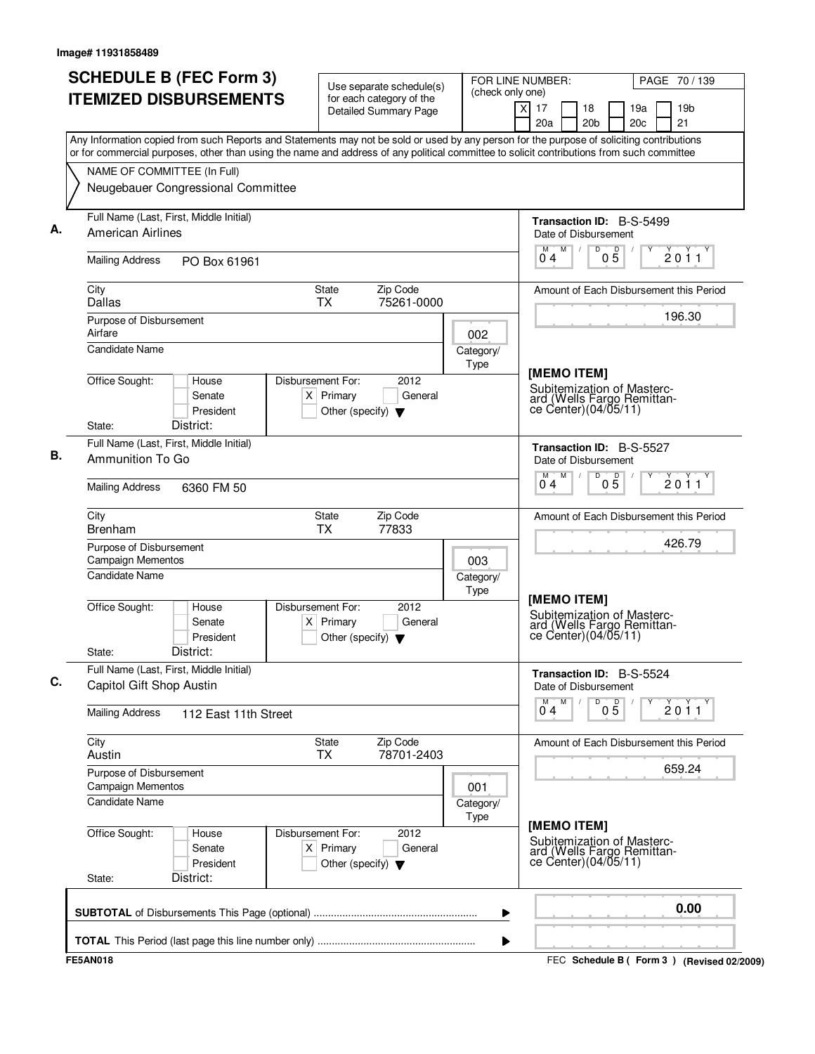Image# 11931858489

# SCHEDULE B (FEC Form 3)
# ITEMIZED DISBURSEMENTS

Use separate schedule(s) for each category of the Detailed Summary Page

FOR LINE NUMBER: (check only one)
[X] 17 [ ] 18 [ ] 19a [ ] 19b [ ] 20a [ ] 20b [ ] 20c [ ] 21

PAGE 70 / 139

Any Information copied from such Reports and Statements may not be sold or used by any person for the purpose of soliciting contributions or for commercial purposes, other than using the name and address of any political committee to solicit contributions from such committee

NAME OF COMMITTEE (In Full)
Neugebauer Congressional Committee

---

**A.** Full Name (Last, First, Middle Initial): American Airlines

Mailing Address: PO Box 61961

City: Dallas | State: TX | Zip Code: 75261-0000

Purpose of Disbursement: Airfare

Category/Type: 002

Candidate Name:

Office Sought: [ ] House [ ] Senate [ ] President

State: District:

Disbursement For: 2012 [X] Primary [ ] General [ ] Other (specify)

Transaction ID: B-S-5499

Date of Disbursement: 04 05 2011

Amount of Each Disbursement this Period: 196.30

[MEMO ITEM]
Subitemization of Mastercard (Wells Fargo Remittance Center)(04/05/11)

---

**B.** Full Name (Last, First, Middle Initial): Ammunition To Go

Mailing Address: 6360 FM 50

City: Brenham | State: TX | Zip Code: 77833

Purpose of Disbursement: Campaign Mementos

Category/Type: 003

Candidate Name:

Office Sought: [ ] House [ ] Senate [ ] President

State: District:

Disbursement For: 2012 [X] Primary [ ] General [ ] Other (specify)

Transaction ID: B-S-5527

Date of Disbursement: 04 05 2011

Amount of Each Disbursement this Period: 426.79

[MEMO ITEM]
Subitemization of Mastercard (Wells Fargo Remittance Center)(04/05/11)

---

**C.** Full Name (Last, First, Middle Initial): Capitol Gift Shop Austin

Mailing Address: 112 East 11th Street

City: Austin | State: TX | Zip Code: 78701-2403

Purpose of Disbursement: Campaign Mementos

Category/Type: 001

Candidate Name:

Office Sought: [ ] House [ ] Senate [ ] President

State: District:

Disbursement For: 2012 [X] Primary [ ] General [ ] Other (specify)

Transaction ID: B-S-5524

Date of Disbursement: 04 05 2011

Amount of Each Disbursement this Period: 659.24

[MEMO ITEM]
Subitemization of Mastercard (Wells Fargo Remittance Center)(04/05/11)

---

**SUBTOTAL** of Disbursements This Page (optional): 0.00

**TOTAL** This Period (last page this line number only):

FE5AN018 — FEC Schedule B ( Form 3 ) (Revised 02/2009)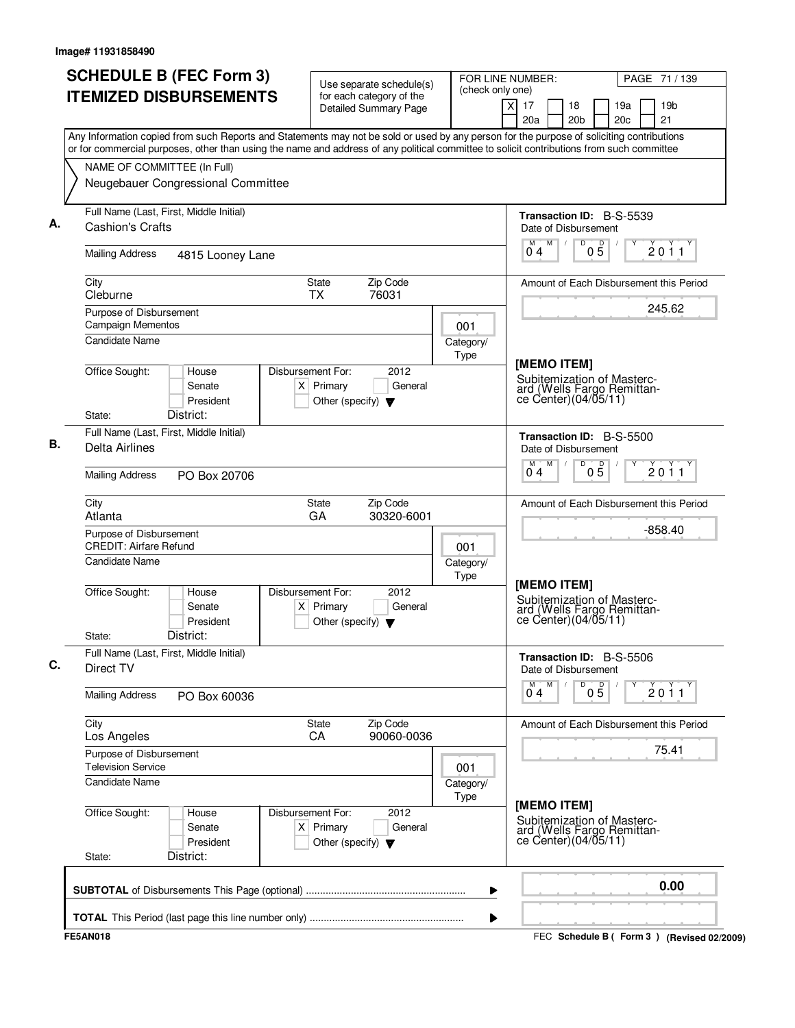Image# 11931858490

# SCHEDULE B (FEC Form 3) ITEMIZED DISBURSEMENTS

Use separate schedule(s) for each category of the Detailed Summary Page

FOR LINE NUMBER: (check only one)

[X] 17 [ ] 18 [ ] 19a [ ] 19b [ ] 20a [ ] 20b [ ] 20c [ ] 21

PAGE 71 / 139

Any Information copied from such Reports and Statements may not be sold or used by any person for the purpose of soliciting contributions or for commercial purposes, other than using the name and address of any political committee to solicit contributions from such committee

NAME OF COMMITTEE (In Full)
Neugebauer Congressional Committee

---

**A.** Full Name (Last, First, Middle Initial): Cashion's Crafts

Mailing Address: 4815 Looney Lane

City: Cleburne | State: TX | Zip Code: 76031

Purpose of Disbursement: Campaign Mementos

Category/Type: 001

Candidate Name:

Office Sought: [ ] House [ ] Senate [ ] President

State: District:

Disbursement For: 2012 [X] Primary [ ] General [ ] Other (specify)

Transaction ID: B-S-5539

Date of Disbursement: 04/05/2011

Amount of Each Disbursement this Period: 245.62

[MEMO ITEM]
Subitemization of Mastercard (Wells Fargo Remittance Center)(04/05/11)

---

**B.** Full Name (Last, First, Middle Initial): Delta Airlines

Mailing Address: PO Box 20706

City: Atlanta | State: GA | Zip Code: 30320-6001

Purpose of Disbursement: CREDIT: Airfare Refund

Category/Type: 001

Candidate Name:

Office Sought: [ ] House [ ] Senate [ ] President

State: District:

Disbursement For: 2012 [X] Primary [ ] General [ ] Other (specify)

Transaction ID: B-S-5500

Date of Disbursement: 04/05/2011

Amount of Each Disbursement this Period: -858.40

[MEMO ITEM]
Subitemization of Mastercard (Wells Fargo Remittance Center)(04/05/11)

---

**C.** Full Name (Last, First, Middle Initial): Direct TV

Mailing Address: PO Box 60036

City: Los Angeles | State: CA | Zip Code: 90060-0036

Purpose of Disbursement: Television Service

Category/Type: 001

Candidate Name:

Office Sought: [ ] House [ ] Senate [ ] President

State: District:

Disbursement For: 2012 [X] Primary [ ] General [ ] Other (specify)

Transaction ID: B-S-5506

Date of Disbursement: 04/05/2011

Amount of Each Disbursement this Period: 75.41

[MEMO ITEM]
Subitemization of Mastercard (Wells Fargo Remittance Center)(04/05/11)

---

**SUBTOTAL** of Disbursements This Page (optional) ........ 0.00

**TOTAL** This Period (last page this line number only) ........

FE5AN018 FEC Schedule B ( Form 3 ) (Revised 02/2009)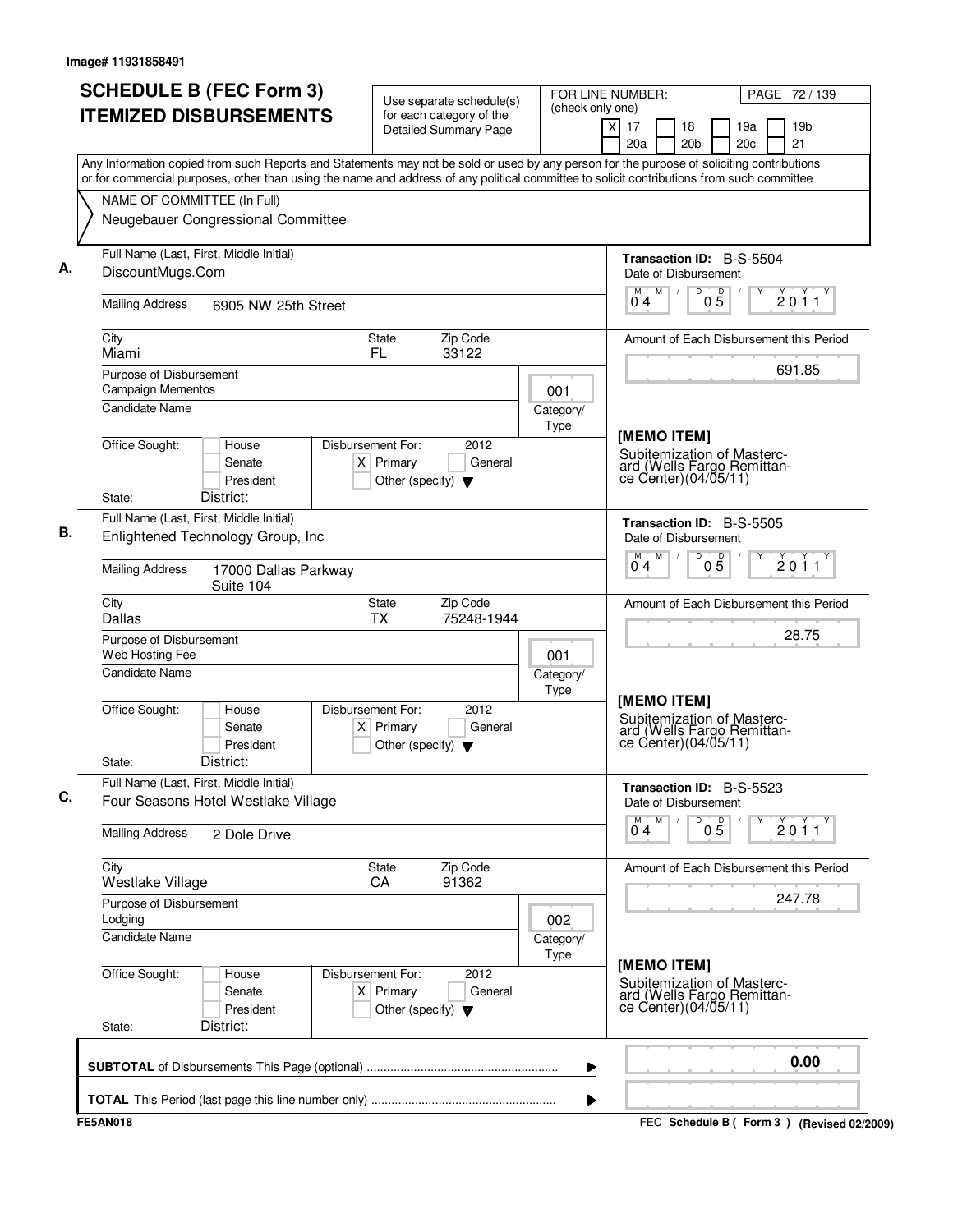Image# 11931858491

# SCHEDULE B (FEC Form 3) ITEMIZED DISBURSEMENTS

Use separate schedule(s) for each category of the Detailed Summary Page

FOR LINE NUMBER: (check only one)
[X] 17 [ ] 18 [ ] 19a [ ] 19b [ ] 20a [ ] 20b [ ] 20c [ ] 21

PAGE 72 / 139

Any Information copied from such Reports and Statements may not be sold or used by any person for the purpose of soliciting contributions or for commercial purposes, other than using the name and address of any political committee to solicit contributions from such committee

NAME OF COMMITTEE (In Full)
Neugebauer Congressional Committee

## A.

Full Name (Last, First, Middle Initial): DiscountMugs.Com

Mailing Address: 6905 NW 25th Street

City: Miami | State: FL | Zip Code: 33122

Purpose of Disbursement: Campaign Mementos

Category/Type: 001

Candidate Name:

Office Sought: [ ] House [ ] Senate [ ] President

State: District:

Disbursement For: 2012 [X] Primary [ ] General [ ] Other (specify)

Transaction ID: B-S-5504

Date of Disbursement: 04 / 05 / 2011

Amount of Each Disbursement this Period: 691.85

[MEMO ITEM]
Subitemization of Mastercard (Wells Fargo Remittance Center)(04/05/11)

## B.

Full Name (Last, First, Middle Initial): Enlightened Technology Group, Inc

Mailing Address: 17000 Dallas Parkway Suite 104

City: Dallas | State: TX | Zip Code: 75248-1944

Purpose of Disbursement: Web Hosting Fee

Category/Type: 001

Candidate Name:

Office Sought: [ ] House [ ] Senate [ ] President

State: District:

Disbursement For: 2012 [X] Primary [ ] General [ ] Other (specify)

Transaction ID: B-S-5505

Date of Disbursement: 04 / 05 / 2011

Amount of Each Disbursement this Period: 28.75

[MEMO ITEM]
Subitemization of Mastercard (Wells Fargo Remittance Center)(04/05/11)

## C.

Full Name (Last, First, Middle Initial): Four Seasons Hotel Westlake Village

Mailing Address: 2 Dole Drive

City: Westlake Village | State: CA | Zip Code: 91362

Purpose of Disbursement: Lodging

Category/Type: 002

Candidate Name:

Office Sought: [ ] House [ ] Senate [ ] President

State: District:

Disbursement For: 2012 [X] Primary [ ] General [ ] Other (specify)

Transaction ID: B-S-5523

Date of Disbursement: 04 / 05 / 2011

Amount of Each Disbursement this Period: 247.78

[MEMO ITEM]
Subitemization of Mastercard (Wells Fargo Remittance Center)(04/05/11)

---

**SUBTOTAL** of Disbursements This Page (optional): 0.00

**TOTAL** This Period (last page this line number only):

FE5AN018 — FEC Schedule B ( Form 3 ) (Revised 02/2009)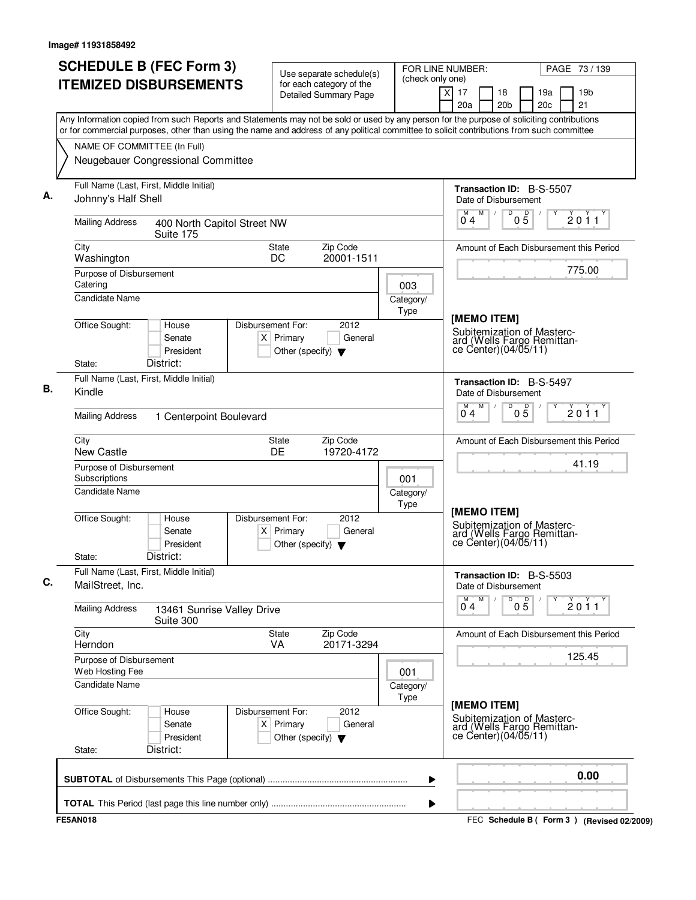Image# 11931858492

# SCHEDULE B (FEC Form 3)
# ITEMIZED DISBURSEMENTS

Use separate schedule(s) for each category of the Detailed Summary Page

FOR LINE NUMBER: (check only one)
[X] 17 [ ] 18 [ ] 19a [ ] 19b [ ] 20a [ ] 20b [ ] 20c [ ] 21

PAGE 73 / 139

Any Information copied from such Reports and Statements may not be sold or used by any person for the purpose of soliciting contributions or for commercial purposes, other than using the name and address of any political committee to solicit contributions from such committee

NAME OF COMMITTEE (In Full)
Neugebauer Congressional Committee

---

**A.** Full Name (Last, First, Middle Initial): Johnny's Half Shell

Mailing Address: 400 North Capitol Street NW, Suite 175

City: Washington | State: DC | Zip Code: 20001-1511

Purpose of Disbursement: Catering

Category/Type: 003

Candidate Name:

Office Sought: [ ] House [ ] Senate [ ] President | State: | District:

Disbursement For: 2012 [X] Primary [ ] General [ ] Other (specify)

Transaction ID: B-S-5507

Date of Disbursement: 04 / 05 / 2011

Amount of Each Disbursement this Period: 775.00

[MEMO ITEM]
Subitemization of Mastercard (Wells Fargo Remittance Center)(04/05/11)

---

**B.** Full Name (Last, First, Middle Initial): Kindle

Mailing Address: 1 Centerpoint Boulevard

City: New Castle | State: DE | Zip Code: 19720-4172

Purpose of Disbursement: Subscriptions

Category/Type: 001

Candidate Name:

Office Sought: [ ] House [ ] Senate [ ] President | State: | District:

Disbursement For: 2012 [X] Primary [ ] General [ ] Other (specify)

Transaction ID: B-S-5497

Date of Disbursement: 04 / 05 / 2011

Amount of Each Disbursement this Period: 41.19

[MEMO ITEM]
Subitemization of Mastercard (Wells Fargo Remittance Center)(04/05/11)

---

**C.** Full Name (Last, First, Middle Initial): MailStreet, Inc.

Mailing Address: 13461 Sunrise Valley Drive, Suite 300

City: Herndon | State: VA | Zip Code: 20171-3294

Purpose of Disbursement: Web Hosting Fee

Category/Type: 001

Candidate Name:

Office Sought: [ ] House [ ] Senate [ ] President | State: | District:

Disbursement For: 2012 [X] Primary [ ] General [ ] Other (specify)

Transaction ID: B-S-5503

Date of Disbursement: 04 / 05 / 2011

Amount of Each Disbursement this Period: 125.45

[MEMO ITEM]
Subitemization of Mastercard (Wells Fargo Remittance Center)(04/05/11)

---

**SUBTOTAL** of Disbursements This Page (optional): 0.00

**TOTAL** This Period (last page this line number only):

FE5AN018 — FEC Schedule B ( Form 3 ) (Revised 02/2009)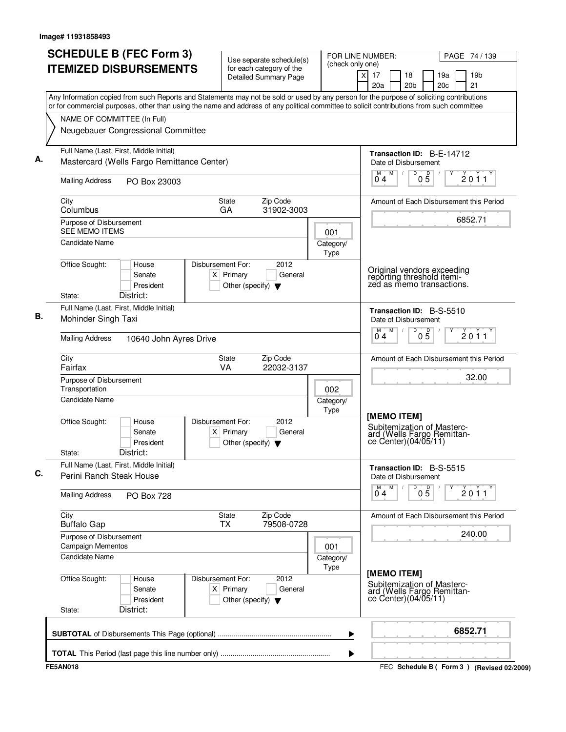Image# 11931858493

# SCHEDULE B (FEC Form 3) ITEMIZED DISBURSEMENTS

Use separate schedule(s) for each category of the Detailed Summary Page

FOR LINE NUMBER: (check only one)
[X] 17 [ ] 18 [ ] 19a [ ] 19b [ ] 20a [ ] 20b [ ] 20c [ ] 21

PAGE 74 / 139

Any Information copied from such Reports and Statements may not be sold or used by any person for the purpose of soliciting contributions or for commercial purposes, other than using the name and address of any political committee to solicit contributions from such committee

NAME OF COMMITTEE (In Full)
Neugebauer Congressional Committee

---

**A.** Full Name (Last, First, Middle Initial): Mastercard (Wells Fargo Remittance Center)

Mailing Address: PO Box 23003

City: Columbus | State: GA | Zip Code: 31902-3003

Purpose of Disbursement: SEE MEMO ITEMS

Category/Type: 001

Candidate Name:

Office Sought: [ ] House [ ] Senate [ ] President

State: District:

Disbursement For: 2012 [X] Primary [ ] General [ ] Other (specify)

Transaction ID: B-E-14712

Date of Disbursement: 04/05/2011

Amount of Each Disbursement this Period: 6852.71

Original vendors exceeding reporting threshold itemized as memo transactions.

---

**B.** Full Name (Last, First, Middle Initial): Mohinder Singh Taxi

Mailing Address: 10640 John Ayres Drive

City: Fairfax | State: VA | Zip Code: 22032-3137

Purpose of Disbursement: Transportation

Category/Type: 002

Candidate Name:

Office Sought: [ ] House [ ] Senate [ ] President

State: District:

Disbursement For: 2012 [X] Primary [ ] General [ ] Other (specify)

Transaction ID: B-S-5510

Date of Disbursement: 04/05/2011

Amount of Each Disbursement this Period: 32.00

**[MEMO ITEM]**
Subitemization of Mastercard (Wells Fargo Remittance Center)(04/05/11)

---

**C.** Full Name (Last, First, Middle Initial): Perini Ranch Steak House

Mailing Address: PO Box 728

City: Buffalo Gap | State: TX | Zip Code: 79508-0728

Purpose of Disbursement: Campaign Mementos

Category/Type: 001

Candidate Name:

Office Sought: [ ] House [ ] Senate [ ] President

State: District:

Disbursement For: 2012 [X] Primary [ ] General [ ] Other (specify)

Transaction ID: B-S-5515

Date of Disbursement: 04/05/2011

Amount of Each Disbursement this Period: 240.00

**[MEMO ITEM]**
Subitemization of Mastercard (Wells Fargo Remittance Center)(04/05/11)

---

**SUBTOTAL** of Disbursements This Page (optional): **6852.71**

**TOTAL** This Period (last page this line number only):

FE5AN018 — FEC Schedule B ( Form 3 ) (Revised 02/2009)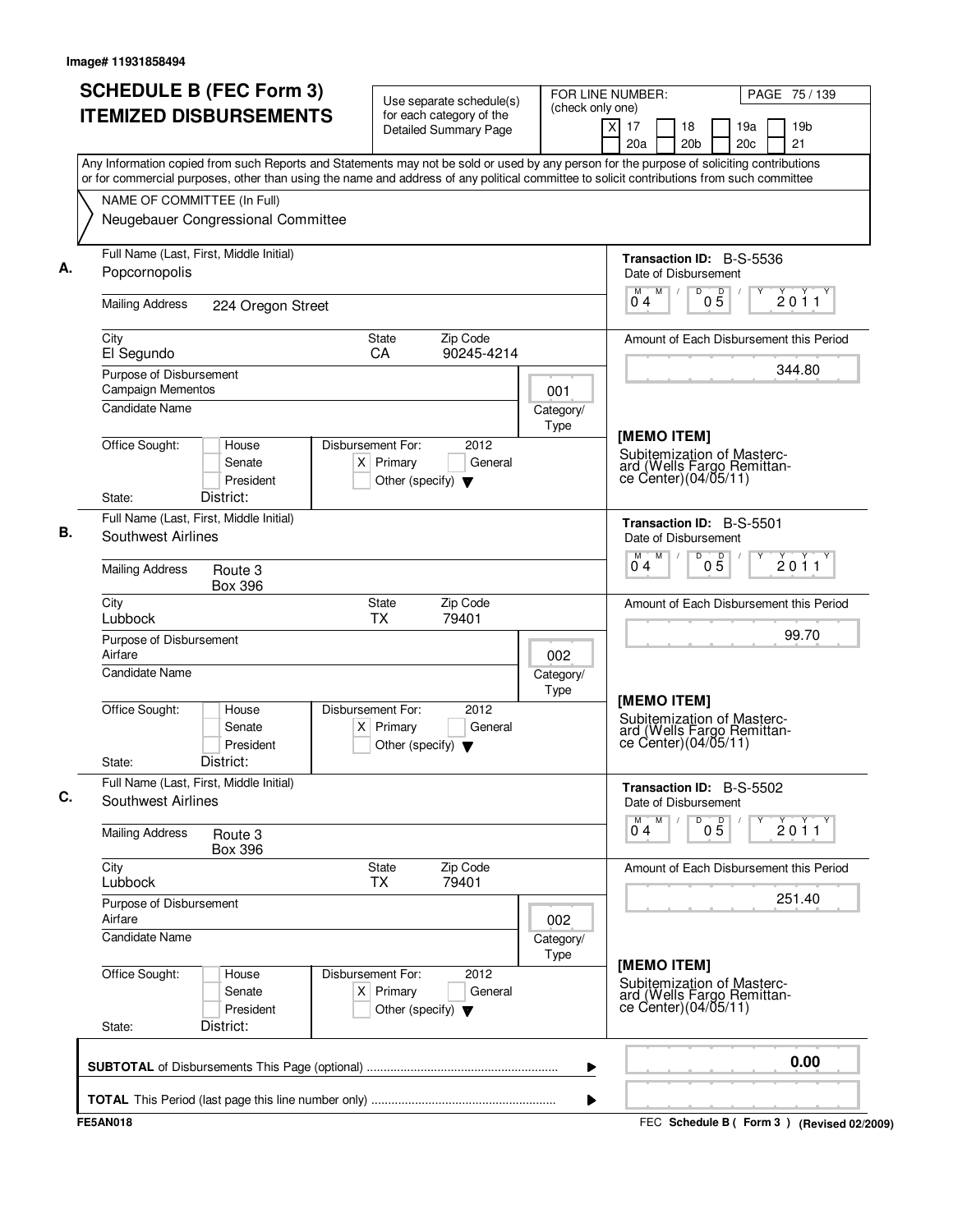Image# 11931858494

# SCHEDULE B (FEC Form 3) ITEMIZED DISBURSEMENTS

Use separate schedule(s) for each category of the Detailed Summary Page

FOR LINE NUMBER: (check only one)

- [X] 17
- [ ] 18
- [ ] 19a
- [ ] 19b
- [ ] 20a
- [ ] 20b
- [ ] 20c
- [ ] 21

Any Information copied from such Reports and Statements may not be sold or used by any person for the purpose of soliciting contributions or for commercial purposes, other than using the name and address of any political committee to solicit contributions from such committee

NAME OF COMMITTEE (In Full)
Neugebauer Congressional Committee

---

**A.**

Full Name (Last, First, Middle Initial): Popcornopolis

Mailing Address: 224 Oregon Street

City: El Segundo | State: CA | Zip Code: 90245-4214

Purpose of Disbursement: Campaign Mementos

Category/Type: 001

Candidate Name:

Office Sought: [ ] House [ ] Senate [ ] President

State: District:

Disbursement For: 2012 [X] Primary [ ] General [ ] Other (specify)

Transaction ID: B-S-5536

Date of Disbursement: 04/05/2011

Amount of Each Disbursement this Period: 344.80

[MEMO ITEM]
Subitemization of Mastercard (Wells Fargo Remittance Center)(04/05/11)

---

**B.**

Full Name (Last, First, Middle Initial): Southwest Airlines

Mailing Address: Route 3
Box 396

City: Lubbock | State: TX | Zip Code: 79401

Purpose of Disbursement: Airfare

Category/Type: 002

Candidate Name:

Office Sought: [ ] House [ ] Senate [ ] President

State: District:

Disbursement For: 2012 [X] Primary [ ] General [ ] Other (specify)

Transaction ID: B-S-5501

Date of Disbursement: 04/05/2011

Amount of Each Disbursement this Period: 99.70

[MEMO ITEM]
Subitemization of Mastercard (Wells Fargo Remittance Center)(04/05/11)

---

**C.**

Full Name (Last, First, Middle Initial): Southwest Airlines

Mailing Address: Route 3
Box 396

City: Lubbock | State: TX | Zip Code: 79401

Purpose of Disbursement: Airfare

Category/Type: 002

Candidate Name:

Office Sought: [ ] House [ ] Senate [ ] President

State: District:

Disbursement For: 2012 [X] Primary [ ] General [ ] Other (specify)

Transaction ID: B-S-5502

Date of Disbursement: 04/05/2011

Amount of Each Disbursement this Period: 251.40

[MEMO ITEM]
Subitemization of Mastercard (Wells Fargo Remittance Center)(04/05/11)

---

**SUBTOTAL** of Disbursements This Page (optional): 0.00

**TOTAL** This Period (last page this line number only):

FE5AN018 — FEC Schedule B ( Form 3 ) (Revised 02/2009)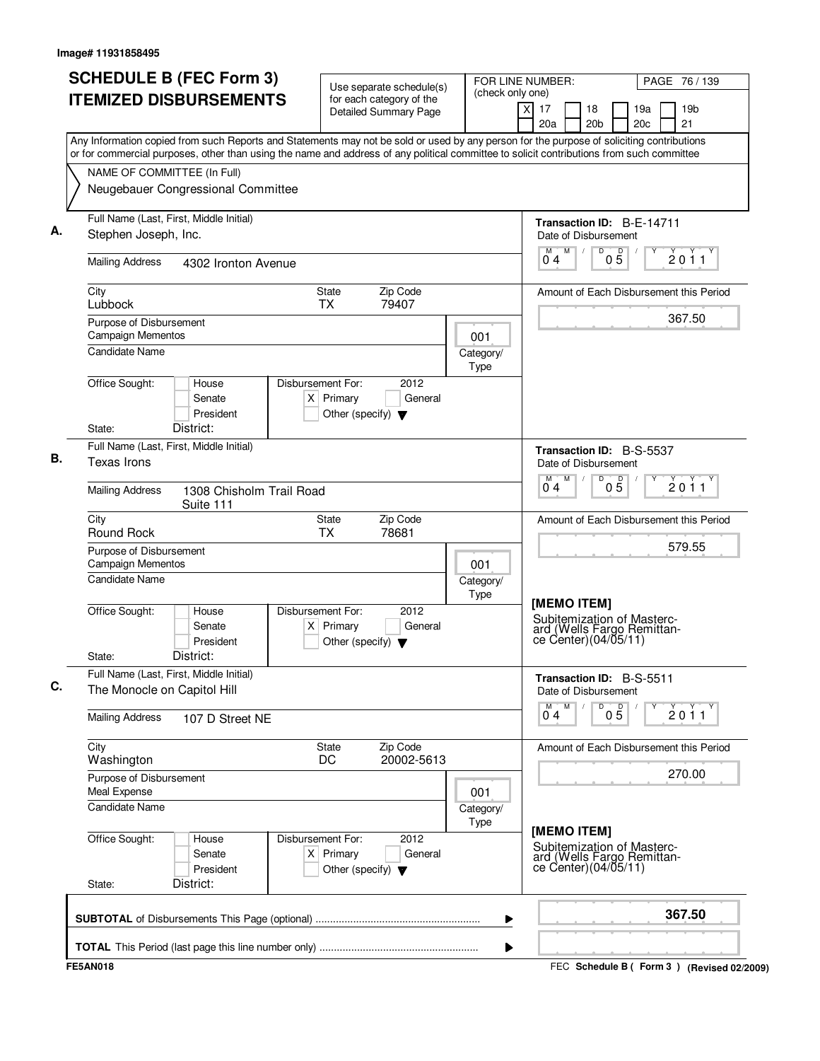Image# 11931858495

# SCHEDULE B (FEC Form 3)
# ITEMIZED DISBURSEMENTS

Use separate schedule(s) for each category of the Detailed Summary Page

FOR LINE NUMBER: (check only one)
[X] 17 [ ] 18 [ ] 19a [ ] 19b [ ] 20a [ ] 20b [ ] 20c [ ] 21

Any Information copied from such Reports and Statements may not be sold or used by any person for the purpose of soliciting contributions or for commercial purposes, other than using the name and address of any political committee to solicit contributions from such committee

NAME OF COMMITTEE (In Full)
Neugebauer Congressional Committee

---

**A.** Full Name (Last, First, Middle Initial): Stephen Joseph, Inc.

Mailing Address: 4302 Ironton Avenue

City: Lubbock | State: TX | Zip Code: 79407

Purpose of Disbursement: Campaign Mementos

Category/Type: 001

Candidate Name:

Office Sought: [ ] House [ ] Senate [ ] President

State: District:

Disbursement For: 2012 [X] Primary [ ] General [ ] Other (specify)

Transaction ID: B-E-14711

Date of Disbursement: 04/05/2011

Amount of Each Disbursement this Period: 367.50

---

**B.** Full Name (Last, First, Middle Initial): Texas Irons

Mailing Address: 1308 Chisholm Trail Road Suite 111

City: Round Rock | State: TX | Zip Code: 78681

Purpose of Disbursement: Campaign Mementos

Category/Type: 001

Candidate Name:

Office Sought: [ ] House [ ] Senate [ ] President

State: District:

Disbursement For: 2012 [X] Primary [ ] General [ ] Other (specify)

Transaction ID: B-S-5537

Date of Disbursement: 04/05/2011

Amount of Each Disbursement this Period: 579.55

[MEMO ITEM]
Subitemization of Mastercard (Wells Fargo Remittance Center)(04/05/11)

---

**C.** Full Name (Last, First, Middle Initial): The Monocle on Capitol Hill

Mailing Address: 107 D Street NE

City: Washington | State: DC | Zip Code: 20002-5613

Purpose of Disbursement: Meal Expense

Category/Type: 001

Candidate Name:

Office Sought: [ ] House [ ] Senate [ ] President

State: District:

Disbursement For: 2012 [X] Primary [ ] General [ ] Other (specify)

Transaction ID: B-S-5511

Date of Disbursement: 04/05/2011

Amount of Each Disbursement this Period: 270.00

[MEMO ITEM]
Subitemization of Mastercard (Wells Fargo Remittance Center)(04/05/11)

---

**SUBTOTAL** of Disbursements This Page (optional): **367.50**

**TOTAL** This Period (last page this line number only):

FE5AN018

FEC **Schedule B ( Form 3 )** (Revised 02/2009)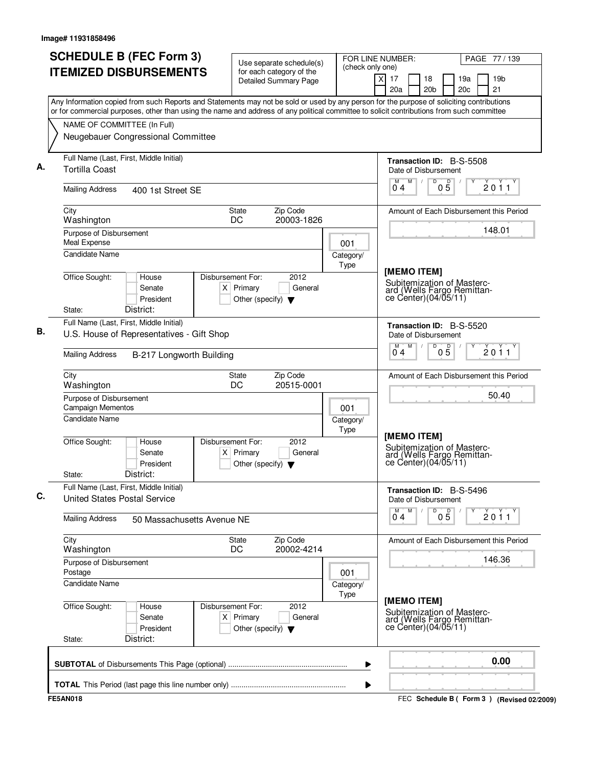Image# 11931858496

# SCHEDULE B (FEC Form 3) ITEMIZED DISBURSEMENTS

Use separate schedule(s) for each category of the Detailed Summary Page

FOR LINE NUMBER: (check only one)

[X] 17 [ ] 18 [ ] 19a [ ] 19b [ ] 20a [ ] 20b [ ] 20c [ ] 21

PAGE 77 / 139

Any Information copied from such Reports and Statements may not be sold or used by any person for the purpose of soliciting contributions or for commercial purposes, other than using the name and address of any political committee to solicit contributions from such committee

NAME OF COMMITTEE (In Full)
Neugebauer Congressional Committee

---

**A.** Full Name (Last, First, Middle Initial): Tortilla Coast

Mailing Address: 400 1st Street SE

City: Washington | State: DC | Zip Code: 20003-1826

Purpose of Disbursement: Meal Expense

Category/Type: 001

Candidate Name:

Office Sought: [ ] House [ ] Senate [ ] President

State: District:

Disbursement For: 2012 [X] Primary [ ] General [ ] Other (specify)

Transaction ID: B-S-5508

Date of Disbursement: 04 / 05 / 2011

Amount of Each Disbursement this Period: 148.01

[MEMO ITEM]
Subitemization of Mastercard (Wells Fargo Remittance Center)(04/05/11)

---

**B.** Full Name (Last, First, Middle Initial): U.S. House of Representatives - Gift Shop

Mailing Address: B-217 Longworth Building

City: Washington | State: DC | Zip Code: 20515-0001

Purpose of Disbursement: Campaign Mementos

Category/Type: 001

Candidate Name:

Office Sought: [ ] House [ ] Senate [ ] President

State: District:

Disbursement For: 2012 [X] Primary [ ] General [ ] Other (specify)

Transaction ID: B-S-5520

Date of Disbursement: 04 / 05 / 2011

Amount of Each Disbursement this Period: 50.40

[MEMO ITEM]
Subitemization of Mastercard (Wells Fargo Remittance Center)(04/05/11)

---

**C.** Full Name (Last, First, Middle Initial): United States Postal Service

Mailing Address: 50 Massachusetts Avenue NE

City: Washington | State: DC | Zip Code: 20002-4214

Purpose of Disbursement: Postage

Category/Type: 001

Candidate Name:

Office Sought: [ ] House [ ] Senate [ ] President

State: District:

Disbursement For: 2012 [X] Primary [ ] General [ ] Other (specify)

Transaction ID: B-S-5496

Date of Disbursement: 04 / 05 / 2011

Amount of Each Disbursement this Period: 146.36

[MEMO ITEM]
Subitemization of Mastercard (Wells Fargo Remittance Center)(04/05/11)

---

**SUBTOTAL** of Disbursements This Page (optional): 0.00

**TOTAL** This Period (last page this line number only):

FE5AN018

FEC Schedule B ( Form 3 ) (Revised 02/2009)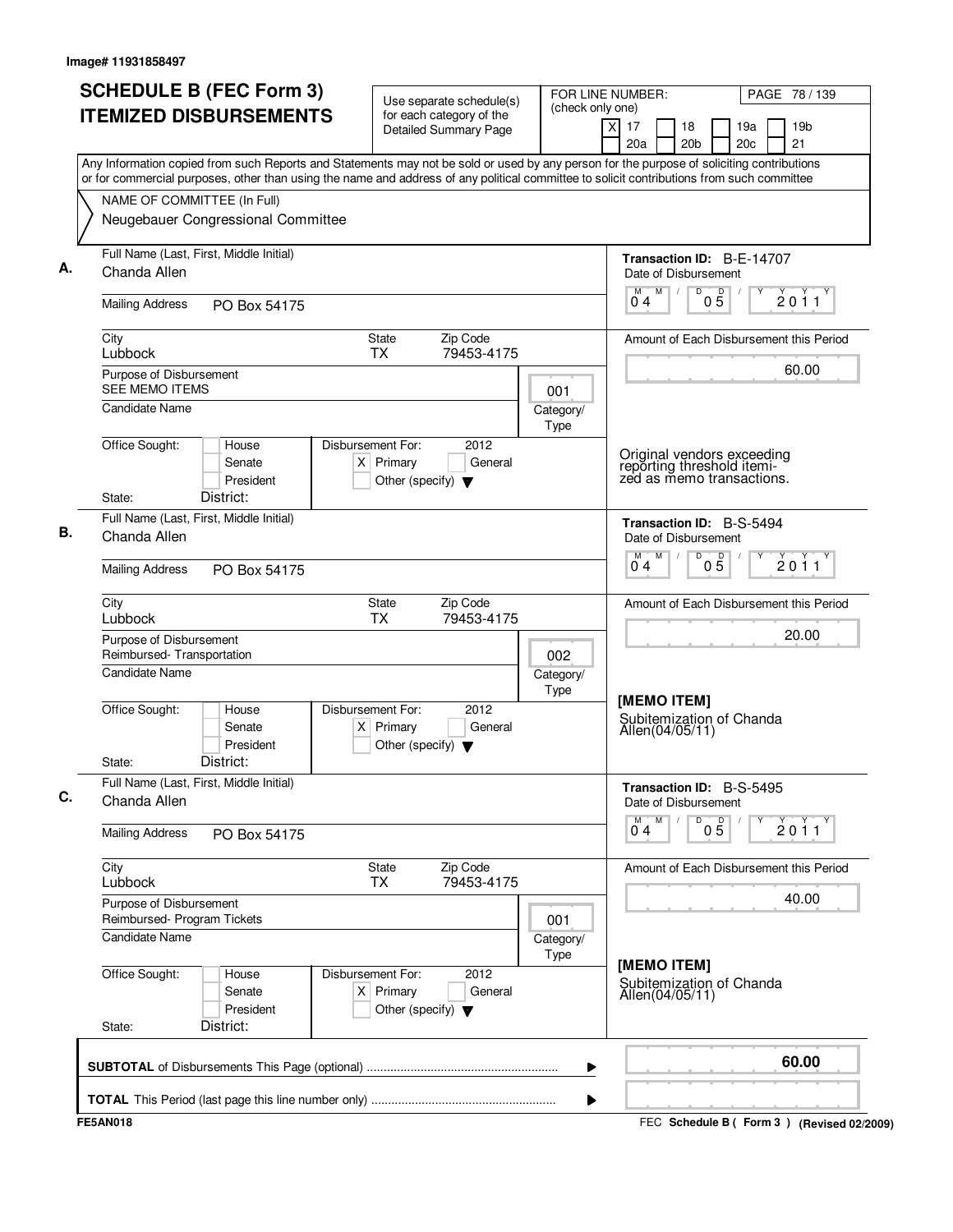Image# 11931858497

# SCHEDULE B (FEC Form 3) ITEMIZED DISBURSEMENTS

Use separate schedule(s) for each category of the Detailed Summary Page

FOR LINE NUMBER: (check only one)
[X] 17 [ ] 18 [ ] 19a [ ] 19b [ ] 20a [ ] 20b [ ] 20c [ ] 21

Any Information copied from such Reports and Statements may not be sold or used by any person for the purpose of soliciting contributions or for commercial purposes, other than using the name and address of any political committee to solicit contributions from such committee

NAME OF COMMITTEE (In Full)
Neugebauer Congressional Committee

## A.

Full Name (Last, First, Middle Initial): Chanda Allen

Mailing Address: PO Box 54175

City: Lubbock | State: TX | Zip Code: 79453-4175

Purpose of Disbursement: SEE MEMO ITEMS

Category/Type: 001

Candidate Name:

Office Sought: [ ] House [ ] Senate [ ] President

State: District:

Disbursement For: 2012 [X] Primary [ ] General [ ] Other (specify)

Transaction ID: B-E-14707

Date of Disbursement: 04/05/2011

Amount of Each Disbursement this Period: 60.00

Original vendors exceeding reporting threshold itemized as memo transactions.

## B.

Full Name (Last, First, Middle Initial): Chanda Allen

Mailing Address: PO Box 54175

City: Lubbock | State: TX | Zip Code: 79453-4175

Purpose of Disbursement: Reimbursed- Transportation

Category/Type: 002

Candidate Name:

Office Sought: [ ] House [ ] Senate [ ] President

State: District:

Disbursement For: 2012 [X] Primary [ ] General [ ] Other (specify)

Transaction ID: B-S-5494

Date of Disbursement: 04/05/2011

Amount of Each Disbursement this Period: 20.00

[MEMO ITEM]
Subitemization of Chanda Allen(04/05/11)

## C.

Full Name (Last, First, Middle Initial): Chanda Allen

Mailing Address: PO Box 54175

City: Lubbock | State: TX | Zip Code: 79453-4175

Purpose of Disbursement: Reimbursed- Program Tickets

Category/Type: 001

Candidate Name:

Office Sought: [ ] House [ ] Senate [ ] President

State: District:

Disbursement For: 2012 [X] Primary [ ] General [ ] Other (specify)

Transaction ID: B-S-5495

Date of Disbursement: 04/05/2011

Amount of Each Disbursement this Period: 40.00

[MEMO ITEM]
Subitemization of Chanda Allen(04/05/11)

**SUBTOTAL** of Disbursements This Page (optional): **60.00**

**TOTAL** This Period (last page this line number only):

FE5AN018 — FEC Schedule B ( Form 3 ) (Revised 02/2009)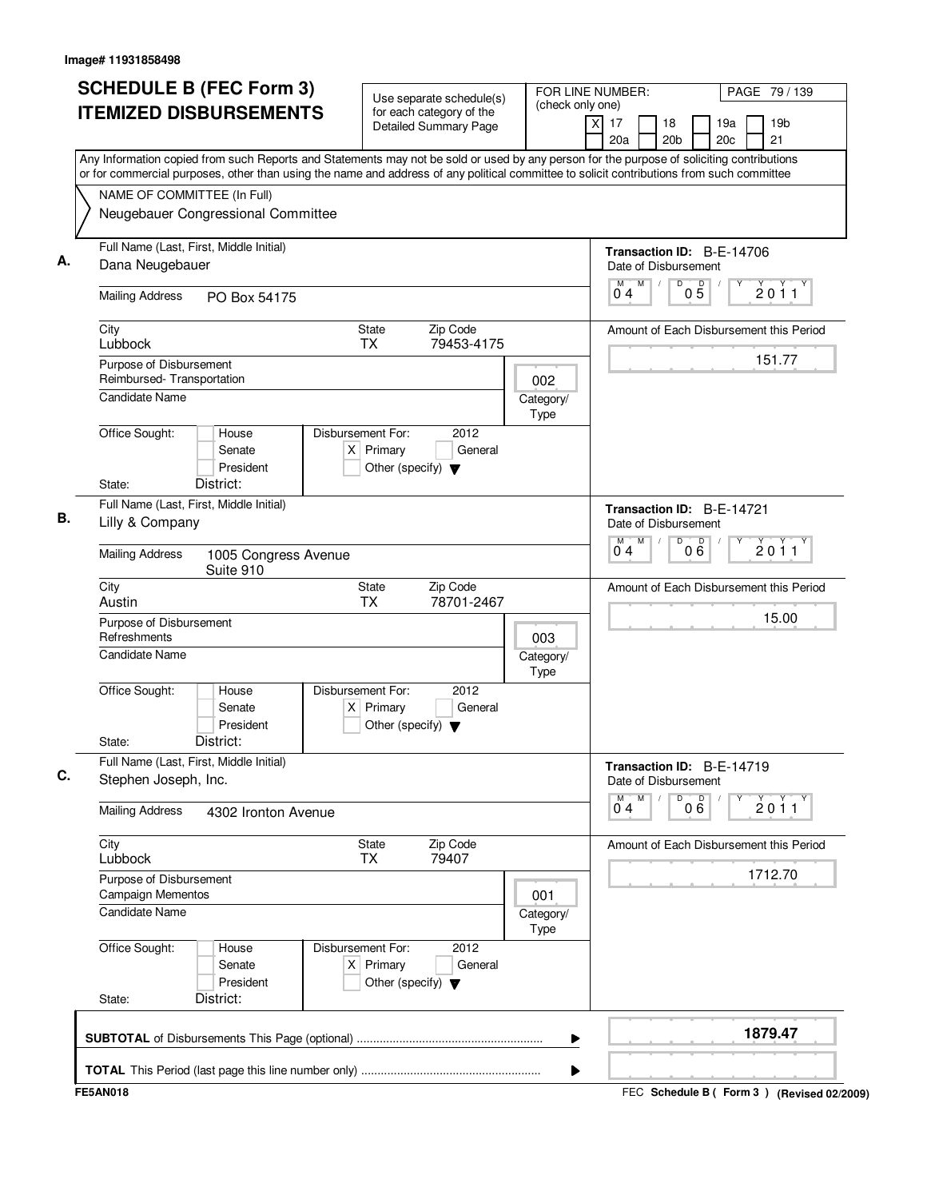Image# 11931858498

# SCHEDULE B (FEC Form 3) ITEMIZED DISBURSEMENTS

Use separate schedule(s) for each category of the Detailed Summary Page

FOR LINE NUMBER: (check only one)

[X] 17 [ ] 18 [ ] 19a [ ] 19b [ ] 20a [ ] 20b [ ] 20c [ ] 21

PAGE 79 / 139

Any Information copied from such Reports and Statements may not be sold or used by any person for the purpose of soliciting contributions or for commercial purposes, other than using the name and address of any political committee to solicit contributions from such committee

NAME OF COMMITTEE (In Full)
Neugebauer Congressional Committee

## A.

Full Name (Last, First, Middle Initial): Dana Neugebauer

Mailing Address: PO Box 54175

City: Lubbock | State: TX | Zip Code: 79453-4175

Purpose of Disbursement: Reimbursed- Transportation

Category/Type: 002

Candidate Name:

Office Sought: [ ] House [ ] Senate [ ] President

State: District:

Disbursement For: 2012 [X] Primary [ ] General [ ] Other (specify)

Transaction ID: B-E-14706

Date of Disbursement: 04 / 05 / 2011

Amount of Each Disbursement this Period: 151.77

## B.

Full Name (Last, First, Middle Initial): Lilly & Company

Mailing Address: 1005 Congress Avenue, Suite 910

City: Austin | State: TX | Zip Code: 78701-2467

Purpose of Disbursement: Refreshments

Category/Type: 003

Candidate Name:

Office Sought: [ ] House [ ] Senate [ ] President

State: District:

Disbursement For: 2012 [X] Primary [ ] General [ ] Other (specify)

Transaction ID: B-E-14721

Date of Disbursement: 04 / 06 / 2011

Amount of Each Disbursement this Period: 15.00

## C.

Full Name (Last, First, Middle Initial): Stephen Joseph, Inc.

Mailing Address: 4302 Ironton Avenue

City: Lubbock | State: TX | Zip Code: 79407

Purpose of Disbursement: Campaign Mementos

Category/Type: 001

Candidate Name:

Office Sought: [ ] House [ ] Senate [ ] President

State: District:

Disbursement For: 2012 [X] Primary [ ] General [ ] Other (specify)

Transaction ID: B-E-14719

Date of Disbursement: 04 / 06 / 2011

Amount of Each Disbursement this Period: 1712.70

**SUBTOTAL** of Disbursements This Page (optional): **1879.47**

**TOTAL** This Period (last page this line number only):

FE5AN018 | FEC **Schedule B ( Form 3 )** (Revised 02/2009)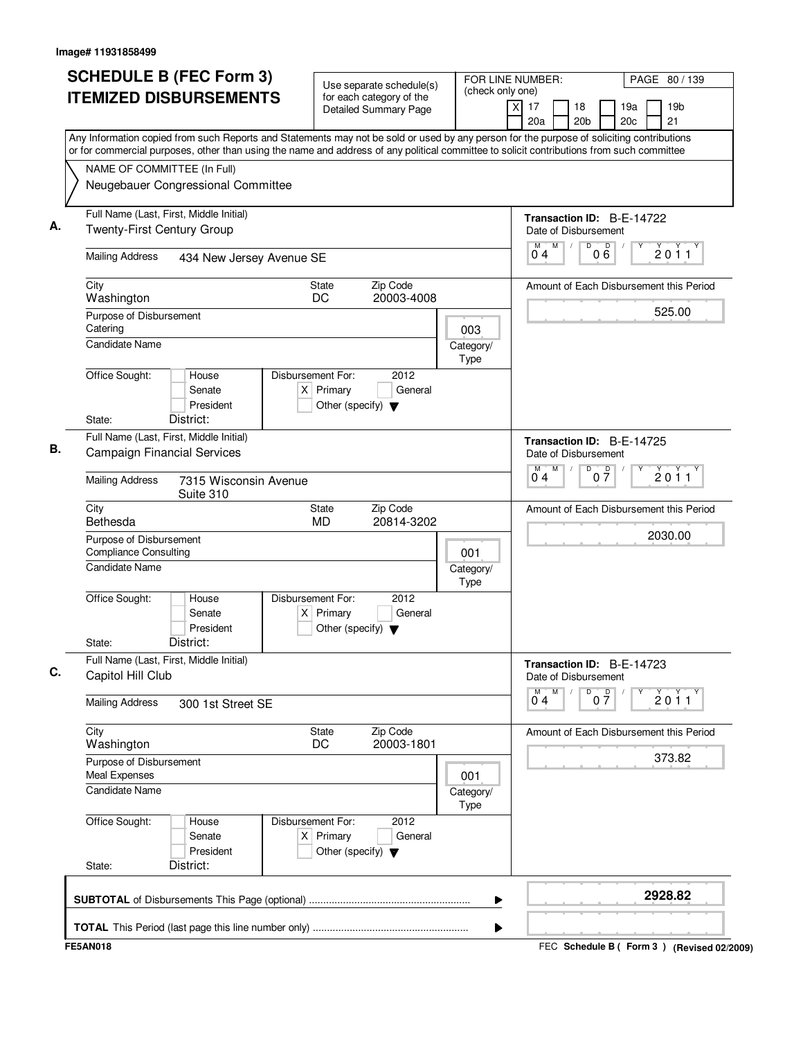Image# 11931858499

# SCHEDULE B (FEC Form 3)
# ITEMIZED DISBURSEMENTS

Use separate schedule(s) for each category of the Detailed Summary Page

FOR LINE NUMBER: (check only one)
[X] 17 [ ] 18 [ ] 19a [ ] 19b [ ] 20a [ ] 20b [ ] 20c [ ] 21

PAGE 80 / 139

Any Information copied from such Reports and Statements may not be sold or used by any person for the purpose of soliciting contributions or for commercial purposes, other than using the name and address of any political committee to solicit contributions from such committee

NAME OF COMMITTEE (In Full)
Neugebauer Congressional Committee

---

**A.** Full Name (Last, First, Middle Initial): Twenty-First Century Group

Mailing Address: 434 New Jersey Avenue SE

City: Washington | State: DC | Zip Code: 20003-4008

Purpose of Disbursement: Catering

Category/Type: 003

Candidate Name:

Office Sought: [ ] House [ ] Senate [ ] President

State: | District:

Disbursement For: 2012 [X] Primary [ ] General [ ] Other (specify)

Transaction ID: B-E-14722

Date of Disbursement: 04/06/2011

Amount of Each Disbursement this Period: 525.00

---

**B.** Full Name (Last, First, Middle Initial): Campaign Financial Services

Mailing Address: 7315 Wisconsin Avenue, Suite 310

City: Bethesda | State: MD | Zip Code: 20814-3202

Purpose of Disbursement: Compliance Consulting

Category/Type: 001

Candidate Name:

Office Sought: [ ] House [ ] Senate [ ] President

State: | District:

Disbursement For: 2012 [X] Primary [ ] General [ ] Other (specify)

Transaction ID: B-E-14725

Date of Disbursement: 04/07/2011

Amount of Each Disbursement this Period: 2030.00

---

**C.** Full Name (Last, First, Middle Initial): Capitol Hill Club

Mailing Address: 300 1st Street SE

City: Washington | State: DC | Zip Code: 20003-1801

Purpose of Disbursement: Meal Expenses

Category/Type: 001

Candidate Name:

Office Sought: [ ] House [ ] Senate [ ] President

State: | District:

Disbursement For: 2012 [X] Primary [ ] General [ ] Other (specify)

Transaction ID: B-E-14723

Date of Disbursement: 04/07/2011

Amount of Each Disbursement this Period: 373.82

---

**SUBTOTAL** of Disbursements This Page (optional): **2928.82**

**TOTAL** This Period (last page this line number only):

FE5AN018 | FEC Schedule B ( Form 3 ) (Revised 02/2009)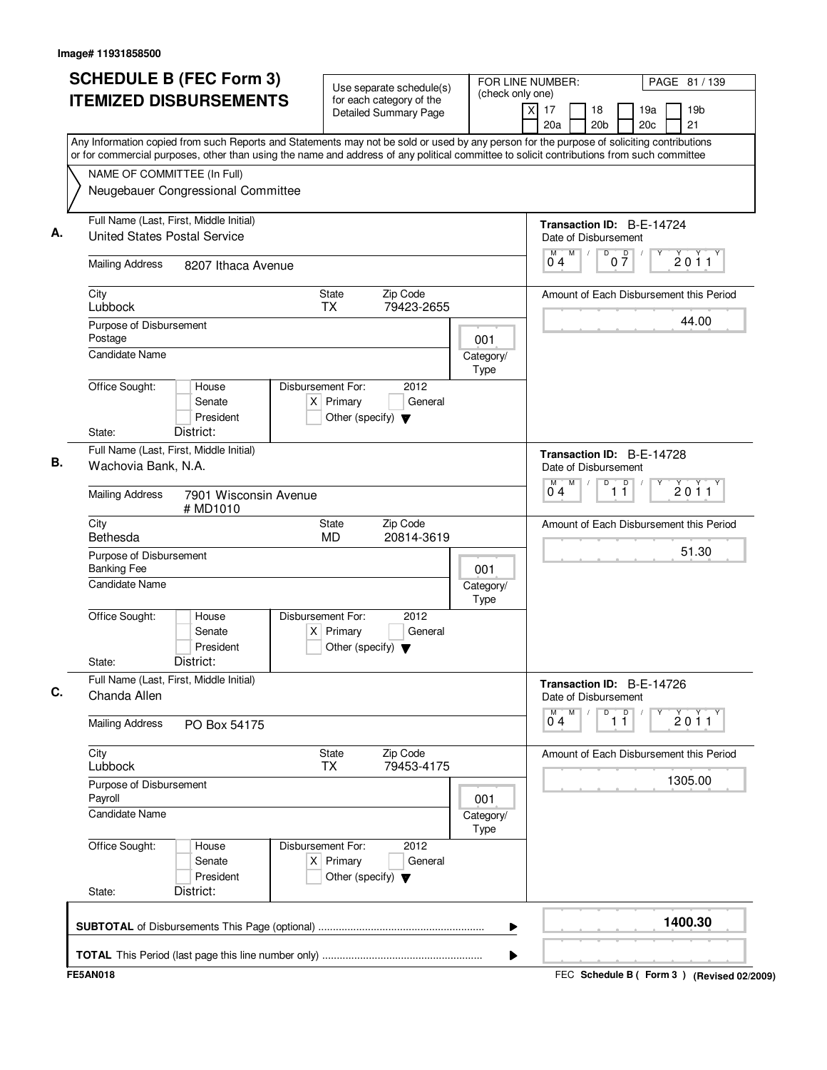Image# 11931858500

# SCHEDULE B (FEC Form 3)
# ITEMIZED DISBURSEMENTS

Use separate schedule(s) for each category of the Detailed Summary Page

FOR LINE NUMBER: (check only one)
[X] 17 [ ] 18 [ ] 19a [ ] 19b [ ] 20a [ ] 20b [ ] 20c [ ] 21

PAGE 81 / 139

Any Information copied from such Reports and Statements may not be sold or used by any person for the purpose of soliciting contributions or for commercial purposes, other than using the name and address of any political committee to solicit contributions from such committee

NAME OF COMMITTEE (In Full)
Neugebauer Congressional Committee

**A.** Full Name (Last, First, Middle Initial): United States Postal Service
Mailing Address: 8207 Ithaca Avenue
City: Lubbock | State: TX | Zip Code: 79423-2655
Purpose of Disbursement: Postage
Category/Type: 001
Candidate Name:
Office Sought: [ ] House [ ] Senate [ ] President
State: District:
Disbursement For: 2012 [X] Primary [ ] General [ ] Other (specify)
Transaction ID: B-E-14724
Date of Disbursement: 04/07/2011
Amount of Each Disbursement this Period: 44.00

**B.** Full Name (Last, First, Middle Initial): Wachovia Bank, N.A.
Mailing Address: 7901 Wisconsin Avenue # MD1010
City: Bethesda | State: MD | Zip Code: 20814-3619
Purpose of Disbursement: Banking Fee
Category/Type: 001
Candidate Name:
Office Sought: [ ] House [ ] Senate [ ] President
State: District:
Disbursement For: 2012 [X] Primary [ ] General [ ] Other (specify)
Transaction ID: B-E-14728
Date of Disbursement: 04/11/2011
Amount of Each Disbursement this Period: 51.30

**C.** Full Name (Last, First, Middle Initial): Chanda Allen
Mailing Address: PO Box 54175
City: Lubbock | State: TX | Zip Code: 79453-4175
Purpose of Disbursement: Payroll
Category/Type: 001
Candidate Name:
Office Sought: [ ] House [ ] Senate [ ] President
State: District:
Disbursement For: 2012 [X] Primary [ ] General [ ] Other (specify)
Transaction ID: B-E-14726
Date of Disbursement: 04/11/2011
Amount of Each Disbursement this Period: 1305.00

**SUBTOTAL** of Disbursements This Page (optional): 1400.30

**TOTAL** This Period (last page this line number only):

FE5AN018 — FEC Schedule B ( Form 3 ) (Revised 02/2009)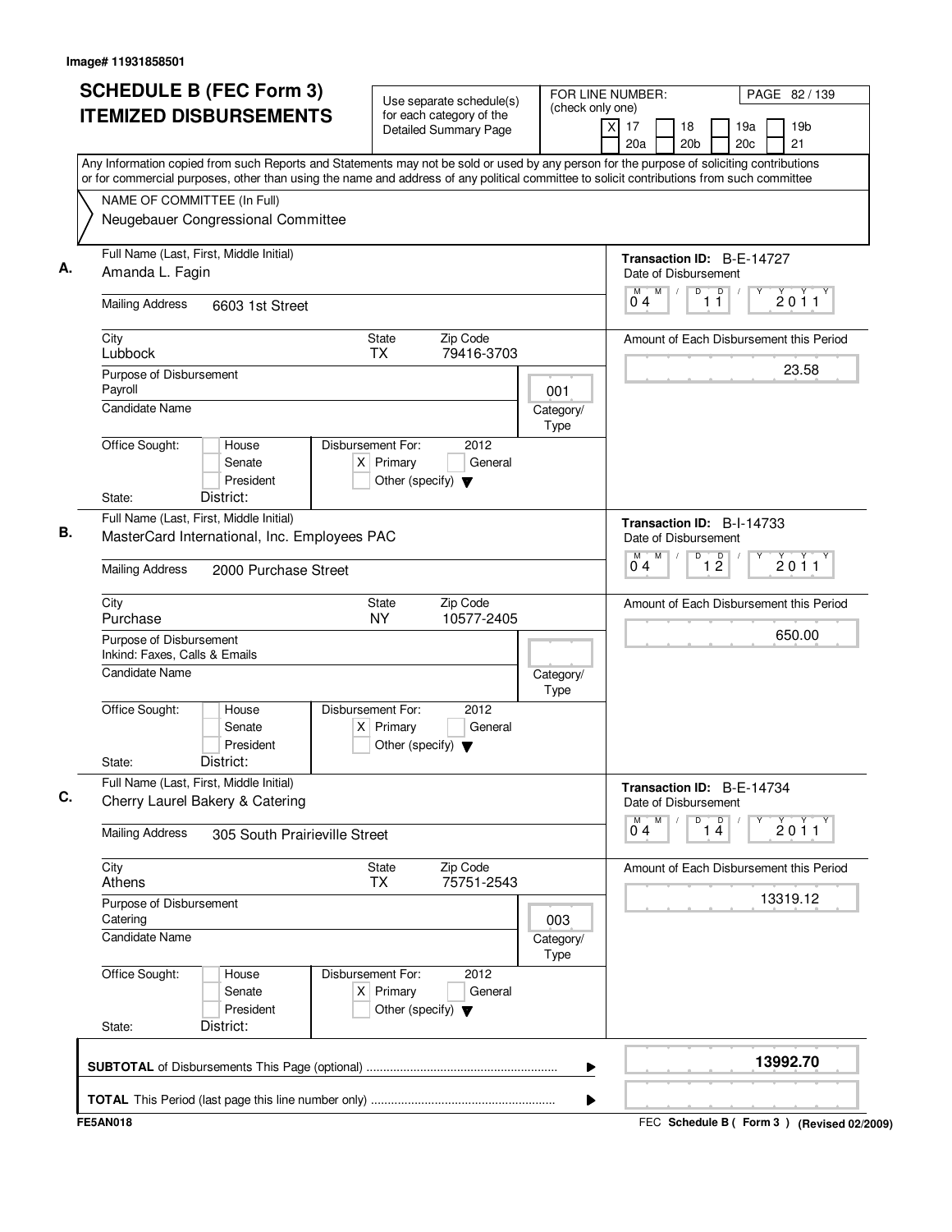Image# 11931858501

# SCHEDULE B (FEC Form 3) ITEMIZED DISBURSEMENTS

Use separate schedule(s) for each category of the Detailed Summary Page

FOR LINE NUMBER: (check only one)

[X] 17 [ ] 18 [ ] 19a [ ] 19b [ ] 20a [ ] 20b [ ] 20c [ ] 21

PAGE 82 / 139

Any Information copied from such Reports and Statements may not be sold or used by any person for the purpose of soliciting contributions or for commercial purposes, other than using the name and address of any political committee to solicit contributions from such committee

NAME OF COMMITTEE (In Full)
Neugebauer Congressional Committee

## A.

**Full Name (Last, First, Middle Initial):** Amanda L. Fagin

**Mailing Address:** 6603 1st Street

**City:** Lubbock **State:** TX **Zip Code:** 79416-3703

**Purpose of Disbursement:** Payroll

**Category/Type:** 001

**Candidate Name:**

**Office Sought:** [ ] House [ ] Senate [ ] President

**State:** **District:**

**Disbursement For:** 2012 [X] Primary [ ] General [ ] Other (specify)

**Transaction ID:** B-E-14727

**Date of Disbursement:** 04 / 11 / 2011

**Amount of Each Disbursement this Period:** 23.58

## B.

**Full Name (Last, First, Middle Initial):** MasterCard International, Inc. Employees PAC

**Mailing Address:** 2000 Purchase Street

**City:** Purchase **State:** NY **Zip Code:** 10577-2405

**Purpose of Disbursement:** Inkind: Faxes, Calls & Emails

**Category/Type:**

**Candidate Name:**

**Office Sought:** [ ] House [ ] Senate [ ] President

**State:** **District:**

**Disbursement For:** 2012 [X] Primary [ ] General [ ] Other (specify)

**Transaction ID:** B-I-14733

**Date of Disbursement:** 04 / 12 / 2011

**Amount of Each Disbursement this Period:** 650.00

## C.

**Full Name (Last, First, Middle Initial):** Cherry Laurel Bakery & Catering

**Mailing Address:** 305 South Prairieville Street

**City:** Athens **State:** TX **Zip Code:** 75751-2543

**Purpose of Disbursement:** Catering

**Category/Type:** 003

**Candidate Name:**

**Office Sought:** [ ] House [ ] Senate [ ] President

**State:** **District:**

**Disbursement For:** 2012 [X] Primary [ ] General [ ] Other (specify)

**Transaction ID:** B-E-14734

**Date of Disbursement:** 04 / 14 / 2011

**Amount of Each Disbursement this Period:** 13319.12

---

**SUBTOTAL** of Disbursements This Page (optional): **13992.70**

**TOTAL** This Period (last page this line number only):

FE5AN018 — FEC Schedule B ( Form 3 ) (Revised 02/2009)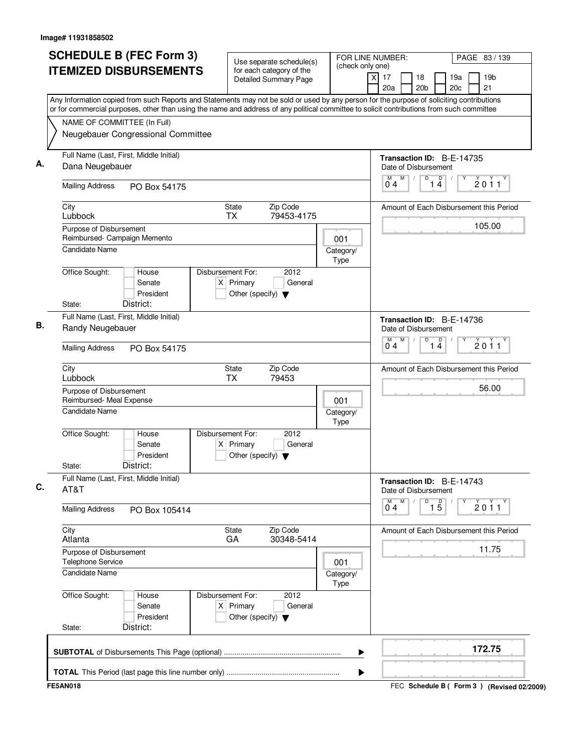Image# 11931858502

# SCHEDULE B (FEC Form 3) ITEMIZED DISBURSEMENTS

Use separate schedule(s) for each category of the Detailed Summary Page

FOR LINE NUMBER: (check only one)

[X] 17 [ ] 18 [ ] 19a [ ] 19b [ ] 20a [ ] 20b [ ] 20c [ ] 21

PAGE 83 / 139

Any Information copied from such Reports and Statements may not be sold or used by any person for the purpose of soliciting contributions or for commercial purposes, other than using the name and address of any political committee to solicit contributions from such committee

NAME OF COMMITTEE (In Full)
Neugebauer Congressional Committee

**A.**

Full Name (Last, First, Middle Initial): Dana Neugebauer

Mailing Address: PO Box 54175

City: Lubbock | State: TX | Zip Code: 79453-4175

Purpose of Disbursement: Reimbursed- Campaign Memento

Category/Type: 001

Candidate Name:

Office Sought: [ ] House [ ] Senate [ ] President

State: District:

Disbursement For: 2012 [X] Primary [ ] General [ ] Other (specify)

Transaction ID: B-E-14735

Date of Disbursement: 04 / 14 / 2011

Amount of Each Disbursement this Period: 105.00

**B.**

Full Name (Last, First, Middle Initial): Randy Neugebauer

Mailing Address: PO Box 54175

City: Lubbock | State: TX | Zip Code: 79453

Purpose of Disbursement: Reimbursed- Meal Expense

Category/Type: 001

Candidate Name:

Office Sought: [ ] House [ ] Senate [ ] President

State: District:

Disbursement For: 2012 [X] Primary [ ] General [ ] Other (specify)

Transaction ID: B-E-14736

Date of Disbursement: 04 / 14 / 2011

Amount of Each Disbursement this Period: 56.00

**C.**

Full Name (Last, First, Middle Initial): AT&T

Mailing Address: PO Box 105414

City: Atlanta | State: GA | Zip Code: 30348-5414

Purpose of Disbursement: Telephone Service

Category/Type: 001

Candidate Name:

Office Sought: [ ] House [ ] Senate [ ] President

State: District:

Disbursement For: 2012 [X] Primary [ ] General [ ] Other (specify)

Transaction ID: B-E-14743

Date of Disbursement: 04 / 15 / 2011

Amount of Each Disbursement this Period: 11.75

**SUBTOTAL** of Disbursements This Page (optional): **172.75**

**TOTAL** This Period (last page this line number only):

FE5AN018 FEC **Schedule B ( Form 3 )** (Revised 02/2009)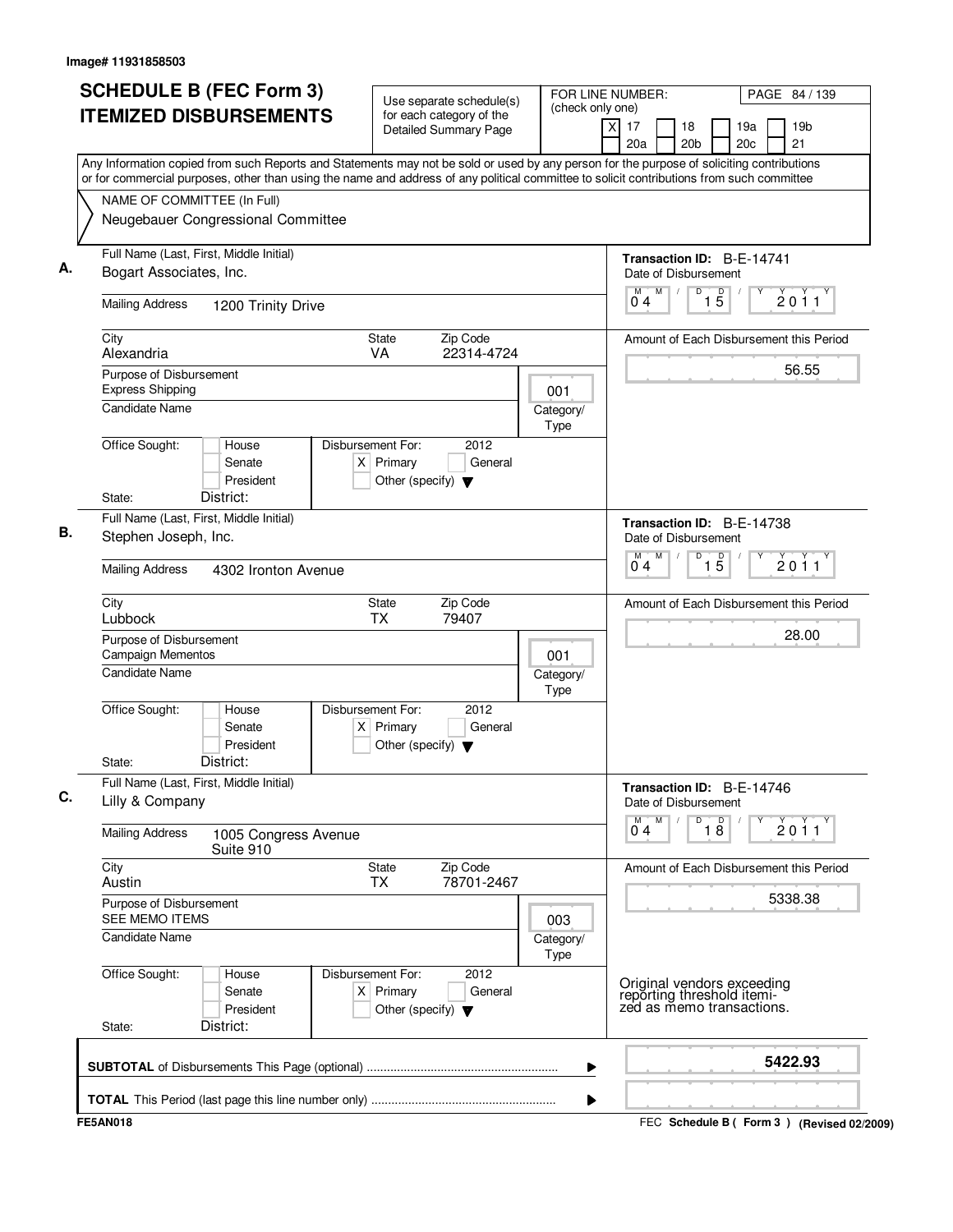Image# 11931858503

# SCHEDULE B (FEC Form 3)
# ITEMIZED DISBURSEMENTS

Use separate schedule(s) for each category of the Detailed Summary Page

FOR LINE NUMBER: (check only one)
[X] 17 [ ] 18 [ ] 19a [ ] 19b [ ] 20a [ ] 20b [ ] 20c [ ] 21

PAGE 84 / 139

Any Information copied from such Reports and Statements may not be sold or used by any person for the purpose of soliciting contributions or for commercial purposes, other than using the name and address of any political committee to solicit contributions from such committee

NAME OF COMMITTEE (In Full)
Neugebauer Congressional Committee

---

**A.** Full Name (Last, First, Middle Initial)
Bogart Associates, Inc.

Mailing Address: 1200 Trinity Drive

City: Alexandria | State: VA | Zip Code: 22314-4724

Purpose of Disbursement: Express Shipping

Category/Type: 001

Candidate Name:

Office Sought: [ ] House [ ] Senate [ ] President
State: District:

Disbursement For: 2012 [X] Primary [ ] General [ ] Other (specify)

Transaction ID: B-E-14741
Date of Disbursement: 04/15/2011
Amount of Each Disbursement this Period: 56.55

---

**B.** Full Name (Last, First, Middle Initial)
Stephen Joseph, Inc.

Mailing Address: 4302 Ironton Avenue

City: Lubbock | State: TX | Zip Code: 79407

Purpose of Disbursement: Campaign Mementos

Category/Type: 001

Candidate Name:

Office Sought: [ ] House [ ] Senate [ ] President
State: District:

Disbursement For: 2012 [X] Primary [ ] General [ ] Other (specify)

Transaction ID: B-E-14738
Date of Disbursement: 04/15/2011
Amount of Each Disbursement this Period: 28.00

---

**C.** Full Name (Last, First, Middle Initial)
Lilly & Company

Mailing Address: 1005 Congress Avenue, Suite 910

City: Austin | State: TX | Zip Code: 78701-2467

Purpose of Disbursement: SEE MEMO ITEMS

Category/Type: 003

Candidate Name:

Office Sought: [ ] House [ ] Senate [ ] President
State: District:

Disbursement For: 2012 [X] Primary [ ] General [ ] Other (specify)

Transaction ID: B-E-14746
Date of Disbursement: 04/18/2011
Amount of Each Disbursement this Period: 5338.38

Original vendors exceeding reporting threshold itemized as memo transactions.

---

**SUBTOTAL** of Disbursements This Page (optional): **5422.93**

**TOTAL** This Period (last page this line number only):

FE5AN018 — FEC Schedule B ( Form 3 ) (Revised 02/2009)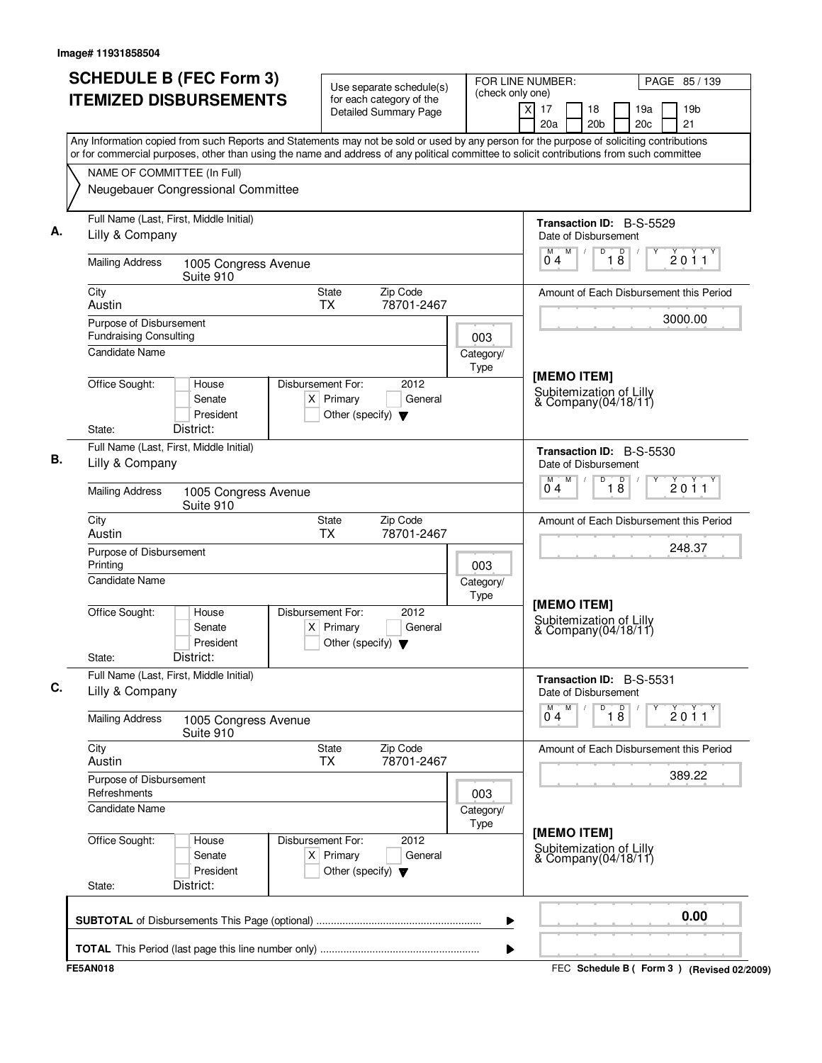Image# 11931858504

# SCHEDULE B (FEC Form 3)
# ITEMIZED DISBURSEMENTS

Use separate schedule(s) for each category of the Detailed Summary Page

FOR LINE NUMBER: (check only one)
[X] 17 [ ] 18 [ ] 19a [ ] 19b [ ] 20a [ ] 20b [ ] 20c [ ] 21

PAGE 85 / 139

Any Information copied from such Reports and Statements may not be sold or used by any person for the purpose of soliciting contributions or for commercial purposes, other than using the name and address of any political committee to solicit contributions from such committee

NAME OF COMMITTEE (In Full)
Neugebauer Congressional Committee

**A.**
Full Name (Last, First, Middle Initial): Lilly & Company
Mailing Address: 1005 Congress Avenue, Suite 910
City: Austin State: TX Zip Code: 78701-2467
Purpose of Disbursement: Fundraising Consulting
Category/Type: 003
Candidate Name:
Office Sought: [ ] House [ ] Senate [ ] President
State: District:
Disbursement For: 2012 [X] Primary [ ] General [ ] Other (specify)
Transaction ID: B-S-5529
Date of Disbursement: 04/18/2011
Amount of Each Disbursement this Period: 3000.00
[MEMO ITEM]
Subitemization of Lilly & Company(04/18/11)

**B.**
Full Name (Last, First, Middle Initial): Lilly & Company
Mailing Address: 1005 Congress Avenue, Suite 910
City: Austin State: TX Zip Code: 78701-2467
Purpose of Disbursement: Printing
Category/Type: 003
Candidate Name:
Office Sought: [ ] House [ ] Senate [ ] President
State: District:
Disbursement For: 2012 [X] Primary [ ] General [ ] Other (specify)
Transaction ID: B-S-5530
Date of Disbursement: 04/18/2011
Amount of Each Disbursement this Period: 248.37
[MEMO ITEM]
Subitemization of Lilly & Company(04/18/11)

**C.**
Full Name (Last, First, Middle Initial): Lilly & Company
Mailing Address: 1005 Congress Avenue, Suite 910
City: Austin State: TX Zip Code: 78701-2467
Purpose of Disbursement: Refreshments
Category/Type: 003
Candidate Name:
Office Sought: [ ] House [ ] Senate [ ] President
State: District:
Disbursement For: 2012 [X] Primary [ ] General [ ] Other (specify)
Transaction ID: B-S-5531
Date of Disbursement: 04/18/2011
Amount of Each Disbursement this Period: 389.22
[MEMO ITEM]
Subitemization of Lilly & Company(04/18/11)

**SUBTOTAL** of Disbursements This Page (optional): 0.00

**TOTAL** This Period (last page this line number only):

FE5AN018 FEC **Schedule B ( Form 3 )** (Revised 02/2009)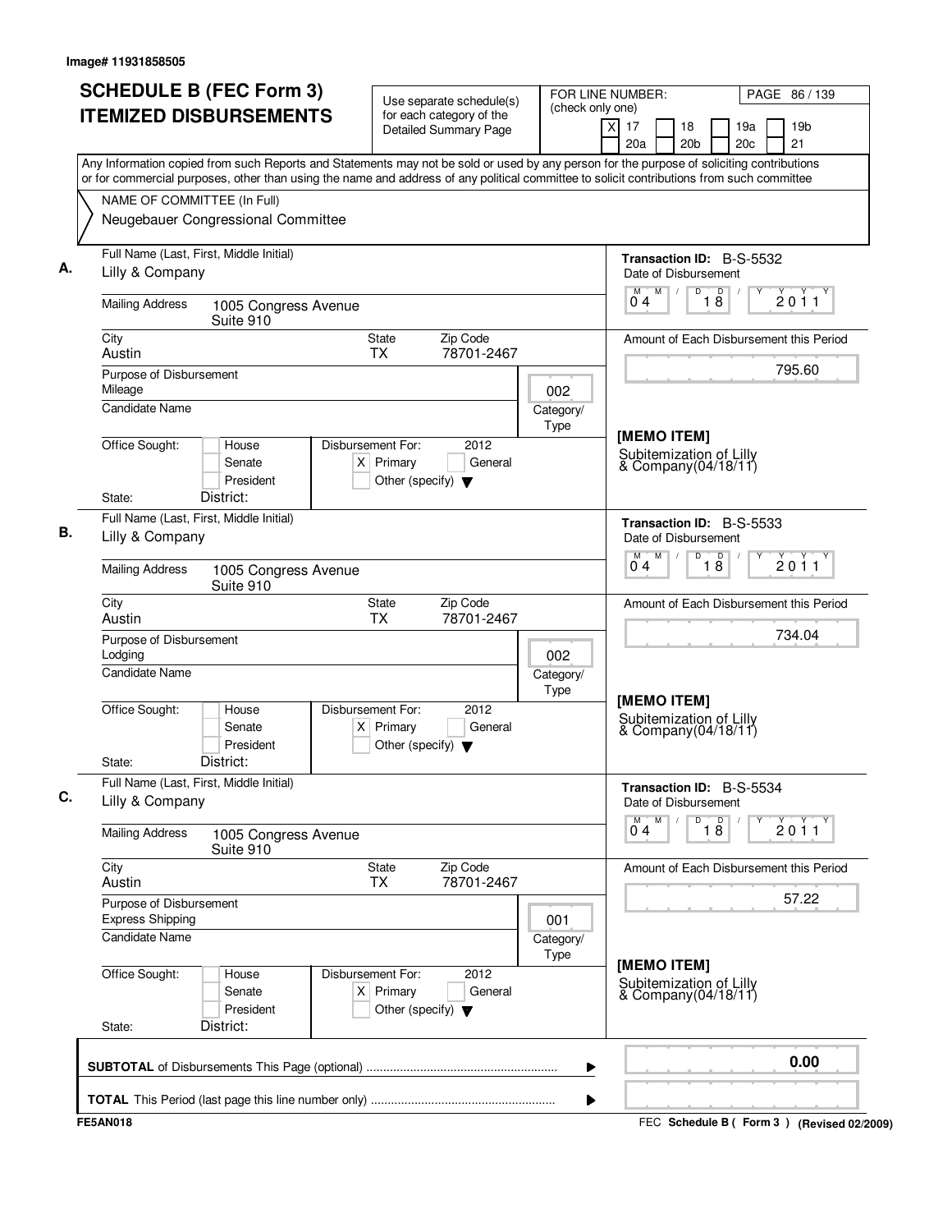Image# 11931858505

# SCHEDULE B (FEC Form 3)
# ITEMIZED DISBURSEMENTS

Use separate schedule(s) for each category of the Detailed Summary Page

FOR LINE NUMBER: (check only one)

[X] 17 [ ] 18 [ ] 19a [ ] 19b
[ ] 20a [ ] 20b [ ] 20c [ ] 21

PAGE 86 / 139

Any Information copied from such Reports and Statements may not be sold or used by any person for the purpose of soliciting contributions or for commercial purposes, other than using the name and address of any political committee to solicit contributions from such committee

NAME OF COMMITTEE (In Full)
Neugebauer Congressional Committee

---

**A.** Full Name (Last, First, Middle Initial): Lilly & Company

Mailing Address: 1005 Congress Avenue, Suite 910

City: Austin | State: TX | Zip Code: 78701-2467

Purpose of Disbursement: Mileage

Category/Type: 002

Candidate Name:

Office Sought: [ ] House [ ] Senate [ ] President

State: District:

Disbursement For: 2012 [X] Primary [ ] General [ ] Other (specify)

Transaction ID: B-S-5532

Date of Disbursement: 04 / 18 / 2011

Amount of Each Disbursement this Period: 795.60

[MEMO ITEM]
Subitemization of Lilly & Company(04/18/11)

---

**B.** Full Name (Last, First, Middle Initial): Lilly & Company

Mailing Address: 1005 Congress Avenue, Suite 910

City: Austin | State: TX | Zip Code: 78701-2467

Purpose of Disbursement: Lodging

Category/Type: 002

Candidate Name:

Office Sought: [ ] House [ ] Senate [ ] President

State: District:

Disbursement For: 2012 [X] Primary [ ] General [ ] Other (specify)

Transaction ID: B-S-5533

Date of Disbursement: 04 / 18 / 2011

Amount of Each Disbursement this Period: 734.04

[MEMO ITEM]
Subitemization of Lilly & Company(04/18/11)

---

**C.** Full Name (Last, First, Middle Initial): Lilly & Company

Mailing Address: 1005 Congress Avenue, Suite 910

City: Austin | State: TX | Zip Code: 78701-2467

Purpose of Disbursement: Express Shipping

Category/Type: 001

Candidate Name:

Office Sought: [ ] House [ ] Senate [ ] President

State: District:

Disbursement For: 2012 [X] Primary [ ] General [ ] Other (specify)

Transaction ID: B-S-5534

Date of Disbursement: 04 / 18 / 2011

Amount of Each Disbursement this Period: 57.22

[MEMO ITEM]
Subitemization of Lilly & Company(04/18/11)

---

**SUBTOTAL** of Disbursements This Page (optional) ........ 0.00

**TOTAL** This Period (last page this line number only) ........

FE5AN018 — FEC Schedule B ( Form 3 ) (Revised 02/2009)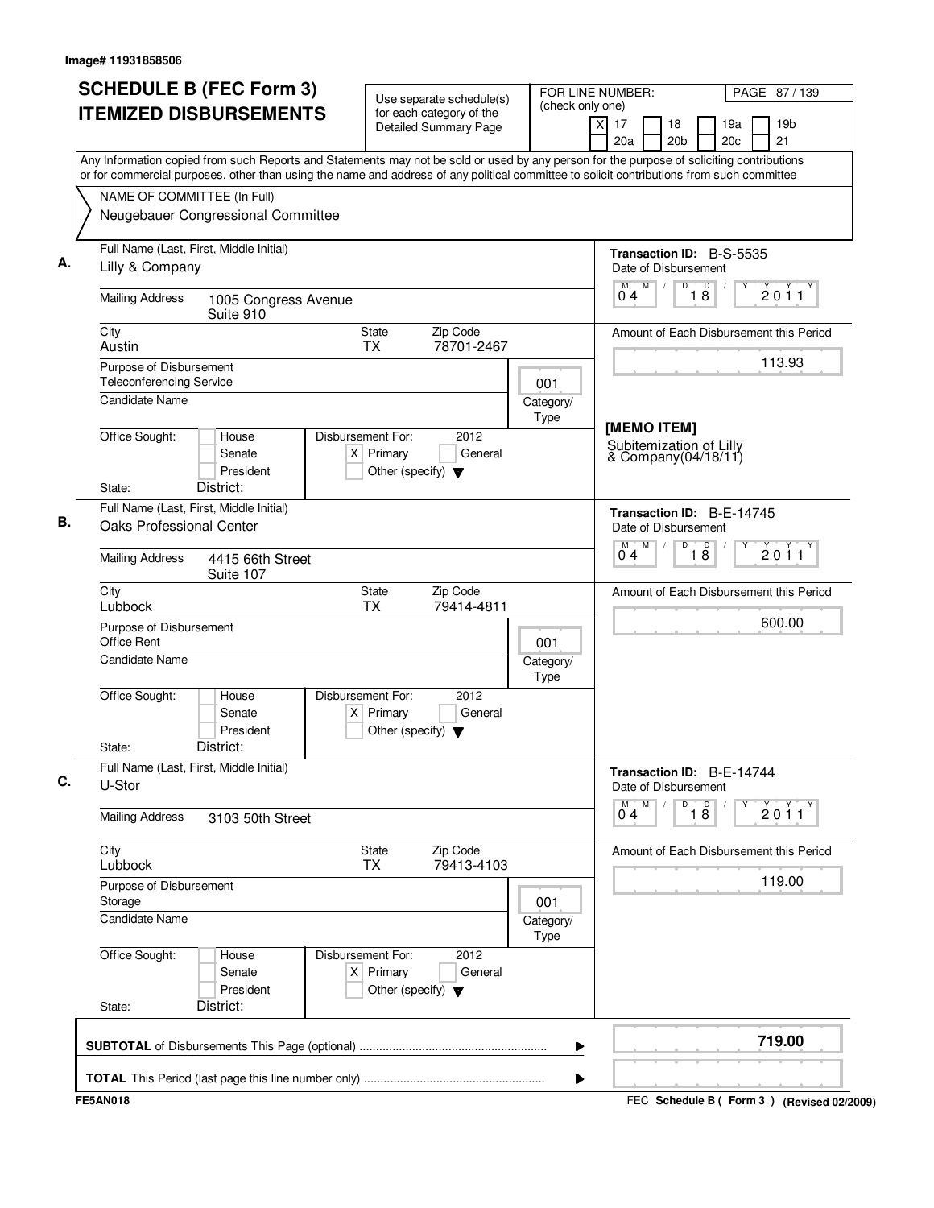Image# 11931858506

# SCHEDULE B (FEC Form 3)
# ITEMIZED DISBURSEMENTS

Use separate schedule(s) for each category of the Detailed Summary Page

FOR LINE NUMBER: (check only one)
[X] 17 [ ] 18 [ ] 19a [ ] 19b [ ] 20a [ ] 20b [ ] 20c [ ] 21

Any Information copied from such Reports and Statements may not be sold or used by any person for the purpose of soliciting contributions or for commercial purposes, other than using the name and address of any political committee to solicit contributions from such committee

NAME OF COMMITTEE (In Full)
Neugebauer Congressional Committee

---

**A.** Full Name (Last, First, Middle Initial): Lilly & Company

Mailing Address: 1005 Congress Avenue, Suite 910

City: Austin | State: TX | Zip Code: 78701-2467

Purpose of Disbursement: Teleconferencing Service

Category/Type: 001

Candidate Name:

Office Sought: [ ] House [ ] Senate [ ] President

State: District:

Disbursement For: 2012 [X] Primary [ ] General [ ] Other (specify)

Transaction ID: B-S-5535

Date of Disbursement: 04 / 18 / 2011

Amount of Each Disbursement this Period: 113.93

**[MEMO ITEM]**

Subitemization of Lilly & Company(04/18/11)

---

**B.** Full Name (Last, First, Middle Initial): Oaks Professional Center

Mailing Address: 4415 66th Street, Suite 107

City: Lubbock | State: TX | Zip Code: 79414-4811

Purpose of Disbursement: Office Rent

Category/Type: 001

Candidate Name:

Office Sought: [ ] House [ ] Senate [ ] President

State: District:

Disbursement For: 2012 [X] Primary [ ] General [ ] Other (specify)

Transaction ID: B-E-14745

Date of Disbursement: 04 / 18 / 2011

Amount of Each Disbursement this Period: 600.00

---

**C.** Full Name (Last, First, Middle Initial): U-Stor

Mailing Address: 3103 50th Street

City: Lubbock | State: TX | Zip Code: 79413-4103

Purpose of Disbursement: Storage

Category/Type: 001

Candidate Name:

Office Sought: [ ] House [ ] Senate [ ] President

State: District:

Disbursement For: 2012 [X] Primary [ ] General [ ] Other (specify)

Transaction ID: B-E-14744

Date of Disbursement: 04 / 18 / 2011

Amount of Each Disbursement this Period: 119.00

---

**SUBTOTAL** of Disbursements This Page (optional): **719.00**

**TOTAL** This Period (last page this line number only):

FE5AN018 — FEC Schedule B ( Form 3 ) (Revised 02/2009)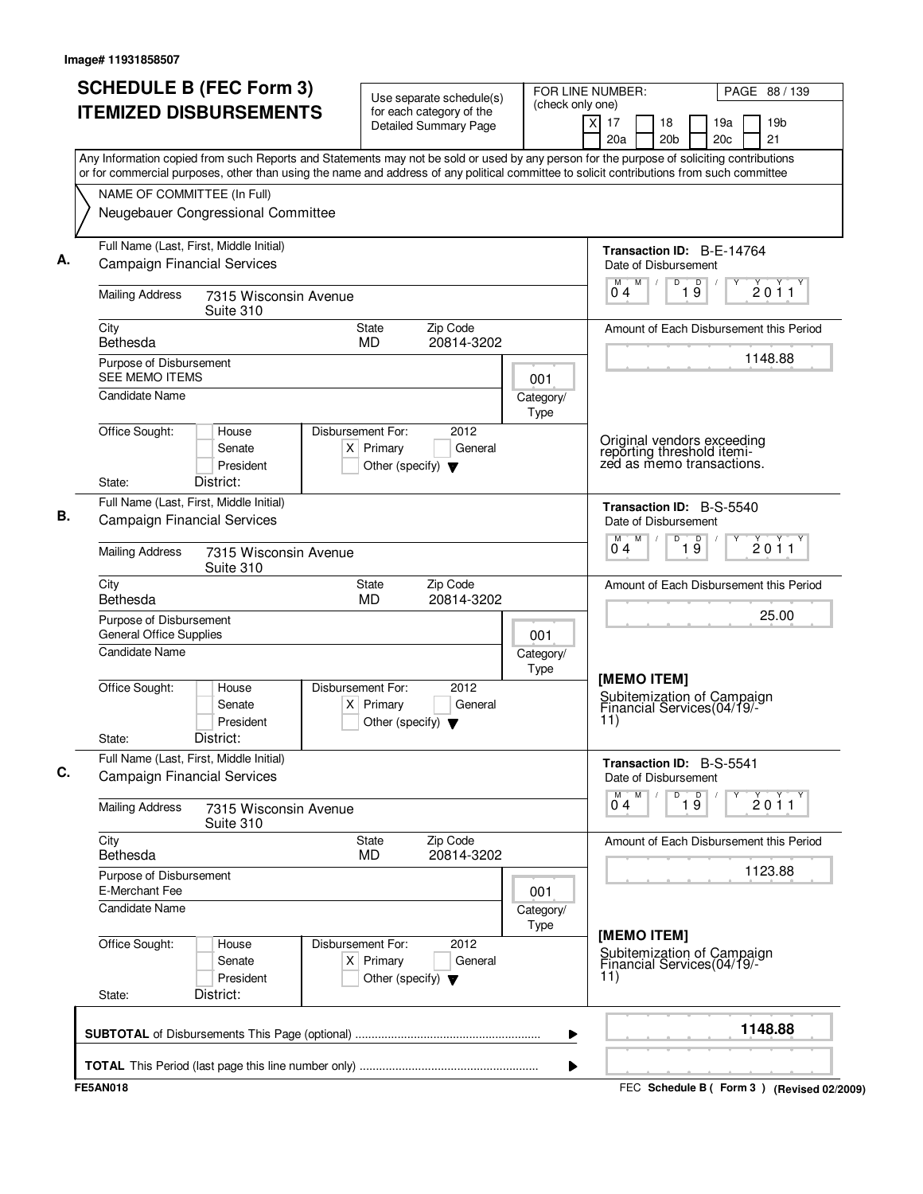Image# 11931858507

# SCHEDULE B (FEC Form 3) ITEMIZED DISBURSEMENTS

Use separate schedule(s) for each category of the Detailed Summary Page

FOR LINE NUMBER: (check only one)

- [X] 17
- [ ] 18
- [ ] 19a
- [ ] 19b
- [ ] 20a
- [ ] 20b
- [ ] 20c
- [ ] 21

Any Information copied from such Reports and Statements may not be sold or used by any person for the purpose of soliciting contributions or for commercial purposes, other than using the name and address of any political committee to solicit contributions from such committee

NAME OF COMMITTEE (In Full)
Neugebauer Congressional Committee

---

## A.

**Full Name (Last, First, Middle Initial):** Campaign Financial Services

**Mailing Address:** 7315 Wisconsin Avenue, Suite 310

**City:** Bethesda **State:** MD **Zip Code:** 20814-3202

**Purpose of Disbursement:** SEE MEMO ITEMS

**Category/Type:** 001

**Candidate Name:**

**Office Sought:** [ ] House [ ] Senate [ ] President

**State:** **District:**

**Disbursement For:** 2012 [X] Primary [ ] General [ ] Other (specify)

**Transaction ID:** B-E-14764

**Date of Disbursement:** 04/19/2011

**Amount of Each Disbursement this Period:** 1148.88

Original vendors exceeding reporting threshold itemized as memo transactions.

---

## B.

**Full Name (Last, First, Middle Initial):** Campaign Financial Services

**Mailing Address:** 7315 Wisconsin Avenue, Suite 310

**City:** Bethesda **State:** MD **Zip Code:** 20814-3202

**Purpose of Disbursement:** General Office Supplies

**Category/Type:** 001

**Candidate Name:**

**Office Sought:** [ ] House [ ] Senate [ ] President

**State:** **District:**

**Disbursement For:** 2012 [X] Primary [ ] General [ ] Other (specify)

**Transaction ID:** B-S-5540

**Date of Disbursement:** 04/19/2011

**Amount of Each Disbursement this Period:** 25.00

[MEMO ITEM]

Subitemization of Campaign Financial Services(04/19/11)

---

## C.

**Full Name (Last, First, Middle Initial):** Campaign Financial Services

**Mailing Address:** 7315 Wisconsin Avenue, Suite 310

**City:** Bethesda **State:** MD **Zip Code:** 20814-3202

**Purpose of Disbursement:** E-Merchant Fee

**Category/Type:** 001

**Candidate Name:**

**Office Sought:** [ ] House [ ] Senate [ ] President

**State:** **District:**

**Disbursement For:** 2012 [X] Primary [ ] General [ ] Other (specify)

**Transaction ID:** B-S-5541

**Date of Disbursement:** 04/19/2011

**Amount of Each Disbursement this Period:** 1123.88

[MEMO ITEM]

Subitemization of Campaign Financial Services(04/19/11)

---

**SUBTOTAL** of Disbursements This Page (optional): **1148.88**

**TOTAL** This Period (last page this line number only):

FE5AN018 FEC Schedule B ( Form 3 ) (Revised 02/2009)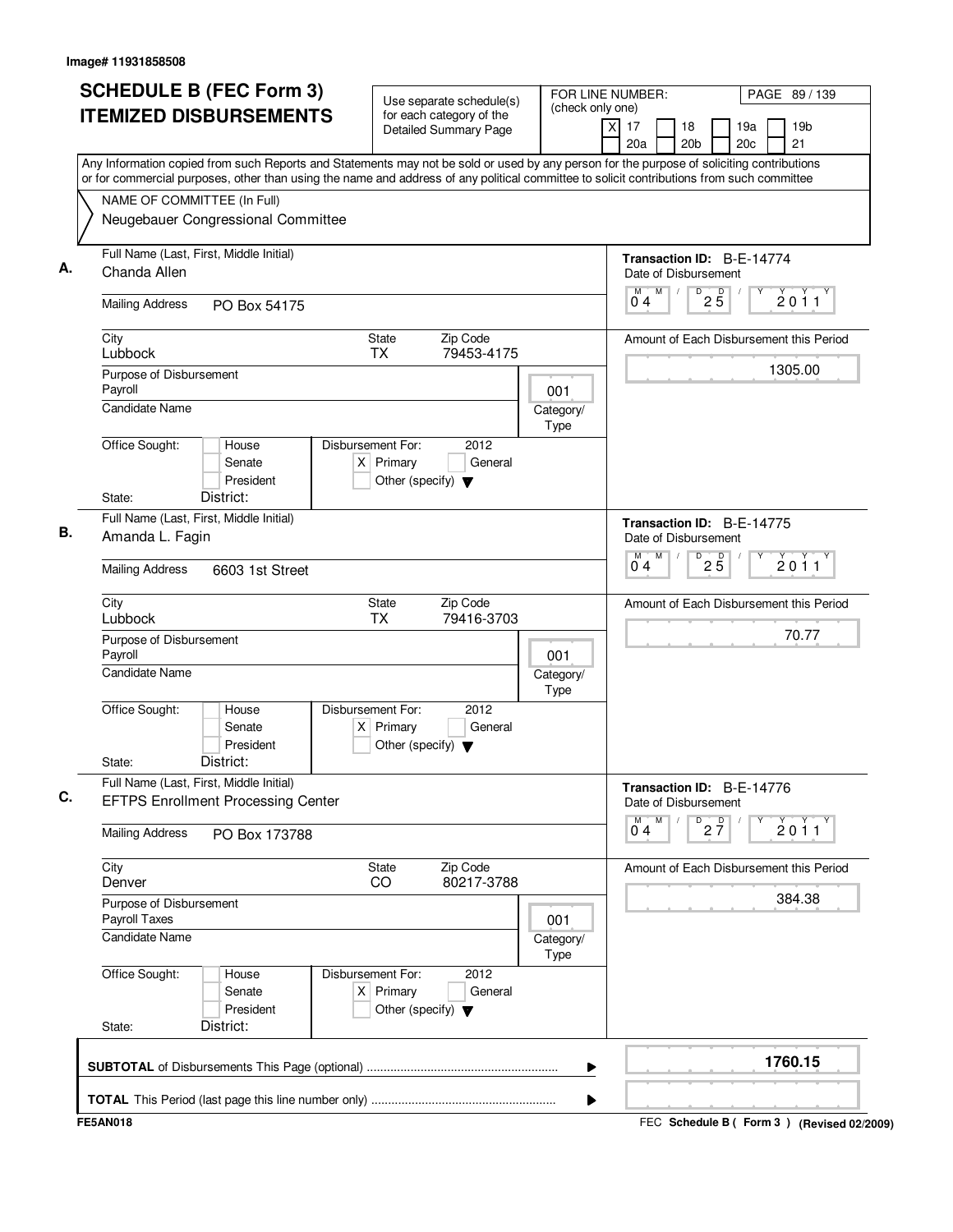Image# 11931858508

# SCHEDULE B (FEC Form 3) ITEMIZED DISBURSEMENTS

Use separate schedule(s) for each category of the Detailed Summary Page

FOR LINE NUMBER: (check only one)
[X] 17 [ ] 18 [ ] 19a [ ] 19b [ ] 20a [ ] 20b [ ] 20c [ ] 21

PAGE 89 / 139

Any Information copied from such Reports and Statements may not be sold or used by any person for the purpose of soliciting contributions or for commercial purposes, other than using the name and address of any political committee to solicit contributions from such committee

NAME OF COMMITTEE (In Full)
Neugebauer Congressional Committee

**A.**
Full Name (Last, First, Middle Initial): Chanda Allen
Mailing Address: PO Box 54175
City: Lubbock State: TX Zip Code: 79453-4175
Purpose of Disbursement: Payroll
Category/Type: 001
Candidate Name:
Office Sought: [ ] House [ ] Senate [ ] President
State: District:
Disbursement For: 2012 [X] Primary [ ] General [ ] Other (specify)
Transaction ID: B-E-14774
Date of Disbursement: 04/25/2011
Amount of Each Disbursement this Period: 1305.00

**B.**
Full Name (Last, First, Middle Initial): Amanda L. Fagin
Mailing Address: 6603 1st Street
City: Lubbock State: TX Zip Code: 79416-3703
Purpose of Disbursement: Payroll
Category/Type: 001
Candidate Name:
Office Sought: [ ] House [ ] Senate [ ] President
State: District:
Disbursement For: 2012 [X] Primary [ ] General [ ] Other (specify)
Transaction ID: B-E-14775
Date of Disbursement: 04/25/2011
Amount of Each Disbursement this Period: 70.77

**C.**
Full Name (Last, First, Middle Initial): EFTPS Enrollment Processing Center
Mailing Address: PO Box 173788
City: Denver State: CO Zip Code: 80217-3788
Purpose of Disbursement: Payroll Taxes
Category/Type: 001
Candidate Name:
Office Sought: [ ] House [ ] Senate [ ] President
State: District:
Disbursement For: 2012 [X] Primary [ ] General [ ] Other (specify)
Transaction ID: B-E-14776
Date of Disbursement: 04/27/2011
Amount of Each Disbursement this Period: 384.38

**SUBTOTAL** of Disbursements This Page (optional): 1760.15

**TOTAL** This Period (last page this line number only):

FE5AN018 FEC Schedule B ( Form 3 ) (Revised 02/2009)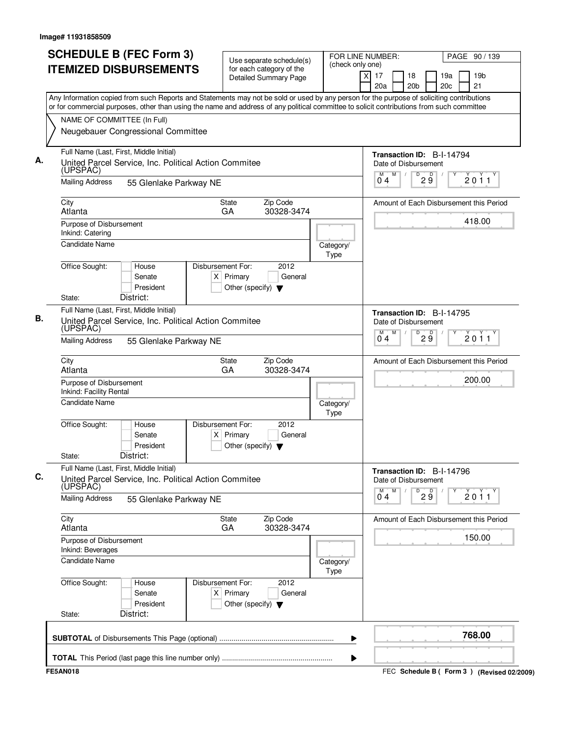Image# 11931858509

# SCHEDULE B (FEC Form 3) ITEMIZED DISBURSEMENTS

Use separate schedule(s) for each category of the Detailed Summary Page

FOR LINE NUMBER: (check only one)

[X] 17 [ ] 18 [ ] 19a [ ] 19b
[ ] 20a [ ] 20b [ ] 20c [ ] 21

PAGE 90 / 139

Any Information copied from such Reports and Statements may not be sold or used by any person for the purpose of soliciting contributions or for commercial purposes, other than using the name and address of any political committee to solicit contributions from such committee

NAME OF COMMITTEE (In Full)
Neugebauer Congressional Committee

**A.** Full Name (Last, First, Middle Initial)
United Parcel Service, Inc. Political Action Commitee (UPSPAC)

Mailing Address: 55 Glenlake Parkway NE

City: Atlanta | State: GA | Zip Code: 30328-3474

Purpose of Disbursement: Inkind: Catering

Candidate Name:

Category/Type:

Office Sought: [ ] House [ ] Senate [ ] President
State: District:

Disbursement For: 2012 [X] Primary [ ] General [ ] Other (specify)

Transaction ID: B-I-14794
Date of Disbursement: 04/29/2011
Amount of Each Disbursement this Period: 418.00

**B.** Full Name (Last, First, Middle Initial)
United Parcel Service, Inc. Political Action Commitee (UPSPAC)

Mailing Address: 55 Glenlake Parkway NE

City: Atlanta | State: GA | Zip Code: 30328-3474

Purpose of Disbursement: Inkind: Facility Rental

Candidate Name:

Category/Type:

Office Sought: [ ] House [ ] Senate [ ] President
State: District:

Disbursement For: 2012 [X] Primary [ ] General [ ] Other (specify)

Transaction ID: B-I-14795
Date of Disbursement: 04/29/2011
Amount of Each Disbursement this Period: 200.00

**C.** Full Name (Last, First, Middle Initial)
United Parcel Service, Inc. Political Action Commitee (UPSPAC)

Mailing Address: 55 Glenlake Parkway NE

City: Atlanta | State: GA | Zip Code: 30328-3474

Purpose of Disbursement: Inkind: Beverages

Candidate Name:

Category/Type:

Office Sought: [ ] House [ ] Senate [ ] President
State: District:

Disbursement For: 2012 [X] Primary [ ] General [ ] Other (specify)

Transaction ID: B-I-14796
Date of Disbursement: 04/29/2011
Amount of Each Disbursement this Period: 150.00

**SUBTOTAL** of Disbursements This Page (optional): **768.00**

**TOTAL** This Period (last page this line number only):

FE5AN018

FEC Schedule B ( Form 3 ) (Revised 02/2009)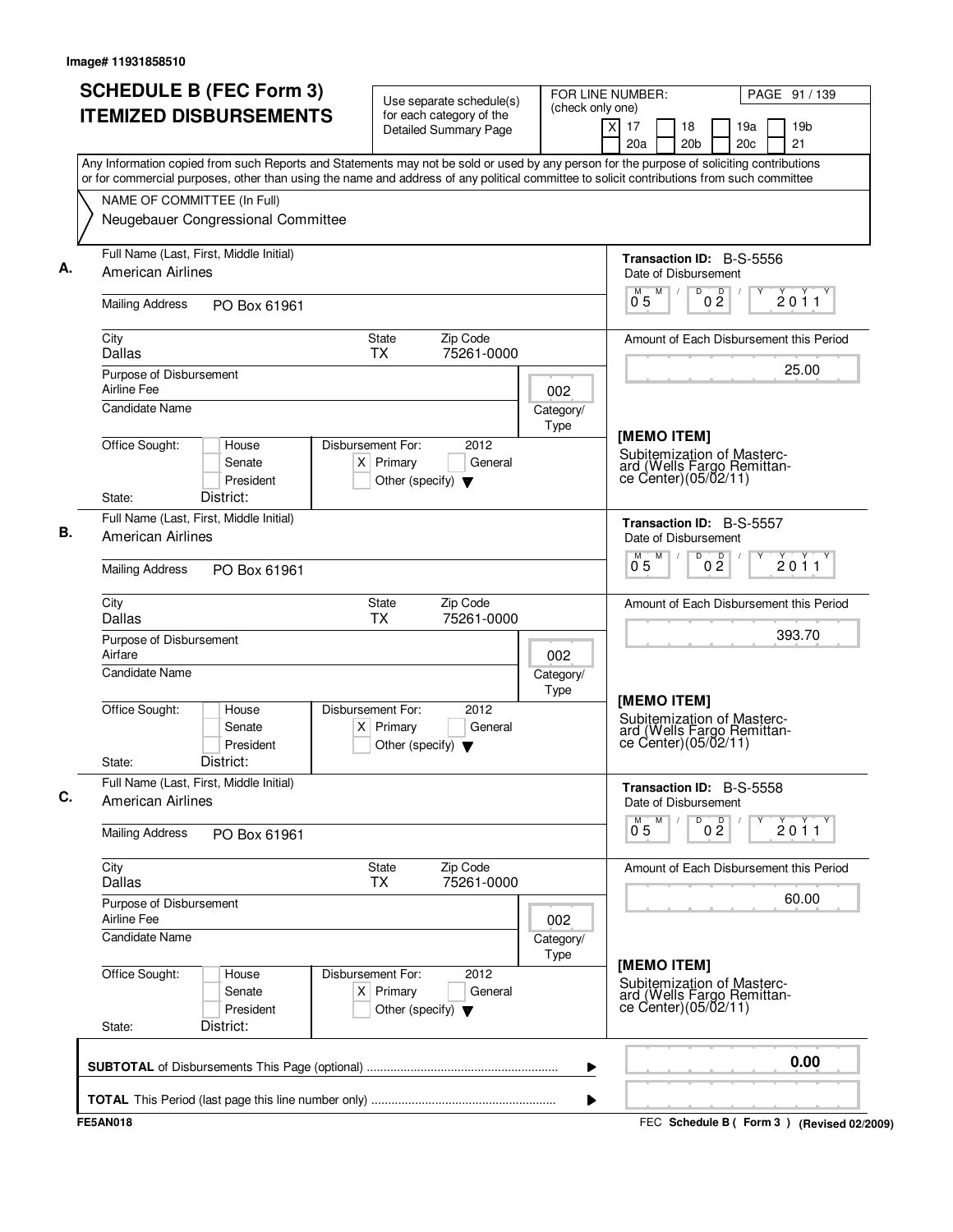Image# 11931858510

# SCHEDULE B (FEC Form 3)
# ITEMIZED DISBURSEMENTS

Use separate schedule(s) for each category of the Detailed Summary Page

FOR LINE NUMBER: (check only one)
[X] 17 [ ] 18 [ ] 19a [ ] 19b [ ] 20a [ ] 20b [ ] 20c [ ] 21

PAGE 91 / 139

Any Information copied from such Reports and Statements may not be sold or used by any person for the purpose of soliciting contributions or for commercial purposes, other than using the name and address of any political committee to solicit contributions from such committee

NAME OF COMMITTEE (In Full)
Neugebauer Congressional Committee

---

**A.**

Full Name (Last, First, Middle Initial): American Airlines

Mailing Address: PO Box 61961

City: Dallas | State: TX | Zip Code: 75261-0000

Purpose of Disbursement: Airline Fee

Category/Type: 002

Candidate Name:

Office Sought: [ ] House [ ] Senate [ ] President

State: District:

Disbursement For: 2012 [X] Primary [ ] General [ ] Other (specify)

Transaction ID: B-S-5556

Date of Disbursement: 05 / 02 / 2011

Amount of Each Disbursement this Period: 25.00

[MEMO ITEM]
Subitemization of Mastercard (Wells Fargo Remittance Center)(05/02/11)

---

**B.**

Full Name (Last, First, Middle Initial): American Airlines

Mailing Address: PO Box 61961

City: Dallas | State: TX | Zip Code: 75261-0000

Purpose of Disbursement: Airfare

Category/Type: 002

Candidate Name:

Office Sought: [ ] House [ ] Senate [ ] President

State: District:

Disbursement For: 2012 [X] Primary [ ] General [ ] Other (specify)

Transaction ID: B-S-5557

Date of Disbursement: 05 / 02 / 2011

Amount of Each Disbursement this Period: 393.70

[MEMO ITEM]
Subitemization of Mastercard (Wells Fargo Remittance Center)(05/02/11)

---

**C.**

Full Name (Last, First, Middle Initial): American Airlines

Mailing Address: PO Box 61961

City: Dallas | State: TX | Zip Code: 75261-0000

Purpose of Disbursement: Airline Fee

Category/Type: 002

Candidate Name:

Office Sought: [ ] House [ ] Senate [ ] President

State: District:

Disbursement For: 2012 [X] Primary [ ] General [ ] Other (specify)

Transaction ID: B-S-5558

Date of Disbursement: 05 / 02 / 2011

Amount of Each Disbursement this Period: 60.00

[MEMO ITEM]
Subitemization of Mastercard (Wells Fargo Remittance Center)(05/02/11)

---

**SUBTOTAL** of Disbursements This Page (optional): **0.00**

**TOTAL** This Period (last page this line number only):

FE5AN018

FEC **Schedule B ( Form 3 )** (Revised 02/2009)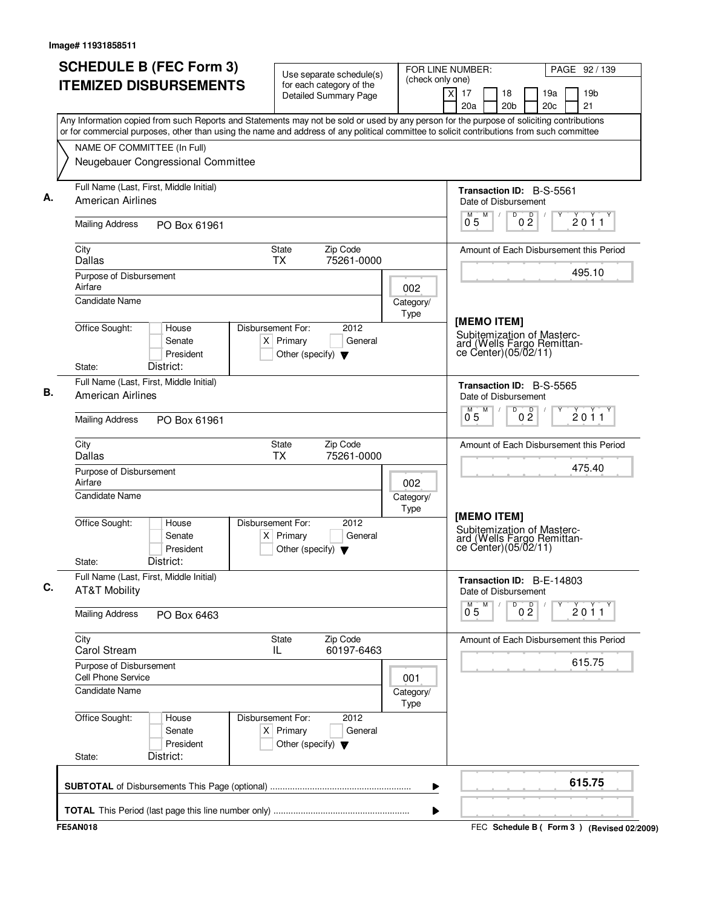Image# 11931858511

# SCHEDULE B (FEC Form 3) ITEMIZED DISBURSEMENTS

Use separate schedule(s) for each category of the Detailed Summary Page

FOR LINE NUMBER: (check only one)
[X] 17 [ ] 18 [ ] 19a [ ] 19b [ ] 20a [ ] 20b [ ] 20c [ ] 21

PAGE 92 / 139

Any Information copied from such Reports and Statements may not be sold or used by any person for the purpose of soliciting contributions or for commercial purposes, other than using the name and address of any political committee to solicit contributions from such committee

NAME OF COMMITTEE (In Full)
Neugebauer Congressional Committee

---

**A.** Full Name (Last, First, Middle Initial): American Airlines

Mailing Address: PO Box 61961

City: Dallas | State: TX | Zip Code: 75261-0000

Purpose of Disbursement: Airfare

Category/Type: 002

Candidate Name:

Office Sought: [ ] House [ ] Senate [ ] President

State: District:

Disbursement For: 2012 [X] Primary [ ] General [ ] Other (specify)

Transaction ID: B-S-5561

Date of Disbursement: 05/02/2011

Amount of Each Disbursement this Period: 495.10

[MEMO ITEM]
Subitemization of Mastercard (Wells Fargo Remittance Center)(05/02/11)

---

**B.** Full Name (Last, First, Middle Initial): American Airlines

Mailing Address: PO Box 61961

City: Dallas | State: TX | Zip Code: 75261-0000

Purpose of Disbursement: Airfare

Category/Type: 002

Candidate Name:

Office Sought: [ ] House [ ] Senate [ ] President

State: District:

Disbursement For: 2012 [X] Primary [ ] General [ ] Other (specify)

Transaction ID: B-S-5565

Date of Disbursement: 05/02/2011

Amount of Each Disbursement this Period: 475.40

[MEMO ITEM]
Subitemization of Mastercard (Wells Fargo Remittance Center)(05/02/11)

---

**C.** Full Name (Last, First, Middle Initial): AT&T Mobility

Mailing Address: PO Box 6463

City: Carol Stream | State: IL | Zip Code: 60197-6463

Purpose of Disbursement: Cell Phone Service

Category/Type: 001

Candidate Name:

Office Sought: [ ] House [ ] Senate [ ] President

State: District:

Disbursement For: 2012 [X] Primary [ ] General [ ] Other (specify)

Transaction ID: B-E-14803

Date of Disbursement: 05/02/2011

Amount of Each Disbursement this Period: 615.75

---

**SUBTOTAL** of Disbursements This Page (optional): **615.75**

**TOTAL** This Period (last page this line number only):

FE5AN018 — FEC **Schedule B ( Form 3 )** (Revised 02/2009)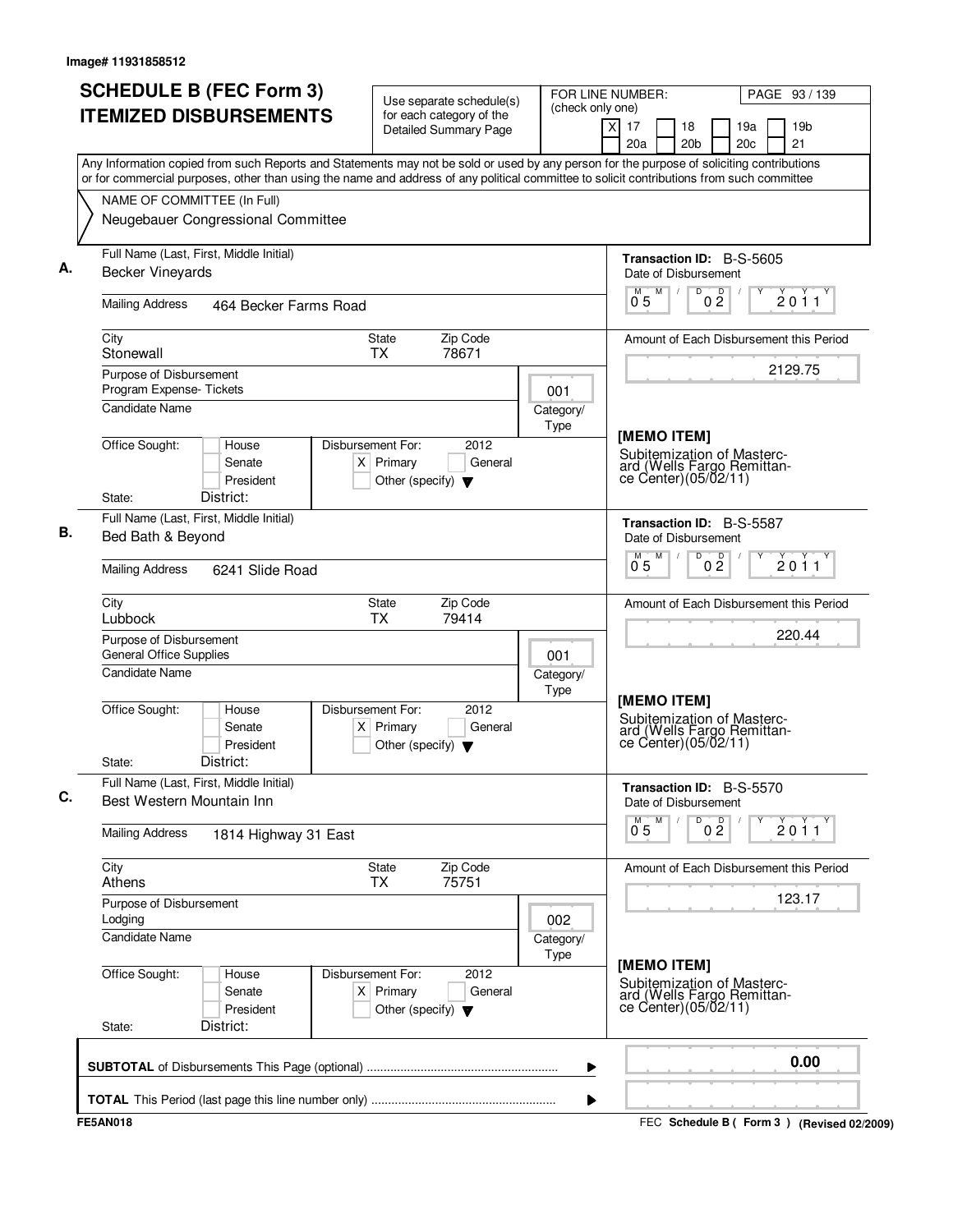Image# 11931858512

# SCHEDULE B (FEC Form 3) ITEMIZED DISBURSEMENTS

Use separate schedule(s) for each category of the Detailed Summary Page

FOR LINE NUMBER: (check only one)
[X] 17 [ ] 18 [ ] 19a [ ] 19b [ ] 20a [ ] 20b [ ] 20c [ ] 21

Any Information copied from such Reports and Statements may not be sold or used by any person for the purpose of soliciting contributions or for commercial purposes, other than using the name and address of any political committee to solicit contributions from such committee

NAME OF COMMITTEE (In Full)
Neugebauer Congressional Committee

## A.

Full Name (Last, First, Middle Initial): Becker Vineyards

Mailing Address: 464 Becker Farms Road

City: Stonewall | State: TX | Zip Code: 78671

Purpose of Disbursement: Program Expense- Tickets

Category/Type: 001

Candidate Name:

Office Sought: [ ] House [ ] Senate [ ] President
State: District:

Disbursement For: 2012 [X] Primary [ ] General [ ] Other (specify)

Transaction ID: B-S-5605
Date of Disbursement: 05/02/2011

Amount of Each Disbursement this Period: 2129.75

[MEMO ITEM]
Subitemization of Mastercard (Wells Fargo Remittance Center)(05/02/11)

## B.

Full Name (Last, First, Middle Initial): Bed Bath & Beyond

Mailing Address: 6241 Slide Road

City: Lubbock | State: TX | Zip Code: 79414

Purpose of Disbursement: General Office Supplies

Category/Type: 001

Candidate Name:

Office Sought: [ ] House [ ] Senate [ ] President
State: District:

Disbursement For: 2012 [X] Primary [ ] General [ ] Other (specify)

Transaction ID: B-S-5587
Date of Disbursement: 05/02/2011

Amount of Each Disbursement this Period: 220.44

[MEMO ITEM]
Subitemization of Mastercard (Wells Fargo Remittance Center)(05/02/11)

## C.

Full Name (Last, First, Middle Initial): Best Western Mountain Inn

Mailing Address: 1814 Highway 31 East

City: Athens | State: TX | Zip Code: 75751

Purpose of Disbursement: Lodging

Category/Type: 002

Candidate Name:

Office Sought: [ ] House [ ] Senate [ ] President
State: District:

Disbursement For: 2012 [X] Primary [ ] General [ ] Other (specify)

Transaction ID: B-S-5570
Date of Disbursement: 05/02/2011

Amount of Each Disbursement this Period: 123.17

[MEMO ITEM]
Subitemization of Mastercard (Wells Fargo Remittance Center)(05/02/11)

---

**SUBTOTAL** of Disbursements This Page (optional): 0.00

**TOTAL** This Period (last page this line number only):

FE5AN018 — FEC Schedule B ( Form 3 ) (Revised 02/2009)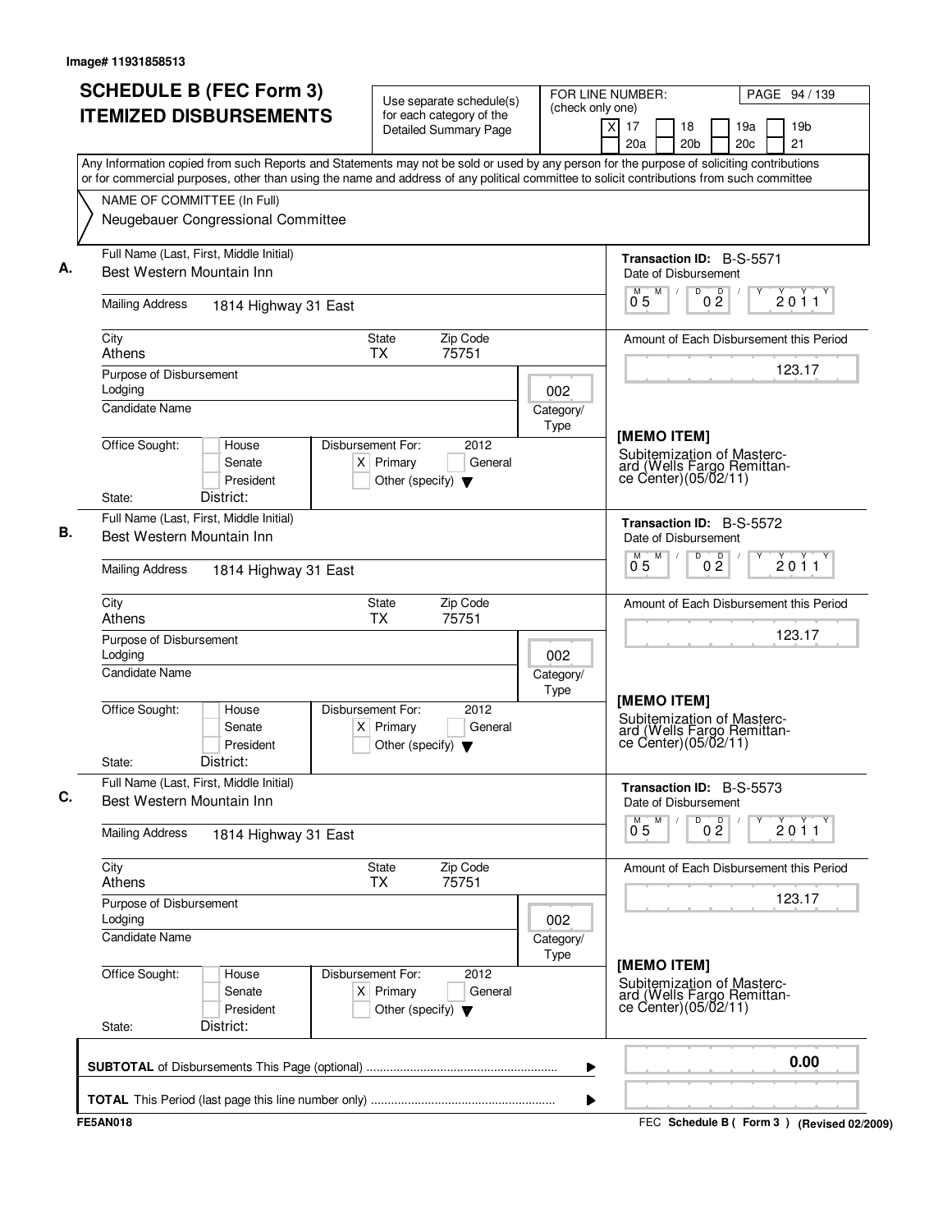Image# 11931858513

# SCHEDULE B (FEC Form 3) ITEMIZED DISBURSEMENTS

Use separate schedule(s) for each category of the Detailed Summary Page

FOR LINE NUMBER: (check only one)
[X] 17 [ ] 18 [ ] 19a [ ] 19b [ ] 20a [ ] 20b [ ] 20c [ ] 21

PAGE 94 / 139

Any Information copied from such Reports and Statements may not be sold or used by any person for the purpose of soliciting contributions or for commercial purposes, other than using the name and address of any political committee to solicit contributions from such committee

NAME OF COMMITTEE (In Full)
Neugebauer Congressional Committee

## A.

Full Name (Last, First, Middle Initial): Best Western Mountain Inn

Mailing Address: 1814 Highway 31 East

City: Athens | State: TX | Zip Code: 75751

Purpose of Disbursement: Lodging

Category/Type: 002

Candidate Name:

Office Sought: [ ] House [ ] Senate [ ] President

State: District:

Disbursement For: 2012 [X] Primary [ ] General [ ] Other (specify)

Transaction ID: B-S-5571

Date of Disbursement: 05/02/2011

Amount of Each Disbursement this Period: 123.17

[MEMO ITEM]
Subitemization of Mastercard (Wells Fargo Remittance Center)(05/02/11)

## B.

Full Name (Last, First, Middle Initial): Best Western Mountain Inn

Mailing Address: 1814 Highway 31 East

City: Athens | State: TX | Zip Code: 75751

Purpose of Disbursement: Lodging

Category/Type: 002

Candidate Name:

Office Sought: [ ] House [ ] Senate [ ] President

State: District:

Disbursement For: 2012 [X] Primary [ ] General [ ] Other (specify)

Transaction ID: B-S-5572

Date of Disbursement: 05/02/2011

Amount of Each Disbursement this Period: 123.17

[MEMO ITEM]
Subitemization of Mastercard (Wells Fargo Remittance Center)(05/02/11)

## C.

Full Name (Last, First, Middle Initial): Best Western Mountain Inn

Mailing Address: 1814 Highway 31 East

City: Athens | State: TX | Zip Code: 75751

Purpose of Disbursement: Lodging

Category/Type: 002

Candidate Name:

Office Sought: [ ] House [ ] Senate [ ] President

State: District:

Disbursement For: 2012 [X] Primary [ ] General [ ] Other (specify)

Transaction ID: B-S-5573

Date of Disbursement: 05/02/2011

Amount of Each Disbursement this Period: 123.17

[MEMO ITEM]
Subitemization of Mastercard (Wells Fargo Remittance Center)(05/02/11)

---

**SUBTOTAL** of Disbursements This Page (optional): **0.00**

**TOTAL** This Period (last page this line number only):

FE5AN018 — FEC **Schedule B ( Form 3 )** (Revised 02/2009)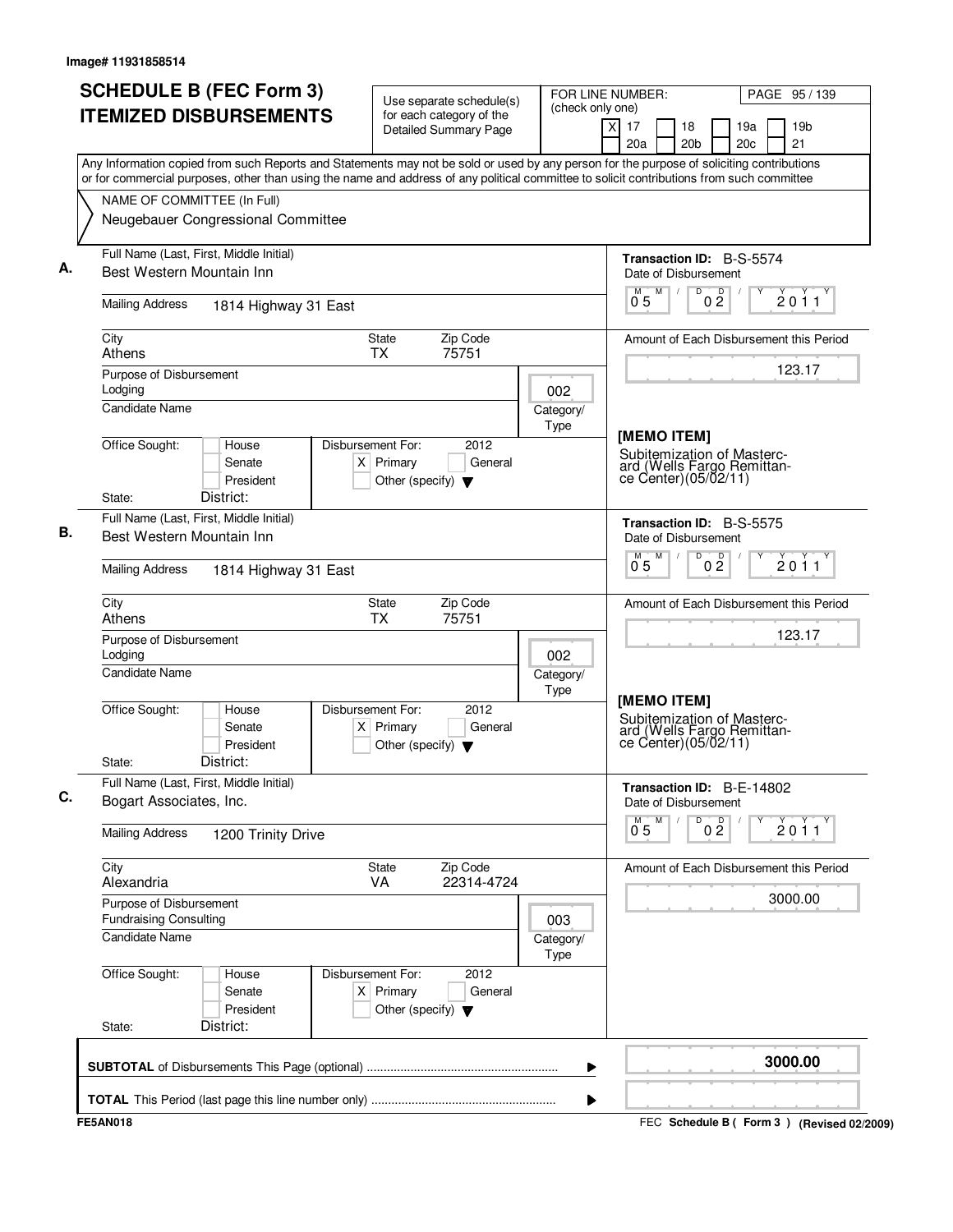Image# 11931858514

# SCHEDULE B (FEC Form 3)
# ITEMIZED DISBURSEMENTS

Use separate schedule(s) for each category of the Detailed Summary Page

FOR LINE NUMBER: (check only one)
[X] 17 [ ] 18 [ ] 19a [ ] 19b [ ] 20a [ ] 20b [ ] 20c [ ] 21

Any Information copied from such Reports and Statements may not be sold or used by any person for the purpose of soliciting contributions or for commercial purposes, other than using the name and address of any political committee to solicit contributions from such committee

NAME OF COMMITTEE (In Full)
Neugebauer Congressional Committee

---

**A.**

Full Name (Last, First, Middle Initial): Best Western Mountain Inn

Mailing Address: 1814 Highway 31 East

City: Athens | State: TX | Zip Code: 75751

Purpose of Disbursement: Lodging

Category/Type: 002

Candidate Name:

Office Sought: [ ] House [ ] Senate [ ] President

State: District:

Disbursement For: 2012 [X] Primary [ ] General [ ] Other (specify)

Transaction ID: B-S-5574

Date of Disbursement: 05/02/2011

Amount of Each Disbursement this Period: 123.17

[MEMO ITEM]
Subitemization of Mastercard (Wells Fargo Remittance Center)(05/02/11)

---

**B.**

Full Name (Last, First, Middle Initial): Best Western Mountain Inn

Mailing Address: 1814 Highway 31 East

City: Athens | State: TX | Zip Code: 75751

Purpose of Disbursement: Lodging

Category/Type: 002

Candidate Name:

Office Sought: [ ] House [ ] Senate [ ] President

State: District:

Disbursement For: 2012 [X] Primary [ ] General [ ] Other (specify)

Transaction ID: B-S-5575

Date of Disbursement: 05/02/2011

Amount of Each Disbursement this Period: 123.17

[MEMO ITEM]
Subitemization of Mastercard (Wells Fargo Remittance Center)(05/02/11)

---

**C.**

Full Name (Last, First, Middle Initial): Bogart Associates, Inc.

Mailing Address: 1200 Trinity Drive

City: Alexandria | State: VA | Zip Code: 22314-4724

Purpose of Disbursement: Fundraising Consulting

Category/Type: 003

Candidate Name:

Office Sought: [ ] House [ ] Senate [ ] President

State: District:

Disbursement For: 2012 [X] Primary [ ] General [ ] Other (specify)

Transaction ID: B-E-14802

Date of Disbursement: 05/02/2011

Amount of Each Disbursement this Period: 3000.00

---

**SUBTOTAL** of Disbursements This Page (optional): **3000.00**

**TOTAL** This Period (last page this line number only):

FE5AN018 — FEC Schedule B ( Form 3 ) (Revised 02/2009)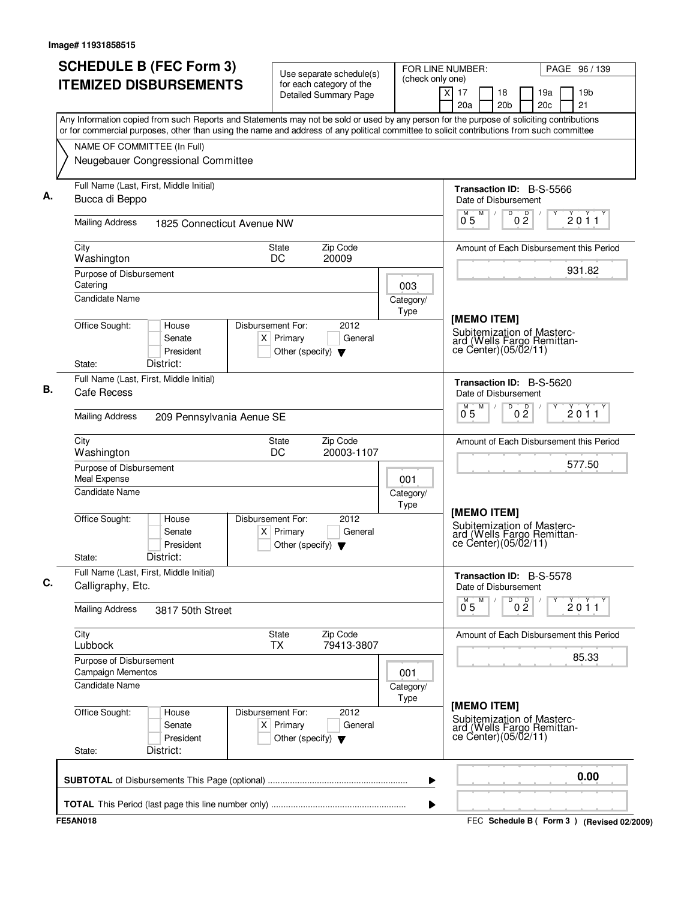Image# 11931858515

# SCHEDULE B (FEC Form 3) ITEMIZED DISBURSEMENTS

Use separate schedule(s) for each category of the Detailed Summary Page

FOR LINE NUMBER: (check only one)

- [X] 17
- [ ] 18
- [ ] 19a
- [ ] 19b
- [ ] 20a
- [ ] 20b
- [ ] 20c
- [ ] 21

PAGE 96 / 139

Any Information copied from such Reports and Statements may not be sold or used by any person for the purpose of soliciting contributions or for commercial purposes, other than using the name and address of any political committee to solicit contributions from such committee

NAME OF COMMITTEE (In Full)
Neugebauer Congressional Committee

---

**A.**

Full Name (Last, First, Middle Initial): Bucca di Beppo

Mailing Address: 1825 Connecticut Avenue NW

City: Washington | State: DC | Zip Code: 20009

Purpose of Disbursement: Catering

Category/Type: 003

Candidate Name:

Office Sought: [ ] House [ ] Senate [ ] President

State: District:

Disbursement For: 2012 [X] Primary [ ] General [ ] Other (specify)

Transaction ID: B-S-5566

Date of Disbursement: 05/02/2011

Amount of Each Disbursement this Period: 931.82

[MEMO ITEM]
Subitemization of Mastercard (Wells Fargo Remittance Center)(05/02/11)

---

**B.**

Full Name (Last, First, Middle Initial): Cafe Recess

Mailing Address: 209 Pennsylvania Aenue SE

City: Washington | State: DC | Zip Code: 20003-1107

Purpose of Disbursement: Meal Expense

Category/Type: 001

Candidate Name:

Office Sought: [ ] House [ ] Senate [ ] President

State: District:

Disbursement For: 2012 [X] Primary [ ] General [ ] Other (specify)

Transaction ID: B-S-5620

Date of Disbursement: 05/02/2011

Amount of Each Disbursement this Period: 577.50

[MEMO ITEM]
Subitemization of Mastercard (Wells Fargo Remittance Center)(05/02/11)

---

**C.**

Full Name (Last, First, Middle Initial): Calligraphy, Etc.

Mailing Address: 3817 50th Street

City: Lubbock | State: TX | Zip Code: 79413-3807

Purpose of Disbursement: Campaign Mementos

Category/Type: 001

Candidate Name:

Office Sought: [ ] House [ ] Senate [ ] President

State: District:

Disbursement For: 2012 [X] Primary [ ] General [ ] Other (specify)

Transaction ID: B-S-5578

Date of Disbursement: 05/02/2011

Amount of Each Disbursement this Period: 85.33

[MEMO ITEM]
Subitemization of Mastercard (Wells Fargo Remittance Center)(05/02/11)

---

**SUBTOTAL** of Disbursements This Page (optional) ........ 0.00

**TOTAL** This Period (last page this line number only) ........

FE5AN018

FEC Schedule B ( Form 3 ) (Revised 02/2009)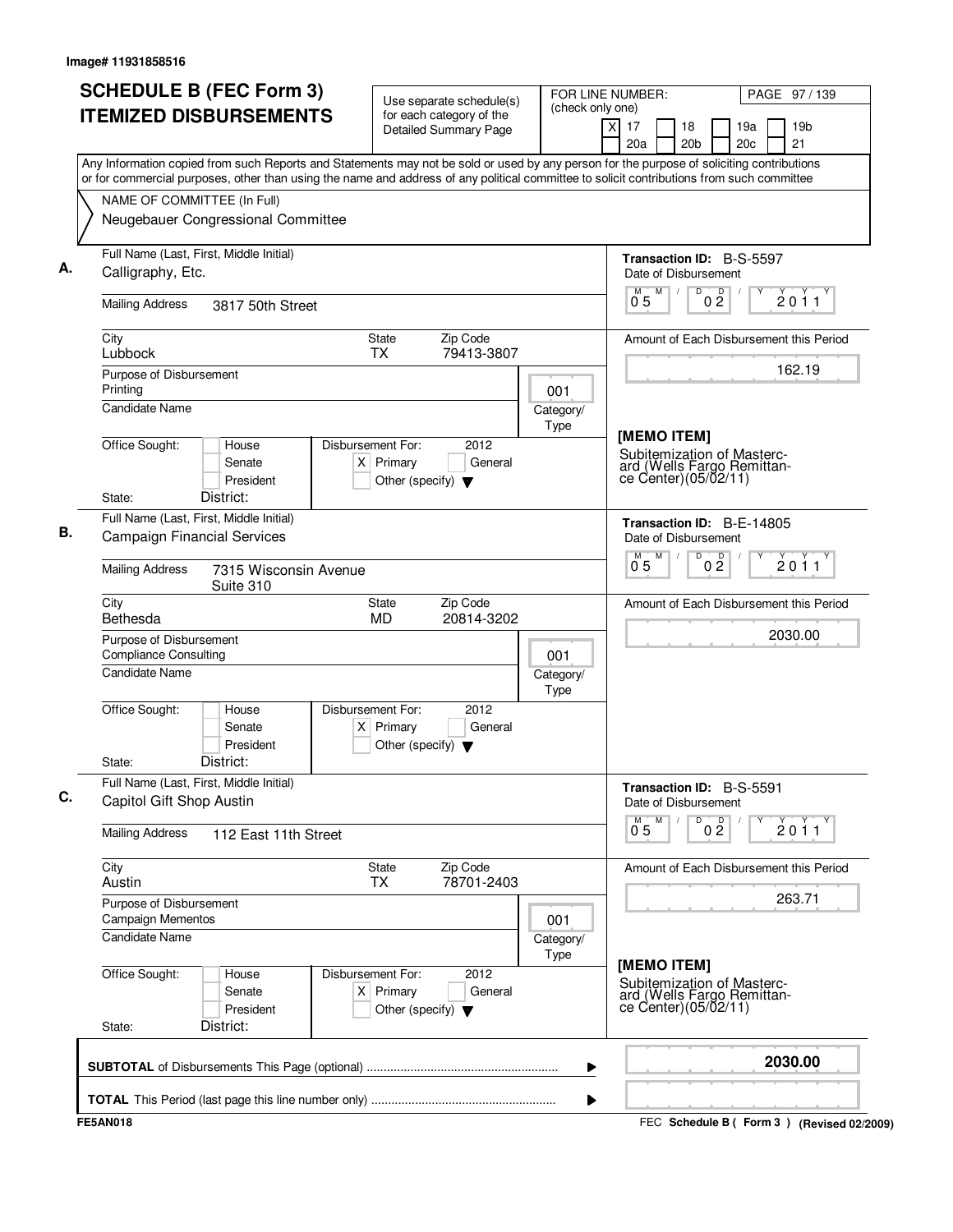Image# 11931858516

# SCHEDULE B (FEC Form 3) ITEMIZED DISBURSEMENTS

Use separate schedule(s) for each category of the Detailed Summary Page

FOR LINE NUMBER: (check only one)
[X] 17 [ ] 18 [ ] 19a [ ] 19b [ ] 20a [ ] 20b [ ] 20c [ ] 21

PAGE 97 / 139

Any Information copied from such Reports and Statements may not be sold or used by any person for the purpose of soliciting contributions or for commercial purposes, other than using the name and address of any political committee to solicit contributions from such committee

NAME OF COMMITTEE (In Full)
Neugebauer Congressional Committee

---

**A.** Full Name (Last, First, Middle Initial): Calligraphy, Etc.

Mailing Address: 3817 50th Street

City: Lubbock | State: TX | Zip Code: 79413-3807

Purpose of Disbursement: Printing

Category/Type: 001

Candidate Name:

Office Sought: [ ] House [ ] Senate [ ] President

Disbursement For: 2012 [X] Primary [ ] General [ ] Other (specify)

State: District:

Transaction ID: B-S-5597

Date of Disbursement: 05/02/2011

Amount of Each Disbursement this Period: 162.19

[MEMO ITEM]
Subitemization of Mastercard (Wells Fargo Remittance Center)(05/02/11)

---

**B.** Full Name (Last, First, Middle Initial): Campaign Financial Services

Mailing Address: 7315 Wisconsin Avenue, Suite 310

City: Bethesda | State: MD | Zip Code: 20814-3202

Purpose of Disbursement: Compliance Consulting

Category/Type: 001

Candidate Name:

Office Sought: [ ] House [ ] Senate [ ] President

Disbursement For: 2012 [X] Primary [ ] General [ ] Other (specify)

State: District:

Transaction ID: B-E-14805

Date of Disbursement: 05/02/2011

Amount of Each Disbursement this Period: 2030.00

---

**C.** Full Name (Last, First, Middle Initial): Capitol Gift Shop Austin

Mailing Address: 112 East 11th Street

City: Austin | State: TX | Zip Code: 78701-2403

Purpose of Disbursement: Campaign Mementos

Category/Type: 001

Candidate Name:

Office Sought: [ ] House [ ] Senate [ ] President

Disbursement For: 2012 [X] Primary [ ] General [ ] Other (specify)

State: District:

Transaction ID: B-S-5591

Date of Disbursement: 05/02/2011

Amount of Each Disbursement this Period: 263.71

[MEMO ITEM]
Subitemization of Mastercard (Wells Fargo Remittance Center)(05/02/11)

---

**SUBTOTAL** of Disbursements This Page (optional): **2030.00**

**TOTAL** This Period (last page this line number only):

FE5AN018 — FEC Schedule B ( Form 3 ) (Revised 02/2009)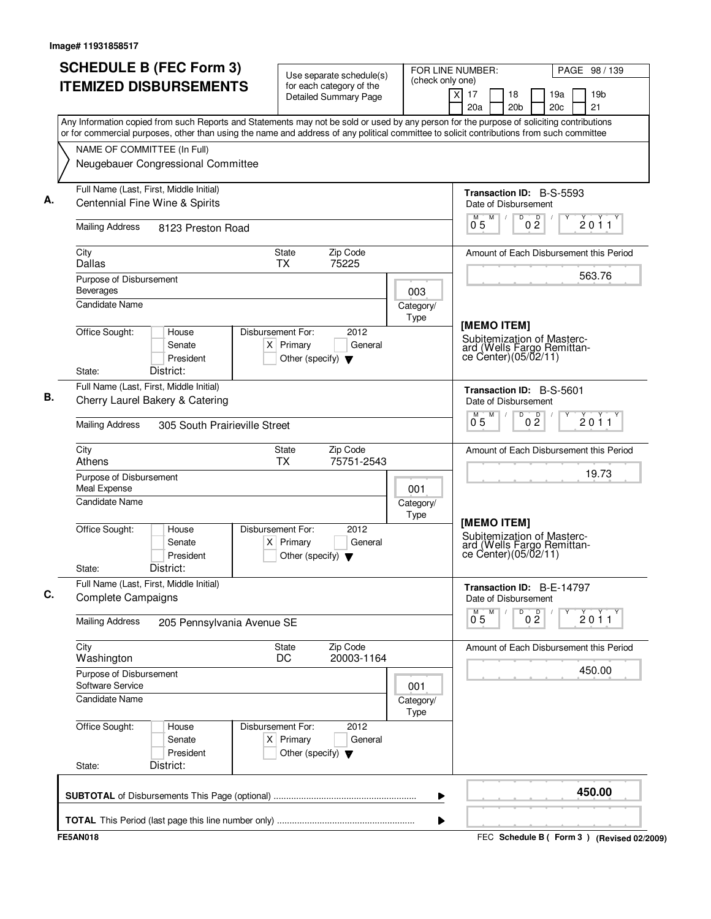Image# 11931858517

# SCHEDULE B (FEC Form 3) ITEMIZED DISBURSEMENTS

Use separate schedule(s) for each category of the Detailed Summary Page

FOR LINE NUMBER: (check only one)
[X] 17 [ ] 18 [ ] 19a [ ] 19b [ ] 20a [ ] 20b [ ] 20c [ ] 21

PAGE 98 / 139

Any Information copied from such Reports and Statements may not be sold or used by any person for the purpose of soliciting contributions or for commercial purposes, other than using the name and address of any political committee to solicit contributions from such committee

NAME OF COMMITTEE (In Full)
Neugebauer Congressional Committee

---

**A.** Full Name (Last, First, Middle Initial): Centennial Fine Wine & Spirits

Mailing Address: 8123 Preston Road

City: Dallas | State: TX | Zip Code: 75225

Purpose of Disbursement: Beverages

Category/Type: 003

Candidate Name:

Office Sought: [ ] House [ ] Senate [ ] President
State: District:

Disbursement For: 2012 [X] Primary [ ] General [ ] Other (specify)

Transaction ID: B-S-5593

Date of Disbursement: 05 / 02 / 2011

Amount of Each Disbursement this Period: 563.76

[MEMO ITEM]
Subitemization of Mastercard (Wells Fargo Remittance Center)(05/02/11)

---

**B.** Full Name (Last, First, Middle Initial): Cherry Laurel Bakery & Catering

Mailing Address: 305 South Prairieville Street

City: Athens | State: TX | Zip Code: 75751-2543

Purpose of Disbursement: Meal Expense

Category/Type: 001

Candidate Name:

Office Sought: [ ] House [ ] Senate [ ] President
State: District:

Disbursement For: 2012 [X] Primary [ ] General [ ] Other (specify)

Transaction ID: B-S-5601

Date of Disbursement: 05 / 02 / 2011

Amount of Each Disbursement this Period: 19.73

[MEMO ITEM]
Subitemization of Mastercard (Wells Fargo Remittance Center)(05/02/11)

---

**C.** Full Name (Last, First, Middle Initial): Complete Campaigns

Mailing Address: 205 Pennsylvania Avenue SE

City: Washington | State: DC | Zip Code: 20003-1164

Purpose of Disbursement: Software Service

Category/Type: 001

Candidate Name:

Office Sought: [ ] House [ ] Senate [ ] President
State: District:

Disbursement For: 2012 [X] Primary [ ] General [ ] Other (specify)

Transaction ID: B-E-14797

Date of Disbursement: 05 / 02 / 2011

Amount of Each Disbursement this Period: 450.00

---

**SUBTOTAL** of Disbursements This Page (optional): **450.00**

**TOTAL** This Period (last page this line number only):

FE5AN018 — FEC Schedule B ( Form 3 ) (Revised 02/2009)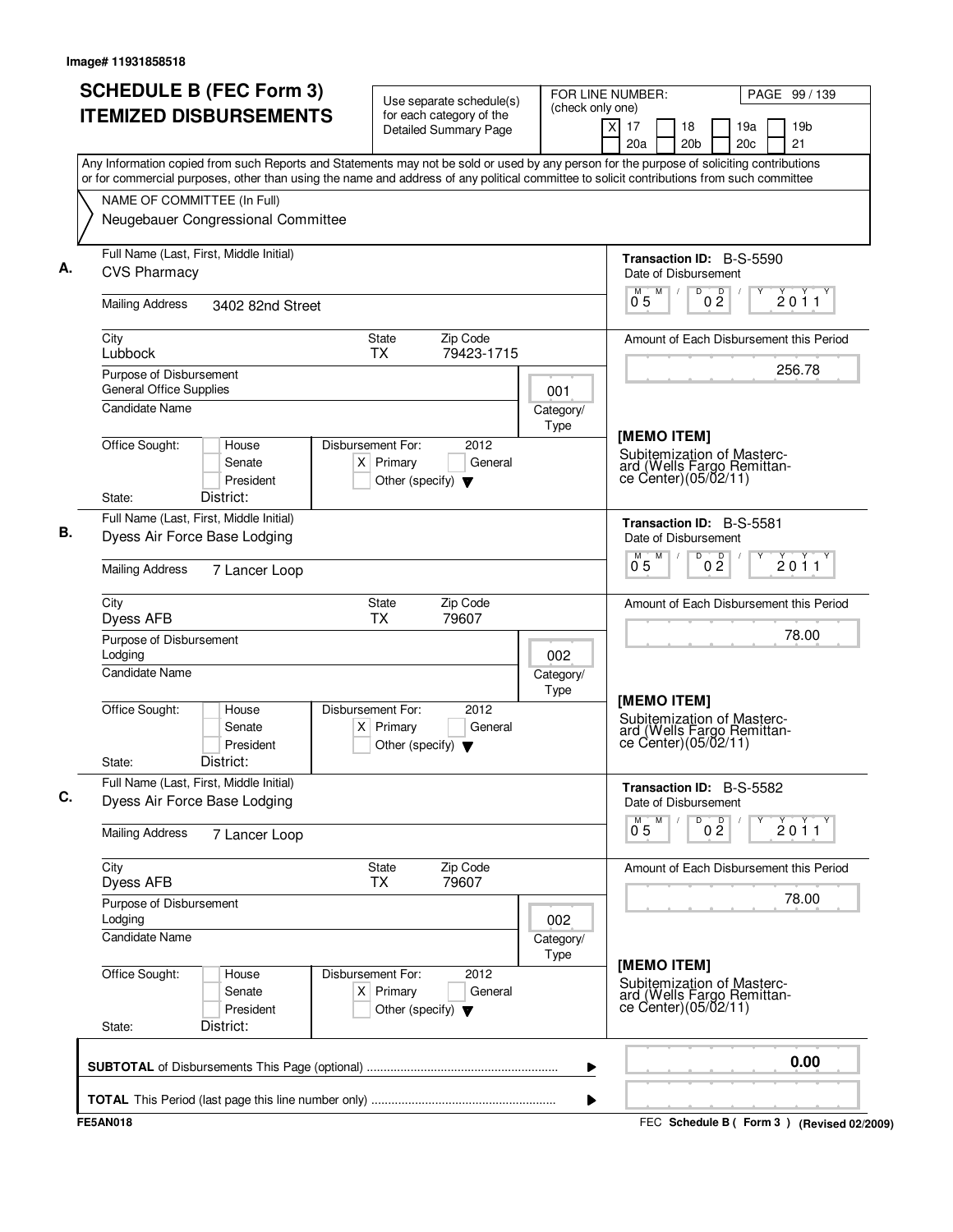Image# 11931858518

# SCHEDULE B (FEC Form 3) ITEMIZED DISBURSEMENTS

Use separate schedule(s) for each category of the Detailed Summary Page

FOR LINE NUMBER: (check only one)

[X] 17 [ ] 18 [ ] 19a [ ] 19b [ ] 20a [ ] 20b [ ] 20c [ ] 21

Any Information copied from such Reports and Statements may not be sold or used by any person for the purpose of soliciting contributions or for commercial purposes, other than using the name and address of any political committee to solicit contributions from such committee

NAME OF COMMITTEE (In Full)
Neugebauer Congressional Committee

---

**A.** Full Name (Last, First, Middle Initial): CVS Pharmacy

Mailing Address: 3402 82nd Street

City: Lubbock | State: TX | Zip Code: 79423-1715

Purpose of Disbursement: General Office Supplies

Category/Type: 001

Candidate Name:

Office Sought: [ ] House [ ] Senate [ ] President

State: District:

Disbursement For: 2012 [X] Primary [ ] General [ ] Other (specify)

Transaction ID: B-S-5590

Date of Disbursement: 05/02/2011

Amount of Each Disbursement this Period: 256.78

[MEMO ITEM]
Subitemization of Mastercard (Wells Fargo Remittance Center)(05/02/11)

---

**B.** Full Name (Last, First, Middle Initial): Dyess Air Force Base Lodging

Mailing Address: 7 Lancer Loop

City: Dyess AFB | State: TX | Zip Code: 79607

Purpose of Disbursement: Lodging

Category/Type: 002

Candidate Name:

Office Sought: [ ] House [ ] Senate [ ] President

State: District:

Disbursement For: 2012 [X] Primary [ ] General [ ] Other (specify)

Transaction ID: B-S-5581

Date of Disbursement: 05/02/2011

Amount of Each Disbursement this Period: 78.00

[MEMO ITEM]
Subitemization of Mastercard (Wells Fargo Remittance Center)(05/02/11)

---

**C.** Full Name (Last, First, Middle Initial): Dyess Air Force Base Lodging

Mailing Address: 7 Lancer Loop

City: Dyess AFB | State: TX | Zip Code: 79607

Purpose of Disbursement: Lodging

Category/Type: 002

Candidate Name:

Office Sought: [ ] House [ ] Senate [ ] President

State: District:

Disbursement For: 2012 [X] Primary [ ] General [ ] Other (specify)

Transaction ID: B-S-5582

Date of Disbursement: 05/02/2011

Amount of Each Disbursement this Period: 78.00

[MEMO ITEM]
Subitemization of Mastercard (Wells Fargo Remittance Center)(05/02/11)

---

**SUBTOTAL** of Disbursements This Page (optional): 0.00

**TOTAL** This Period (last page this line number only):

FE5AN018 — FEC Schedule B ( Form 3 ) (Revised 02/2009)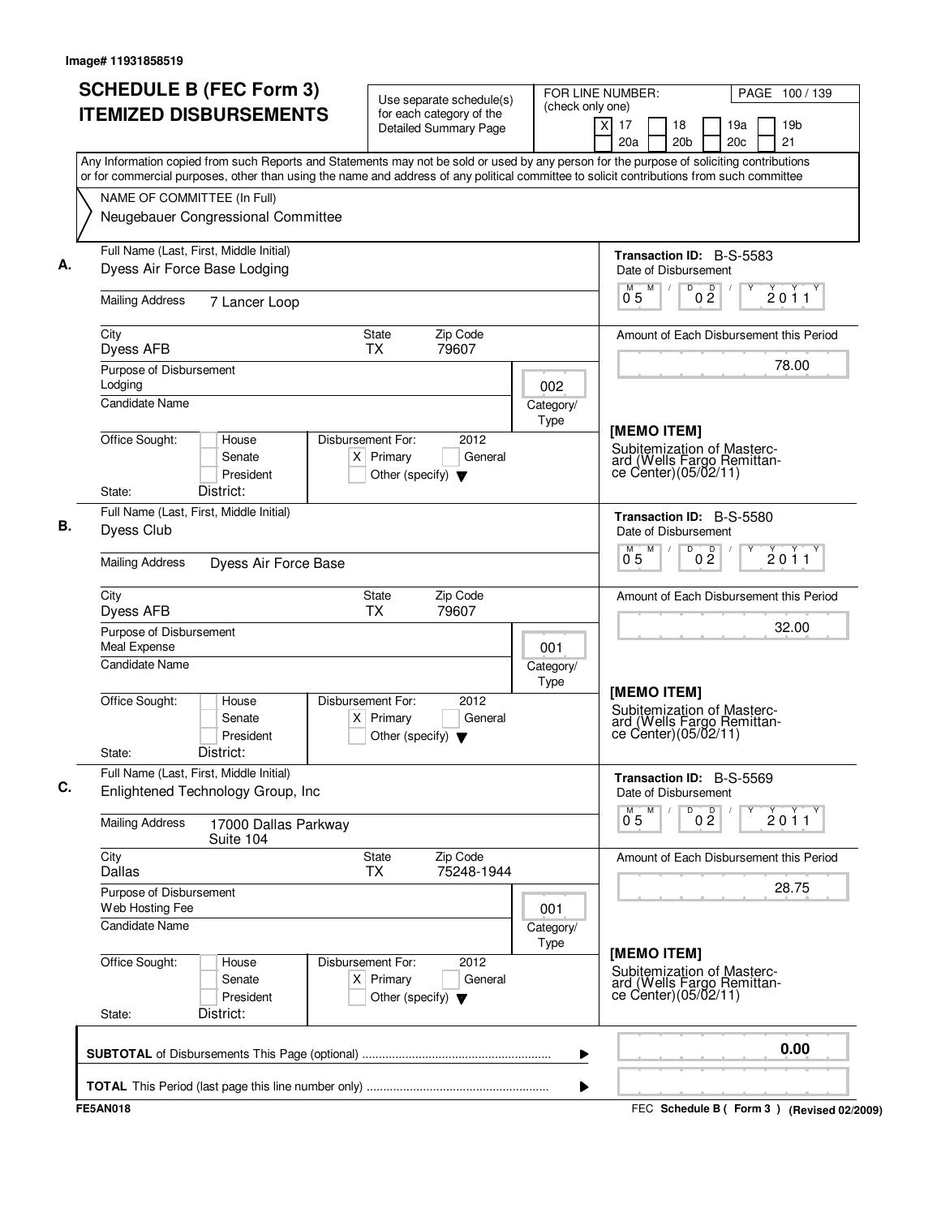Image# 11931858519

# SCHEDULE B (FEC Form 3)
# ITEMIZED DISBURSEMENTS

Use separate schedule(s) for each category of the Detailed Summary Page

FOR LINE NUMBER: (check only one)
[X] 17 [ ] 18 [ ] 19a [ ] 19b [ ] 20a [ ] 20b [ ] 20c [ ] 21

PAGE 100 / 139

Any Information copied from such Reports and Statements may not be sold or used by any person for the purpose of soliciting contributions or for commercial purposes, other than using the name and address of any political committee to solicit contributions from such committee

NAME OF COMMITTEE (In Full)
Neugebauer Congressional Committee

---

**A.**

Full Name (Last, First, Middle Initial): Dyess Air Force Base Lodging

Mailing Address: 7 Lancer Loop

City: Dyess AFB | State: TX | Zip Code: 79607

Purpose of Disbursement: Lodging

Category/Type: 002

Candidate Name:

Office Sought: [ ] House [ ] Senate [ ] President

State: District:

Disbursement For: 2012 [X] Primary [ ] General [ ] Other (specify)

Transaction ID: B-S-5583

Date of Disbursement: 05/02/2011

Amount of Each Disbursement this Period: 78.00

[MEMO ITEM]
Subitemization of Mastercard (Wells Fargo Remittance Center)(05/02/11)

---

**B.**

Full Name (Last, First, Middle Initial): Dyess Club

Mailing Address: Dyess Air Force Base

City: Dyess AFB | State: TX | Zip Code: 79607

Purpose of Disbursement: Meal Expense

Category/Type: 001

Candidate Name:

Office Sought: [ ] House [ ] Senate [ ] President

State: District:

Disbursement For: 2012 [X] Primary [ ] General [ ] Other (specify)

Transaction ID: B-S-5580

Date of Disbursement: 05/02/2011

Amount of Each Disbursement this Period: 32.00

[MEMO ITEM]
Subitemization of Mastercard (Wells Fargo Remittance Center)(05/02/11)

---

**C.**

Full Name (Last, First, Middle Initial): Enlightened Technology Group, Inc

Mailing Address: 17000 Dallas Parkway Suite 104

City: Dallas | State: TX | Zip Code: 75248-1944

Purpose of Disbursement: Web Hosting Fee

Category/Type: 001

Candidate Name:

Office Sought: [ ] House [ ] Senate [ ] President

State: District:

Disbursement For: 2012 [X] Primary [ ] General [ ] Other (specify)

Transaction ID: B-S-5569

Date of Disbursement: 05/02/2011

Amount of Each Disbursement this Period: 28.75

[MEMO ITEM]
Subitemization of Mastercard (Wells Fargo Remittance Center)(05/02/11)

---

**SUBTOTAL** of Disbursements This Page (optional): 0.00

**TOTAL** This Period (last page this line number only):

FE5AN018

FEC **Schedule B ( Form 3 )** (Revised 02/2009)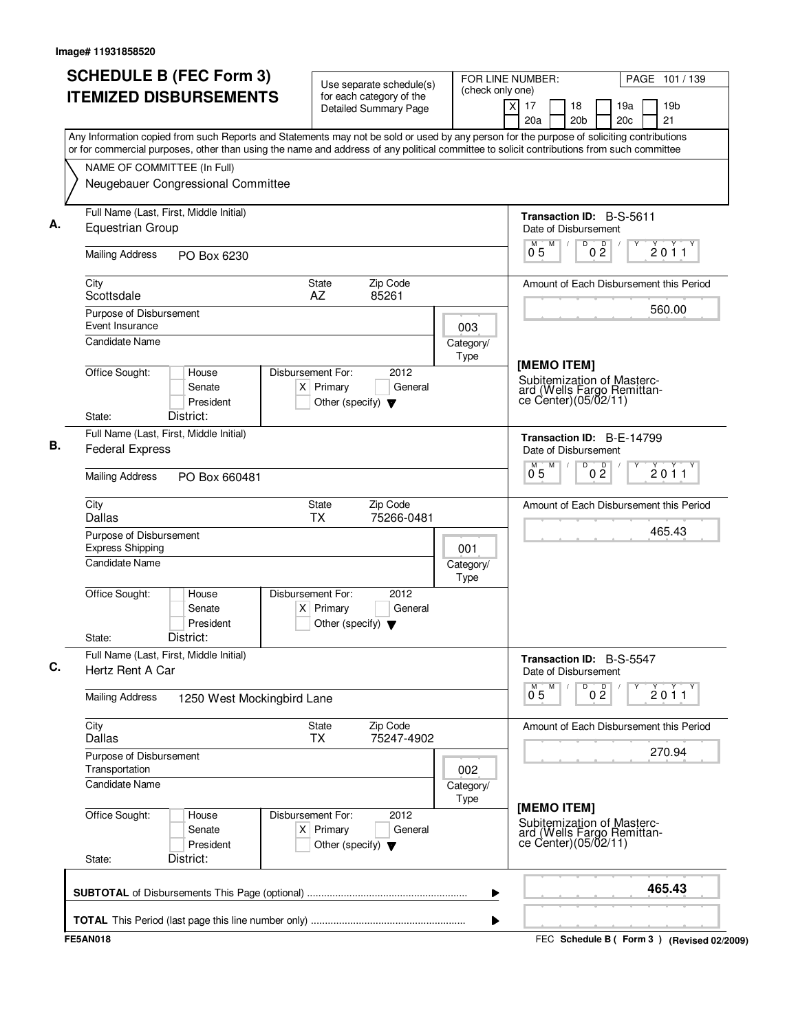Image# 11931858520

# SCHEDULE B (FEC Form 3) ITEMIZED DISBURSEMENTS

Use separate schedule(s) for each category of the Detailed Summary Page

FOR LINE NUMBER: (check only one)
[X] 17 [ ] 18 [ ] 19a [ ] 19b [ ] 20a [ ] 20b [ ] 20c [ ] 21

PAGE 101 / 139

Any Information copied from such Reports and Statements may not be sold or used by any person for the purpose of soliciting contributions or for commercial purposes, other than using the name and address of any political committee to solicit contributions from such committee

NAME OF COMMITTEE (In Full)
Neugebauer Congressional Committee

---

**A.**

Full Name (Last, First, Middle Initial): Equestrian Group

Mailing Address: PO Box 6230

City: Scottsdale | State: AZ | Zip Code: 85261

Purpose of Disbursement: Event Insurance

Category/Type: 003

Candidate Name:

Office Sought: [ ] House [ ] Senate [ ] President

State: District:

Disbursement For: 2012 [X] Primary [ ] General [ ] Other (specify)

Transaction ID: B-S-5611

Date of Disbursement: 05/02/2011

Amount of Each Disbursement this Period: 560.00

[MEMO ITEM]
Subitemization of Mastercard (Wells Fargo Remittance Center)(05/02/11)

---

**B.**

Full Name (Last, First, Middle Initial): Federal Express

Mailing Address: PO Box 660481

City: Dallas | State: TX | Zip Code: 75266-0481

Purpose of Disbursement: Express Shipping

Category/Type: 001

Candidate Name:

Office Sought: [ ] House [ ] Senate [ ] President

State: District:

Disbursement For: 2012 [X] Primary [ ] General [ ] Other (specify)

Transaction ID: B-E-14799

Date of Disbursement: 05/02/2011

Amount of Each Disbursement this Period: 465.43

---

**C.**

Full Name (Last, First, Middle Initial): Hertz Rent A Car

Mailing Address: 1250 West Mockingbird Lane

City: Dallas | State: TX | Zip Code: 75247-4902

Purpose of Disbursement: Transportation

Category/Type: 002

Candidate Name:

Office Sought: [ ] House [ ] Senate [ ] President

State: District:

Disbursement For: 2012 [X] Primary [ ] General [ ] Other (specify)

Transaction ID: B-S-5547

Date of Disbursement: 05/02/2011

Amount of Each Disbursement this Period: 270.94

[MEMO ITEM]
Subitemization of Mastercard (Wells Fargo Remittance Center)(05/02/11)

---

**SUBTOTAL** of Disbursements This Page (optional): **465.43**

**TOTAL** This Period (last page this line number only):

FE5AN018

FEC Schedule B ( Form 3 ) (Revised 02/2009)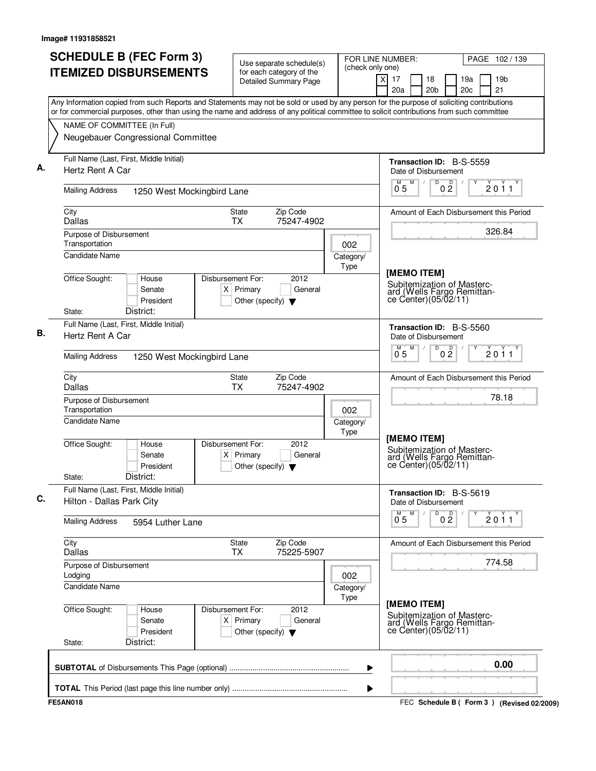Image# 11931858521

# SCHEDULE B (FEC Form 3) ITEMIZED DISBURSEMENTS

Use separate schedule(s) for each category of the Detailed Summary Page

FOR LINE NUMBER: (check only one)
[X] 17 [ ] 18 [ ] 19a [ ] 19b [ ] 20a [ ] 20b [ ] 20c [ ] 21

PAGE 102 / 139

Any Information copied from such Reports and Statements may not be sold or used by any person for the purpose of soliciting contributions or for commercial purposes, other than using the name and address of any political committee to solicit contributions from such committee

NAME OF COMMITTEE (In Full)
Neugebauer Congressional Committee

## A.

Full Name (Last, First, Middle Initial): Hertz Rent A Car

Mailing Address: 1250 West Mockingbird Lane

City: Dallas | State: TX | Zip Code: 75247-4902

Purpose of Disbursement: Transportation

Category/Type: 002

Candidate Name:

Office Sought: [ ] House [ ] Senate [ ] President

State: District:

Disbursement For: 2012 [X] Primary [ ] General [ ] Other (specify)

Transaction ID: B-S-5559

Date of Disbursement: 05/02/2011

Amount of Each Disbursement this Period: 326.84

[MEMO ITEM]
Subitemization of Mastercard (Wells Fargo Remittance Center)(05/02/11)

## B.

Full Name (Last, First, Middle Initial): Hertz Rent A Car

Mailing Address: 1250 West Mockingbird Lane

City: Dallas | State: TX | Zip Code: 75247-4902

Purpose of Disbursement: Transportation

Category/Type: 002

Candidate Name:

Office Sought: [ ] House [ ] Senate [ ] President

State: District:

Disbursement For: 2012 [X] Primary [ ] General [ ] Other (specify)

Transaction ID: B-S-5560

Date of Disbursement: 05/02/2011

Amount of Each Disbursement this Period: 78.18

[MEMO ITEM]
Subitemization of Mastercard (Wells Fargo Remittance Center)(05/02/11)

## C.

Full Name (Last, First, Middle Initial): Hilton - Dallas Park City

Mailing Address: 5954 Luther Lane

City: Dallas | State: TX | Zip Code: 75225-5907

Purpose of Disbursement: Lodging

Category/Type: 002

Candidate Name:

Office Sought: [ ] House [ ] Senate [ ] President

State: District:

Disbursement For: 2012 [X] Primary [ ] General [ ] Other (specify)

Transaction ID: B-S-5619

Date of Disbursement: 05/02/2011

Amount of Each Disbursement this Period: 774.58

[MEMO ITEM]
Subitemization of Mastercard (Wells Fargo Remittance Center)(05/02/11)

---

**SUBTOTAL** of Disbursements This Page (optional): 0.00

**TOTAL** This Period (last page this line number only):

FE5AN018

FEC **Schedule B ( Form 3 )** (Revised 02/2009)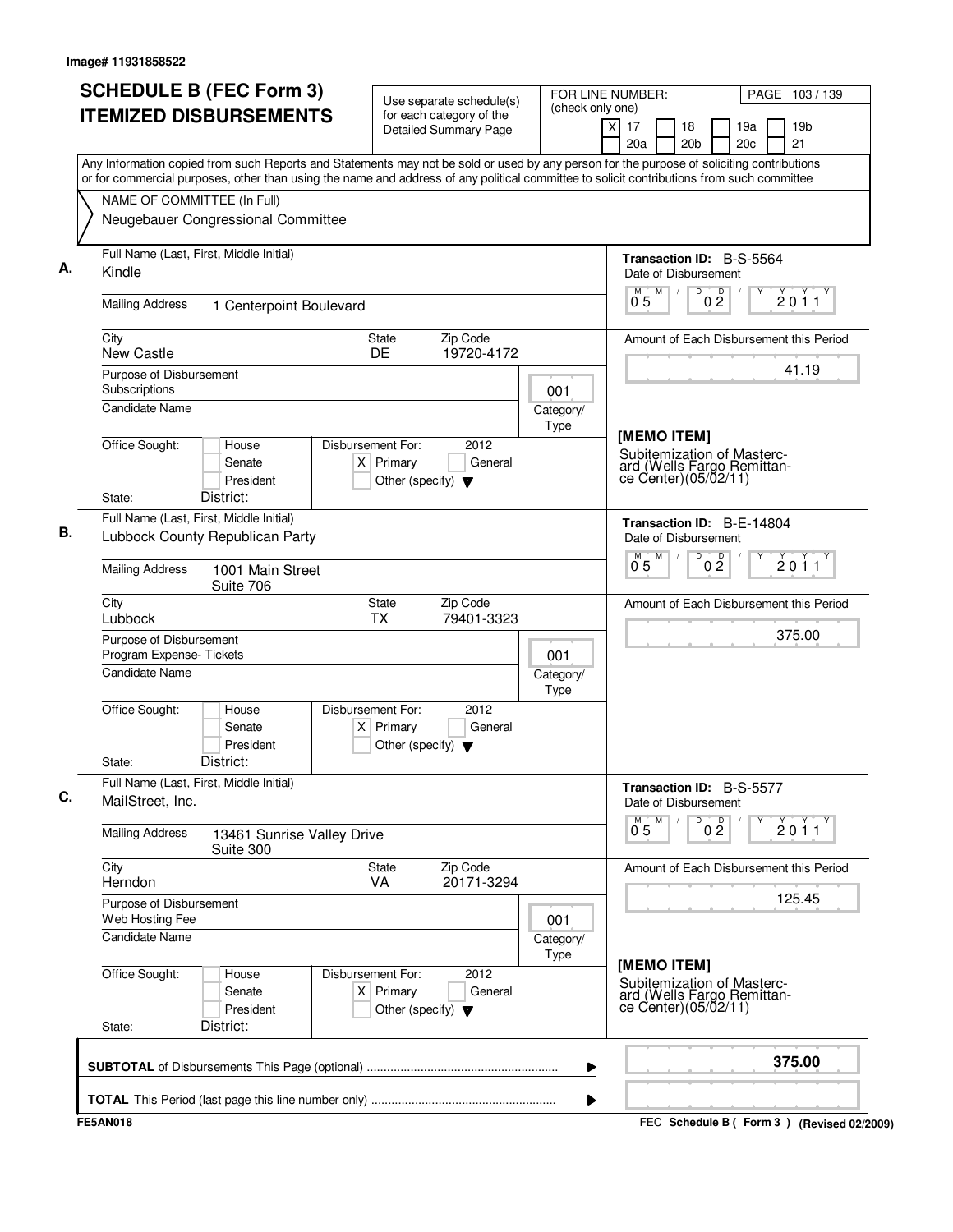Image# 11931858522

# SCHEDULE B (FEC Form 3)
# ITEMIZED DISBURSEMENTS

Use separate schedule(s) for each category of the Detailed Summary Page

FOR LINE NUMBER: (check only one)
[X] 17 [ ] 18 [ ] 19a [ ] 19b
[ ] 20a [ ] 20b [ ] 20c [ ] 21

PAGE 103 / 139

Any Information copied from such Reports and Statements may not be sold or used by any person for the purpose of soliciting contributions or for commercial purposes, other than using the name and address of any political committee to solicit contributions from such committee

NAME OF COMMITTEE (In Full)
Neugebauer Congressional Committee

---

**A.** Full Name (Last, First, Middle Initial): Kindle

Mailing Address: 1 Centerpoint Boulevard

City: New Castle | State: DE | Zip Code: 19720-4172

Purpose of Disbursement: Subscriptions

Category/Type: 001

Candidate Name:

Office Sought: [ ] House [ ] Senate [ ] President

State: District:

Disbursement For: [X] Primary 2012 [ ] General [ ] Other (specify)

Transaction ID: B-S-5564

Date of Disbursement: 05 / 02 / 2011

Amount of Each Disbursement this Period: 41.19

[MEMO ITEM]
Subitemization of Mastercard (Wells Fargo Remittance Center)(05/02/11)

---

**B.** Full Name (Last, First, Middle Initial): Lubbock County Republican Party

Mailing Address: 1001 Main Street, Suite 706

City: Lubbock | State: TX | Zip Code: 79401-3323

Purpose of Disbursement: Program Expense- Tickets

Category/Type: 001

Candidate Name:

Office Sought: [ ] House [ ] Senate [ ] President

State: District:

Disbursement For: [X] Primary 2012 [ ] General [ ] Other (specify)

Transaction ID: B-E-14804

Date of Disbursement: 05 / 02 / 2011

Amount of Each Disbursement this Period: 375.00

---

**C.** Full Name (Last, First, Middle Initial): MailStreet, Inc.

Mailing Address: 13461 Sunrise Valley Drive, Suite 300

City: Herndon | State: VA | Zip Code: 20171-3294

Purpose of Disbursement: Web Hosting Fee

Category/Type: 001

Candidate Name:

Office Sought: [ ] House [ ] Senate [ ] President

State: District:

Disbursement For: [X] Primary 2012 [ ] General [ ] Other (specify)

Transaction ID: B-S-5577

Date of Disbursement: 05 / 02 / 2011

Amount of Each Disbursement this Period: 125.45

[MEMO ITEM]
Subitemization of Mastercard (Wells Fargo Remittance Center)(05/02/11)

---

**SUBTOTAL** of Disbursements This Page (optional): **375.00**

**TOTAL** This Period (last page this line number only):

FE5AN018 — FEC Schedule B ( Form 3 ) (Revised 02/2009)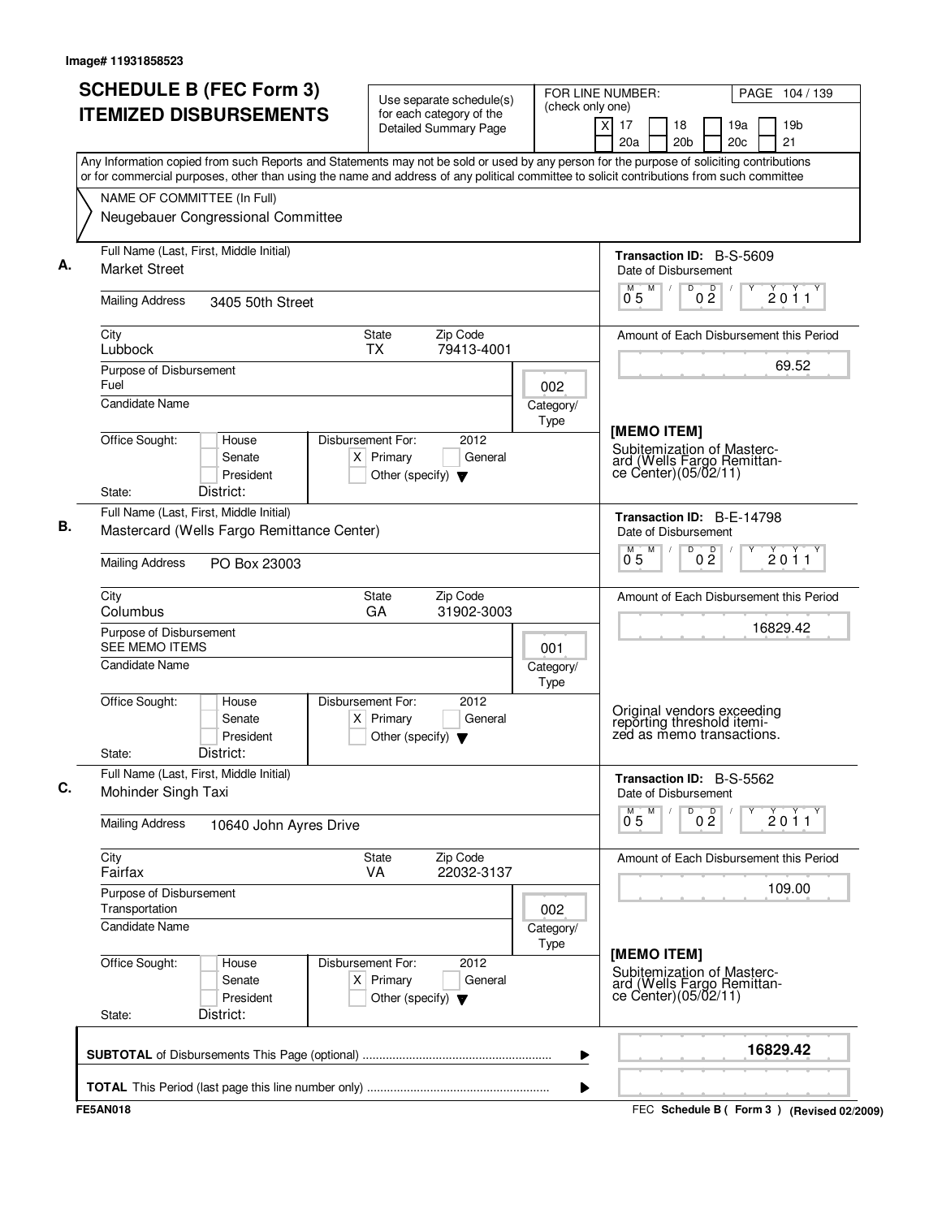Image# 11931858523

# SCHEDULE B (FEC Form 3) ITEMIZED DISBURSEMENTS

Use separate schedule(s) for each category of the Detailed Summary Page

FOR LINE NUMBER: (check only one)

[X] 17 [ ] 18 [ ] 19a [ ] 19b [ ] 20a [ ] 20b [ ] 20c [ ] 21

Any Information copied from such Reports and Statements may not be sold or used by any person for the purpose of soliciting contributions or for commercial purposes, other than using the name and address of any political committee to solicit contributions from such committee

NAME OF COMMITTEE (In Full)
Neugebauer Congressional Committee

**A.**
Full Name (Last, First, Middle Initial): Market Street
Mailing Address: 3405 50th Street
City: Lubbock State: TX Zip Code: 79413-4001
Purpose of Disbursement: Fuel
Category/Type: 002
Candidate Name:
Office Sought: [ ] House [ ] Senate [ ] President
State: District:
Disbursement For: 2012 [X] Primary [ ] General [ ] Other (specify)

Transaction ID: B-S-5609
Date of Disbursement: 05/02/2011
Amount of Each Disbursement this Period: 69.52

[MEMO ITEM]
Subitemization of Mastercard (Wells Fargo Remittance Center)(05/02/11)

**B.**
Full Name (Last, First, Middle Initial): Mastercard (Wells Fargo Remittance Center)
Mailing Address: PO Box 23003
City: Columbus State: GA Zip Code: 31902-3003
Purpose of Disbursement: SEE MEMO ITEMS
Category/Type: 001
Candidate Name:
Office Sought: [ ] House [ ] Senate [ ] President
State: District:
Disbursement For: 2012 [X] Primary [ ] General [ ] Other (specify)

Transaction ID: B-E-14798
Date of Disbursement: 05/02/2011
Amount of Each Disbursement this Period: 16829.42

Original vendors exceeding reporting threshold itemized as memo transactions.

**C.**
Full Name (Last, First, Middle Initial): Mohinder Singh Taxi
Mailing Address: 10640 John Ayres Drive
City: Fairfax State: VA Zip Code: 22032-3137
Purpose of Disbursement: Transportation
Category/Type: 002
Candidate Name:
Office Sought: [ ] House [ ] Senate [ ] President
State: District:
Disbursement For: 2012 [X] Primary [ ] General [ ] Other (specify)

Transaction ID: B-S-5562
Date of Disbursement: 05/02/2011
Amount of Each Disbursement this Period: 109.00

[MEMO ITEM]
Subitemization of Mastercard (Wells Fargo Remittance Center)(05/02/11)

**SUBTOTAL** of Disbursements This Page (optional): **16829.42**

**TOTAL** This Period (last page this line number only):

FE5AN018 FEC Schedule B ( Form 3 ) (Revised 02/2009)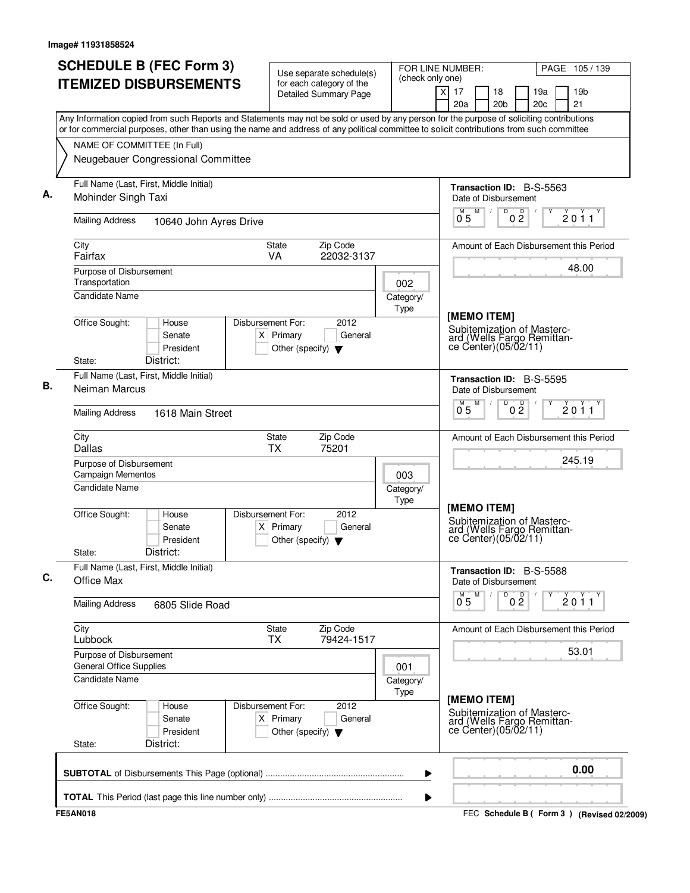Image# 11931858524

# SCHEDULE B (FEC Form 3) ITEMIZED DISBURSEMENTS

Use separate schedule(s) for each category of the Detailed Summary Page

FOR LINE NUMBER: (check only one)

[X] 17 [ ] 18 [ ] 19a [ ] 19b [ ] 20a [ ] 20b [ ] 20c [ ] 21

Any Information copied from such Reports and Statements may not be sold or used by any person for the purpose of soliciting contributions or for commercial purposes, other than using the name and address of any political committee to solicit contributions from such committee

NAME OF COMMITTEE (In Full)
Neugebauer Congressional Committee

---

**A.**

Full Name (Last, First, Middle Initial): Mohinder Singh Taxi

Mailing Address: 10640 John Ayres Drive

City: Fairfax | State: VA | Zip Code: 22032-3137

Purpose of Disbursement: Transportation

Category/Type: 002

Candidate Name:

Office Sought: [ ] House [ ] Senate [ ] President

State: District:

Disbursement For: 2012 [X] Primary [ ] General [ ] Other (specify)

Transaction ID: B-S-5563

Date of Disbursement: 05/02/2011

Amount of Each Disbursement this Period: 48.00

[MEMO ITEM]
Subitemization of Mastercard (Wells Fargo Remittance Center)(05/02/11)

---

**B.**

Full Name (Last, First, Middle Initial): Neiman Marcus

Mailing Address: 1618 Main Street

City: Dallas | State: TX | Zip Code: 75201

Purpose of Disbursement: Campaign Mementos

Category/Type: 003

Candidate Name:

Office Sought: [ ] House [ ] Senate [ ] President

State: District:

Disbursement For: 2012 [X] Primary [ ] General [ ] Other (specify)

Transaction ID: B-S-5595

Date of Disbursement: 05/02/2011

Amount of Each Disbursement this Period: 245.19

[MEMO ITEM]
Subitemization of Mastercard (Wells Fargo Remittance Center)(05/02/11)

---

**C.**

Full Name (Last, First, Middle Initial): Office Max

Mailing Address: 6805 Slide Road

City: Lubbock | State: TX | Zip Code: 79424-1517

Purpose of Disbursement: General Office Supplies

Category/Type: 001

Candidate Name:

Office Sought: [ ] House [ ] Senate [ ] President

State: District:

Disbursement For: 2012 [X] Primary [ ] General [ ] Other (specify)

Transaction ID: B-S-5588

Date of Disbursement: 05/02/2011

Amount of Each Disbursement this Period: 53.01

[MEMO ITEM]
Subitemization of Mastercard (Wells Fargo Remittance Center)(05/02/11)

---

**SUBTOTAL** of Disbursements This Page (optional): 0.00

**TOTAL** This Period (last page this line number only):

FE5AN018 — FEC Schedule B ( Form 3 ) (Revised 02/2009)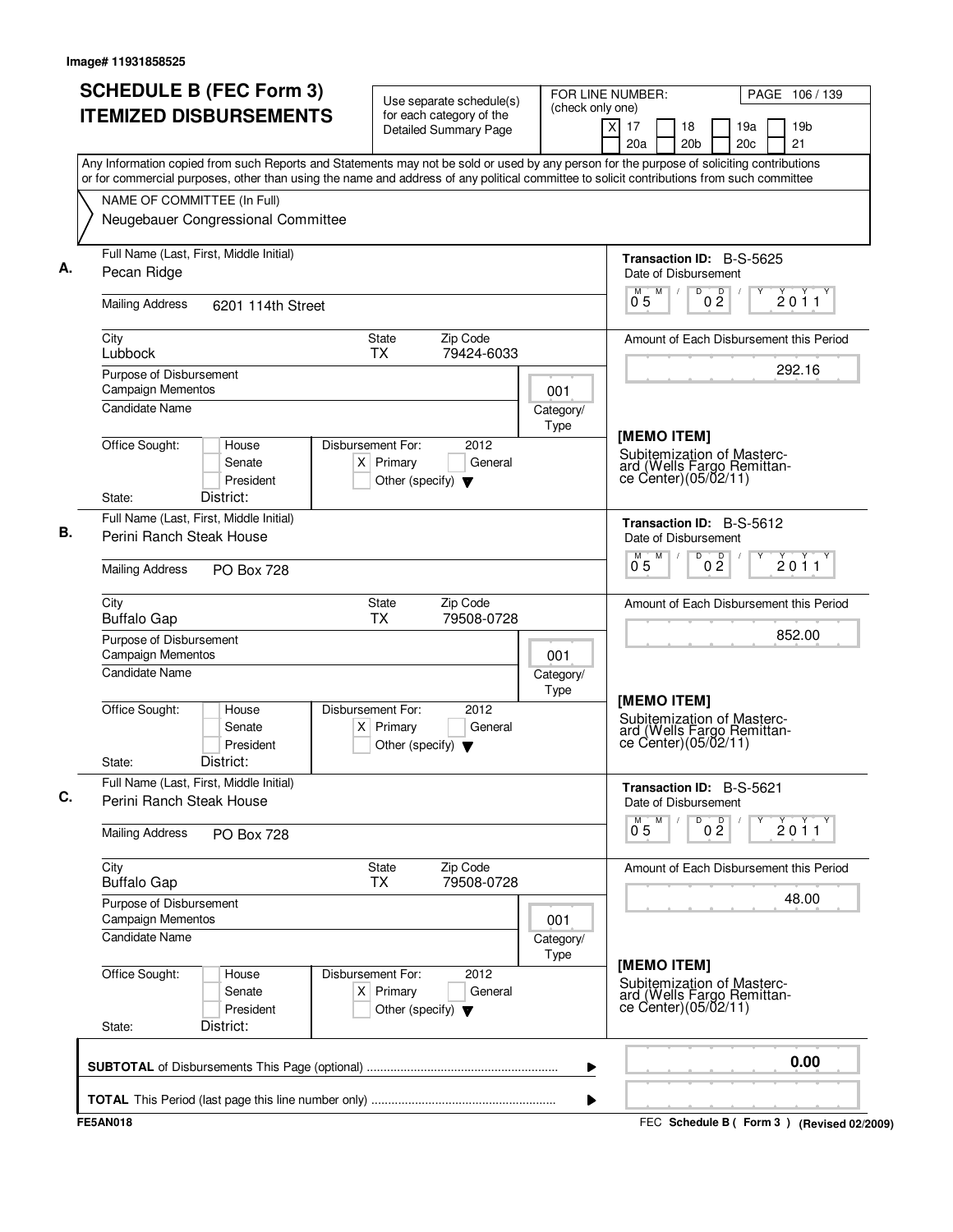Image# 11931858525

# SCHEDULE B (FEC Form 3) ITEMIZED DISBURSEMENTS

Use separate schedule(s) for each category of the Detailed Summary Page

FOR LINE NUMBER: (check only one)
[X] 17 [ ] 18 [ ] 19a [ ] 19b [ ] 20a [ ] 20b [ ] 20c [ ] 21

PAGE 106 / 139

Any Information copied from such Reports and Statements may not be sold or used by any person for the purpose of soliciting contributions or for commercial purposes, other than using the name and address of any political committee to solicit contributions from such committee

NAME OF COMMITTEE (In Full)
Neugebauer Congressional Committee

---

**A.** Full Name (Last, First, Middle Initial): Pecan Ridge

Mailing Address: 6201 114th Street

City: Lubbock | State: TX | Zip Code: 79424-6033

Purpose of Disbursement: Campaign Mementos

Category/Type: 001

Candidate Name:

Office Sought: [ ] House [ ] Senate [ ] President

State: District:

Disbursement For: 2012 [X] Primary [ ] General [ ] Other (specify)

Transaction ID: B-S-5625

Date of Disbursement: 05/02/2011

Amount of Each Disbursement this Period: 292.16

[MEMO ITEM]
Subitemization of Mastercard (Wells Fargo Remittance Center)(05/02/11)

---

**B.** Full Name (Last, First, Middle Initial): Perini Ranch Steak House

Mailing Address: PO Box 728

City: Buffalo Gap | State: TX | Zip Code: 79508-0728

Purpose of Disbursement: Campaign Mementos

Category/Type: 001

Candidate Name:

Office Sought: [ ] House [ ] Senate [ ] President

State: District:

Disbursement For: 2012 [X] Primary [ ] General [ ] Other (specify)

Transaction ID: B-S-5612

Date of Disbursement: 05/02/2011

Amount of Each Disbursement this Period: 852.00

[MEMO ITEM]
Subitemization of Mastercard (Wells Fargo Remittance Center)(05/02/11)

---

**C.** Full Name (Last, First, Middle Initial): Perini Ranch Steak House

Mailing Address: PO Box 728

City: Buffalo Gap | State: TX | Zip Code: 79508-0728

Purpose of Disbursement: Campaign Mementos

Category/Type: 001

Candidate Name:

Office Sought: [ ] House [ ] Senate [ ] President

State: District:

Disbursement For: 2012 [X] Primary [ ] General [ ] Other (specify)

Transaction ID: B-S-5621

Date of Disbursement: 05/02/2011

Amount of Each Disbursement this Period: 48.00

[MEMO ITEM]
Subitemization of Mastercard (Wells Fargo Remittance Center)(05/02/11)

---

**SUBTOTAL** of Disbursements This Page (optional): 0.00

**TOTAL** This Period (last page this line number only):

FE5AN018

FEC Schedule B ( Form 3 ) (Revised 02/2009)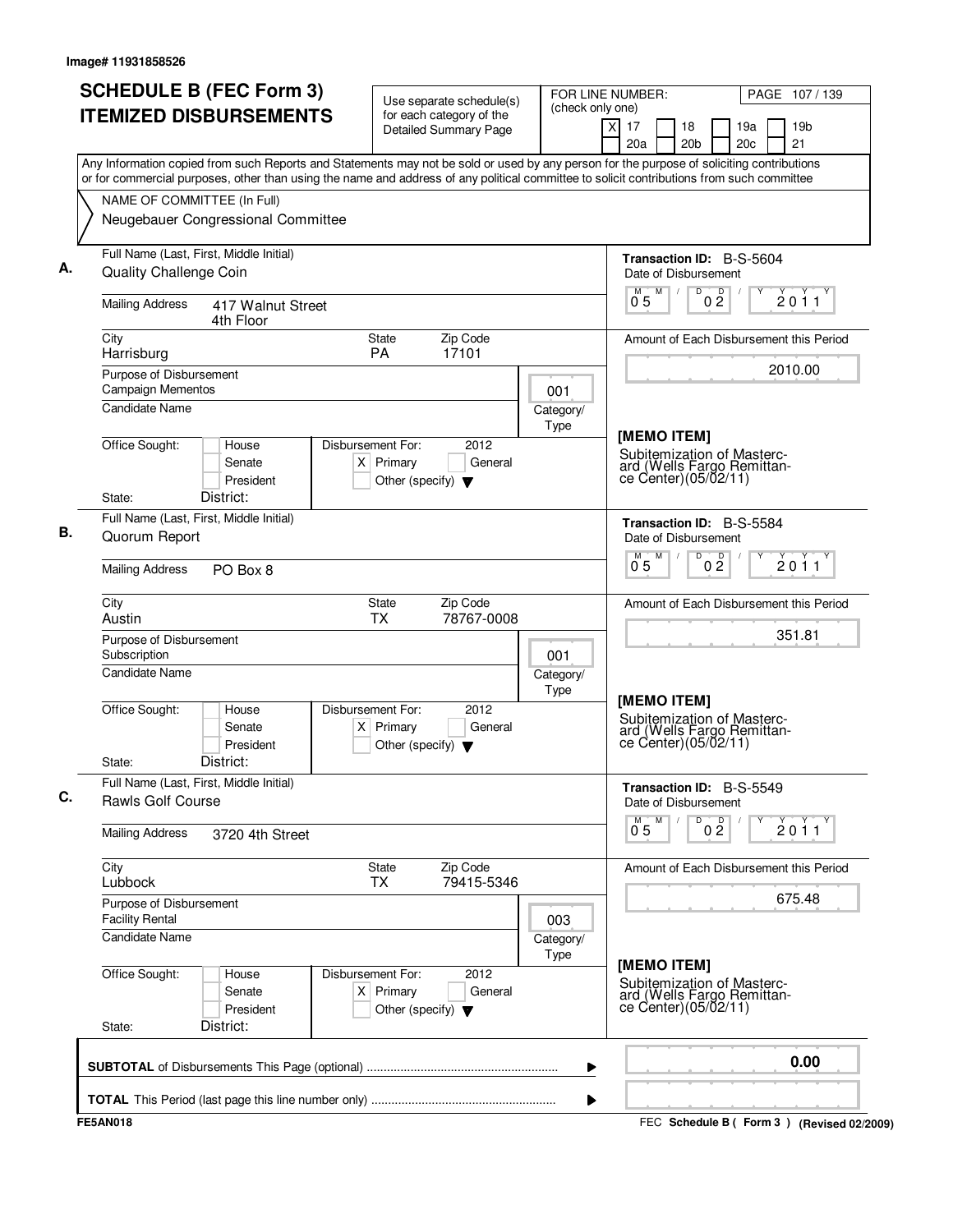Image# 11931858526

# SCHEDULE B (FEC Form 3) ITEMIZED DISBURSEMENTS

Use separate schedule(s) for each category of the Detailed Summary Page

FOR LINE NUMBER: (check only one)
[X] 17 [ ] 18 [ ] 19a [ ] 19b [ ] 20a [ ] 20b [ ] 20c [ ] 21

Any Information copied from such Reports and Statements may not be sold or used by any person for the purpose of soliciting contributions or for commercial purposes, other than using the name and address of any political committee to solicit contributions from such committee

NAME OF COMMITTEE (In Full)
Neugebauer Congressional Committee

## A.

Full Name (Last, First, Middle Initial): Quality Challenge Coin

Mailing Address: 417 Walnut Street, 4th Floor

City: Harrisburg | State: PA | Zip Code: 17101

Purpose of Disbursement: Campaign Mementos

Category/Type: 001

Candidate Name:

Office Sought: [ ] House [ ] Senate [ ] President

State: District:

Disbursement For: 2012 [X] Primary [ ] General [ ] Other (specify)

Transaction ID: B-S-5604

Date of Disbursement: 05/02/2011

Amount of Each Disbursement this Period: 2010.00

[MEMO ITEM]
Subitemization of Mastercard (Wells Fargo Remittance Center)(05/02/11)

## B.

Full Name (Last, First, Middle Initial): Quorum Report

Mailing Address: PO Box 8

City: Austin | State: TX | Zip Code: 78767-0008

Purpose of Disbursement: Subscription

Category/Type: 001

Candidate Name:

Office Sought: [ ] House [ ] Senate [ ] President

State: District:

Disbursement For: 2012 [X] Primary [ ] General [ ] Other (specify)

Transaction ID: B-S-5584

Date of Disbursement: 05/02/2011

Amount of Each Disbursement this Period: 351.81

[MEMO ITEM]
Subitemization of Mastercard (Wells Fargo Remittance Center)(05/02/11)

## C.

Full Name (Last, First, Middle Initial): Rawls Golf Course

Mailing Address: 3720 4th Street

City: Lubbock | State: TX | Zip Code: 79415-5346

Purpose of Disbursement: Facility Rental

Category/Type: 003

Candidate Name:

Office Sought: [ ] House [ ] Senate [ ] President

State: District:

Disbursement For: 2012 [X] Primary [ ] General [ ] Other (specify)

Transaction ID: B-S-5549

Date of Disbursement: 05/02/2011

Amount of Each Disbursement this Period: 675.48

[MEMO ITEM]
Subitemization of Mastercard (Wells Fargo Remittance Center)(05/02/11)

---

**SUBTOTAL** of Disbursements This Page (optional): **0.00**

**TOTAL** This Period (last page this line number only):

FE5AN018 — FEC Schedule B ( Form 3 ) (Revised 02/2009)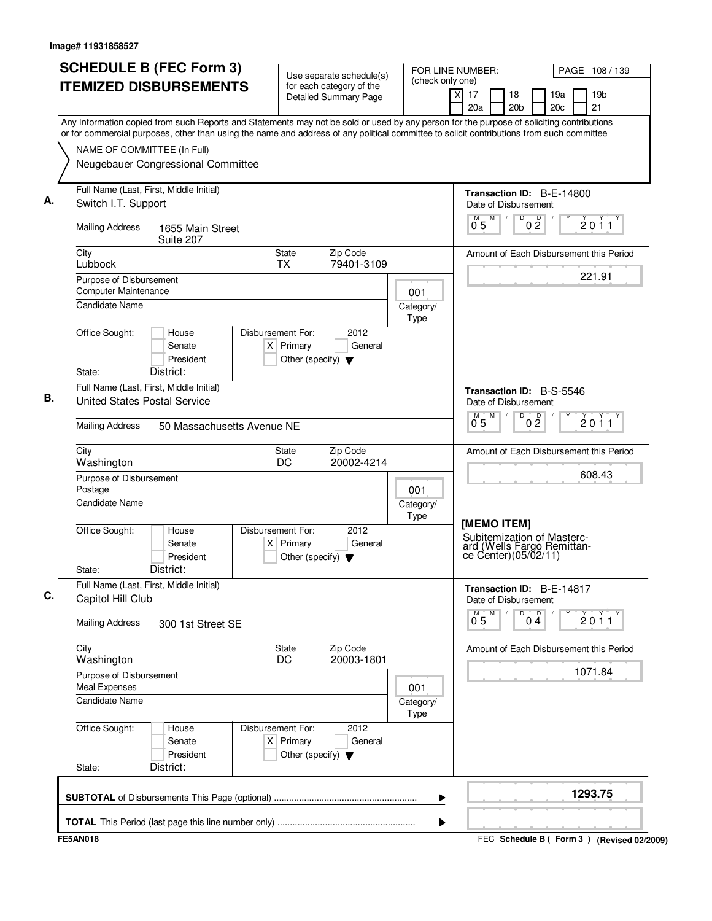Image# 11931858527

# SCHEDULE B (FEC Form 3) ITEMIZED DISBURSEMENTS

Use separate schedule(s) for each category of the Detailed Summary Page

FOR LINE NUMBER: (check only one)
[X] 17 [ ] 18 [ ] 19a [ ] 19b [ ] 20a [ ] 20b [ ] 20c [ ] 21

Any Information copied from such Reports and Statements may not be sold or used by any person for the purpose of soliciting contributions or for commercial purposes, other than using the name and address of any political committee to solicit contributions from such committee

NAME OF COMMITTEE (In Full)
Neugebauer Congressional Committee

---

**A.** Full Name (Last, First, Middle Initial): Switch I.T. Support

Mailing Address: 1655 Main Street, Suite 207

City: Lubbock | State: TX | Zip Code: 79401-3109

Purpose of Disbursement: Computer Maintenance

Category/Type: 001

Candidate Name:

Office Sought: [ ] House [ ] Senate [ ] President

State: District:

Disbursement For: 2012 [X] Primary [ ] General [ ] Other (specify)

Transaction ID: B-E-14800

Date of Disbursement: 05/02/2011

Amount of Each Disbursement this Period: 221.91

---

**B.** Full Name (Last, First, Middle Initial): United States Postal Service

Mailing Address: 50 Massachusetts Avenue NE

City: Washington | State: DC | Zip Code: 20002-4214

Purpose of Disbursement: Postage

Category/Type: 001

Candidate Name:

Office Sought: [ ] House [ ] Senate [ ] President

State: District:

Disbursement For: 2012 [X] Primary [ ] General [ ] Other (specify)

Transaction ID: B-S-5546

Date of Disbursement: 05/02/2011

Amount of Each Disbursement this Period: 608.43

[MEMO ITEM]
Subitemization of Mastercard (Wells Fargo Remittance Center)(05/02/11)

---

**C.** Full Name (Last, First, Middle Initial): Capitol Hill Club

Mailing Address: 300 1st Street SE

City: Washington | State: DC | Zip Code: 20003-1801

Purpose of Disbursement: Meal Expenses

Category/Type: 001

Candidate Name:

Office Sought: [ ] House [ ] Senate [ ] President

State: District:

Disbursement For: 2012 [X] Primary [ ] General [ ] Other (specify)

Transaction ID: B-E-14817

Date of Disbursement: 05/04/2011

Amount of Each Disbursement this Period: 1071.84

---

**SUBTOTAL** of Disbursements This Page (optional): 1293.75

**TOTAL** This Period (last page this line number only):

FE5AN018 — FEC Schedule B ( Form 3 ) (Revised 02/2009)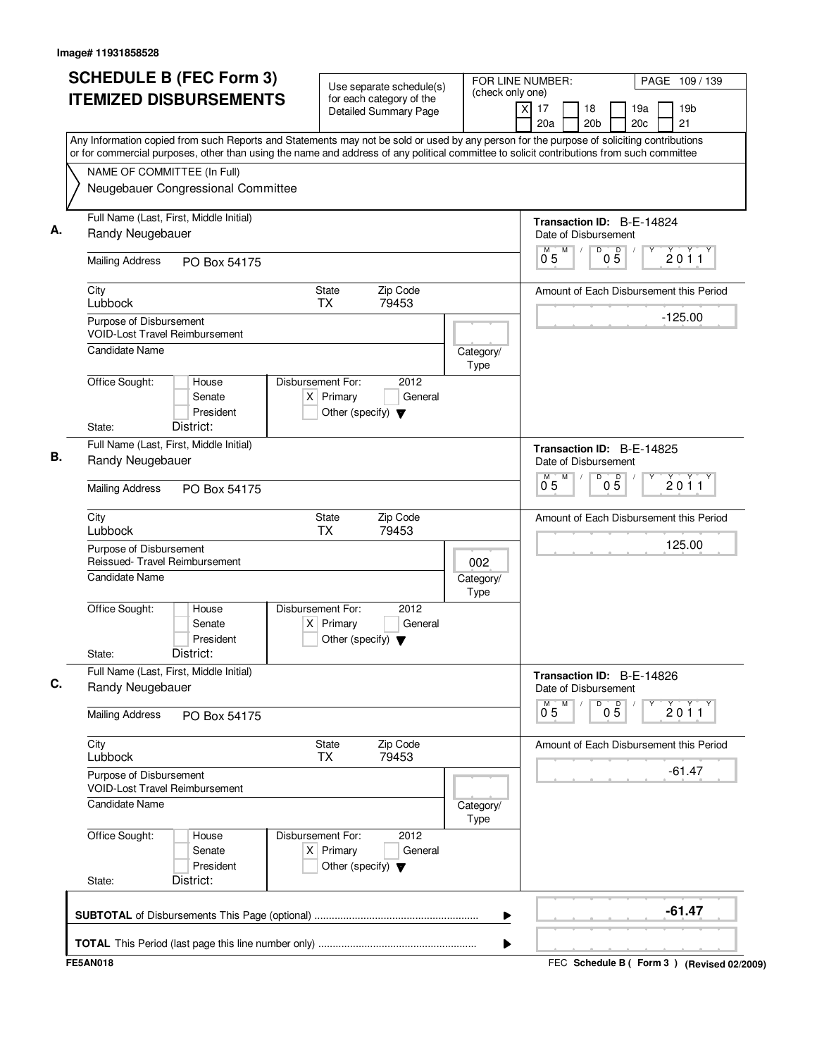Image# 11931858528

# SCHEDULE B (FEC Form 3)
# ITEMIZED DISBURSEMENTS

Use separate schedule(s) for each category of the Detailed Summary Page

FOR LINE NUMBER: (check only one)
[X] 17 [ ] 18 [ ] 19a [ ] 19b [ ] 20a [ ] 20b [ ] 20c [ ] 21

Any Information copied from such Reports and Statements may not be sold or used by any person for the purpose of soliciting contributions or for commercial purposes, other than using the name and address of any political committee to solicit contributions from such committee

NAME OF COMMITTEE (In Full)
Neugebauer Congressional Committee

**A.**
Full Name (Last, First, Middle Initial): Randy Neugebauer
Mailing Address: PO Box 54175
City: Lubbock State: TX Zip Code: 79453
Purpose of Disbursement: VOID-Lost Travel Reimbursement
Candidate Name:
Category/Type:
Office Sought: [ ] House [ ] Senate [ ] President
State: District:
Disbursement For: 2012 [X] Primary [ ] General [ ] Other (specify)
Transaction ID: B-E-14824
Date of Disbursement: 05/05/2011
Amount of Each Disbursement this Period: -125.00

**B.**
Full Name (Last, First, Middle Initial): Randy Neugebauer
Mailing Address: PO Box 54175
City: Lubbock State: TX Zip Code: 79453
Purpose of Disbursement: Reissued- Travel Reimbursement
Candidate Name:
Category/Type: 002
Office Sought: [ ] House [ ] Senate [ ] President
State: District:
Disbursement For: 2012 [X] Primary [ ] General [ ] Other (specify)
Transaction ID: B-E-14825
Date of Disbursement: 05/05/2011
Amount of Each Disbursement this Period: 125.00

**C.**
Full Name (Last, First, Middle Initial): Randy Neugebauer
Mailing Address: PO Box 54175
City: Lubbock State: TX Zip Code: 79453
Purpose of Disbursement: VOID-Lost Travel Reimbursement
Candidate Name:
Category/Type:
Office Sought: [ ] House [ ] Senate [ ] President
State: District:
Disbursement For: 2012 [X] Primary [ ] General [ ] Other (specify)
Transaction ID: B-E-14826
Date of Disbursement: 05/05/2011
Amount of Each Disbursement this Period: -61.47

**SUBTOTAL** of Disbursements This Page (optional): **-61.47**

**TOTAL** This Period (last page this line number only):

FE5AN018 FEC **Schedule B ( Form 3 )** (Revised 02/2009)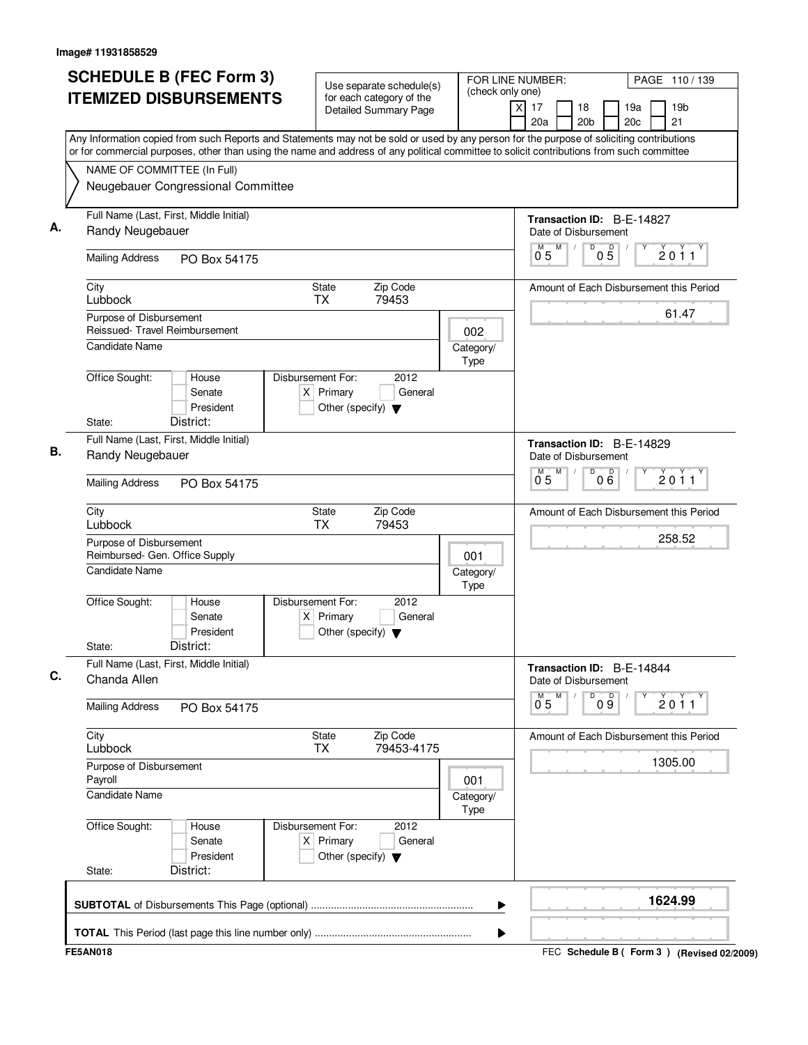Image# 11931858529

# SCHEDULE B (FEC Form 3)
# ITEMIZED DISBURSEMENTS

Use separate schedule(s) for each category of the Detailed Summary Page

FOR LINE NUMBER: (check only one)

[X] 17 [ ] 18 [ ] 19a [ ] 19b [ ] 20a [ ] 20b [ ] 20c [ ] 21

PAGE 110 / 139

Any Information copied from such Reports and Statements may not be sold or used by any person for the purpose of soliciting contributions or for commercial purposes, other than using the name and address of any political committee to solicit contributions from such committee

NAME OF COMMITTEE (In Full)
Neugebauer Congressional Committee

**A.**

Full Name (Last, First, Middle Initial): Randy Neugebauer

Mailing Address: PO Box 54175

City: Lubbock | State: TX | Zip Code: 79453

Purpose of Disbursement: Reissued- Travel Reimbursement

Category/Type: 002

Candidate Name:

Office Sought: [ ] House [ ] Senate [ ] President

State: District:

Disbursement For: 2012 [X] Primary [ ] General [ ] Other (specify)

Transaction ID: B-E-14827

Date of Disbursement: 05/05/2011

Amount of Each Disbursement this Period: 61.47

**B.**

Full Name (Last, First, Middle Initial): Randy Neugebauer

Mailing Address: PO Box 54175

City: Lubbock | State: TX | Zip Code: 79453

Purpose of Disbursement: Reimbursed- Gen. Office Supply

Category/Type: 001

Candidate Name:

Office Sought: [ ] House [ ] Senate [ ] President

State: District:

Disbursement For: 2012 [X] Primary [ ] General [ ] Other (specify)

Transaction ID: B-E-14829

Date of Disbursement: 05/06/2011

Amount of Each Disbursement this Period: 258.52

**C.**

Full Name (Last, First, Middle Initial): Chanda Allen

Mailing Address: PO Box 54175

City: Lubbock | State: TX | Zip Code: 79453-4175

Purpose of Disbursement: Payroll

Category/Type: 001

Candidate Name:

Office Sought: [ ] House [ ] Senate [ ] President

State: District:

Disbursement For: 2012 [X] Primary [ ] General [ ] Other (specify)

Transaction ID: B-E-14844

Date of Disbursement: 05/09/2011

Amount of Each Disbursement this Period: 1305.00

**SUBTOTAL** of Disbursements This Page (optional): 1624.99

**TOTAL** This Period (last page this line number only):

FE5AN018

FEC **Schedule B ( Form 3 )** (Revised 02/2009)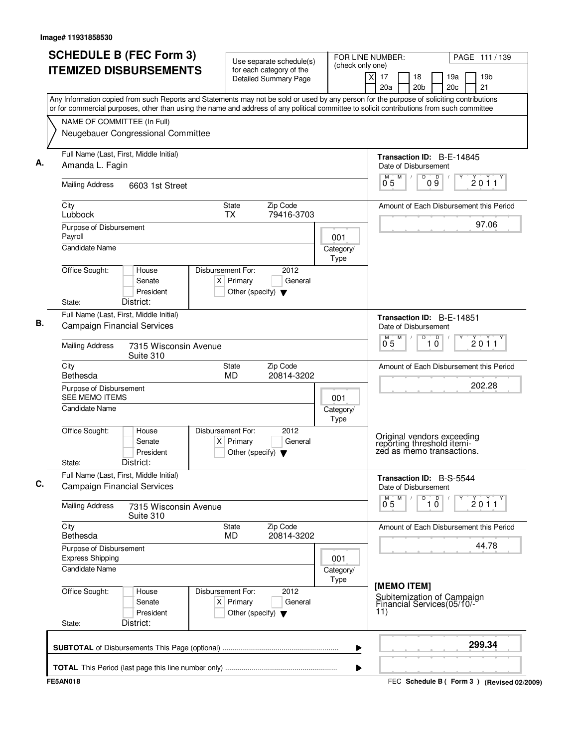Image# 11931858530

# SCHEDULE B (FEC Form 3) ITEMIZED DISBURSEMENTS

Use separate schedule(s) for each category of the Detailed Summary Page

FOR LINE NUMBER: (check only one)

[X] 17 [ ] 18 [ ] 19a [ ] 19b [ ] 20a [ ] 20b [ ] 20c [ ] 21

PAGE 111 / 139

Any Information copied from such Reports and Statements may not be sold or used by any person for the purpose of soliciting contributions or for commercial purposes, other than using the name and address of any political committee to solicit contributions from such committee

NAME OF COMMITTEE (In Full)
Neugebauer Congressional Committee

---

**A.** Full Name (Last, First, Middle Initial): Amanda L. Fagin

Transaction ID: B-E-14845

Mailing Address: 6603 1st Street

Date of Disbursement: 05 / 09 / 2011

City: Lubbock | State: TX | Zip Code: 79416-3703

Amount of Each Disbursement this Period: 97.06

Purpose of Disbursement: Payroll

Category/Type: 001

Candidate Name:

Office Sought: [ ] House [ ] Senate [ ] President

State: District:

Disbursement For: 2012 [X] Primary [ ] General [ ] Other (specify)

---

**B.** Full Name (Last, First, Middle Initial): Campaign Financial Services

Transaction ID: B-E-14851

Mailing Address: 7315 Wisconsin Avenue Suite 310

Date of Disbursement: 05 / 10 / 2011

City: Bethesda | State: MD | Zip Code: 20814-3202

Amount of Each Disbursement this Period: 202.28

Purpose of Disbursement: SEE MEMO ITEMS

Category/Type: 001

Candidate Name:

Office Sought: [ ] House [ ] Senate [ ] President

State: District:

Disbursement For: 2012 [X] Primary [ ] General [ ] Other (specify)

Original vendors exceeding reporting threshold itemized as memo transactions.

---

**C.** Full Name (Last, First, Middle Initial): Campaign Financial Services

Transaction ID: B-S-5544

Mailing Address: 7315 Wisconsin Avenue Suite 310

Date of Disbursement: 05 / 10 / 2011

City: Bethesda | State: MD | Zip Code: 20814-3202

Amount of Each Disbursement this Period: 44.78

Purpose of Disbursement: Express Shipping

Category/Type: 001

Candidate Name:

Office Sought: [ ] House [ ] Senate [ ] President

State: District:

Disbursement For: 2012 [X] Primary [ ] General [ ] Other (specify)

[MEMO ITEM]
Subitemization of Campaign Financial Services(05/10/-11)

---

**SUBTOTAL** of Disbursements This Page (optional): **299.34**

**TOTAL** This Period (last page this line number only):

FE5AN018

FEC **Schedule B ( Form 3 )** (Revised 02/2009)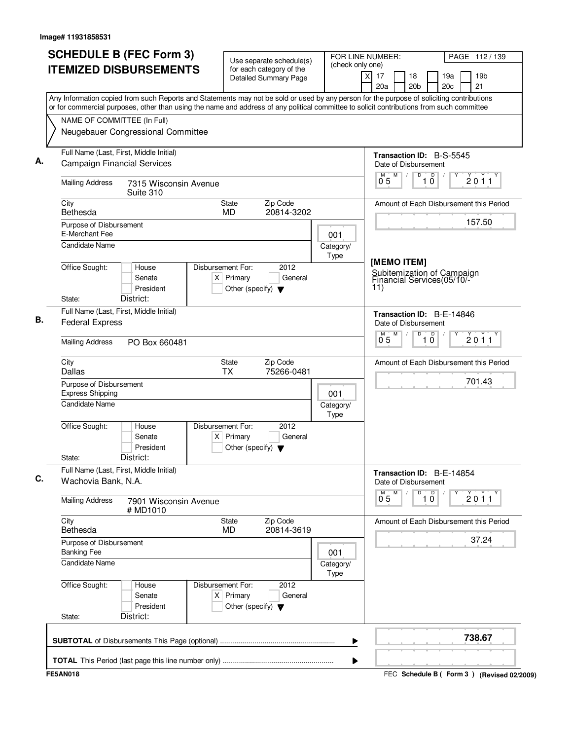Image# 11931858531

# SCHEDULE B (FEC Form 3) ITEMIZED DISBURSEMENTS

Use separate schedule(s) for each category of the Detailed Summary Page

FOR LINE NUMBER: (check only one)
[X] 17 [ ] 18 [ ] 19a [ ] 19b [ ] 20a [ ] 20b [ ] 20c [ ] 21

PAGE 112 / 139

Any Information copied from such Reports and Statements may not be sold or used by any person for the purpose of soliciting contributions or for commercial purposes, other than using the name and address of any political committee to solicit contributions from such committee

NAME OF COMMITTEE (In Full)
Neugebauer Congressional Committee

---

**A.** Full Name (Last, First, Middle Initial): Campaign Financial Services

Mailing Address: 7315 Wisconsin Avenue, Suite 310

City: Bethesda | State: MD | Zip Code: 20814-3202

Purpose of Disbursement: E-Merchant Fee

Category/Type: 001

Candidate Name:

Office Sought: [ ] House [ ] Senate [ ] President

State: District:

Disbursement For: 2012 [X] Primary [ ] General [ ] Other (specify)

Transaction ID: B-S-5545

Date of Disbursement: 05 / 10 / 2011

Amount of Each Disbursement this Period: 157.50

[MEMO ITEM]
Subitemization of Campaign Financial Services(05/10/-11)

---

**B.** Full Name (Last, First, Middle Initial): Federal Express

Mailing Address: PO Box 660481

City: Dallas | State: TX | Zip Code: 75266-0481

Purpose of Disbursement: Express Shipping

Category/Type: 001

Candidate Name:

Office Sought: [ ] House [ ] Senate [ ] President

State: District:

Disbursement For: 2012 [X] Primary [ ] General [ ] Other (specify)

Transaction ID: B-E-14846

Date of Disbursement: 05 / 10 / 2011

Amount of Each Disbursement this Period: 701.43

---

**C.** Full Name (Last, First, Middle Initial): Wachovia Bank, N.A.

Mailing Address: 7901 Wisconsin Avenue, # MD1010

City: Bethesda | State: MD | Zip Code: 20814-3619

Purpose of Disbursement: Banking Fee

Category/Type: 001

Candidate Name:

Office Sought: [ ] House [ ] Senate [ ] President

State: District:

Disbursement For: 2012 [X] Primary [ ] General [ ] Other (specify)

Transaction ID: B-E-14854

Date of Disbursement: 05 / 10 / 2011

Amount of Each Disbursement this Period: 37.24

---

**SUBTOTAL** of Disbursements This Page (optional): **738.67**

**TOTAL** This Period (last page this line number only):

FE5AN018 — FEC Schedule B ( Form 3 ) (Revised 02/2009)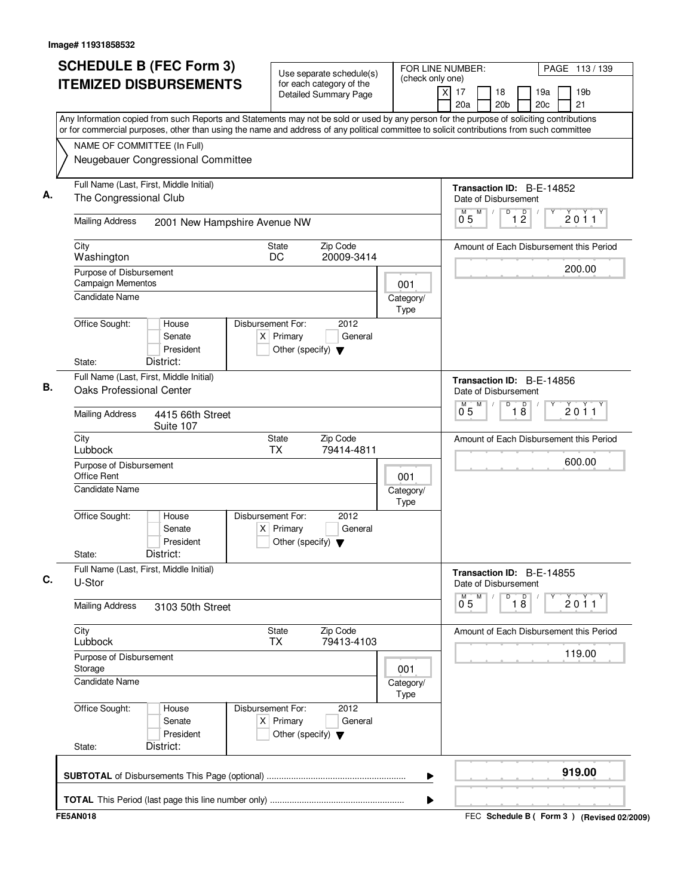Image# 11931858532

# SCHEDULE B (FEC Form 3) ITEMIZED DISBURSEMENTS

Use separate schedule(s) for each category of the Detailed Summary Page

FOR LINE NUMBER: (check only one)

- [X] 17
- [ ] 18
- [ ] 19a
- [ ] 19b
- [ ] 20a
- [ ] 20b
- [ ] 20c
- [ ] 21

Any Information copied from such Reports and Statements may not be sold or used by any person for the purpose of soliciting contributions or for commercial purposes, other than using the name and address of any political committee to solicit contributions from such committee

NAME OF COMMITTEE (In Full)
Neugebauer Congressional Committee

## A.

**Full Name (Last, First, Middle Initial):** The Congressional Club
**Mailing Address:** 2001 New Hampshire Avenue NW
**City:** Washington **State:** DC **Zip Code:** 20009-3414
**Purpose of Disbursement:** Campaign Mementos
**Category/Type:** 001
**Candidate Name:**
**Office Sought:** [ ] House [ ] Senate [ ] President
**State:** **District:**
**Disbursement For:** 2012 [X] Primary [ ] General [ ] Other (specify)

**Transaction ID:** B-E-14852
**Date of Disbursement:** 05/12/2011
**Amount of Each Disbursement this Period:** 200.00

## B.

**Full Name (Last, First, Middle Initial):** Oaks Professional Center
**Mailing Address:** 4415 66th Street Suite 107
**City:** Lubbock **State:** TX **Zip Code:** 79414-4811
**Purpose of Disbursement:** Office Rent
**Category/Type:** 001
**Candidate Name:**
**Office Sought:** [ ] House [ ] Senate [ ] President
**State:** **District:**
**Disbursement For:** 2012 [X] Primary [ ] General [ ] Other (specify)

**Transaction ID:** B-E-14856
**Date of Disbursement:** 05/18/2011
**Amount of Each Disbursement this Period:** 600.00

## C.

**Full Name (Last, First, Middle Initial):** U-Stor
**Mailing Address:** 3103 50th Street
**City:** Lubbock **State:** TX **Zip Code:** 79413-4103
**Purpose of Disbursement:** Storage
**Category/Type:** 001
**Candidate Name:**
**Office Sought:** [ ] House [ ] Senate [ ] President
**State:** **District:**
**Disbursement For:** 2012 [X] Primary [ ] General [ ] Other (specify)

**Transaction ID:** B-E-14855
**Date of Disbursement:** 05/18/2011
**Amount of Each Disbursement this Period:** 119.00

**SUBTOTAL** of Disbursements This Page (optional): **919.00**

**TOTAL** This Period (last page this line number only):

FE5AN018 FEC Schedule B ( Form 3 ) (Revised 02/2009)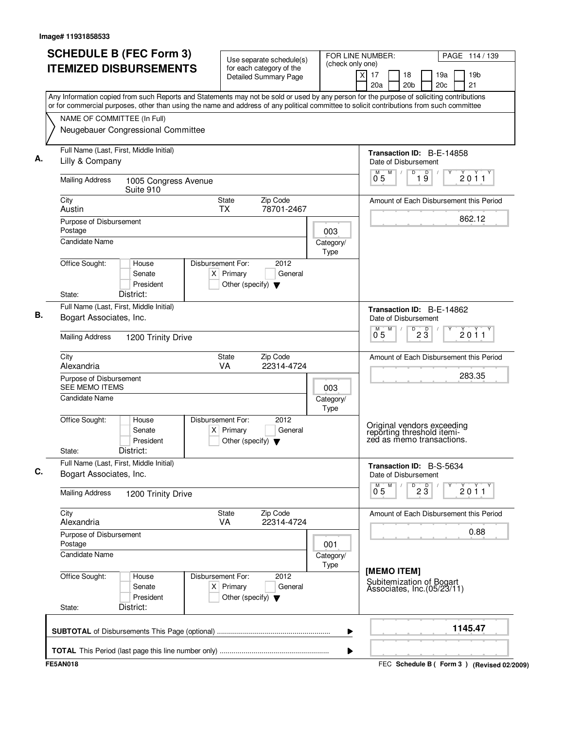Image# 11931858533

# SCHEDULE B (FEC Form 3) ITEMIZED DISBURSEMENTS

Use separate schedule(s) for each category of the Detailed Summary Page

FOR LINE NUMBER: (check only one)
[X] 17 [ ] 18 [ ] 19a [ ] 19b [ ] 20a [ ] 20b [ ] 20c [ ] 21

Any Information copied from such Reports and Statements may not be sold or used by any person for the purpose of soliciting contributions or for commercial purposes, other than using the name and address of any political committee to solicit contributions from such committee

NAME OF COMMITTEE (In Full)
Neugebauer Congressional Committee

## A.

Full Name (Last, First, Middle Initial): Lilly & Company

Mailing Address: 1005 Congress Avenue, Suite 910

City: Austin | State: TX | Zip Code: 78701-2467

Purpose of Disbursement: Postage

Category/Type: 003

Candidate Name:

Office Sought: [ ] House [ ] Senate [ ] President

State: District:

Disbursement For: 2012 [X] Primary [ ] General [ ] Other (specify)

Transaction ID: B-E-14858

Date of Disbursement: 05/19/2011

Amount of Each Disbursement this Period: 862.12

## B.

Full Name (Last, First, Middle Initial): Bogart Associates, Inc.

Mailing Address: 1200 Trinity Drive

City: Alexandria | State: VA | Zip Code: 22314-4724

Purpose of Disbursement: SEE MEMO ITEMS

Category/Type: 003

Candidate Name:

Office Sought: [ ] House [ ] Senate [ ] President

State: District:

Disbursement For: 2012 [X] Primary [ ] General [ ] Other (specify)

Transaction ID: B-E-14862

Date of Disbursement: 05/23/2011

Amount of Each Disbursement this Period: 283.35

Original vendors exceeding reporting threshold itemized as memo transactions.

## C.

Full Name (Last, First, Middle Initial): Bogart Associates, Inc.

Mailing Address: 1200 Trinity Drive

City: Alexandria | State: VA | Zip Code: 22314-4724

Purpose of Disbursement: Postage

Category/Type: 001

Candidate Name:

Office Sought: [ ] House [ ] Senate [ ] President

State: District:

Disbursement For: 2012 [X] Primary [ ] General [ ] Other (specify)

Transaction ID: B-S-5634

Date of Disbursement: 05/23/2011

Amount of Each Disbursement this Period: 0.88

[MEMO ITEM]
Subitemization of Bogart Associates, Inc.(05/23/11)

---

**SUBTOTAL** of Disbursements This Page (optional): **1145.47**

**TOTAL** This Period (last page this line number only):

FE5AN018 — FEC Schedule B ( Form 3 ) (Revised 02/2009)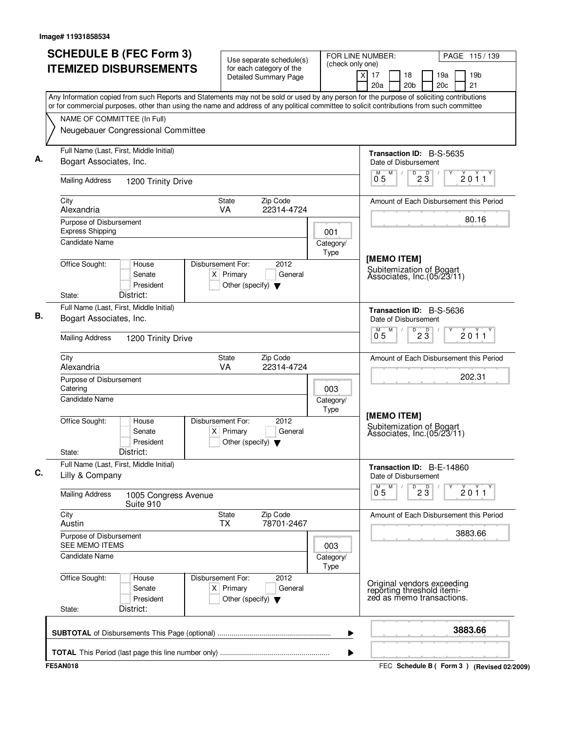Image# 11931858534

# SCHEDULE B (FEC Form 3) ITEMIZED DISBURSEMENTS

Use separate schedule(s) for each category of the Detailed Summary Page

FOR LINE NUMBER: (check only one)
[X] 17 [ ] 18 [ ] 19a [ ] 19b [ ] 20a [ ] 20b [ ] 20c [ ] 21

PAGE 115 / 139

Any Information copied from such Reports and Statements may not be sold or used by any person for the purpose of soliciting contributions or for commercial purposes, other than using the name and address of any political committee to solicit contributions from such committee

NAME OF COMMITTEE (In Full)
Neugebauer Congressional Committee

---

**A.** Full Name (Last, First, Middle Initial): Bogart Associates, Inc.

Mailing Address: 1200 Trinity Drive

City: Alexandria | State: VA | Zip Code: 22314-4724

Purpose of Disbursement: Express Shipping

Category/Type: 001

Candidate Name:

Office Sought: [ ] House [ ] Senate [ ] President
State: District:

Disbursement For: 2012 [X] Primary [ ] General [ ] Other (specify)

Transaction ID: B-S-5635

Date of Disbursement: 05/23/2011

Amount of Each Disbursement this Period: 80.16

[MEMO ITEM]
Subitemization of Bogart Associates, Inc.(05/23/11)

---

**B.** Full Name (Last, First, Middle Initial): Bogart Associates, Inc.

Mailing Address: 1200 Trinity Drive

City: Alexandria | State: VA | Zip Code: 22314-4724

Purpose of Disbursement: Catering

Category/Type: 003

Candidate Name:

Office Sought: [ ] House [ ] Senate [ ] President
State: District:

Disbursement For: 2012 [X] Primary [ ] General [ ] Other (specify)

Transaction ID: B-S-5636

Date of Disbursement: 05/23/2011

Amount of Each Disbursement this Period: 202.31

[MEMO ITEM]
Subitemization of Bogart Associates, Inc.(05/23/11)

---

**C.** Full Name (Last, First, Middle Initial): Lilly & Company

Mailing Address: 1005 Congress Avenue, Suite 910

City: Austin | State: TX | Zip Code: 78701-2467

Purpose of Disbursement: SEE MEMO ITEMS

Category/Type: 003

Candidate Name:

Office Sought: [ ] House [ ] Senate [ ] President
State: District:

Disbursement For: 2012 [X] Primary [ ] General [ ] Other (specify)

Transaction ID: B-E-14860

Date of Disbursement: 05/23/2011

Amount of Each Disbursement this Period: 3883.66

Original vendors exceeding reporting threshold itemized as memo transactions.

---

**SUBTOTAL** of Disbursements This Page (optional): **3883.66**

**TOTAL** This Period (last page this line number only):

FE5AN018 — FEC Schedule B ( Form 3 ) (Revised 02/2009)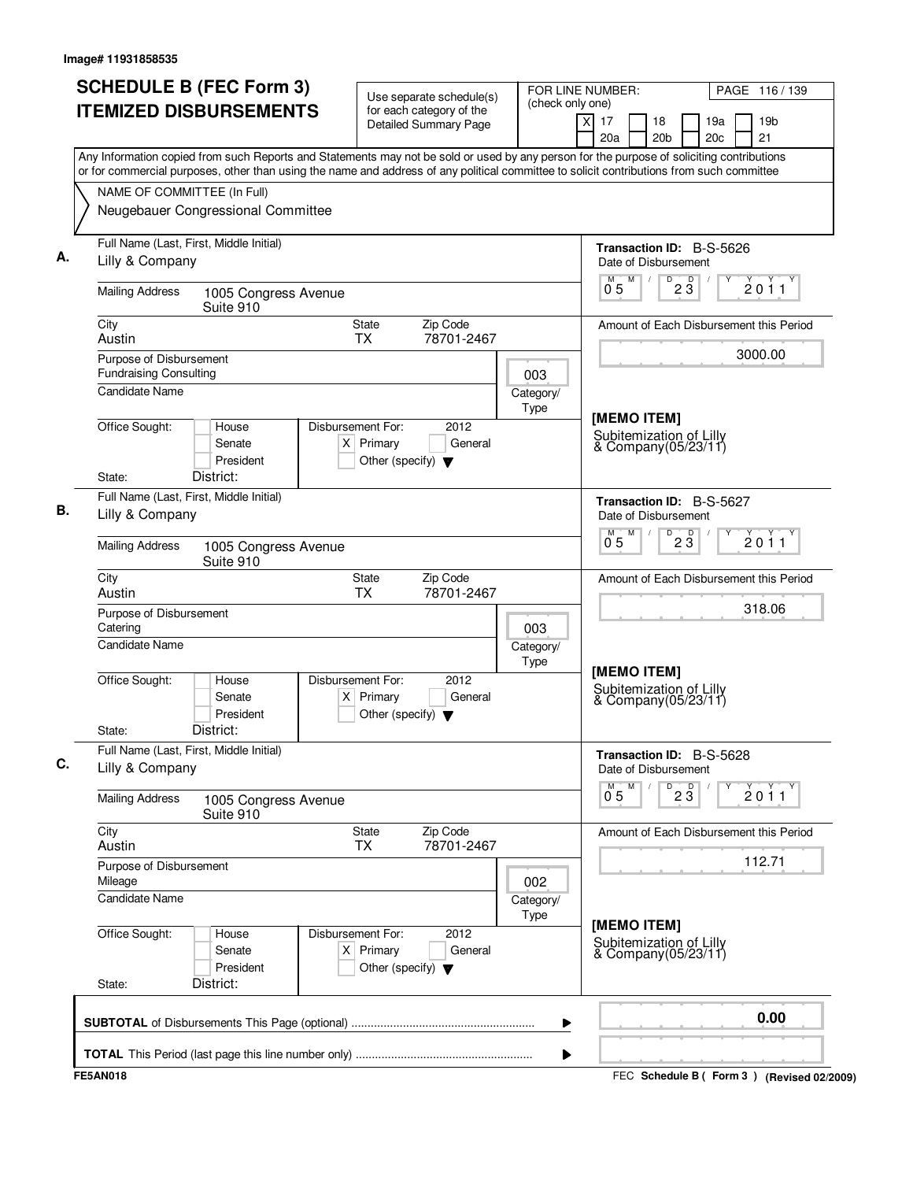Image# 11931858535

# SCHEDULE B (FEC Form 3)
# ITEMIZED DISBURSEMENTS

Use separate schedule(s) for each category of the Detailed Summary Page

FOR LINE NUMBER: (check only one)
[X] 17 [ ] 18 [ ] 19a [ ] 19b [ ] 20a [ ] 20b [ ] 20c [ ] 21

Any Information copied from such Reports and Statements may not be sold or used by any person for the purpose of soliciting contributions or for commercial purposes, other than using the name and address of any political committee to solicit contributions from such committee

NAME OF COMMITTEE (In Full)
Neugebauer Congressional Committee

---

**A.** Full Name (Last, First, Middle Initial): Lilly & Company

Mailing Address: 1005 Congress Avenue, Suite 910

City: Austin | State: TX | Zip Code: 78701-2467

Purpose of Disbursement: Fundraising Consulting

Category/Type: 003

Candidate Name:

Office Sought: [ ] House [ ] Senate [ ] President

State: District:

Disbursement For: 2012 [X] Primary [ ] General [ ] Other (specify)

Transaction ID: B-S-5626

Date of Disbursement: 05/23/2011

Amount of Each Disbursement this Period: 3000.00

[MEMO ITEM]
Subitemization of Lilly & Company(05/23/11)

---

**B.** Full Name (Last, First, Middle Initial): Lilly & Company

Mailing Address: 1005 Congress Avenue, Suite 910

City: Austin | State: TX | Zip Code: 78701-2467

Purpose of Disbursement: Catering

Category/Type: 003

Candidate Name:

Office Sought: [ ] House [ ] Senate [ ] President

State: District:

Disbursement For: 2012 [X] Primary [ ] General [ ] Other (specify)

Transaction ID: B-S-5627

Date of Disbursement: 05/23/2011

Amount of Each Disbursement this Period: 318.06

[MEMO ITEM]
Subitemization of Lilly & Company(05/23/11)

---

**C.** Full Name (Last, First, Middle Initial): Lilly & Company

Mailing Address: 1005 Congress Avenue, Suite 910

City: Austin | State: TX | Zip Code: 78701-2467

Purpose of Disbursement: Mileage

Category/Type: 002

Candidate Name:

Office Sought: [ ] House [ ] Senate [ ] President

State: District:

Disbursement For: 2012 [X] Primary [ ] General [ ] Other (specify)

Transaction ID: B-S-5628

Date of Disbursement: 05/23/2011

Amount of Each Disbursement this Period: 112.71

[MEMO ITEM]
Subitemization of Lilly & Company(05/23/11)

---

**SUBTOTAL** of Disbursements This Page (optional): 0.00

**TOTAL** This Period (last page this line number only):

FE5AN018

FEC Schedule B ( Form 3 ) (Revised 02/2009)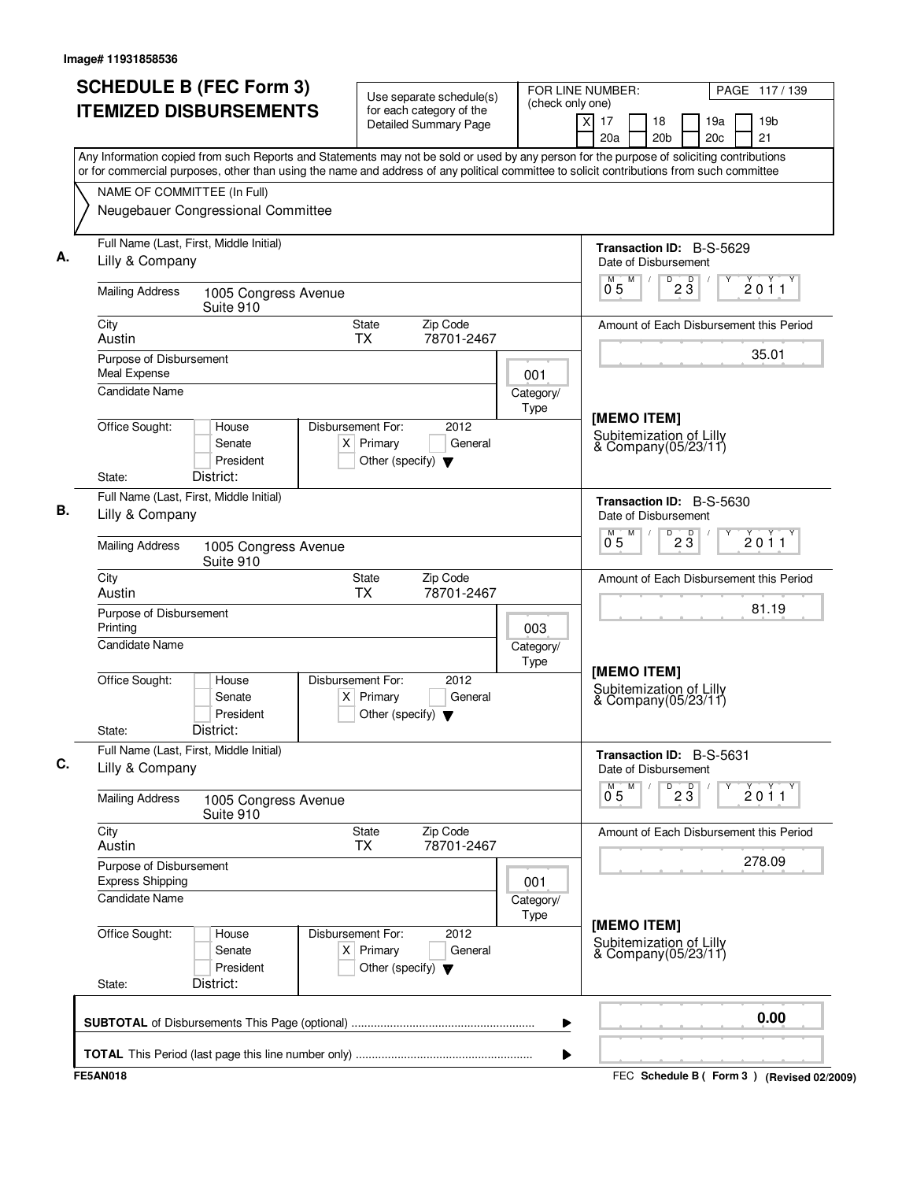Image# 11931858536

# SCHEDULE B (FEC Form 3) ITEMIZED DISBURSEMENTS

Use separate schedule(s) for each category of the Detailed Summary Page

FOR LINE NUMBER: (check only one)

- [X] 17
- [ ] 18
- [ ] 19a
- [ ] 19b
- [ ] 20a
- [ ] 20b
- [ ] 20c
- [ ] 21

PAGE 117 / 139

Any Information copied from such Reports and Statements may not be sold or used by any person for the purpose of soliciting contributions or for commercial purposes, other than using the name and address of any political committee to solicit contributions from such committee

NAME OF COMMITTEE (In Full)
Neugebauer Congressional Committee

---

**A.** Full Name (Last, First, Middle Initial): Lilly & Company

Mailing Address: 1005 Congress Avenue, Suite 910

City: Austin | State: TX | Zip Code: 78701-2467

Purpose of Disbursement: Meal Expense

Category/Type: 001

Candidate Name:

Office Sought: [ ] House [ ] Senate [ ] President

State: District:

Disbursement For: 2012 [X] Primary [ ] General [ ] Other (specify)

Transaction ID: B-S-5629

Date of Disbursement: 05/23/2011

Amount of Each Disbursement this Period: 35.01

[MEMO ITEM]
Subitemization of Lilly & Company(05/23/11)

---

**B.** Full Name (Last, First, Middle Initial): Lilly & Company

Mailing Address: 1005 Congress Avenue, Suite 910

City: Austin | State: TX | Zip Code: 78701-2467

Purpose of Disbursement: Printing

Category/Type: 003

Candidate Name:

Office Sought: [ ] House [ ] Senate [ ] President

State: District:

Disbursement For: 2012 [X] Primary [ ] General [ ] Other (specify)

Transaction ID: B-S-5630

Date of Disbursement: 05/23/2011

Amount of Each Disbursement this Period: 81.19

[MEMO ITEM]
Subitemization of Lilly & Company(05/23/11)

---

**C.** Full Name (Last, First, Middle Initial): Lilly & Company

Mailing Address: 1005 Congress Avenue, Suite 910

City: Austin | State: TX | Zip Code: 78701-2467

Purpose of Disbursement: Express Shipping

Category/Type: 001

Candidate Name:

Office Sought: [ ] House [ ] Senate [ ] President

State: District:

Disbursement For: 2012 [X] Primary [ ] General [ ] Other (specify)

Transaction ID: B-S-5631

Date of Disbursement: 05/23/2011

Amount of Each Disbursement this Period: 278.09

[MEMO ITEM]
Subitemization of Lilly & Company(05/23/11)

---

**SUBTOTAL** of Disbursements This Page (optional) ▶ 0.00

**TOTAL** This Period (last page this line number only) ▶

FE5AN018 — FEC Schedule B ( Form 3 ) (Revised 02/2009)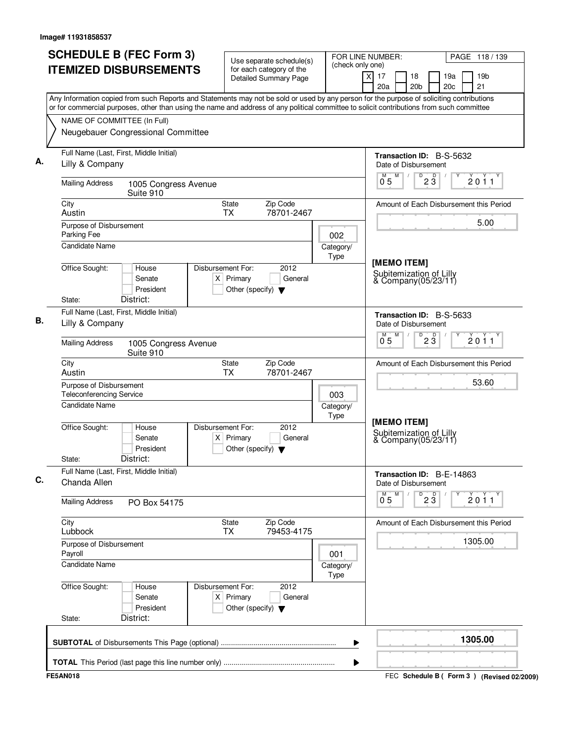Image# 11931858537

# SCHEDULE B (FEC Form 3) ITEMIZED DISBURSEMENTS

Use separate schedule(s) for each category of the Detailed Summary Page

FOR LINE NUMBER: (check only one)

- [X] 17
- [ ] 18
- [ ] 19a
- [ ] 19b
- [ ] 20a
- [ ] 20b
- [ ] 20c
- [ ] 21

PAGE 118 / 139

Any Information copied from such Reports and Statements may not be sold or used by any person for the purpose of soliciting contributions or for commercial purposes, other than using the name and address of any political committee to solicit contributions from such committee

NAME OF COMMITTEE (In Full)
Neugebauer Congressional Committee

---

**A.** Full Name (Last, First, Middle Initial): Lilly & Company

Mailing Address: 1005 Congress Avenue, Suite 910

City: Austin | State: TX | Zip Code: 78701-2467

Purpose of Disbursement: Parking Fee

Category/Type: 002

Candidate Name:

Office Sought: [ ] House [ ] Senate [ ] President

State: District:

Disbursement For: [X] Primary 2012 [ ] General [ ] Other (specify)

Transaction ID: B-S-5632

Date of Disbursement: 05/23/2011

Amount of Each Disbursement this Period: 5.00

[MEMO ITEM]
Subitemization of Lilly & Company(05/23/11)

---

**B.** Full Name (Last, First, Middle Initial): Lilly & Company

Mailing Address: 1005 Congress Avenue, Suite 910

City: Austin | State: TX | Zip Code: 78701-2467

Purpose of Disbursement: Teleconferencing Service

Category/Type: 003

Candidate Name:

Office Sought: [ ] House [ ] Senate [ ] President

State: District:

Disbursement For: [X] Primary 2012 [ ] General [ ] Other (specify)

Transaction ID: B-S-5633

Date of Disbursement: 05/23/2011

Amount of Each Disbursement this Period: 53.60

[MEMO ITEM]
Subitemization of Lilly & Company(05/23/11)

---

**C.** Full Name (Last, First, Middle Initial): Chanda Allen

Mailing Address: PO Box 54175

City: Lubbock | State: TX | Zip Code: 79453-4175

Purpose of Disbursement: Payroll

Category/Type: 001

Candidate Name:

Office Sought: [ ] House [ ] Senate [ ] President

State: District:

Disbursement For: [X] Primary 2012 [ ] General [ ] Other (specify)

Transaction ID: B-E-14863

Date of Disbursement: 05/23/2011

Amount of Each Disbursement this Period: 1305.00

---

**SUBTOTAL** of Disbursements This Page (optional): 1305.00

**TOTAL** This Period (last page this line number only):

FE5AN018

FEC **Schedule B ( Form 3 )** (Revised 02/2009)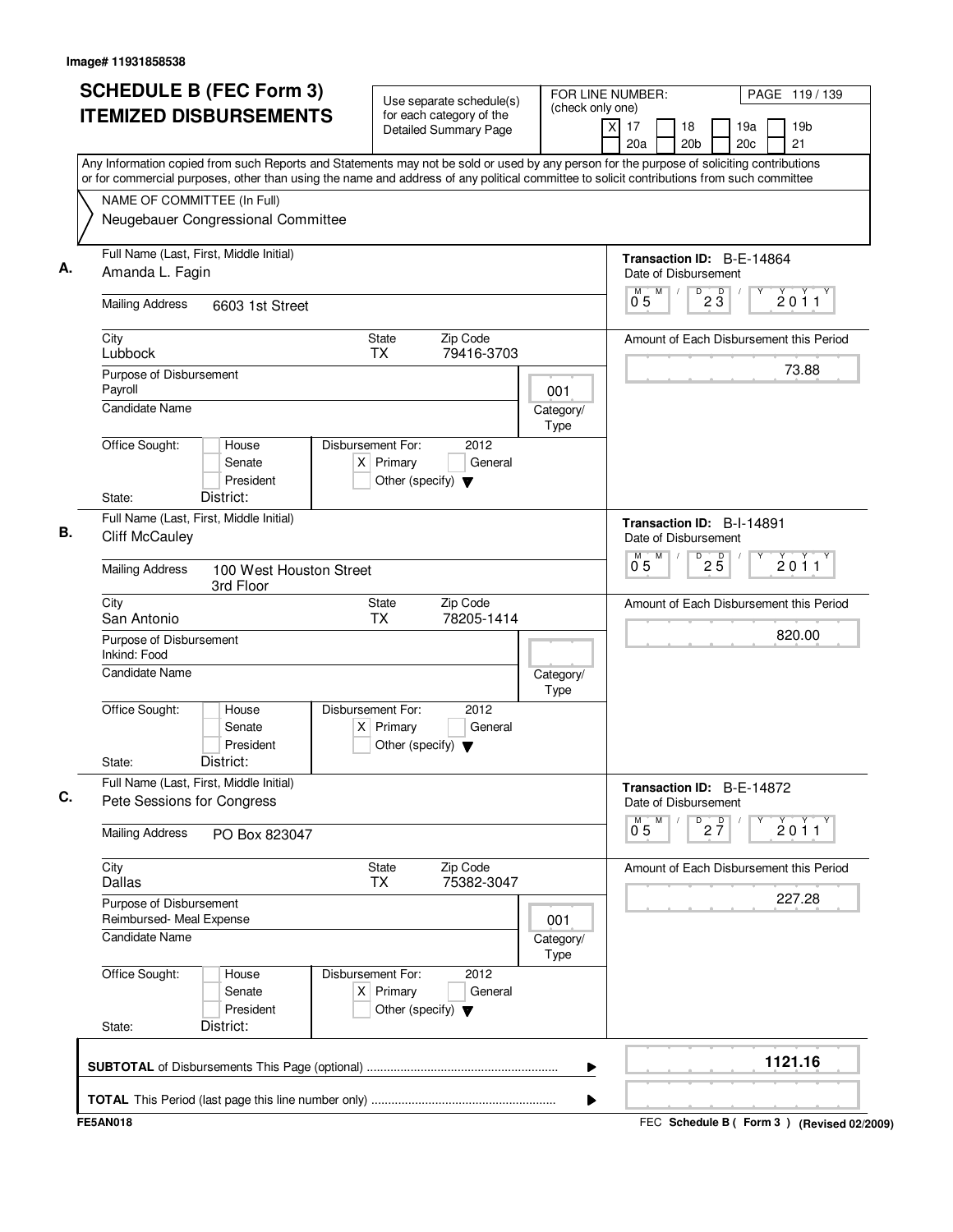Image# 11931858538

# SCHEDULE B (FEC Form 3) ITEMIZED DISBURSEMENTS

Use separate schedule(s) for each category of the Detailed Summary Page

FOR LINE NUMBER: (check only one)

[X] 17 [ ] 18 [ ] 19a [ ] 19b [ ] 20a [ ] 20b [ ] 20c [ ] 21

PAGE 119 / 139

Any Information copied from such Reports and Statements may not be sold or used by any person for the purpose of soliciting contributions or for commercial purposes, other than using the name and address of any political committee to solicit contributions from such committee

NAME OF COMMITTEE (In Full)
Neugebauer Congressional Committee

---

**A.**

Full Name (Last, First, Middle Initial): Amanda L. Fagin

Mailing Address: 6603 1st Street

City: Lubbock | State: TX | Zip Code: 79416-3703

Purpose of Disbursement: Payroll

Category/Type: 001

Candidate Name:

Office Sought: [ ] House [ ] Senate [ ] President

State: District:

Disbursement For: 2012 [X] Primary [ ] General [ ] Other (specify)

Transaction ID: B-E-14864

Date of Disbursement: 05 / 23 / 2011

Amount of Each Disbursement this Period: 73.88

---

**B.**

Full Name (Last, First, Middle Initial): Cliff McCauley

Mailing Address: 100 West Houston Street, 3rd Floor

City: San Antonio | State: TX | Zip Code: 78205-1414

Purpose of Disbursement: Inkind: Food

Category/Type:

Candidate Name:

Office Sought: [ ] House [ ] Senate [ ] President

State: District:

Disbursement For: 2012 [X] Primary [ ] General [ ] Other (specify)

Transaction ID: B-I-14891

Date of Disbursement: 05 / 25 / 2011

Amount of Each Disbursement this Period: 820.00

---

**C.**

Full Name (Last, First, Middle Initial): Pete Sessions for Congress

Mailing Address: PO Box 823047

City: Dallas | State: TX | Zip Code: 75382-3047

Purpose of Disbursement: Reimbursed- Meal Expense

Category/Type: 001

Candidate Name:

Office Sought: [ ] House [ ] Senate [ ] President

State: District:

Disbursement For: 2012 [X] Primary [ ] General [ ] Other (specify)

Transaction ID: B-E-14872

Date of Disbursement: 05 / 27 / 2011

Amount of Each Disbursement this Period: 227.28

---

**SUBTOTAL** of Disbursements This Page (optional): 1121.16

**TOTAL** This Period (last page this line number only):

FE5AN018

FEC Schedule B ( Form 3 ) (Revised 02/2009)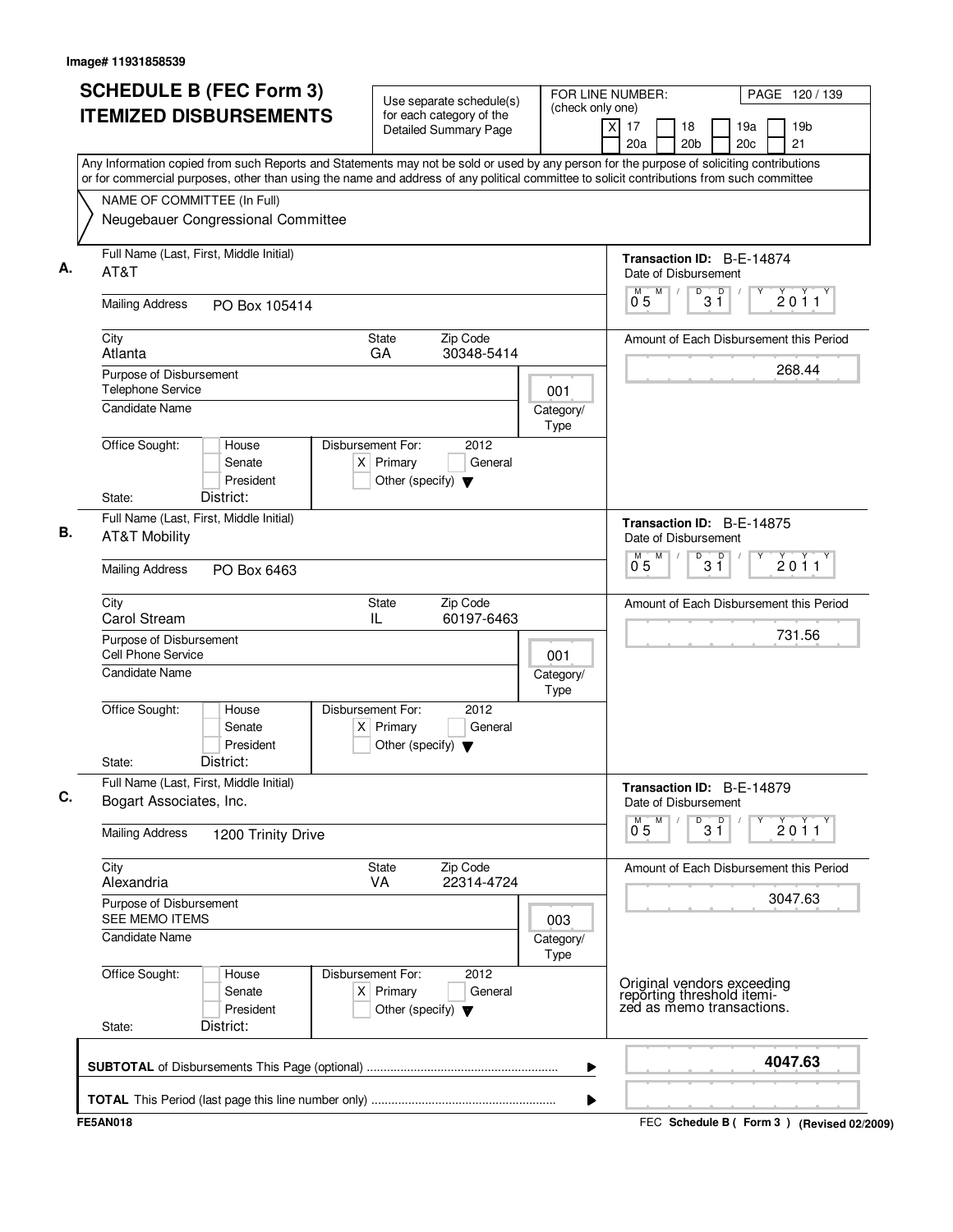Image# 11931858539

# SCHEDULE B (FEC Form 3)
# ITEMIZED DISBURSEMENTS

Use separate schedule(s) for each category of the Detailed Summary Page

FOR LINE NUMBER: (check only one)
[X] 17 [ ] 18 [ ] 19a [ ] 19b [ ] 20a [ ] 20b [ ] 20c [ ] 21

PAGE 120 / 139

Any Information copied from such Reports and Statements may not be sold or used by any person for the purpose of soliciting contributions or for commercial purposes, other than using the name and address of any political committee to solicit contributions from such committee

NAME OF COMMITTEE (In Full)
Neugebauer Congressional Committee

---

**A.** Full Name (Last, First, Middle Initial): AT&T

Mailing Address: PO Box 105414

City: Atlanta | State: GA | Zip Code: 30348-5414

Purpose of Disbursement: Telephone Service

Category/Type: 001

Candidate Name:

Office Sought: [ ] House [ ] Senate [ ] President

State: District:

Disbursement For: 2012 [X] Primary [ ] General [ ] Other (specify)

Transaction ID: B-E-14874

Date of Disbursement: 05/31/2011

Amount of Each Disbursement this Period: 268.44

---

**B.** Full Name (Last, First, Middle Initial): AT&T Mobility

Mailing Address: PO Box 6463

City: Carol Stream | State: IL | Zip Code: 60197-6463

Purpose of Disbursement: Cell Phone Service

Category/Type: 001

Candidate Name:

Office Sought: [ ] House [ ] Senate [ ] President

State: District:

Disbursement For: 2012 [X] Primary [ ] General [ ] Other (specify)

Transaction ID: B-E-14875

Date of Disbursement: 05/31/2011

Amount of Each Disbursement this Period: 731.56

---

**C.** Full Name (Last, First, Middle Initial): Bogart Associates, Inc.

Mailing Address: 1200 Trinity Drive

City: Alexandria | State: VA | Zip Code: 22314-4724

Purpose of Disbursement: SEE MEMO ITEMS

Category/Type: 003

Candidate Name:

Office Sought: [ ] House [ ] Senate [ ] President

State: District:

Disbursement For: 2012 [X] Primary [ ] General [ ] Other (specify)

Transaction ID: B-E-14879

Date of Disbursement: 05/31/2011

Amount of Each Disbursement this Period: 3047.63

Original vendors exceeding reporting threshold itemized as memo transactions.

---

**SUBTOTAL** of Disbursements This Page (optional): 4047.63

**TOTAL** This Period (last page this line number only):

FE5AN018 — FEC Schedule B ( Form 3 ) (Revised 02/2009)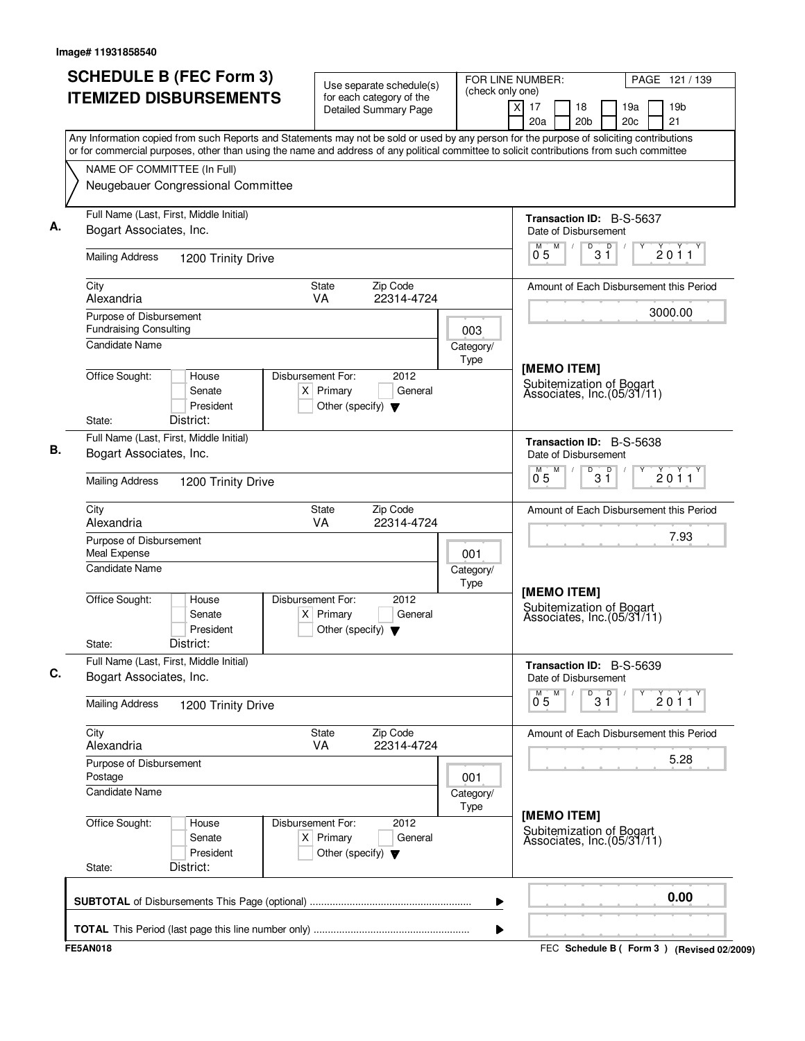Image# 11931858540

# SCHEDULE B (FEC Form 3) ITEMIZED DISBURSEMENTS

Use separate schedule(s) for each category of the Detailed Summary Page

FOR LINE NUMBER: (check only one)

[X] 17 [ ] 18 [ ] 19a [ ] 19b [ ] 20a [ ] 20b [ ] 20c [ ] 21

Any Information copied from such Reports and Statements may not be sold or used by any person for the purpose of soliciting contributions or for commercial purposes, other than using the name and address of any political committee to solicit contributions from such committee

NAME OF COMMITTEE (In Full)
Neugebauer Congressional Committee

---

**A.** Full Name (Last, First, Middle Initial): Bogart Associates, Inc.

Mailing Address: 1200 Trinity Drive

City: Alexandria | State: VA | Zip Code: 22314-4724

Purpose of Disbursement: Fundraising Consulting

Category/Type: 003

Candidate Name:

Office Sought: [ ] House [ ] Senate [ ] President

State: District:

Disbursement For: 2012 [X] Primary [ ] General [ ] Other (specify)

Transaction ID: B-S-5637

Date of Disbursement: 05/31/2011

Amount of Each Disbursement this Period: 3000.00

[MEMO ITEM]
Subitemization of Bogart Associates, Inc.(05/31/11)

---

**B.** Full Name (Last, First, Middle Initial): Bogart Associates, Inc.

Mailing Address: 1200 Trinity Drive

City: Alexandria | State: VA | Zip Code: 22314-4724

Purpose of Disbursement: Meal Expense

Category/Type: 001

Candidate Name:

Office Sought: [ ] House [ ] Senate [ ] President

State: District:

Disbursement For: 2012 [X] Primary [ ] General [ ] Other (specify)

Transaction ID: B-S-5638

Date of Disbursement: 05/31/2011

Amount of Each Disbursement this Period: 7.93

[MEMO ITEM]
Subitemization of Bogart Associates, Inc.(05/31/11)

---

**C.** Full Name (Last, First, Middle Initial): Bogart Associates, Inc.

Mailing Address: 1200 Trinity Drive

City: Alexandria | State: VA | Zip Code: 22314-4724

Purpose of Disbursement: Postage

Category/Type: 001

Candidate Name:

Office Sought: [ ] House [ ] Senate [ ] President

State: District:

Disbursement For: 2012 [X] Primary [ ] General [ ] Other (specify)

Transaction ID: B-S-5639

Date of Disbursement: 05/31/2011

Amount of Each Disbursement this Period: 5.28

[MEMO ITEM]
Subitemization of Bogart Associates, Inc.(05/31/11)

---

**SUBTOTAL** of Disbursements This Page (optional) ........ 0.00

**TOTAL** This Period (last page this line number only) ........

FE5AN018 — FEC Schedule B ( Form 3 ) (Revised 02/2009)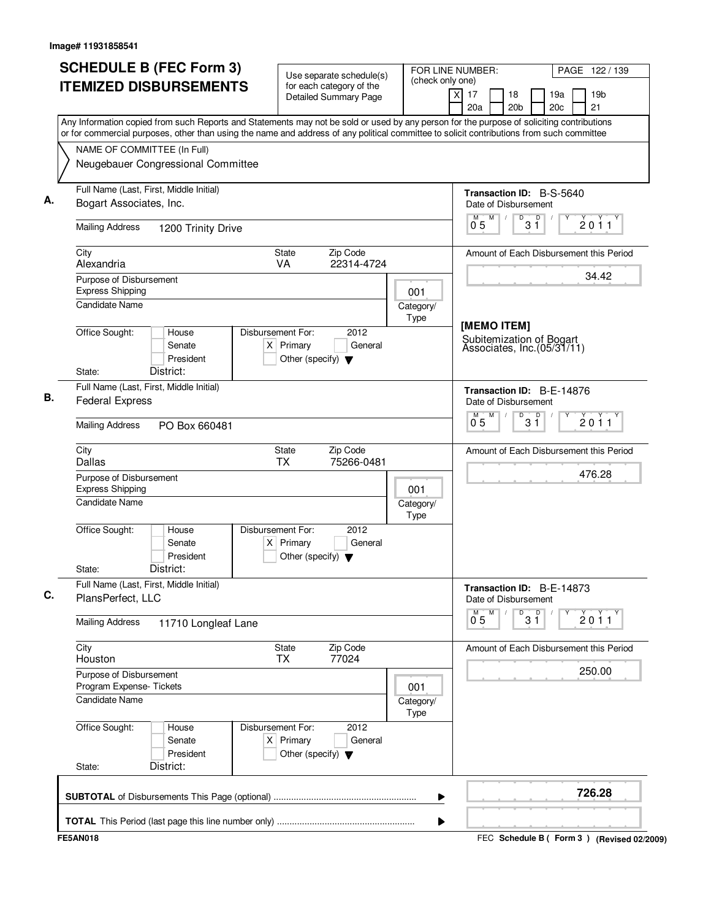Image# 11931858541

# SCHEDULE B (FEC Form 3) ITEMIZED DISBURSEMENTS

Use separate schedule(s) for each category of the Detailed Summary Page

FOR LINE NUMBER: (check only one)

[X] 17 [ ] 18 [ ] 19a [ ] 19b [ ] 20a [ ] 20b [ ] 20c [ ] 21

PAGE 122 / 139

Any Information copied from such Reports and Statements may not be sold or used by any person for the purpose of soliciting contributions or for commercial purposes, other than using the name and address of any political committee to solicit contributions from such committee

NAME OF COMMITTEE (In Full)
Neugebauer Congressional Committee

---

**A.** Full Name (Last, First, Middle Initial): Bogart Associates, Inc.

Mailing Address: 1200 Trinity Drive

City: Alexandria | State: VA | Zip Code: 22314-4724

Purpose of Disbursement: Express Shipping

Category/Type: 001

Candidate Name:

Office Sought: [ ] House [ ] Senate [ ] President

State: District:

Disbursement For: 2012 [X] Primary [ ] General [ ] Other (specify)

Transaction ID: B-S-5640

Date of Disbursement: 05 / 31 / 2011

Amount of Each Disbursement this Period: 34.42

[MEMO ITEM]
Subitemization of Bogart Associates, Inc.(05/31/11)

---

**B.** Full Name (Last, First, Middle Initial): Federal Express

Mailing Address: PO Box 660481

City: Dallas | State: TX | Zip Code: 75266-0481

Purpose of Disbursement: Express Shipping

Category/Type: 001

Candidate Name:

Office Sought: [ ] House [ ] Senate [ ] President

State: District:

Disbursement For: 2012 [X] Primary [ ] General [ ] Other (specify)

Transaction ID: B-E-14876

Date of Disbursement: 05 / 31 / 2011

Amount of Each Disbursement this Period: 476.28

---

**C.** Full Name (Last, First, Middle Initial): PlansPerfect, LLC

Mailing Address: 11710 Longleaf Lane

City: Houston | State: TX | Zip Code: 77024

Purpose of Disbursement: Program Expense- Tickets

Category/Type: 001

Candidate Name:

Office Sought: [ ] House [ ] Senate [ ] President

State: District:

Disbursement For: 2012 [X] Primary [ ] General [ ] Other (specify)

Transaction ID: B-E-14873

Date of Disbursement: 05 / 31 / 2011

Amount of Each Disbursement this Period: 250.00

---

**SUBTOTAL** of Disbursements This Page (optional): **726.28**

**TOTAL** This Period (last page this line number only):

FE5AN018

FEC **Schedule B ( Form 3 )** (Revised 02/2009)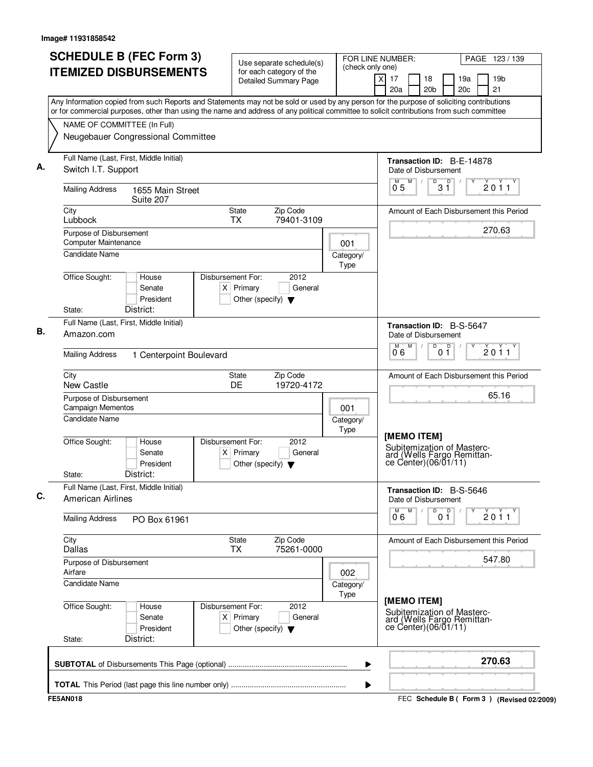Image# 11931858542

# SCHEDULE B (FEC Form 3) ITEMIZED DISBURSEMENTS

Use separate schedule(s) for each category of the Detailed Summary Page

FOR LINE NUMBER: (check only one)
[X] 17 [ ] 18 [ ] 19a [ ] 19b [ ] 20a [ ] 20b [ ] 20c [ ] 21

PAGE 123 / 139

Any Information copied from such Reports and Statements may not be sold or used by any person for the purpose of soliciting contributions or for commercial purposes, other than using the name and address of any political committee to solicit contributions from such committee

NAME OF COMMITTEE (In Full)
Neugebauer Congressional Committee

---

**A.** Full Name (Last, First, Middle Initial): Switch I.T. Support

Mailing Address: 1655 Main Street, Suite 207

City: Lubbock | State: TX | Zip Code: 79401-3109

Purpose of Disbursement: Computer Maintenance

Category/Type: 001

Candidate Name:

Office Sought: [ ] House [ ] Senate [ ] President

State: District:

Disbursement For: 2012 [X] Primary [ ] General [ ] Other (specify)

Transaction ID: B-E-14878

Date of Disbursement: 05/31/2011

Amount of Each Disbursement this Period: 270.63

---

**B.** Full Name (Last, First, Middle Initial): Amazon.com

Mailing Address: 1 Centerpoint Boulevard

City: New Castle | State: DE | Zip Code: 19720-4172

Purpose of Disbursement: Campaign Mementos

Category/Type: 001

Candidate Name:

Office Sought: [ ] House [ ] Senate [ ] President

State: District:

Disbursement For: 2012 [X] Primary [ ] General [ ] Other (specify)

Transaction ID: B-S-5647

Date of Disbursement: 06/01/2011

Amount of Each Disbursement this Period: 65.16

[MEMO ITEM]
Subitemization of Mastercard (Wells Fargo Remittance Center)(06/01/11)

---

**C.** Full Name (Last, First, Middle Initial): American Airlines

Mailing Address: PO Box 61961

City: Dallas | State: TX | Zip Code: 75261-0000

Purpose of Disbursement: Airfare

Category/Type: 002

Candidate Name:

Office Sought: [ ] House [ ] Senate [ ] President

State: District:

Disbursement For: 2012 [X] Primary [ ] General [ ] Other (specify)

Transaction ID: B-S-5646

Date of Disbursement: 06/01/2011

Amount of Each Disbursement this Period: 547.80

[MEMO ITEM]
Subitemization of Mastercard (Wells Fargo Remittance Center)(06/01/11)

---

**SUBTOTAL** of Disbursements This Page (optional): **270.63**

**TOTAL** This Period (last page this line number only):

FE5AN018

FEC Schedule B ( Form 3 ) (Revised 02/2009)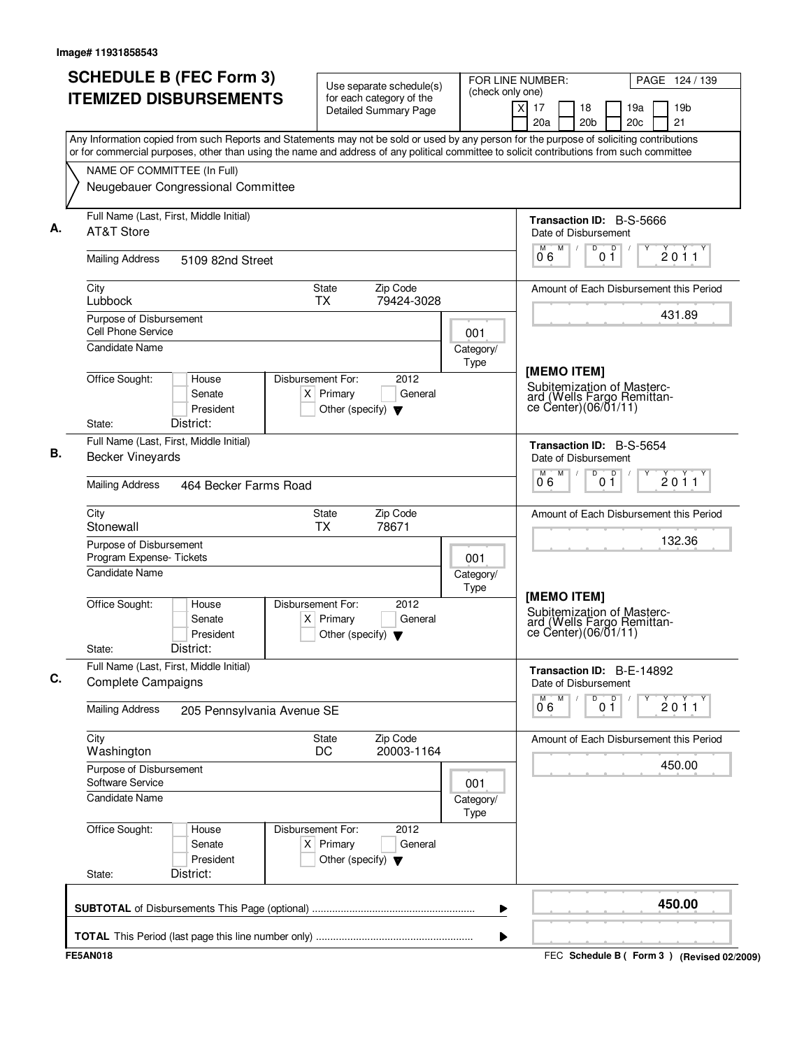Image# 11931858543

# SCHEDULE B (FEC Form 3) ITEMIZED DISBURSEMENTS

Use separate schedule(s) for each category of the Detailed Summary Page

FOR LINE NUMBER: (check only one)
[X] 17 [ ] 18 [ ] 19a [ ] 19b [ ] 20a [ ] 20b [ ] 20c [ ] 21

PAGE 124 / 139

Any Information copied from such Reports and Statements may not be sold or used by any person for the purpose of soliciting contributions or for commercial purposes, other than using the name and address of any political committee to solicit contributions from such committee

NAME OF COMMITTEE (In Full)
Neugebauer Congressional Committee

---

**A.** Full Name (Last, First, Middle Initial): AT&T Store

Mailing Address: 5109 82nd Street

City: Lubbock | State: TX | Zip Code: 79424-3028

Purpose of Disbursement: Cell Phone Service

Category/Type: 001

Candidate Name:

Office Sought: [ ] House [ ] Senate [ ] President

Disbursement For: 2012 [X] Primary [ ] General [ ] Other (specify)

State: District:

Transaction ID: B-S-5666

Date of Disbursement: 06 / 01 / 2011

Amount of Each Disbursement this Period: 431.89

[MEMO ITEM]
Subitemization of Mastercard (Wells Fargo Remittance Center)(06/01/11)

---

**B.** Full Name (Last, First, Middle Initial): Becker Vineyards

Mailing Address: 464 Becker Farms Road

City: Stonewall | State: TX | Zip Code: 78671

Purpose of Disbursement: Program Expense- Tickets

Category/Type: 001

Candidate Name:

Office Sought: [ ] House [ ] Senate [ ] President

Disbursement For: 2012 [X] Primary [ ] General [ ] Other (specify)

State: District:

Transaction ID: B-S-5654

Date of Disbursement: 06 / 01 / 2011

Amount of Each Disbursement this Period: 132.36

[MEMO ITEM]
Subitemization of Mastercard (Wells Fargo Remittance Center)(06/01/11)

---

**C.** Full Name (Last, First, Middle Initial): Complete Campaigns

Mailing Address: 205 Pennsylvania Avenue SE

City: Washington | State: DC | Zip Code: 20003-1164

Purpose of Disbursement: Software Service

Category/Type: 001

Candidate Name:

Office Sought: [ ] House [ ] Senate [ ] President

Disbursement For: 2012 [X] Primary [ ] General [ ] Other (specify)

State: District:

Transaction ID: B-E-14892

Date of Disbursement: 06 / 01 / 2011

Amount of Each Disbursement this Period: 450.00

---

**SUBTOTAL** of Disbursements This Page (optional): **450.00**

**TOTAL** This Period (last page this line number only):

FE5AN018 — FEC Schedule B ( Form 3 ) (Revised 02/2009)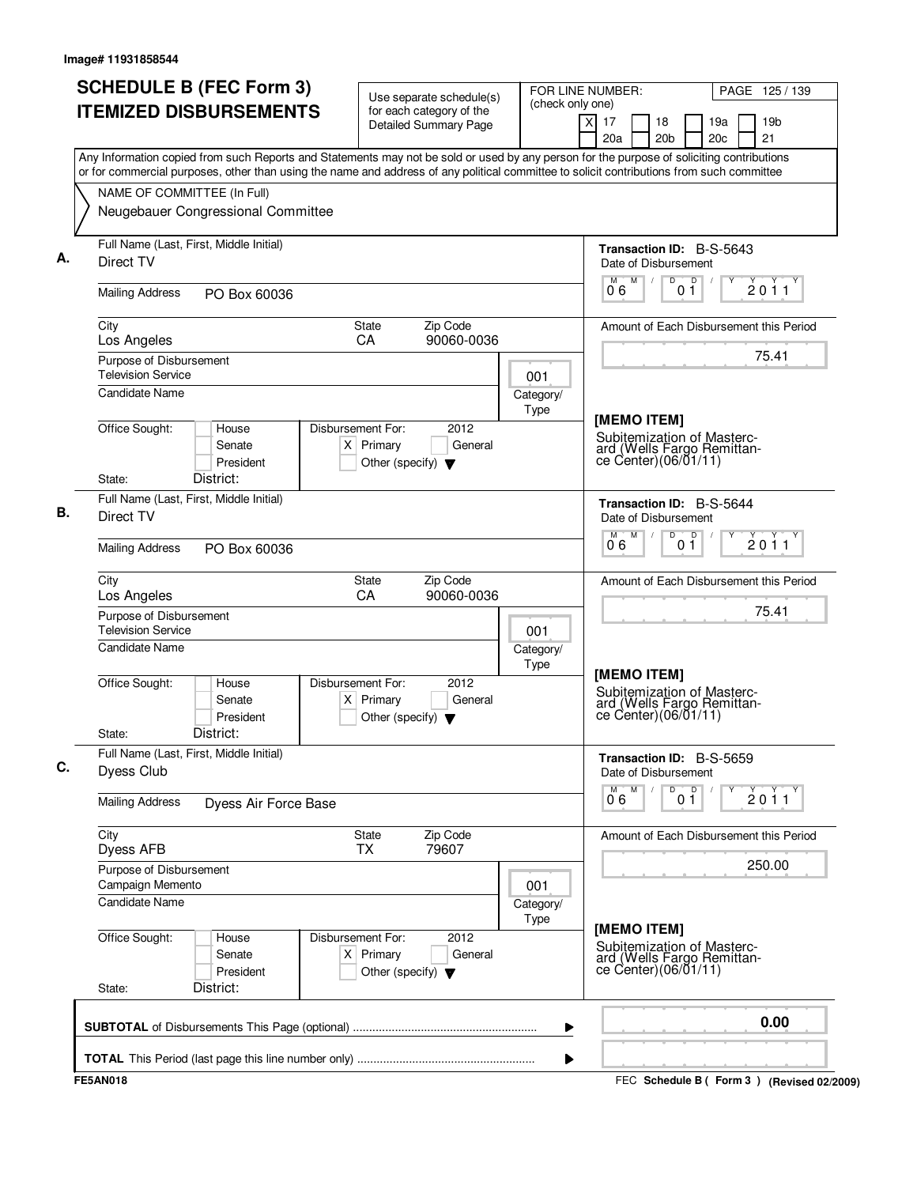Image# 11931858544

# SCHEDULE B (FEC Form 3) ITEMIZED DISBURSEMENTS

Use separate schedule(s) for each category of the Detailed Summary Page

FOR LINE NUMBER: (check only one)

- [X] 17
- [ ] 18
- [ ] 19a
- [ ] 19b
- [ ] 20a
- [ ] 20b
- [ ] 20c
- [ ] 21

Any Information copied from such Reports and Statements may not be sold or used by any person for the purpose of soliciting contributions or for commercial purposes, other than using the name and address of any political committee to solicit contributions from such committee

NAME OF COMMITTEE (In Full)
Neugebauer Congressional Committee

---

**A.**

Full Name (Last, First, Middle Initial): Direct TV

Mailing Address: PO Box 60036

City: Los Angeles | State: CA | Zip Code: 90060-0036

Purpose of Disbursement: Television Service

Category/Type: 001

Candidate Name:

Office Sought: [ ] House [ ] Senate [ ] President

State: District:

Disbursement For: 2012 [X] Primary [ ] General [ ] Other (specify)

Transaction ID: B-S-5643

Date of Disbursement: 06/01/2011

Amount of Each Disbursement this Period: 75.41

[MEMO ITEM]
Subitemization of Mastercard (Wells Fargo Remittance Center)(06/01/11)

---

**B.**

Full Name (Last, First, Middle Initial): Direct TV

Mailing Address: PO Box 60036

City: Los Angeles | State: CA | Zip Code: 90060-0036

Purpose of Disbursement: Television Service

Category/Type: 001

Candidate Name:

Office Sought: [ ] House [ ] Senate [ ] President

State: District:

Disbursement For: 2012 [X] Primary [ ] General [ ] Other (specify)

Transaction ID: B-S-5644

Date of Disbursement: 06/01/2011

Amount of Each Disbursement this Period: 75.41

[MEMO ITEM]
Subitemization of Mastercard (Wells Fargo Remittance Center)(06/01/11)

---

**C.**

Full Name (Last, First, Middle Initial): Dyess Club

Mailing Address: Dyess Air Force Base

City: Dyess AFB | State: TX | Zip Code: 79607

Purpose of Disbursement: Campaign Memento

Category/Type: 001

Candidate Name:

Office Sought: [ ] House [ ] Senate [ ] President

State: District:

Disbursement For: 2012 [X] Primary [ ] General [ ] Other (specify)

Transaction ID: B-S-5659

Date of Disbursement: 06/01/2011

Amount of Each Disbursement this Period: 250.00

[MEMO ITEM]
Subitemization of Mastercard (Wells Fargo Remittance Center)(06/01/11)

---

**SUBTOTAL** of Disbursements This Page (optional): 0.00

**TOTAL** This Period (last page this line number only):

FE5AN018

FEC **Schedule B ( Form 3 )** (Revised 02/2009)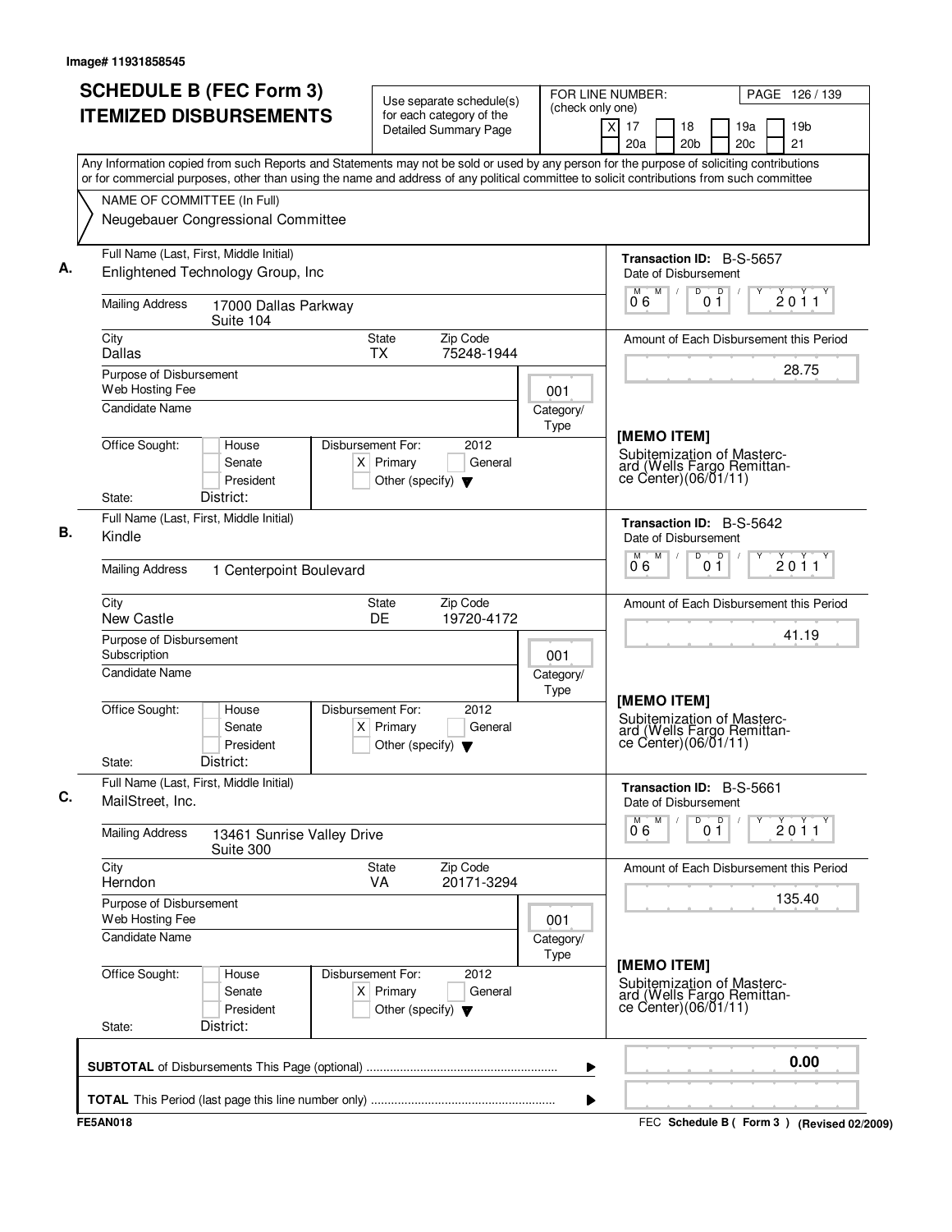Image# 11931858545

# SCHEDULE B (FEC Form 3) ITEMIZED DISBURSEMENTS

Use separate schedule(s) for each category of the Detailed Summary Page

FOR LINE NUMBER: (check only one)
[X] 17 [ ] 18 [ ] 19a [ ] 19b [ ] 20a [ ] 20b [ ] 20c [ ] 21

Any Information copied from such Reports and Statements may not be sold or used by any person for the purpose of soliciting contributions or for commercial purposes, other than using the name and address of any political committee to solicit contributions from such committee

NAME OF COMMITTEE (In Full)
Neugebauer Congressional Committee

**A.** Full Name (Last, First, Middle Initial): Enlightened Technology Group, Inc
Mailing Address: 17000 Dallas Parkway, Suite 104
City: Dallas | State: TX | Zip Code: 75248-1944
Purpose of Disbursement: Web Hosting Fee
Category/Type: 001
Candidate Name:
Office Sought: [ ] House [ ] Senate [ ] President
State: District:
Disbursement For: 2012 [X] Primary [ ] General [ ] Other (specify)
Transaction ID: B-S-5657
Date of Disbursement: 06/01/2011
Amount of Each Disbursement this Period: 28.75
[MEMO ITEM]
Subitemization of Mastercard (Wells Fargo Remittance Center)(06/01/11)

**B.** Full Name (Last, First, Middle Initial): Kindle
Mailing Address: 1 Centerpoint Boulevard
City: New Castle | State: DE | Zip Code: 19720-4172
Purpose of Disbursement: Subscription
Category/Type: 001
Candidate Name:
Office Sought: [ ] House [ ] Senate [ ] President
State: District:
Disbursement For: 2012 [X] Primary [ ] General [ ] Other (specify)
Transaction ID: B-S-5642
Date of Disbursement: 06/01/2011
Amount of Each Disbursement this Period: 41.19
[MEMO ITEM]
Subitemization of Mastercard (Wells Fargo Remittance Center)(06/01/11)

**C.** Full Name (Last, First, Middle Initial): MailStreet, Inc.
Mailing Address: 13461 Sunrise Valley Drive, Suite 300
City: Herndon | State: VA | Zip Code: 20171-3294
Purpose of Disbursement: Web Hosting Fee
Category/Type: 001
Candidate Name:
Office Sought: [ ] House [ ] Senate [ ] President
State: District:
Disbursement For: 2012 [X] Primary [ ] General [ ] Other (specify)
Transaction ID: B-S-5661
Date of Disbursement: 06/01/2011
Amount of Each Disbursement this Period: 135.40
[MEMO ITEM]
Subitemization of Mastercard (Wells Fargo Remittance Center)(06/01/11)

**SUBTOTAL** of Disbursements This Page (optional): **0.00**

**TOTAL** This Period (last page this line number only):

FE5AN018 — FEC Schedule B ( Form 3 ) (Revised 02/2009)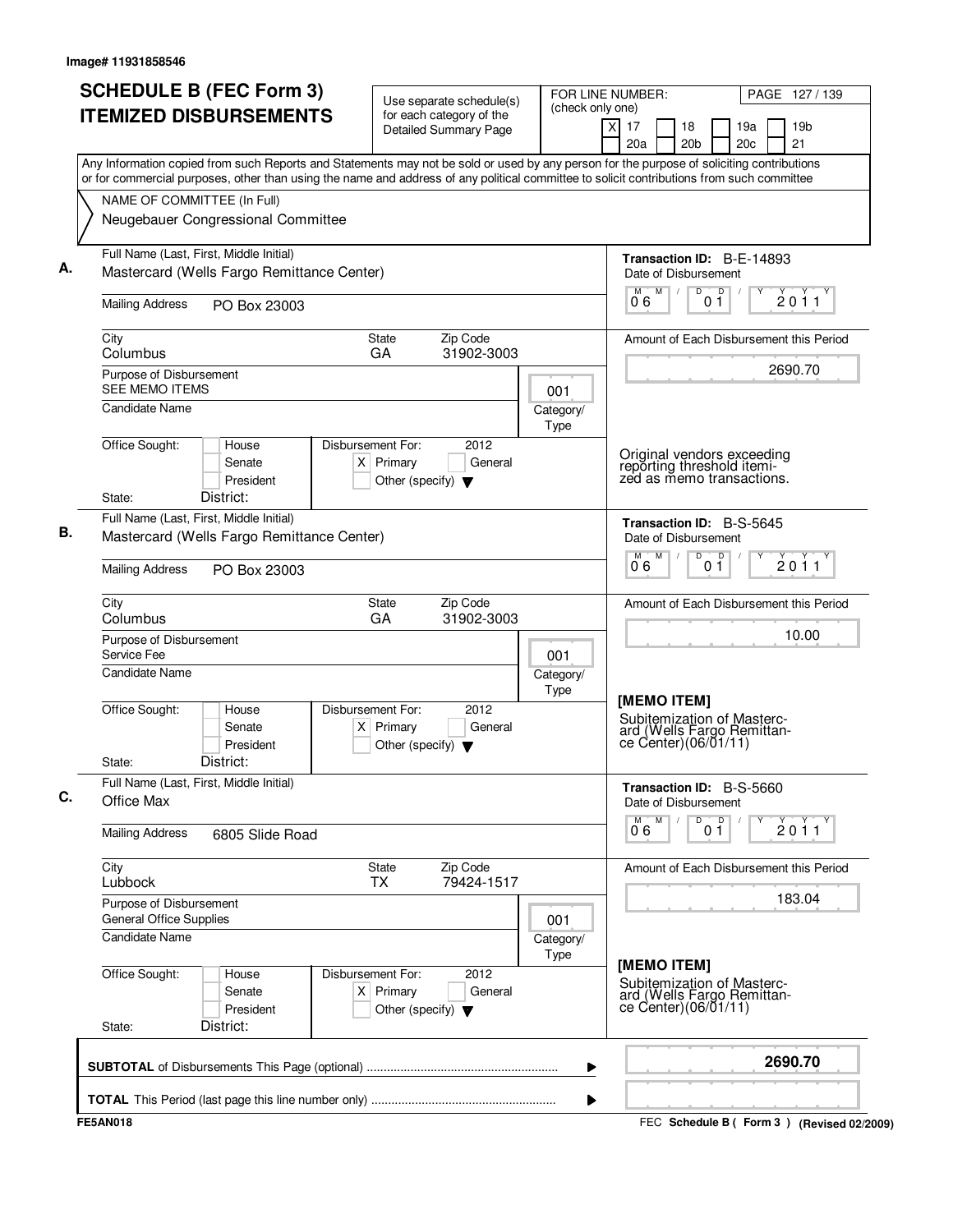Image# 11931858546

# SCHEDULE B (FEC Form 3)
# ITEMIZED DISBURSEMENTS

Use separate schedule(s) for each category of the Detailed Summary Page

FOR LINE NUMBER: (check only one)

- [X] 17
- [ ] 18
- [ ] 19a
- [ ] 19b
- [ ] 20a
- [ ] 20b
- [ ] 20c
- [ ] 21

Any Information copied from such Reports and Statements may not be sold or used by any person for the purpose of soliciting contributions or for commercial purposes, other than using the name and address of any political committee to solicit contributions from such committee

NAME OF COMMITTEE (In Full)
Neugebauer Congressional Committee

---

**A.**

Full Name (Last, First, Middle Initial): Mastercard (Wells Fargo Remittance Center)

Mailing Address: PO Box 23003

City: Columbus | State: GA | Zip Code: 31902-3003

Purpose of Disbursement: SEE MEMO ITEMS

Category/Type: 001

Candidate Name:

Office Sought: [ ] House [ ] Senate [ ] President

State: District:

Disbursement For: 2012 [X] Primary [ ] General [ ] Other (specify)

Transaction ID: B-E-14893

Date of Disbursement: 06/01/2011

Amount of Each Disbursement this Period: 2690.70

Original vendors exceeding reporting threshold itemized as memo transactions.

---

**B.**

Full Name (Last, First, Middle Initial): Mastercard (Wells Fargo Remittance Center)

Mailing Address: PO Box 23003

City: Columbus | State: GA | Zip Code: 31902-3003

Purpose of Disbursement: Service Fee

Category/Type: 001

Candidate Name:

Office Sought: [ ] House [ ] Senate [ ] President

State: District:

Disbursement For: 2012 [X] Primary [ ] General [ ] Other (specify)

Transaction ID: B-S-5645

Date of Disbursement: 06/01/2011

Amount of Each Disbursement this Period: 10.00

[MEMO ITEM]
Subitemization of Mastercard (Wells Fargo Remittance Center)(06/01/11)

---

**C.**

Full Name (Last, First, Middle Initial): Office Max

Mailing Address: 6805 Slide Road

City: Lubbock | State: TX | Zip Code: 79424-1517

Purpose of Disbursement: General Office Supplies

Category/Type: 001

Candidate Name:

Office Sought: [ ] House [ ] Senate [ ] President

State: District:

Disbursement For: 2012 [X] Primary [ ] General [ ] Other (specify)

Transaction ID: B-S-5660

Date of Disbursement: 06/01/2011

Amount of Each Disbursement this Period: 183.04

[MEMO ITEM]
Subitemization of Mastercard (Wells Fargo Remittance Center)(06/01/11)

---

**SUBTOTAL** of Disbursements This Page (optional): **2690.70**

**TOTAL** This Period (last page this line number only):

FE5AN018 — FEC Schedule B ( Form 3 ) (Revised 02/2009)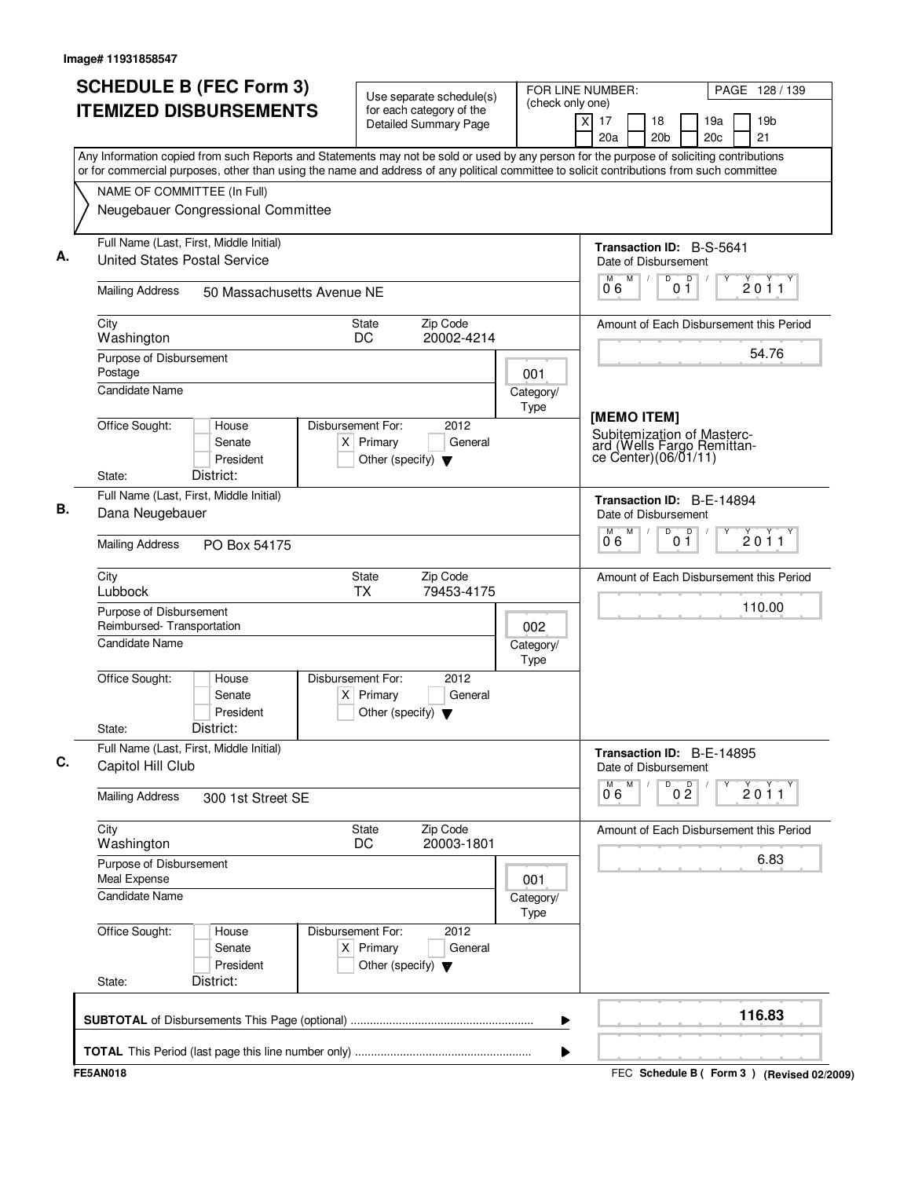Image# 11931858547

# SCHEDULE B (FEC Form 3)
# ITEMIZED DISBURSEMENTS

Use separate schedule(s) for each category of the Detailed Summary Page

FOR LINE NUMBER: (check only one)

[X] 17 [ ] 18 [ ] 19a [ ] 19b [ ] 20a [ ] 20b [ ] 20c [ ] 21

PAGE 128 / 139

Any Information copied from such Reports and Statements may not be sold or used by any person for the purpose of soliciting contributions or for commercial purposes, other than using the name and address of any political committee to solicit contributions from such committee

NAME OF COMMITTEE (In Full)
Neugebauer Congressional Committee

---

**A.**

Full Name (Last, First, Middle Initial): United States Postal Service

Mailing Address: 50 Massachusetts Avenue NE

City: Washington | State: DC | Zip Code: 20002-4214

Purpose of Disbursement: Postage

Category/Type: 001

Candidate Name:

Office Sought: [ ] House [ ] Senate [ ] President

State: District:

Disbursement For: 2012 [X] Primary [ ] General [ ] Other (specify)

Transaction ID: B-S-5641

Date of Disbursement: 06/01/2011

Amount of Each Disbursement this Period: 54.76

[MEMO ITEM]
Subitemization of Mastercard (Wells Fargo Remittance Center)(06/01/11)

---

**B.**

Full Name (Last, First, Middle Initial): Dana Neugebauer

Mailing Address: PO Box 54175

City: Lubbock | State: TX | Zip Code: 79453-4175

Purpose of Disbursement: Reimbursed- Transportation

Category/Type: 002

Candidate Name:

Office Sought: [ ] House [ ] Senate [ ] President

State: District:

Disbursement For: 2012 [X] Primary [ ] General [ ] Other (specify)

Transaction ID: B-E-14894

Date of Disbursement: 06/01/2011

Amount of Each Disbursement this Period: 110.00

---

**C.**

Full Name (Last, First, Middle Initial): Capitol Hill Club

Mailing Address: 300 1st Street SE

City: Washington | State: DC | Zip Code: 20003-1801

Purpose of Disbursement: Meal Expense

Category/Type: 001

Candidate Name:

Office Sought: [ ] House [ ] Senate [ ] President

State: District:

Disbursement For: 2012 [X] Primary [ ] General [ ] Other (specify)

Transaction ID: B-E-14895

Date of Disbursement: 06/02/2011

Amount of Each Disbursement this Period: 6.83

---

**SUBTOTAL** of Disbursements This Page (optional): **116.83**

**TOTAL** This Period (last page this line number only):

FE5AN018

FEC **Schedule B ( Form 3 )** (Revised 02/2009)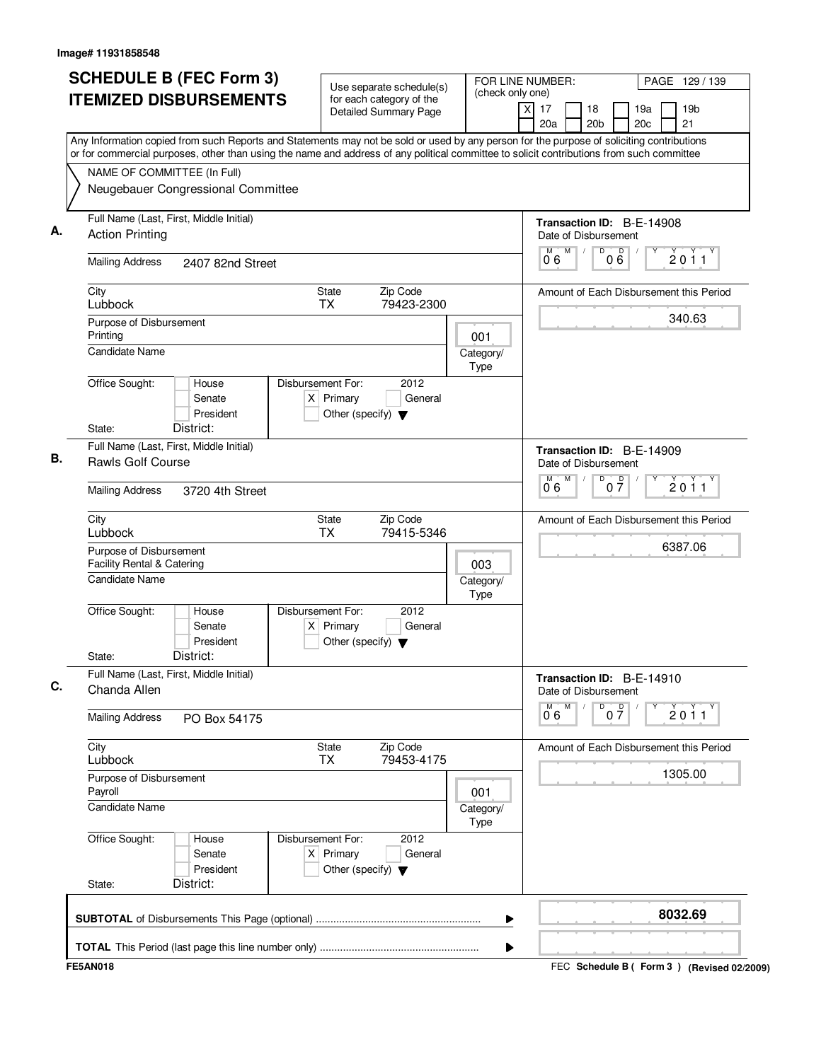Image# 11931858548

# SCHEDULE B (FEC Form 3) ITEMIZED DISBURSEMENTS

Use separate schedule(s) for each category of the Detailed Summary Page

FOR LINE NUMBER: (check only one)

[X] 17 [ ] 18 [ ] 19a [ ] 19b [ ] 20a [ ] 20b [ ] 20c [ ] 21

PAGE 129 / 139

Any Information copied from such Reports and Statements may not be sold or used by any person for the purpose of soliciting contributions or for commercial purposes, other than using the name and address of any political committee to solicit contributions from such committee

NAME OF COMMITTEE (In Full)
Neugebauer Congressional Committee

## A.

Full Name (Last, First, Middle Initial): Action Printing

Mailing Address: 2407 82nd Street

City: Lubbock | State: TX | Zip Code: 79423-2300

Purpose of Disbursement: Printing

Category/Type: 001

Candidate Name:

Office Sought: [ ] House [ ] Senate [ ] President

State: District:

Disbursement For: 2012 [X] Primary [ ] General [ ] Other (specify)

Transaction ID: B-E-14908

Date of Disbursement: 06 / 06 / 2011

Amount of Each Disbursement this Period: 340.63

## B.

Full Name (Last, First, Middle Initial): Rawls Golf Course

Mailing Address: 3720 4th Street

City: Lubbock | State: TX | Zip Code: 79415-5346

Purpose of Disbursement: Facility Rental & Catering

Category/Type: 003

Candidate Name:

Office Sought: [ ] House [ ] Senate [ ] President

State: District:

Disbursement For: 2012 [X] Primary [ ] General [ ] Other (specify)

Transaction ID: B-E-14909

Date of Disbursement: 06 / 07 / 2011

Amount of Each Disbursement this Period: 6387.06

## C.

Full Name (Last, First, Middle Initial): Chanda Allen

Mailing Address: PO Box 54175

City: Lubbock | State: TX | Zip Code: 79453-4175

Purpose of Disbursement: Payroll

Category/Type: 001

Candidate Name:

Office Sought: [ ] House [ ] Senate [ ] President

State: District:

Disbursement For: 2012 [X] Primary [ ] General [ ] Other (specify)

Transaction ID: B-E-14910

Date of Disbursement: 06 / 07 / 2011

Amount of Each Disbursement this Period: 1305.00

**SUBTOTAL** of Disbursements This Page (optional): 8032.69

**TOTAL** This Period (last page this line number only):

FE5AN018 — FEC Schedule B ( Form 3 ) (Revised 02/2009)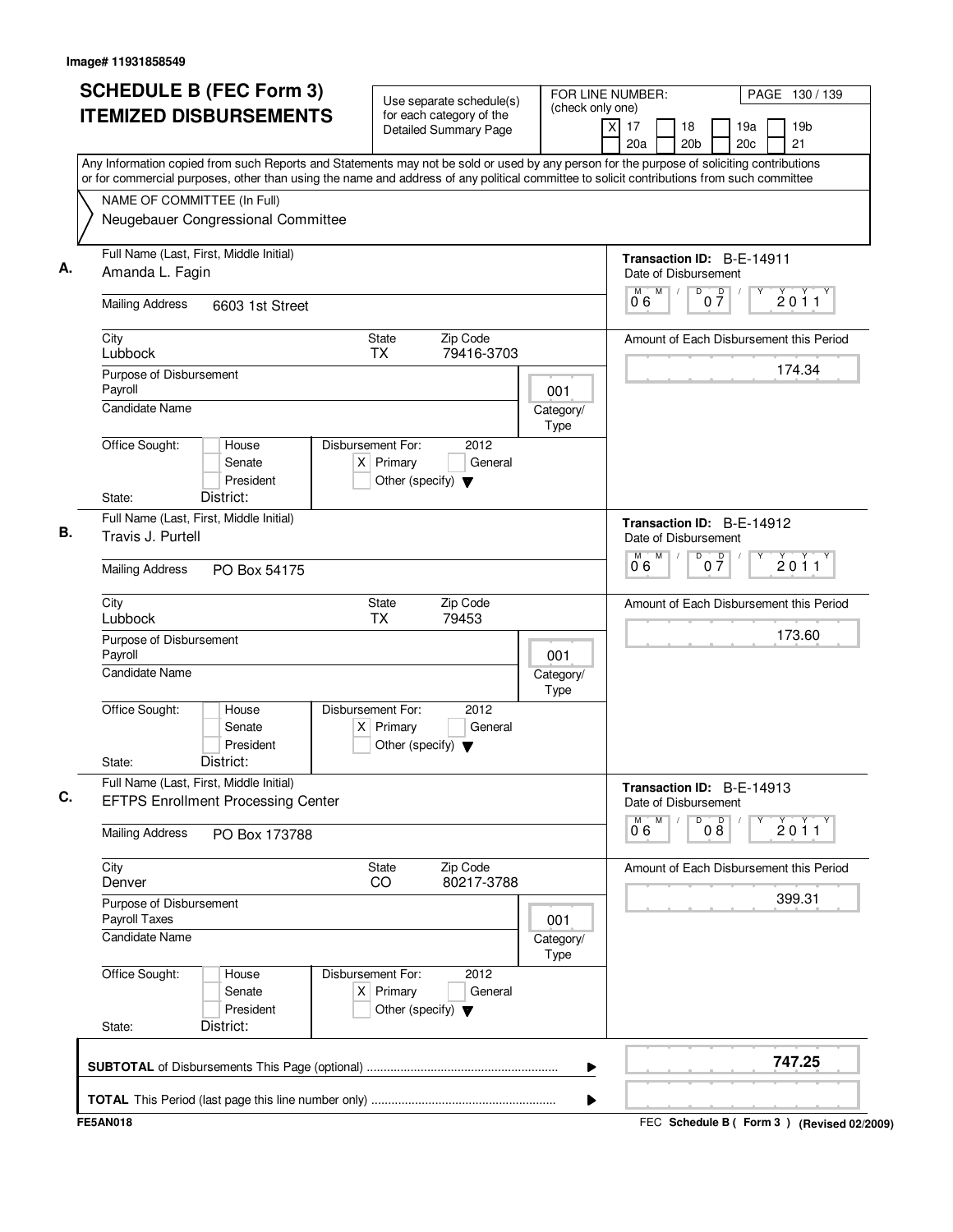Image# 11931858549

# SCHEDULE B (FEC Form 3) ITEMIZED DISBURSEMENTS

Use separate schedule(s) for each category of the Detailed Summary Page

FOR LINE NUMBER: (check only one)
[X] 17 [ ] 18 [ ] 19a [ ] 19b [ ] 20a [ ] 20b [ ] 20c [ ] 21

Any Information copied from such Reports and Statements may not be sold or used by any person for the purpose of soliciting contributions or for commercial purposes, other than using the name and address of any political committee to solicit contributions from such committee

NAME OF COMMITTEE (In Full)
Neugebauer Congressional Committee

---

**A.** Full Name (Last, First, Middle Initial): Amanda L. Fagin

Mailing Address: 6603 1st Street

City: Lubbock | State: TX | Zip Code: 79416-3703

Purpose of Disbursement: Payroll

Category/Type: 001

Candidate Name:

Office Sought: [ ] House [ ] Senate [ ] President

State: District:

Disbursement For: 2012 [X] Primary [ ] General [ ] Other (specify)

Transaction ID: B-E-14911

Date of Disbursement: 06/07/2011

Amount of Each Disbursement this Period: 174.34

---

**B.** Full Name (Last, First, Middle Initial): Travis J. Purtell

Mailing Address: PO Box 54175

City: Lubbock | State: TX | Zip Code: 79453

Purpose of Disbursement: Payroll

Category/Type: 001

Candidate Name:

Office Sought: [ ] House [ ] Senate [ ] President

State: District:

Disbursement For: 2012 [X] Primary [ ] General [ ] Other (specify)

Transaction ID: B-E-14912

Date of Disbursement: 06/07/2011

Amount of Each Disbursement this Period: 173.60

---

**C.** Full Name (Last, First, Middle Initial): EFTPS Enrollment Processing Center

Mailing Address: PO Box 173788

City: Denver | State: CO | Zip Code: 80217-3788

Purpose of Disbursement: Payroll Taxes

Category/Type: 001

Candidate Name:

Office Sought: [ ] House [ ] Senate [ ] President

State: District:

Disbursement For: 2012 [X] Primary [ ] General [ ] Other (specify)

Transaction ID: B-E-14913

Date of Disbursement: 06/08/2011

Amount of Each Disbursement this Period: 399.31

---

**SUBTOTAL** of Disbursements This Page (optional): **747.25**

**TOTAL** This Period (last page this line number only):

FE5AN018

FEC Schedule B ( Form 3 ) (Revised 02/2009)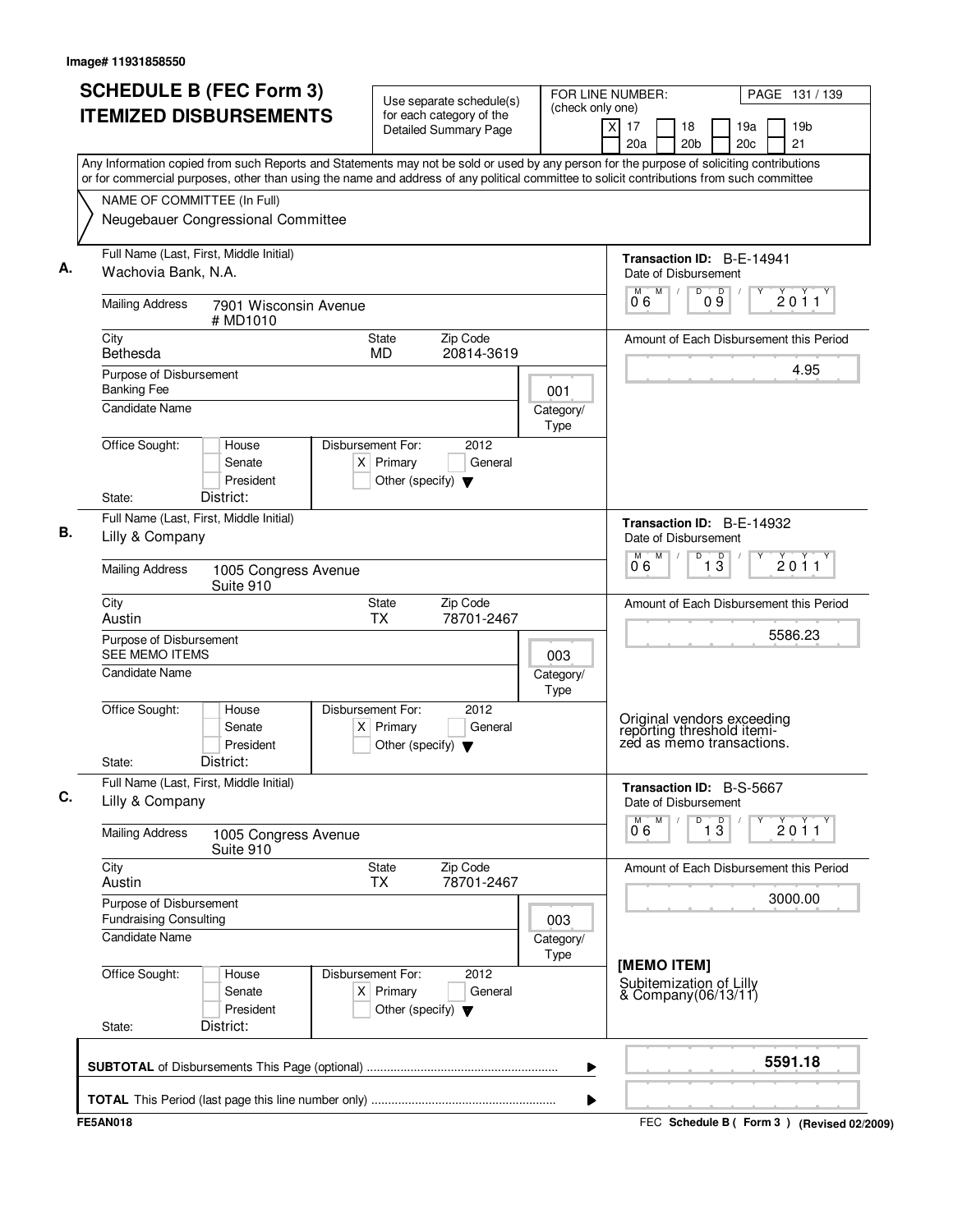Image# 11931858550

# SCHEDULE B (FEC Form 3)
# ITEMIZED DISBURSEMENTS

Use separate schedule(s) for each category of the Detailed Summary Page

FOR LINE NUMBER: (check only one)
[X] 17 [ ] 18 [ ] 19a [ ] 19b [ ] 20a [ ] 20b [ ] 20c [ ] 21

Any Information copied from such Reports and Statements may not be sold or used by any person for the purpose of soliciting contributions or for commercial purposes, other than using the name and address of any political committee to solicit contributions from such committee

NAME OF COMMITTEE (In Full)
Neugebauer Congressional Committee

---

**A.**

Full Name (Last, First, Middle Initial): Wachovia Bank, N.A.

Mailing Address: 7901 Wisconsin Avenue # MD1010

City: Bethesda | State: MD | Zip Code: 20814-3619

Purpose of Disbursement: Banking Fee

Category/Type: 001

Candidate Name:

Office Sought: [ ] House [ ] Senate [ ] President

State: District:

Disbursement For: 2012 [X] Primary [ ] General [ ] Other (specify)

Transaction ID: B-E-14941

Date of Disbursement: 06/09/2011

Amount of Each Disbursement this Period: 4.95

---

**B.**

Full Name (Last, First, Middle Initial): Lilly & Company

Mailing Address: 1005 Congress Avenue Suite 910

City: Austin | State: TX | Zip Code: 78701-2467

Purpose of Disbursement: SEE MEMO ITEMS

Category/Type: 003

Candidate Name:

Office Sought: [ ] House [ ] Senate [ ] President

State: District:

Disbursement For: 2012 [X] Primary [ ] General [ ] Other (specify)

Transaction ID: B-E-14932

Date of Disbursement: 06/13/2011

Amount of Each Disbursement this Period: 5586.23

Original vendors exceeding reporting threshold itemized as memo transactions.

---

**C.**

Full Name (Last, First, Middle Initial): Lilly & Company

Mailing Address: 1005 Congress Avenue Suite 910

City: Austin | State: TX | Zip Code: 78701-2467

Purpose of Disbursement: Fundraising Consulting

Category/Type: 003

Candidate Name:

Office Sought: [ ] House [ ] Senate [ ] President

State: District:

Disbursement For: 2012 [X] Primary [ ] General [ ] Other (specify)

Transaction ID: B-S-5667

Date of Disbursement: 06/13/2011

Amount of Each Disbursement this Period: 3000.00

[MEMO ITEM]
Subitemization of Lilly & Company(06/13/11)

---

SUBTOTAL of Disbursements This Page (optional): 5591.18

TOTAL This Period (last page this line number only):

FE5AN018 — FEC Schedule B ( Form 3 ) (Revised 02/2009)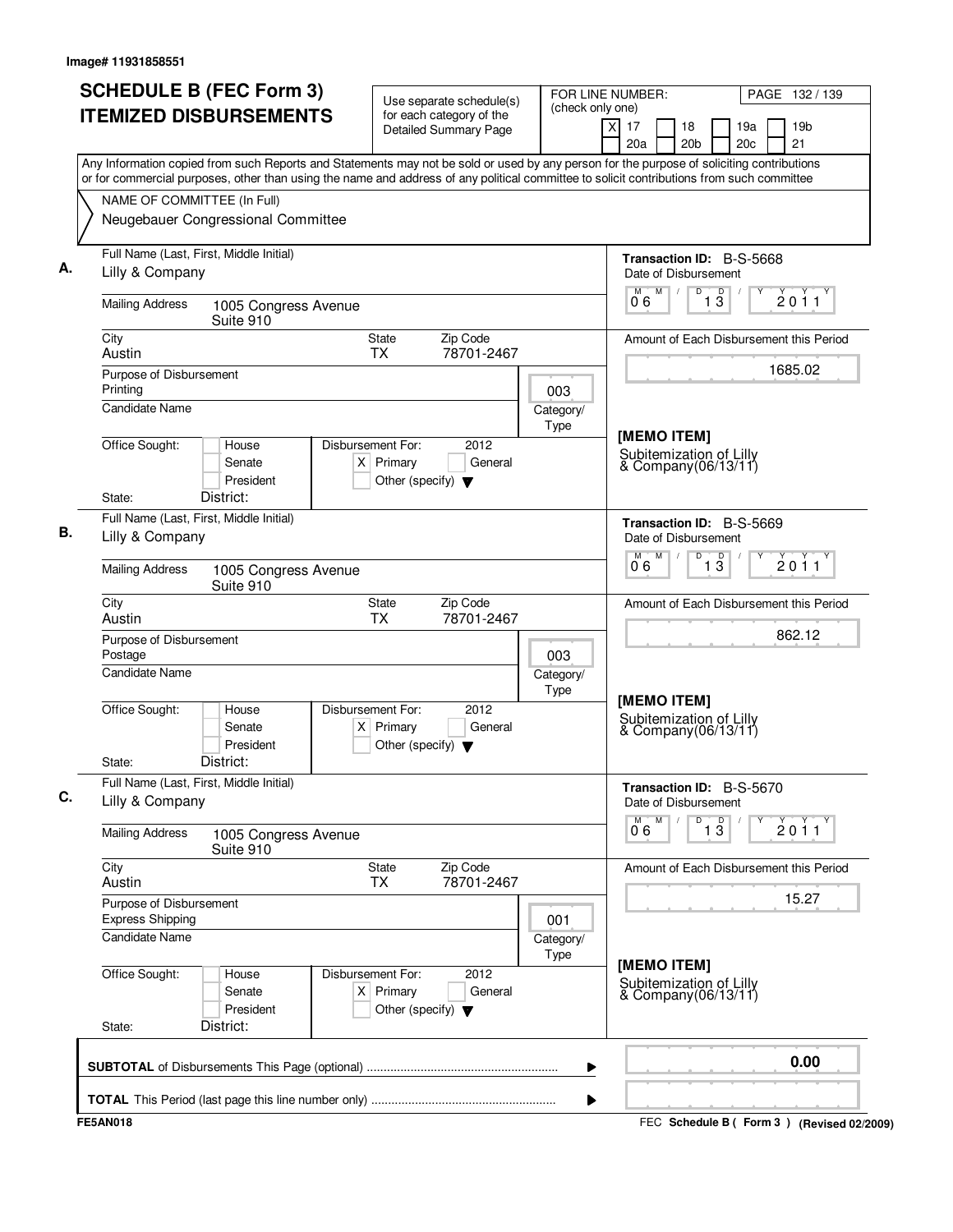Image# 11931858551

# SCHEDULE B (FEC Form 3) ITEMIZED DISBURSEMENTS

Use separate schedule(s) for each category of the Detailed Summary Page

FOR LINE NUMBER: (check only one)
[X] 17 [ ] 18 [ ] 19a [ ] 19b [ ] 20a [ ] 20b [ ] 20c [ ] 21

PAGE 132 / 139

Any Information copied from such Reports and Statements may not be sold or used by any person for the purpose of soliciting contributions or for commercial purposes, other than using the name and address of any political committee to solicit contributions from such committee

NAME OF COMMITTEE (In Full)
Neugebauer Congressional Committee

---

**A.**

Full Name (Last, First, Middle Initial): Lilly & Company

Mailing Address: 1005 Congress Avenue, Suite 910

City: Austin | State: TX | Zip Code: 78701-2467

Purpose of Disbursement: Printing

Category/Type: 003

Candidate Name:

Office Sought: [ ] House [ ] Senate [ ] President

State: | District:

Disbursement For: 2012 [X] Primary [ ] General [ ] Other (specify)

Transaction ID: B-S-5668

Date of Disbursement: 06/13/2011

Amount of Each Disbursement this Period: 1685.02

[MEMO ITEM]
Subitemization of Lilly & Company(06/13/11)

---

**B.**

Full Name (Last, First, Middle Initial): Lilly & Company

Mailing Address: 1005 Congress Avenue, Suite 910

City: Austin | State: TX | Zip Code: 78701-2467

Purpose of Disbursement: Postage

Category/Type: 003

Candidate Name:

Office Sought: [ ] House [ ] Senate [ ] President

State: | District:

Disbursement For: 2012 [X] Primary [ ] General [ ] Other (specify)

Transaction ID: B-S-5669

Date of Disbursement: 06/13/2011

Amount of Each Disbursement this Period: 862.12

[MEMO ITEM]
Subitemization of Lilly & Company(06/13/11)

---

**C.**

Full Name (Last, First, Middle Initial): Lilly & Company

Mailing Address: 1005 Congress Avenue, Suite 910

City: Austin | State: TX | Zip Code: 78701-2467

Purpose of Disbursement: Express Shipping

Category/Type: 001

Candidate Name:

Office Sought: [ ] House [ ] Senate [ ] President

State: | District:

Disbursement For: 2012 [X] Primary [ ] General [ ] Other (specify)

Transaction ID: B-S-5670

Date of Disbursement: 06/13/2011

Amount of Each Disbursement this Period: 15.27

[MEMO ITEM]
Subitemization of Lilly & Company(06/13/11)

---

**SUBTOTAL** of Disbursements This Page (optional) ........ 0.00

**TOTAL** This Period (last page this line number only) ........

FE5AN018 — FEC Schedule B ( Form 3 ) (Revised 02/2009)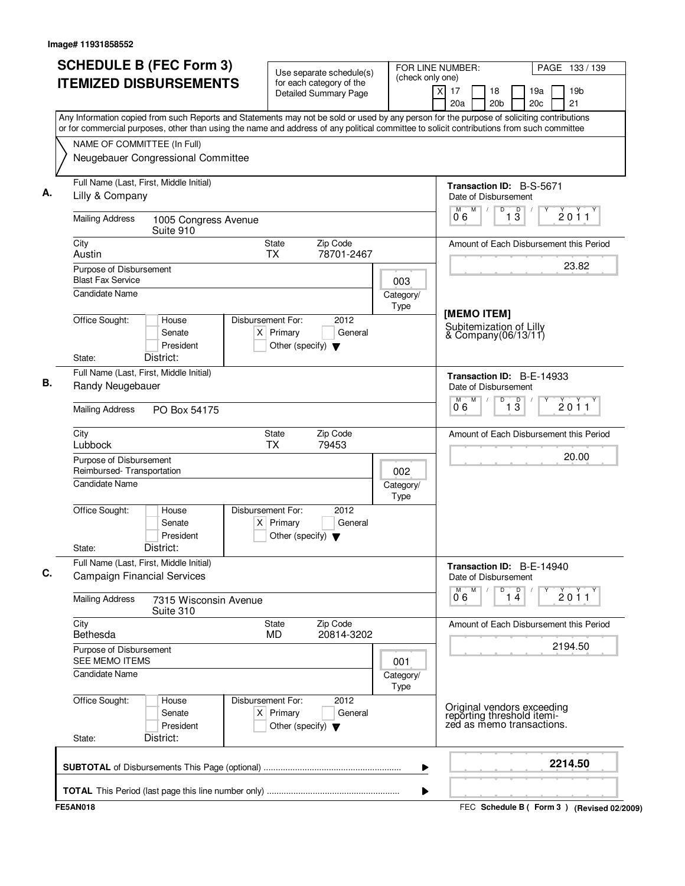Image# 11931858552

# SCHEDULE B (FEC Form 3) ITEMIZED DISBURSEMENTS

Use separate schedule(s) for each category of the Detailed Summary Page

FOR LINE NUMBER: (check only one)

[X] 17 [ ] 18 [ ] 19a [ ] 19b [ ] 20a [ ] 20b [ ] 20c [ ] 21

PAGE 133 / 139

Any Information copied from such Reports and Statements may not be sold or used by any person for the purpose of soliciting contributions or for commercial purposes, other than using the name and address of any political committee to solicit contributions from such committee

NAME OF COMMITTEE (In Full)
Neugebauer Congressional Committee

---

**A.** Full Name (Last, First, Middle Initial): Lilly & Company

Mailing Address: 1005 Congress Avenue, Suite 910

City: Austin | State: TX | Zip Code: 78701-2467

Purpose of Disbursement: Blast Fax Service

Category/Type: 003

Candidate Name:

Office Sought: [ ] House [ ] Senate [ ] President

State: District:

Disbursement For: 2012 [X] Primary [ ] General [ ] Other (specify)

Transaction ID: B-S-5671

Date of Disbursement: 06 / 13 / 2011

Amount of Each Disbursement this Period: 23.82

[MEMO ITEM]
Subitemization of Lilly & Company(06/13/11)

---

**B.** Full Name (Last, First, Middle Initial): Randy Neugebauer

Mailing Address: PO Box 54175

City: Lubbock | State: TX | Zip Code: 79453

Purpose of Disbursement: Reimbursed- Transportation

Category/Type: 002

Candidate Name:

Office Sought: [ ] House [ ] Senate [ ] President

State: District:

Disbursement For: 2012 [X] Primary [ ] General [ ] Other (specify)

Transaction ID: B-E-14933

Date of Disbursement: 06 / 13 / 2011

Amount of Each Disbursement this Period: 20.00

---

**C.** Full Name (Last, First, Middle Initial): Campaign Financial Services

Mailing Address: 7315 Wisconsin Avenue, Suite 310

City: Bethesda | State: MD | Zip Code: 20814-3202

Purpose of Disbursement: SEE MEMO ITEMS

Category/Type: 001

Candidate Name:

Office Sought: [ ] House [ ] Senate [ ] President

State: District:

Disbursement For: 2012 [X] Primary [ ] General [ ] Other (specify)

Transaction ID: B-E-14940

Date of Disbursement: 06 / 14 / 2011

Amount of Each Disbursement this Period: 2194.50

Original vendors exceeding reporting threshold itemized as memo transactions.

---

**SUBTOTAL** of Disbursements This Page (optional): 2214.50

**TOTAL** This Period (last page this line number only):

FE5AN018

FEC Schedule B ( Form 3 ) (Revised 02/2009)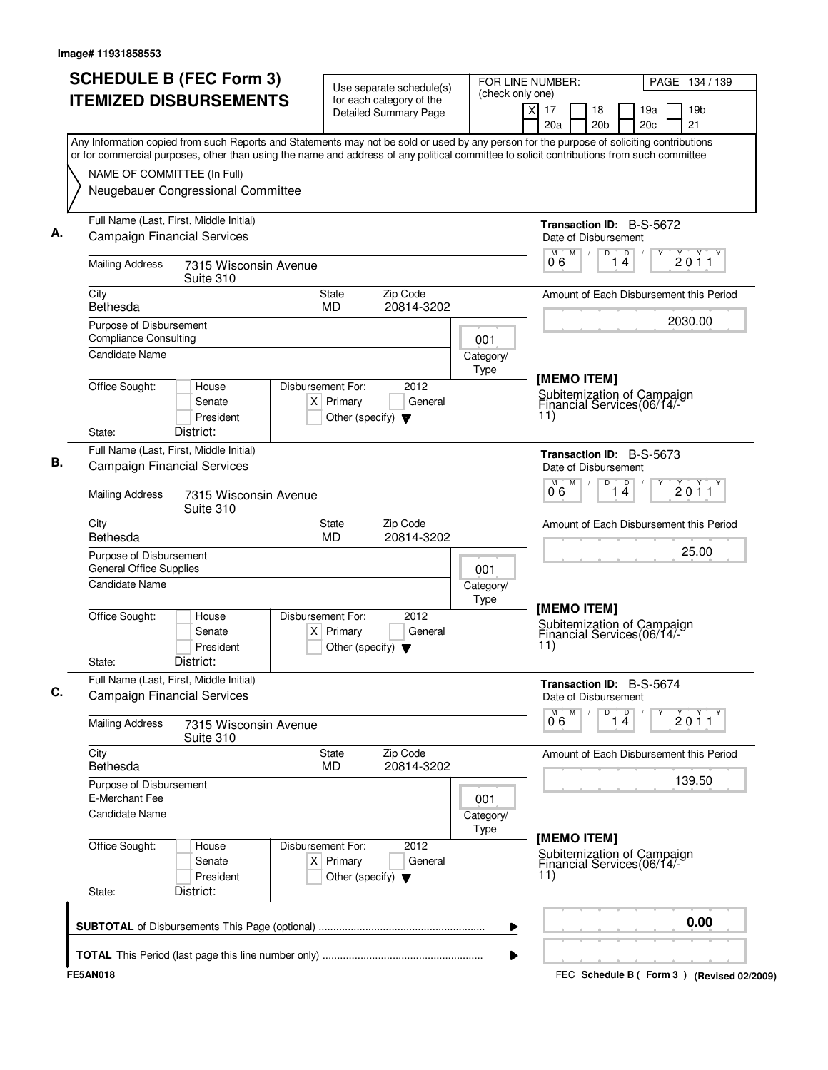Image# 11931858553

# SCHEDULE B (FEC Form 3) ITEMIZED DISBURSEMENTS

Use separate schedule(s) for each category of the Detailed Summary Page

FOR LINE NUMBER: (check only one)

[X] 17 [ ] 18 [ ] 19a [ ] 19b [ ] 20a [ ] 20b [ ] 20c [ ] 21

Any Information copied from such Reports and Statements may not be sold or used by any person for the purpose of soliciting contributions or for commercial purposes, other than using the name and address of any political committee to solicit contributions from such committee

NAME OF COMMITTEE (In Full)
Neugebauer Congressional Committee

**A.**

Full Name (Last, First, Middle Initial): Campaign Financial Services

Mailing Address: 7315 Wisconsin Avenue, Suite 310

City: Bethesda | State: MD | Zip Code: 20814-3202

Purpose of Disbursement: Compliance Consulting

Category/Type: 001

Candidate Name:

Office Sought: [ ] House [ ] Senate [ ] President

State: | District:

Disbursement For: 2012 [X] Primary [ ] General [ ] Other (specify)

Transaction ID: B-S-5672

Date of Disbursement: 06 / 14 / 2011

Amount of Each Disbursement this Period: 2030.00

[MEMO ITEM]
Subitemization of Campaign Financial Services(06/14/-11)

**B.**

Full Name (Last, First, Middle Initial): Campaign Financial Services

Mailing Address: 7315 Wisconsin Avenue, Suite 310

City: Bethesda | State: MD | Zip Code: 20814-3202

Purpose of Disbursement: General Office Supplies

Category/Type: 001

Candidate Name:

Office Sought: [ ] House [ ] Senate [ ] President

State: | District:

Disbursement For: 2012 [X] Primary [ ] General [ ] Other (specify)

Transaction ID: B-S-5673

Date of Disbursement: 06 / 14 / 2011

Amount of Each Disbursement this Period: 25.00

[MEMO ITEM]
Subitemization of Campaign Financial Services(06/14/-11)

**C.**

Full Name (Last, First, Middle Initial): Campaign Financial Services

Mailing Address: 7315 Wisconsin Avenue, Suite 310

City: Bethesda | State: MD | Zip Code: 20814-3202

Purpose of Disbursement: E-Merchant Fee

Category/Type: 001

Candidate Name:

Office Sought: [ ] House [ ] Senate [ ] President

State: | District:

Disbursement For: 2012 [X] Primary [ ] General [ ] Other (specify)

Transaction ID: B-S-5674

Date of Disbursement: 06 / 14 / 2011

Amount of Each Disbursement this Period: 139.50

[MEMO ITEM]
Subitemization of Campaign Financial Services(06/14/-11)

**SUBTOTAL** of Disbursements This Page (optional): 0.00

**TOTAL** This Period (last page this line number only):

FE5AN018 | FEC **Schedule B ( Form 3 )** (Revised 02/2009)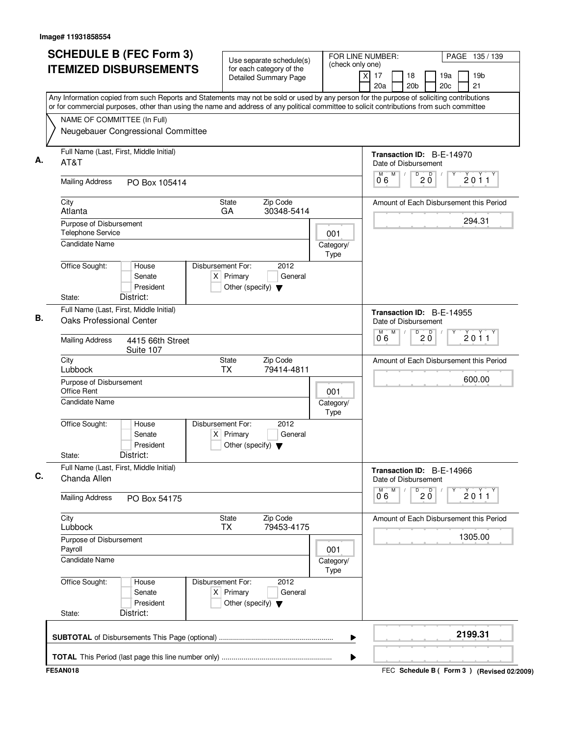Image# 11931858554

# SCHEDULE B (FEC Form 3) ITEMIZED DISBURSEMENTS

Use separate schedule(s) for each category of the Detailed Summary Page

FOR LINE NUMBER: (check only one)
[X] 17 [ ] 18 [ ] 19a [ ] 19b [ ] 20a [ ] 20b [ ] 20c [ ] 21

PAGE 135 / 139

Any Information copied from such Reports and Statements may not be sold or used by any person for the purpose of soliciting contributions or for commercial purposes, other than using the name and address of any political committee to solicit contributions from such committee

NAME OF COMMITTEE (In Full)
Neugebauer Congressional Committee

---

**A.** Full Name (Last, First, Middle Initial): AT&T

Mailing Address: PO Box 105414

City: Atlanta | State: GA | Zip Code: 30348-5414

Purpose of Disbursement: Telephone Service

Category/Type: 001

Candidate Name:

Office Sought: [ ] House [ ] Senate [ ] President
State: District:

Disbursement For: 2012 [X] Primary [ ] General [ ] Other (specify)

Transaction ID: B-E-14970
Date of Disbursement: 06 / 20 / 2011
Amount of Each Disbursement this Period: 294.31

---

**B.** Full Name (Last, First, Middle Initial): Oaks Professional Center

Mailing Address: 4415 66th Street Suite 107

City: Lubbock | State: TX | Zip Code: 79414-4811

Purpose of Disbursement: Office Rent

Category/Type: 001

Candidate Name:

Office Sought: [ ] House [ ] Senate [ ] President
State: District:

Disbursement For: 2012 [X] Primary [ ] General [ ] Other (specify)

Transaction ID: B-E-14955
Date of Disbursement: 06 / 20 / 2011
Amount of Each Disbursement this Period: 600.00

---

**C.** Full Name (Last, First, Middle Initial): Chanda Allen

Mailing Address: PO Box 54175

City: Lubbock | State: TX | Zip Code: 79453-4175

Purpose of Disbursement: Payroll

Category/Type: 001

Candidate Name:

Office Sought: [ ] House [ ] Senate [ ] President
State: District:

Disbursement For: 2012 [X] Primary [ ] General [ ] Other (specify)

Transaction ID: B-E-14966
Date of Disbursement: 06 / 20 / 2011
Amount of Each Disbursement this Period: 1305.00

---

**SUBTOTAL** of Disbursements This Page (optional): 2199.31

**TOTAL** This Period (last page this line number only):

FE5AN018 — FEC Schedule B ( Form 3 ) (Revised 02/2009)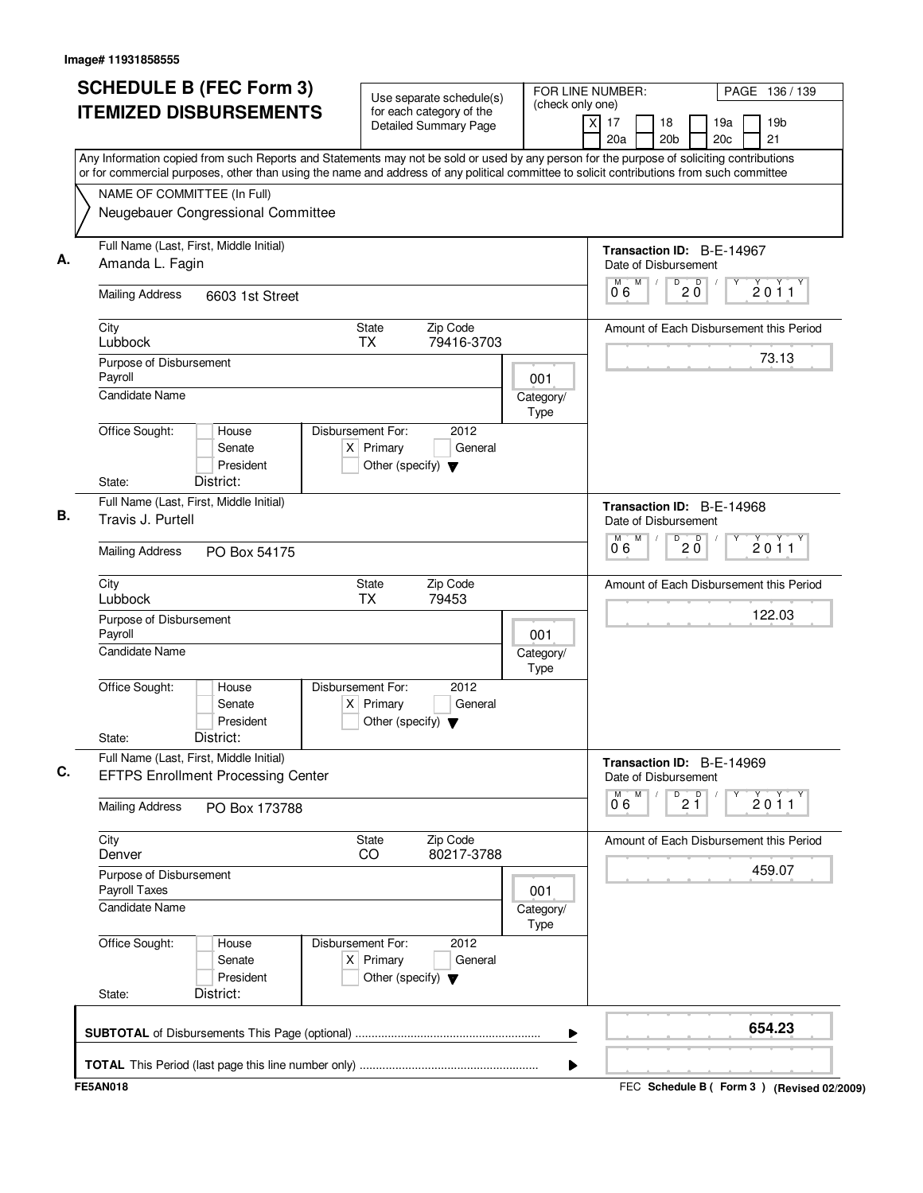Image# 11931858555

# SCHEDULE B (FEC Form 3)
# ITEMIZED DISBURSEMENTS

Use separate schedule(s) for each category of the Detailed Summary Page

FOR LINE NUMBER: (check only one)
[X] 17 [ ] 18 [ ] 19a [ ] 19b [ ] 20a [ ] 20b [ ] 20c [ ] 21

PAGE 136 / 139

Any Information copied from such Reports and Statements may not be sold or used by any person for the purpose of soliciting contributions or for commercial purposes, other than using the name and address of any political committee to solicit contributions from such committee

NAME OF COMMITTEE (In Full)
Neugebauer Congressional Committee

**A.** Full Name (Last, First, Middle Initial): Amanda L. Fagin
Mailing Address: 6603 1st Street
City: Lubbock | State: TX | Zip Code: 79416-3703
Purpose of Disbursement: Payroll
Category/Type: 001
Candidate Name:
Office Sought: [ ] House [ ] Senate [ ] President
State: District:
Disbursement For: 2012 [X] Primary [ ] General [ ] Other (specify)
Transaction ID: B-E-14967
Date of Disbursement: 06/20/2011
Amount of Each Disbursement this Period: 73.13

**B.** Full Name (Last, First, Middle Initial): Travis J. Purtell
Mailing Address: PO Box 54175
City: Lubbock | State: TX | Zip Code: 79453
Purpose of Disbursement: Payroll
Category/Type: 001
Candidate Name:
Office Sought: [ ] House [ ] Senate [ ] President
State: District:
Disbursement For: 2012 [X] Primary [ ] General [ ] Other (specify)
Transaction ID: B-E-14968
Date of Disbursement: 06/20/2011
Amount of Each Disbursement this Period: 122.03

**C.** Full Name (Last, First, Middle Initial): EFTPS Enrollment Processing Center
Mailing Address: PO Box 173788
City: Denver | State: CO | Zip Code: 80217-3788
Purpose of Disbursement: Payroll Taxes
Category/Type: 001
Candidate Name:
Office Sought: [ ] House [ ] Senate [ ] President
State: District:
Disbursement For: 2012 [X] Primary [ ] General [ ] Other (specify)
Transaction ID: B-E-14969
Date of Disbursement: 06/21/2011
Amount of Each Disbursement this Period: 459.07

**SUBTOTAL** of Disbursements This Page (optional): 654.23

**TOTAL** This Period (last page this line number only):

FE5AN018 — FEC Schedule B ( Form 3 ) (Revised 02/2009)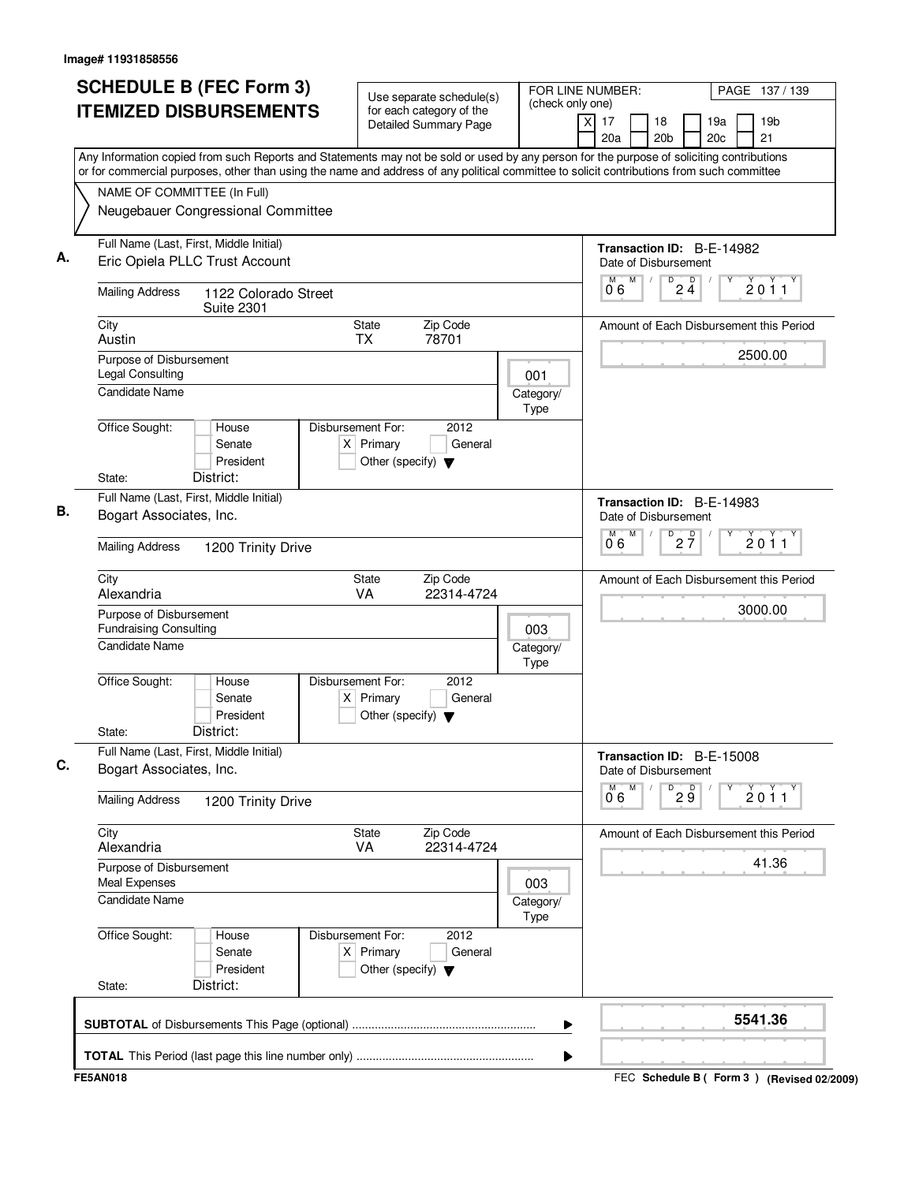Image# 11931858556

# SCHEDULE B (FEC Form 3) ITEMIZED DISBURSEMENTS

Use separate schedule(s) for each category of the Detailed Summary Page

FOR LINE NUMBER: (check only one)
[X] 17 [ ] 18 [ ] 19a [ ] 19b [ ] 20a [ ] 20b [ ] 20c [ ] 21

Any Information copied from such Reports and Statements may not be sold or used by any person for the purpose of soliciting contributions or for commercial purposes, other than using the name and address of any political committee to solicit contributions from such committee

NAME OF COMMITTEE (In Full)
Neugebauer Congressional Committee

## A.

Full Name (Last, First, Middle Initial): Eric Opiela PLLC Trust Account
Mailing Address: 1122 Colorado Street, Suite 2301
City: Austin | State: TX | Zip Code: 78701
Purpose of Disbursement: Legal Consulting
Category/Type: 001
Candidate Name:
Office Sought: [ ] House [ ] Senate [ ] President
State: District:
Disbursement For: 2012 [X] Primary [ ] General [ ] Other (specify)

Transaction ID: B-E-14982
Date of Disbursement: 06/24/2011
Amount of Each Disbursement this Period: 2500.00

## B.

Full Name (Last, First, Middle Initial): Bogart Associates, Inc.
Mailing Address: 1200 Trinity Drive
City: Alexandria | State: VA | Zip Code: 22314-4724
Purpose of Disbursement: Fundraising Consulting
Category/Type: 003
Candidate Name:
Office Sought: [ ] House [ ] Senate [ ] President
State: District:
Disbursement For: 2012 [X] Primary [ ] General [ ] Other (specify)

Transaction ID: B-E-14983
Date of Disbursement: 06/27/2011
Amount of Each Disbursement this Period: 3000.00

## C.

Full Name (Last, First, Middle Initial): Bogart Associates, Inc.
Mailing Address: 1200 Trinity Drive
City: Alexandria | State: VA | Zip Code: 22314-4724
Purpose of Disbursement: Meal Expenses
Category/Type: 003
Candidate Name:
Office Sought: [ ] House [ ] Senate [ ] President
State: District:
Disbursement For: 2012 [X] Primary [ ] General [ ] Other (specify)

Transaction ID: B-E-15008
Date of Disbursement: 06/29/2011
Amount of Each Disbursement this Period: 41.36

**SUBTOTAL** of Disbursements This Page (optional): **5541.36**

**TOTAL** This Period (last page this line number only):

FE5AN018 | FEC **Schedule B ( Form 3 )** (Revised 02/2009)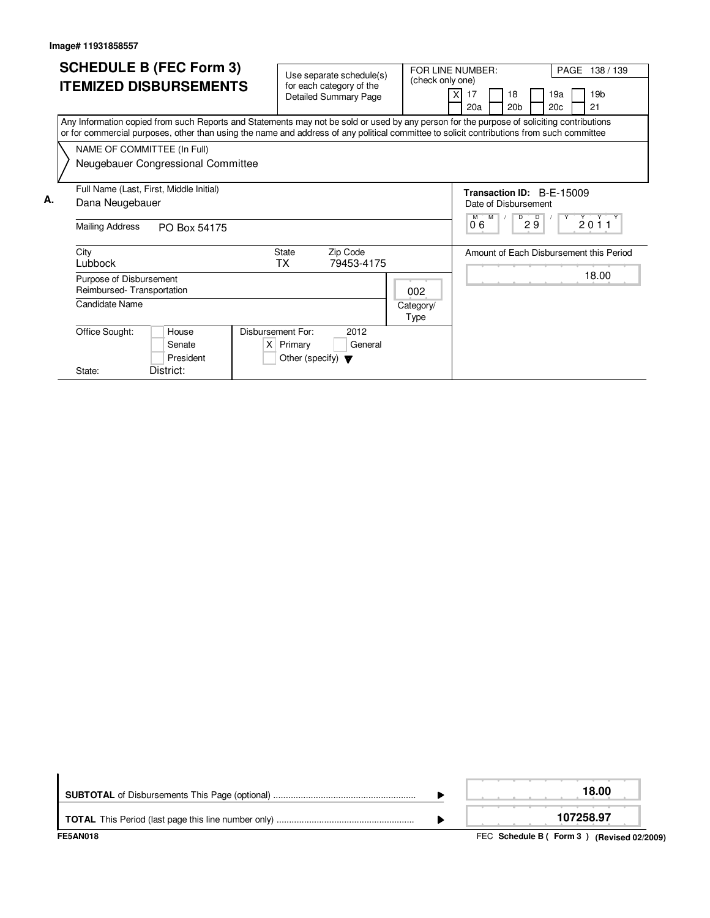Image# 11931858557

# SCHEDULE B (FEC Form 3)
# ITEMIZED DISBURSEMENTS

Use separate schedule(s) for each category of the Detailed Summary Page

FOR LINE NUMBER: (check only one)

[X] 17 [ ] 18 [ ] 19a [ ] 19b [ ] 20a [ ] 20b [ ] 20c [ ] 21

PAGE 138 / 139

Any Information copied from such Reports and Statements may not be sold or used by any person for the purpose of soliciting contributions or for commercial purposes, other than using the name and address of any political committee to solicit contributions from such committee

NAME OF COMMITTEE (In Full)
Neugebauer Congressional Committee

**A.** Full Name (Last, First, Middle Initial)
Dana Neugebauer

Mailing Address: PO Box 54175

City: Lubbock
State: TX
Zip Code: 79453-4175

Purpose of Disbursement
Reimbursed- Transportation

Category/Type: 002

Candidate Name

Office Sought: [ ] House [ ] Senate [ ] President
State: District:

Disbursement For: 2012
[X] Primary [ ] General
[ ] Other (specify)

**Transaction ID:** B-E-15009
Date of Disbursement: 06 / 29 / 2011

Amount of Each Disbursement this Period: 18.00

| | |
|---|---|
| **SUBTOTAL** of Disbursements This Page (optional) | 18.00 |
| **TOTAL** This Period (last page this line number only) | 107258.97 |

FE5AN018

FEC **Schedule B ( Form 3 ) (Revised 02/2009)**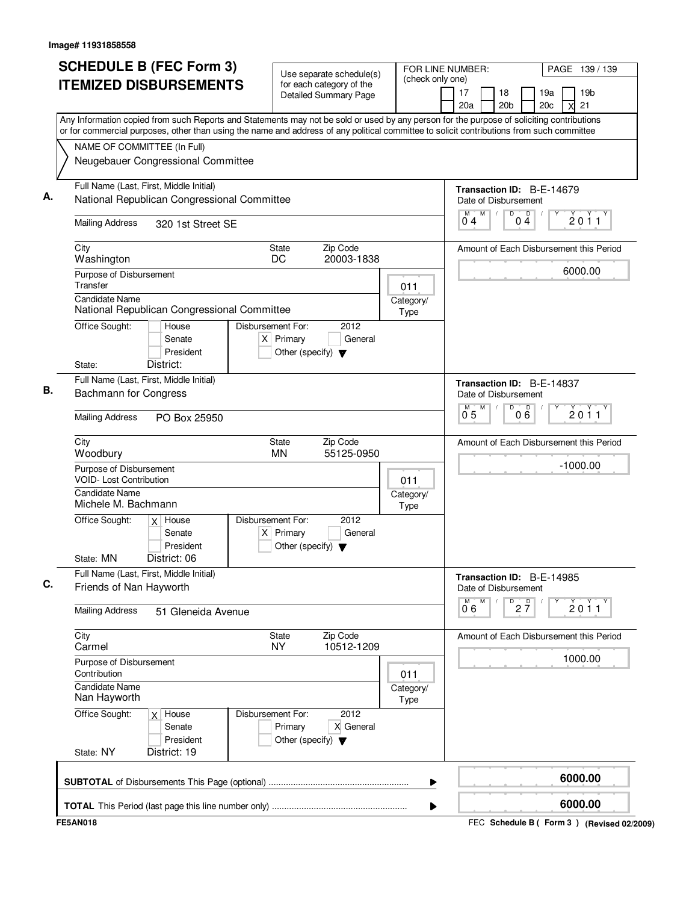Image# 11931858558

# SCHEDULE B (FEC Form 3)
# ITEMIZED DISBURSEMENTS

Use separate schedule(s) for each category of the Detailed Summary Page

FOR LINE NUMBER: (check only one)
17 | 18 | 19a | 19b | 20a | 20b | 20c | X 21

Any Information copied from such Reports and Statements may not be sold or used by any person for the purpose of soliciting contributions or for commercial purposes, other than using the name and address of any political committee to solicit contributions from such committee

NAME OF COMMITTEE (In Full)
Neugebauer Congressional Committee

---

**A.** Full Name (Last, First, Middle Initial): National Republican Congressional Committee

Mailing Address: 320 1st Street SE

City: Washington | State: DC | Zip Code: 20003-1838

Purpose of Disbursement: Transfer

Category/Type: 011

Candidate Name: National Republican Congressional Committee

Office Sought: House / Senate / President

Disbursement For: 2012 — X Primary / General / Other (specify)

State: | District:

Transaction ID: B-E-14679

Date of Disbursement: 04/04/2011

Amount of Each Disbursement this Period: 6000.00

---

**B.** Full Name (Last, First, Middle Initial): Bachmann for Congress

Mailing Address: PO Box 25950

City: Woodbury | State: MN | Zip Code: 55125-0950

Purpose of Disbursement: VOID- Lost Contribution

Category/Type: 011

Candidate Name: Michele M. Bachmann

Office Sought: X House / Senate / President

Disbursement For: 2012 — X Primary / General / Other (specify)

State: MN | District: 06

Transaction ID: B-E-14837

Date of Disbursement: 05/06/2011

Amount of Each Disbursement this Period: -1000.00

---

**C.** Full Name (Last, First, Middle Initial): Friends of Nan Hayworth

Mailing Address: 51 Gleneida Avenue

City: Carmel | State: NY | Zip Code: 10512-1209

Purpose of Disbursement: Contribution

Category/Type: 011

Candidate Name: Nan Hayworth

Office Sought: X House / Senate / President

Disbursement For: 2012 — Primary / X General / Other (specify)

State: NY | District: 19

Transaction ID: B-E-14985

Date of Disbursement: 06/27/2011

Amount of Each Disbursement this Period: 1000.00

---

**SUBTOTAL** of Disbursements This Page (optional): 6000.00

**TOTAL** This Period (last page this line number only): 6000.00

FE5AN018

FEC Schedule B ( Form 3 ) (Revised 02/2009)